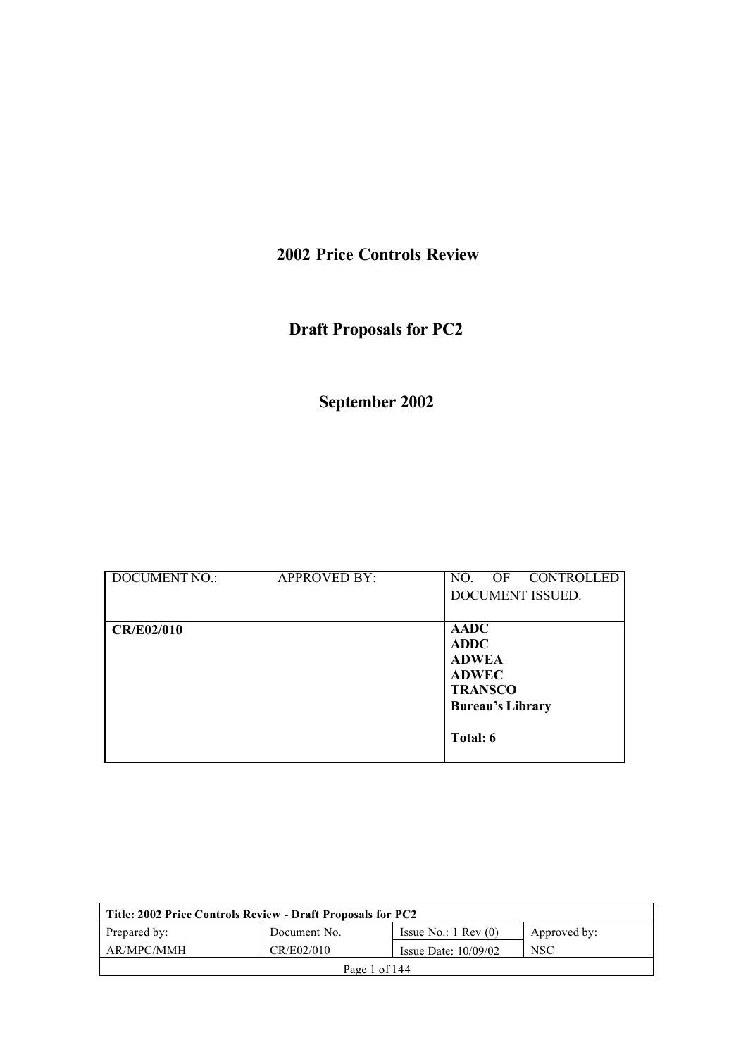# 2002 Price Controls Review

## Draft Proposals for PC2

## September 2002

| DOCUMENT NO.: | APPROVED BY: | NO. OF CONTROLLED DOCUMENT ISSUED. |
|---|---|---|
| **CR/E02/010** | | **AADC**<br>**ADDC**<br>**ADWEA**<br>**ADWEC**<br>**TRANSCO**<br>**Bureau's Library**<br><br>**Total: 6** |

| **Title: 2002 Price Controls Review - Draft Proposals for PC2** | | | |
|---|---|---|---|
| Prepared by: | Document No. | Issue No.: 1 Rev (0) | Approved by: |
| AR/MPC/MMH | CR/E02/010 | Issue Date: 10/09/02 | NSC |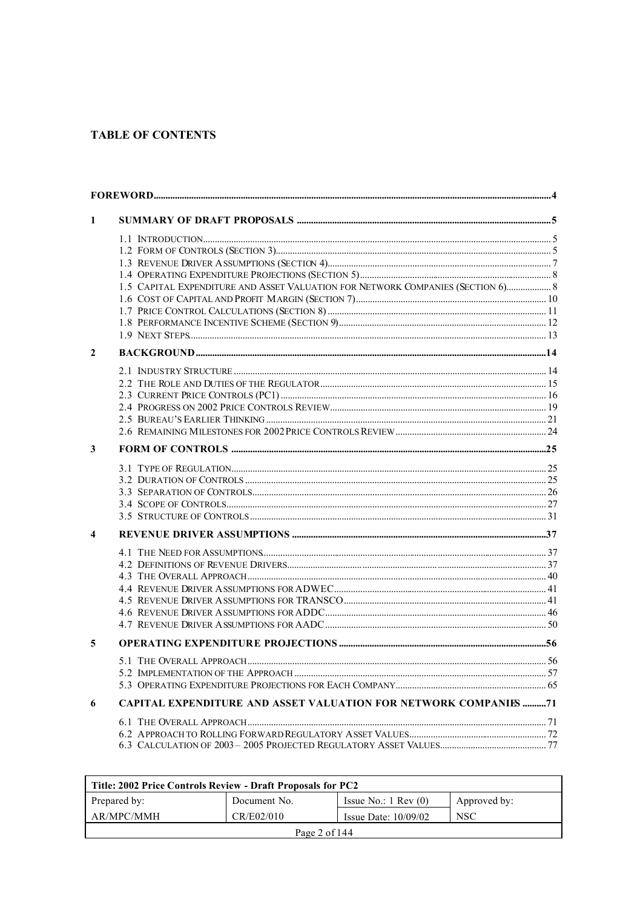# TABLE OF CONTENTS

| | | |
|---|---|---|
| **FOREWORD** | | **4** |
| **1** | **SUMMARY OF DRAFT PROPOSALS** | **5** |
| | 1.1 INTRODUCTION | 5 |
| | 1.2 FORM OF CONTROLS (SECTION 3) | 5 |
| | 1.3 REVENUE DRIVER ASSUMPTIONS (SECTION 4) | 7 |
| | 1.4 OPERATING EXPENDITURE PROJECTIONS (SECTION 5) | 8 |
| | 1.5 CAPITAL EXPENDITURE AND ASSET VALUATION FOR NETWORK COMPANIES (SECTION 6) | 8 |
| | 1.6 COST OF CAPITAL AND PROFIT MARGIN (SECTION 7) | 10 |
| | 1.7 PRICE CONTROL CALCULATIONS (SECTION 8) | 11 |
| | 1.8 PERFORMANCE INCENTIVE SCHEME (SECTION 9) | 12 |
| | 1.9 NEXT STEPS | 13 |
| **2** | **BACKGROUND** | **14** |
| | 2.1 INDUSTRY STRUCTURE | 14 |
| | 2.2 THE ROLE AND DUTIES OF THE REGULATOR | 15 |
| | 2.3 CURRENT PRICE CONTROLS (PC1) | 16 |
| | 2.4 PROGRESS ON 2002 PRICE CONTROLS REVIEW | 19 |
| | 2.5 BUREAU'S EARLIER THINKING | 21 |
| | 2.6 REMAINING MILESTONES FOR 2002 PRICE CONTROLS REVIEW | 24 |
| **3** | **FORM OF CONTROLS** | **25** |
| | 3.1 TYPE OF REGULATION | 25 |
| | 3.2 DURATION OF CONTROLS | 25 |
| | 3.3 SEPARATION OF CONTROLS | 26 |
| | 3.4 SCOPE OF CONTROLS | 27 |
| | 3.5 STRUCTURE OF CONTROLS | 31 |
| **4** | **REVENUE DRIVER ASSUMPTIONS** | **37** |
| | 4.1 THE NEED FOR ASSUMPTIONS | 37 |
| | 4.2 DEFINITIONS OF REVENUE DRIVERS | 37 |
| | 4.3 THE OVERALL APPROACH | 40 |
| | 4.4 REVENUE DRIVER ASSUMPTIONS FOR ADWEC | 41 |
| | 4.5 REVENUE DRIVER ASSUMPTIONS FOR TRANSCO | 41 |
| | 4.6 REVENUE DRIVER ASSUMPTIONS FOR ADDC | 46 |
| | 4.7 REVENUE DRIVER ASSUMPTIONS FOR AADC | 50 |
| **5** | **OPERATING EXPENDITURE PROJECTIONS** | **56** |
| | 5.1 THE OVERALL APPROACH | 56 |
| | 5.2 IMPLEMENTATION OF THE APPROACH | 57 |
| | 5.3 OPERATING EXPENDITURE PROJECTIONS FOR EACH COMPANY | 65 |
| **6** | **CAPITAL EXPENDITURE AND ASSET VALUATION FOR NETWORK COMPANIES** | **71** |
| | 6.1 THE OVERALL APPROACH | 71 |
| | 6.2 APPROACH TO ROLLING FORWARD REGULATORY ASSET VALUES | 72 |
| | 6.3 CALCULATION OF 2003 – 2005 PROJECTED REGULATORY ASSET VALUES | 77 |

| Title: 2002 Price Controls Review - Draft Proposals for PC2 | | | |
|---|---|---|---|
| Prepared by: | Document No. | Issue No.: 1 Rev (0) | Approved by: |
| AR/MPC/MMH | CR/E02/010 | Issue Date: 10/09/02 | NSC |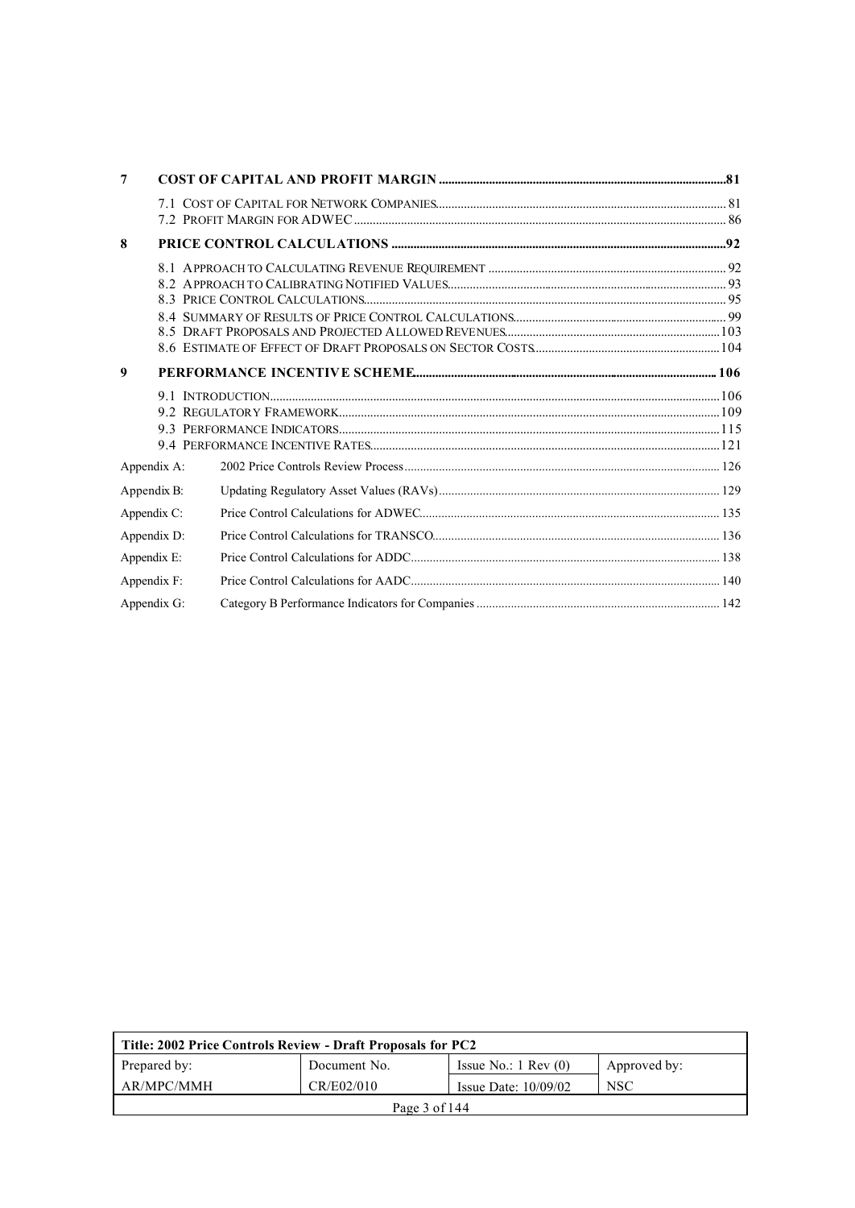| | | |
|---|---|---|
| **7** | **COST OF CAPITAL AND PROFIT MARGIN** | **81** |
| | 7.1 COST OF CAPITAL FOR NETWORK COMPANIES | 81 |
| | 7.2 PROFIT MARGIN FOR ADWEC | 86 |
| **8** | **PRICE CONTROL CALCULATIONS** | **92** |
| | 8.1 APPROACH TO CALCULATING REVENUE REQUIREMENT | 92 |
| | 8.2 APPROACH TO CALIBRATING NOTIFIED VALUES | 93 |
| | 8.3 PRICE CONTROL CALCULATIONS | 95 |
| | 8.4 SUMMARY OF RESULTS OF PRICE CONTROL CALCULATIONS | 99 |
| | 8.5 DRAFT PROPOSALS AND PROJECTED ALLOWED REVENUES | 103 |
| | 8.6 ESTIMATE OF EFFECT OF DRAFT PROPOSALS ON SECTOR COSTS | 104 |
| **9** | **PERFORMANCE INCENTIVE SCHEME** | **106** |
| | 9.1 INTRODUCTION | 106 |
| | 9.2 REGULATORY FRAMEWORK | 109 |
| | 9.3 PERFORMANCE INDICATORS | 115 |
| | 9.4 PERFORMANCE INCENTIVE RATES | 121 |
| Appendix A: | 2002 Price Controls Review Process | 126 |
| Appendix B: | Updating Regulatory Asset Values (RAVs) | 129 |
| Appendix C: | Price Control Calculations for ADWEC | 135 |
| Appendix D: | Price Control Calculations for TRANSCO | 136 |
| Appendix E: | Price Control Calculations for ADDC | 138 |
| Appendix F: | Price Control Calculations for AADC | 140 |
| Appendix G: | Category B Performance Indicators for Companies | 142 |

| Title: 2002 Price Controls Review - Draft Proposals for PC2 | | | |
|---|---|---|---|
| Prepared by: | Document No. | Issue No.: 1 Rev (0) | Approved by: |
| AR/MPC/MMH | CR/E02/010 | Issue Date: 10/09/02 | NSC |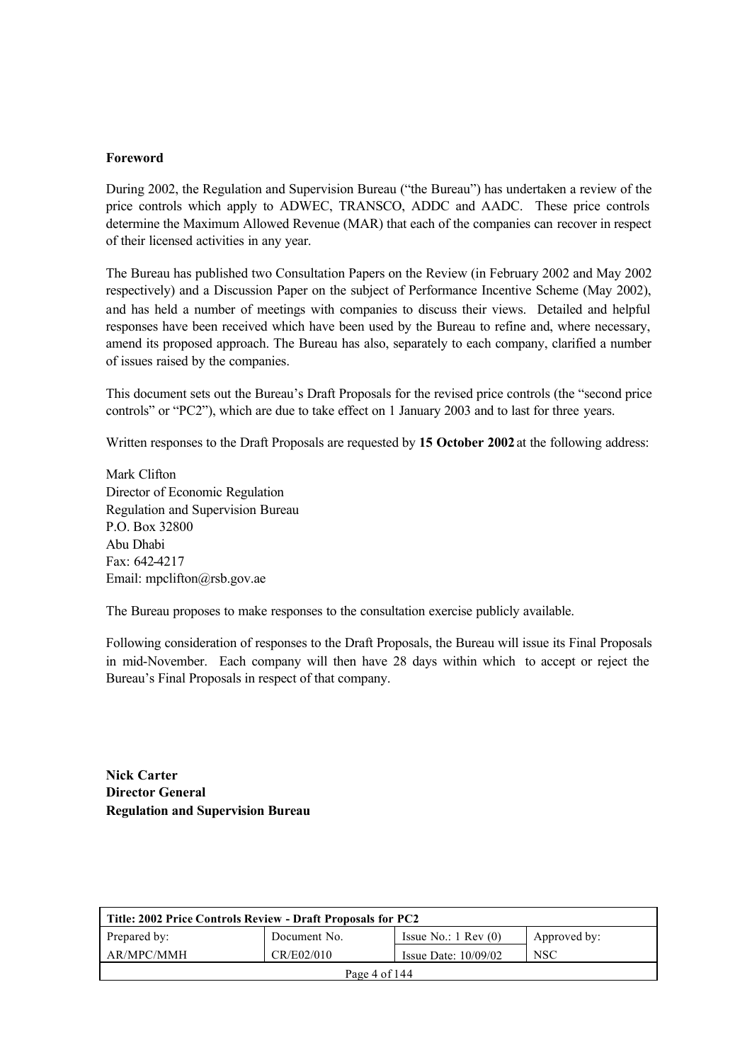**Foreword**

During 2002, the Regulation and Supervision Bureau ("the Bureau") has undertaken a review of the price controls which apply to ADWEC, TRANSCO, ADDC and AADC. These price controls determine the Maximum Allowed Revenue (MAR) that each of the companies can recover in respect of their licensed activities in any year.

The Bureau has published two Consultation Papers on the Review (in February 2002 and May 2002 respectively) and a Discussion Paper on the subject of Performance Incentive Scheme (May 2002), and has held a number of meetings with companies to discuss their views. Detailed and helpful responses have been received which have been used by the Bureau to refine and, where necessary, amend its proposed approach. The Bureau has also, separately to each company, clarified a number of issues raised by the companies.

This document sets out the Bureau's Draft Proposals for the revised price controls (the "second price controls" or "PC2"), which are due to take effect on 1 January 2003 and to last for three years.

Written responses to the Draft Proposals are requested by **15 October 2002** at the following address:

Mark Clifton
Director of Economic Regulation
Regulation and Supervision Bureau
P.O. Box 32800
Abu Dhabi
Fax: 642-4217
Email: mpclifton@rsb.gov.ae

The Bureau proposes to make responses to the consultation exercise publicly available.

Following consideration of responses to the Draft Proposals, the Bureau will issue its Final Proposals in mid-November. Each company will then have 28 days within which to accept or reject the Bureau's Final Proposals in respect of that company.

**Nick Carter**
**Director General**
**Regulation and Supervision Bureau**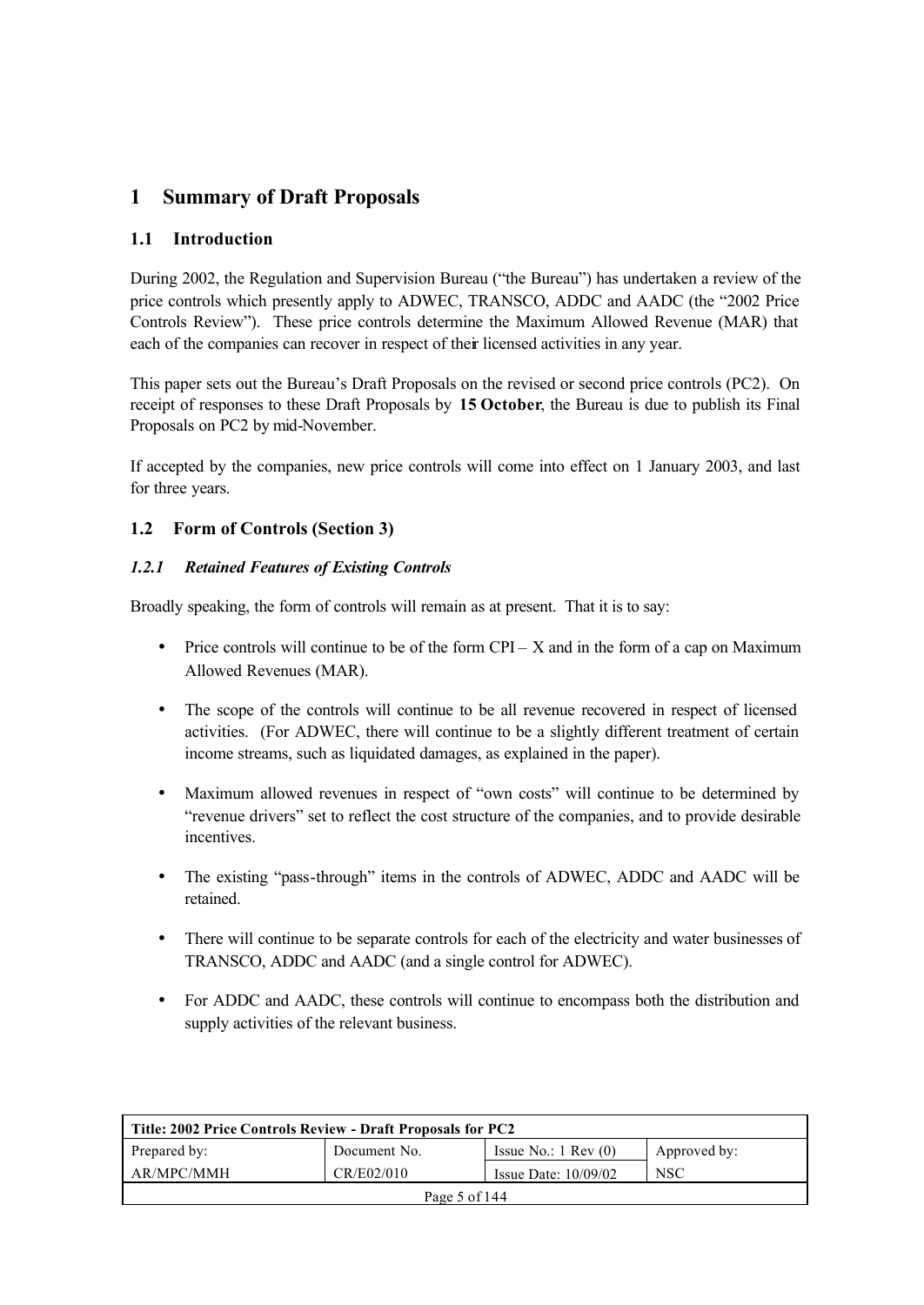# 1 Summary of Draft Proposals

## 1.1 Introduction

During 2002, the Regulation and Supervision Bureau ("the Bureau") has undertaken a review of the price controls which presently apply to ADWEC, TRANSCO, ADDC and AADC (the "2002 Price Controls Review"). These price controls determine the Maximum Allowed Revenue (MAR) that each of the companies can recover in respect of their licensed activities in any year.

This paper sets out the Bureau's Draft Proposals on the revised or second price controls (PC2). On receipt of responses to these Draft Proposals by **15 October**, the Bureau is due to publish its Final Proposals on PC2 by mid-November.

If accepted by the companies, new price controls will come into effect on 1 January 2003, and last for three years.

## 1.2 Form of Controls (Section 3)

### *1.2.1 Retained Features of Existing Controls*

Broadly speaking, the form of controls will remain as at present. That it is to say:

- Price controls will continue to be of the form CPI – X and in the form of a cap on Maximum Allowed Revenues (MAR).
- The scope of the controls will continue to be all revenue recovered in respect of licensed activities. (For ADWEC, there will continue to be a slightly different treatment of certain income streams, such as liquidated damages, as explained in the paper).
- Maximum allowed revenues in respect of "own costs" will continue to be determined by "revenue drivers" set to reflect the cost structure of the companies, and to provide desirable incentives.
- The existing "pass-through" items in the controls of ADWEC, ADDC and AADC will be retained.
- There will continue to be separate controls for each of the electricity and water businesses of TRANSCO, ADDC and AADC (and a single control for ADWEC).
- For ADDC and AADC, these controls will continue to encompass both the distribution and supply activities of the relevant business.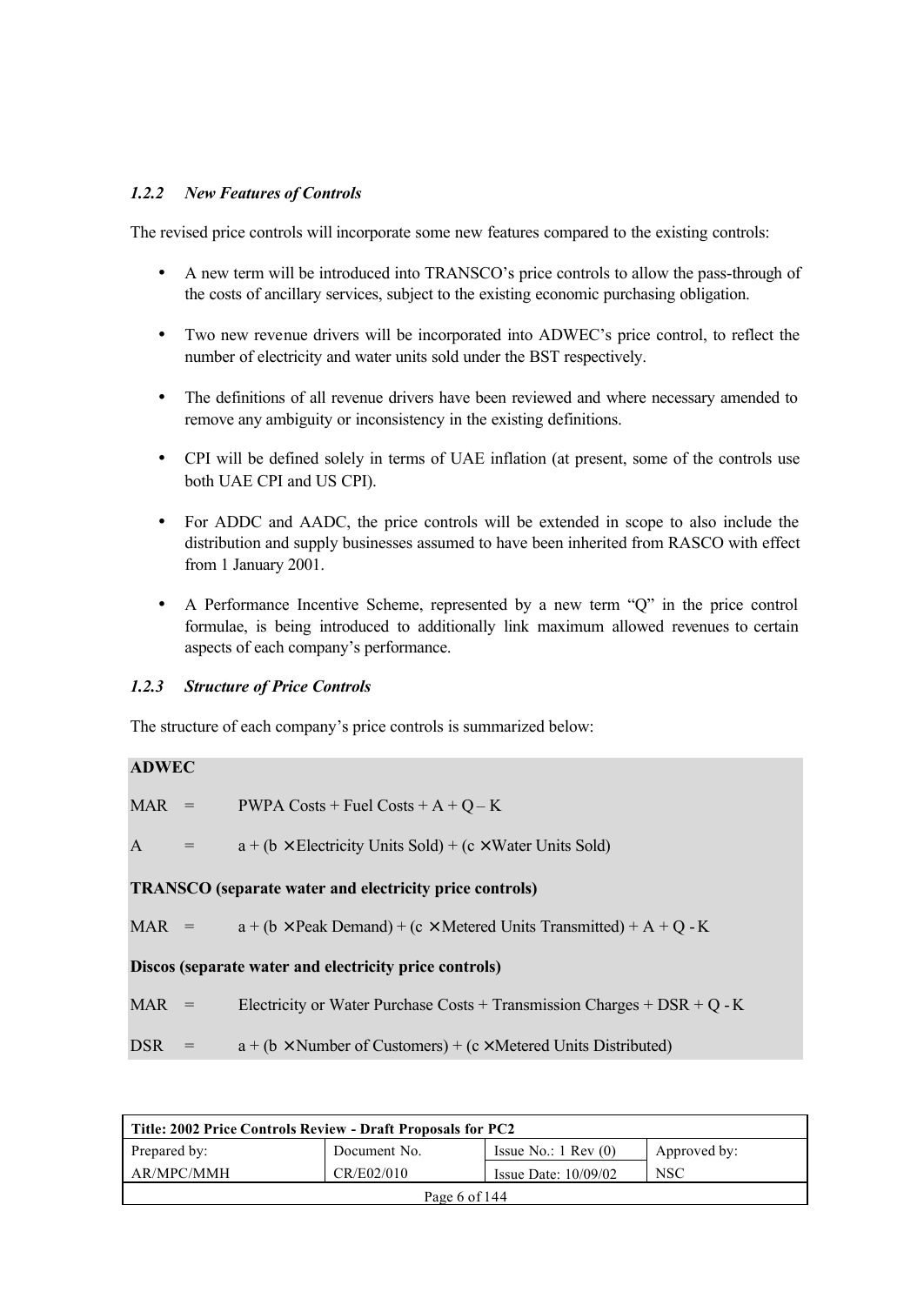### *1.2.2 New Features of Controls*

The revised price controls will incorporate some new features compared to the existing controls:

- A new term will be introduced into TRANSCO's price controls to allow the pass-through of the costs of ancillary services, subject to the existing economic purchasing obligation.
- Two new revenue drivers will be incorporated into ADWEC's price control, to reflect the number of electricity and water units sold under the BST respectively.
- The definitions of all revenue drivers have been reviewed and where necessary amended to remove any ambiguity or inconsistency in the existing definitions.
- CPI will be defined solely in terms of UAE inflation (at present, some of the controls use both UAE CPI and US CPI).
- For ADDC and AADC, the price controls will be extended in scope to also include the distribution and supply businesses assumed to have been inherited from RASCO with effect from 1 January 2001.
- A Performance Incentive Scheme, represented by a new term "Q" in the price control formulae, is being introduced to additionally link maximum allowed revenues to certain aspects of each company's performance.

### *1.2.3 Structure of Price Controls*

The structure of each company's price controls is summarized below:

**ADWEC**

MAR = PWPA Costs + Fuel Costs + A + Q – K

A = a + (b × Electricity Units Sold) + (c × Water Units Sold)

**TRANSCO (separate water and electricity price controls)**

MAR = a + (b × Peak Demand) + (c × Metered Units Transmitted) + A + Q - K

**Discos (separate water and electricity price controls)**

MAR = Electricity or Water Purchase Costs + Transmission Charges + DSR + Q - K

DSR = a + (b × Number of Customers) + (c × Metered Units Distributed)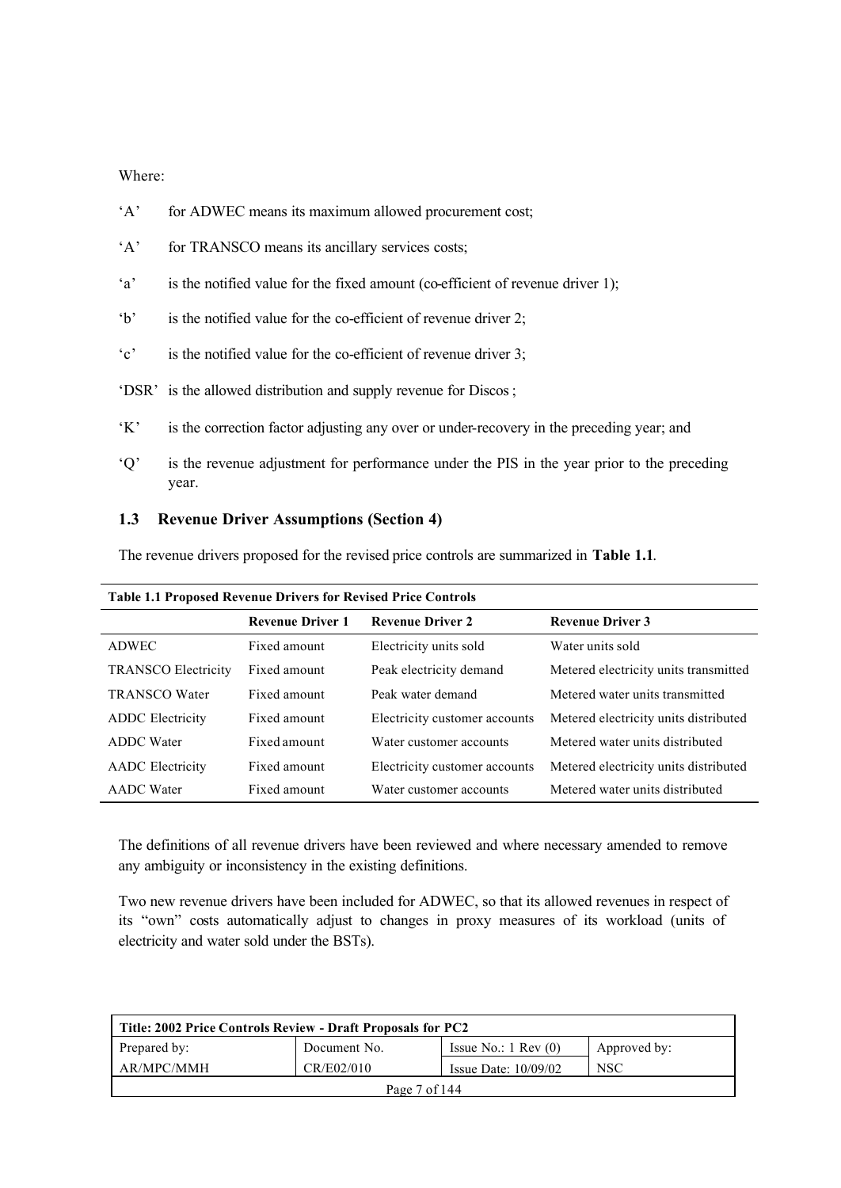Where:

- 'A' for ADWEC means its maximum allowed procurement cost;
- 'A' for TRANSCO means its ancillary services costs;
- 'a' is the notified value for the fixed amount (co-efficient of revenue driver 1);
- 'b' is the notified value for the co-efficient of revenue driver 2;
- 'c' is the notified value for the co-efficient of revenue driver 3;
- 'DSR' is the allowed distribution and supply revenue for Discos;
- 'K' is the correction factor adjusting any over or under-recovery in the preceding year; and
- 'Q' is the revenue adjustment for performance under the PIS in the year prior to the preceding year.

### 1.3 Revenue Driver Assumptions (Section 4)

The revenue drivers proposed for the revised price controls are summarized in **Table 1.1**.

**Table 1.1 Proposed Revenue Drivers for Revised Price Controls**

| | Revenue Driver 1 | Revenue Driver 2 | Revenue Driver 3 |
|---|---|---|---|
| ADWEC | Fixed amount | Electricity units sold | Water units sold |
| TRANSCO Electricity | Fixed amount | Peak electricity demand | Metered electricity units transmitted |
| TRANSCO Water | Fixed amount | Peak water demand | Metered water units transmitted |
| ADDC Electricity | Fixed amount | Electricity customer accounts | Metered electricity units distributed |
| ADDC Water | Fixed amount | Water customer accounts | Metered water units distributed |
| AADC Electricity | Fixed amount | Electricity customer accounts | Metered electricity units distributed |
| AADC Water | Fixed amount | Water customer accounts | Metered water units distributed |

The definitions of all revenue drivers have been reviewed and where necessary amended to remove any ambiguity or inconsistency in the existing definitions.

Two new revenue drivers have been included for ADWEC, so that its allowed revenues in respect of its "own" costs automatically adjust to changes in proxy measures of its workload (units of electricity and water sold under the BSTs).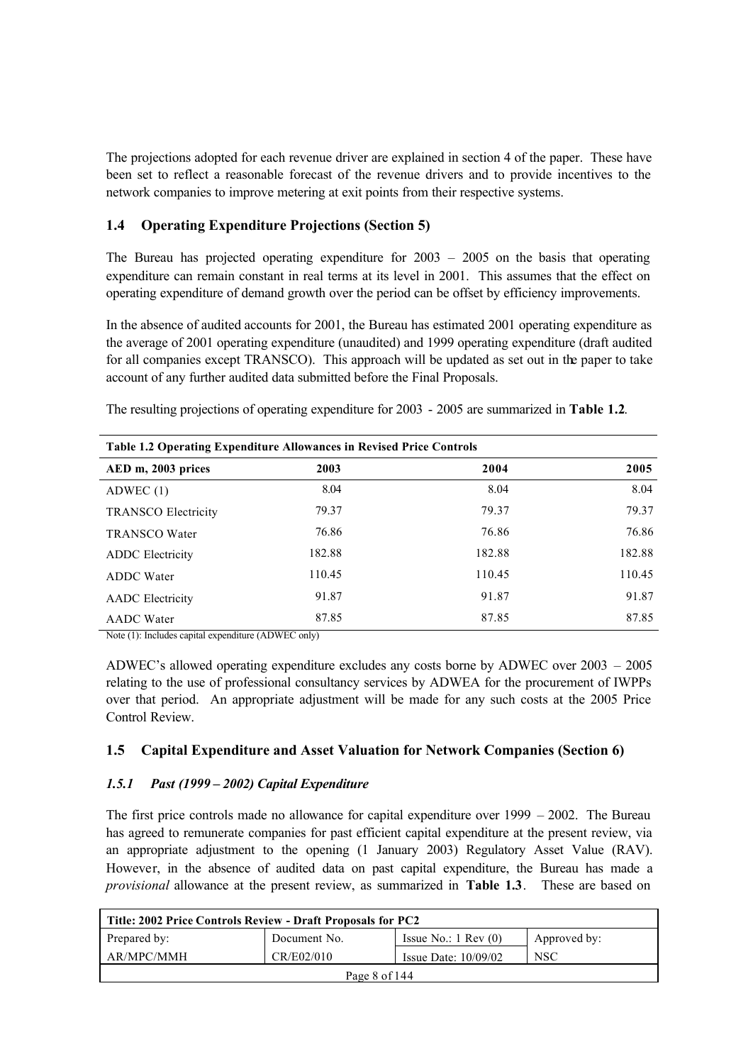The projections adopted for each revenue driver are explained in section 4 of the paper. These have been set to reflect a reasonable forecast of the revenue drivers and to provide incentives to the network companies to improve metering at exit points from their respective systems.

## 1.4 Operating Expenditure Projections (Section 5)

The Bureau has projected operating expenditure for 2003 – 2005 on the basis that operating expenditure can remain constant in real terms at its level in 2001. This assumes that the effect on operating expenditure of demand growth over the period can be offset by efficiency improvements.

In the absence of audited accounts for 2001, the Bureau has estimated 2001 operating expenditure as the average of 2001 operating expenditure (unaudited) and 1999 operating expenditure (draft audited for all companies except TRANSCO). This approach will be updated as set out in the paper to take account of any further audited data submitted before the Final Proposals.

The resulting projections of operating expenditure for 2003 - 2005 are summarized in **Table 1.2**.

**Table 1.2 Operating Expenditure Allowances in Revised Price Controls**

| AED m, 2003 prices | 2003 | 2004 | 2005 |
|---|---|---|---|
| ADWEC (1) | 8.04 | 8.04 | 8.04 |
| TRANSCO Electricity | 79.37 | 79.37 | 79.37 |
| TRANSCO Water | 76.86 | 76.86 | 76.86 |
| ADDC Electricity | 182.88 | 182.88 | 182.88 |
| ADDC Water | 110.45 | 110.45 | 110.45 |
| AADC Electricity | 91.87 | 91.87 | 91.87 |
| AADC Water | 87.85 | 87.85 | 87.85 |

Note (1): Includes capital expenditure (ADWEC only)

ADWEC's allowed operating expenditure excludes any costs borne by ADWEC over 2003 – 2005 relating to the use of professional consultancy services by ADWEA for the procurement of IWPPs over that period. An appropriate adjustment will be made for any such costs at the 2005 Price Control Review.

## 1.5 Capital Expenditure and Asset Valuation for Network Companies (Section 6)

### *1.5.1 Past (1999 – 2002) Capital Expenditure*

The first price controls made no allowance for capital expenditure over 1999 – 2002. The Bureau has agreed to remunerate companies for past efficient capital expenditure at the present review, via an appropriate adjustment to the opening (1 January 2003) Regulatory Asset Value (RAV). However, in the absence of audited data on past capital expenditure, the Bureau has made a *provisional* allowance at the present review, as summarized in **Table 1.3**. These are based on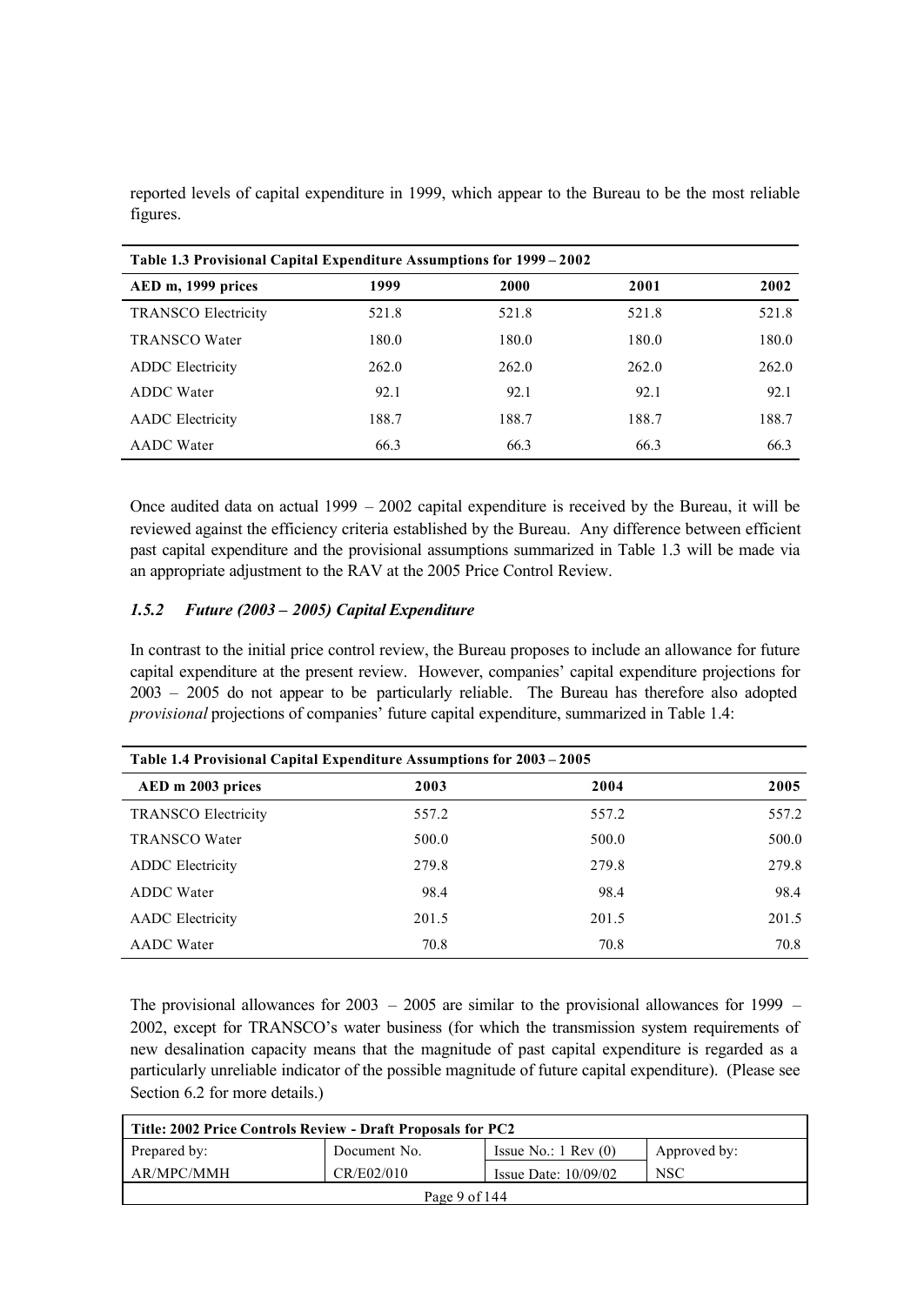reported levels of capital expenditure in 1999, which appear to the Bureau to be the most reliable figures.

**Table 1.3 Provisional Capital Expenditure Assumptions for 1999 – 2002**

| AED m, 1999 prices | 1999 | 2000 | 2001 | 2002 |
|---|---|---|---|---|
| TRANSCO Electricity | 521.8 | 521.8 | 521.8 | 521.8 |
| TRANSCO Water | 180.0 | 180.0 | 180.0 | 180.0 |
| ADDC Electricity | 262.0 | 262.0 | 262.0 | 262.0 |
| ADDC Water | 92.1 | 92.1 | 92.1 | 92.1 |
| AADC Electricity | 188.7 | 188.7 | 188.7 | 188.7 |
| AADC Water | 66.3 | 66.3 | 66.3 | 66.3 |

Once audited data on actual 1999 – 2002 capital expenditure is received by the Bureau, it will be reviewed against the efficiency criteria established by the Bureau. Any difference between efficient past capital expenditure and the provisional assumptions summarized in Table 1.3 will be made via an appropriate adjustment to the RAV at the 2005 Price Control Review.

### *1.5.2 Future (2003 – 2005) Capital Expenditure*

In contrast to the initial price control review, the Bureau proposes to include an allowance for future capital expenditure at the present review. However, companies' capital expenditure projections for 2003 – 2005 do not appear to be particularly reliable. The Bureau has therefore also adopted *provisional* projections of companies' future capital expenditure, summarized in Table 1.4:

**Table 1.4 Provisional Capital Expenditure Assumptions for 2003 – 2005**

| AED m 2003 prices | 2003 | 2004 | 2005 |
|---|---|---|---|
| TRANSCO Electricity | 557.2 | 557.2 | 557.2 |
| TRANSCO Water | 500.0 | 500.0 | 500.0 |
| ADDC Electricity | 279.8 | 279.8 | 279.8 |
| ADDC Water | 98.4 | 98.4 | 98.4 |
| AADC Electricity | 201.5 | 201.5 | 201.5 |
| AADC Water | 70.8 | 70.8 | 70.8 |

The provisional allowances for 2003 – 2005 are similar to the provisional allowances for 1999 – 2002, except for TRANSCO's water business (for which the transmission system requirements of new desalination capacity means that the magnitude of past capital expenditure is regarded as a particularly unreliable indicator of the possible magnitude of future capital expenditure). (Please see Section 6.2 for more details.)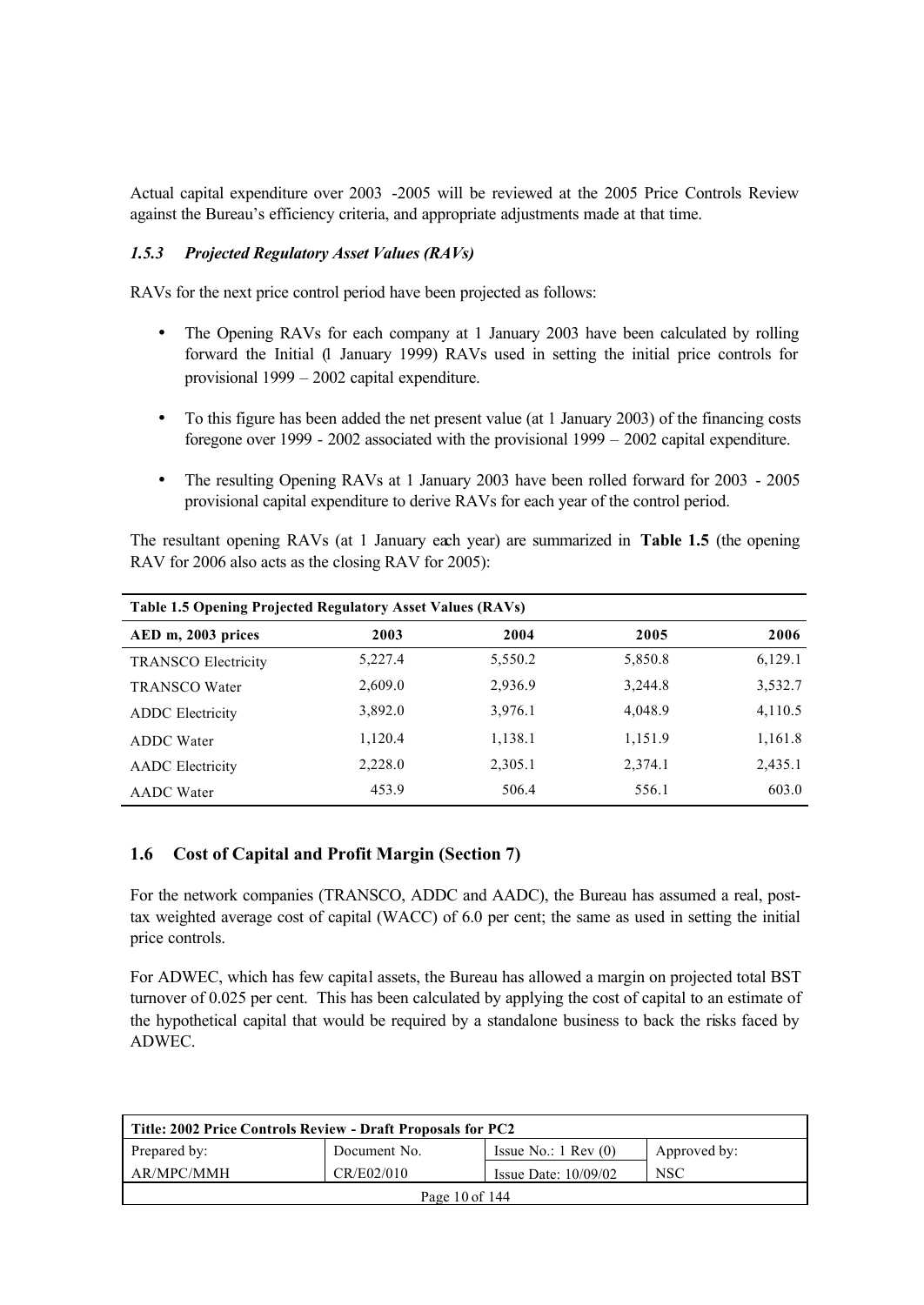Actual capital expenditure over 2003 -2005 will be reviewed at the 2005 Price Controls Review against the Bureau's efficiency criteria, and appropriate adjustments made at that time.

### *1.5.3 Projected Regulatory Asset Values (RAVs)*

RAVs for the next price control period have been projected as follows:

- The Opening RAVs for each company at 1 January 2003 have been calculated by rolling forward the Initial (1 January 1999) RAVs used in setting the initial price controls for provisional 1999 – 2002 capital expenditure.
- To this figure has been added the net present value (at 1 January 2003) of the financing costs foregone over 1999 - 2002 associated with the provisional 1999 – 2002 capital expenditure.
- The resulting Opening RAVs at 1 January 2003 have been rolled forward for 2003 - 2005 provisional capital expenditure to derive RAVs for each year of the control period.

The resultant opening RAVs (at 1 January each year) are summarized in **Table 1.5** (the opening RAV for 2006 also acts as the closing RAV for 2005):

**Table 1.5 Opening Projected Regulatory Asset Values (RAVs)**

| AED m, 2003 prices | 2003 | 2004 | 2005 | 2006 |
|---|---|---|---|---|
| TRANSCO Electricity | 5,227.4 | 5,550.2 | 5,850.8 | 6,129.1 |
| TRANSCO Water | 2,609.0 | 2,936.9 | 3,244.8 | 3,532.7 |
| ADDC Electricity | 3,892.0 | 3,976.1 | 4,048.9 | 4,110.5 |
| ADDC Water | 1,120.4 | 1,138.1 | 1,151.9 | 1,161.8 |
| AADC Electricity | 2,228.0 | 2,305.1 | 2,374.1 | 2,435.1 |
| AADC Water | 453.9 | 506.4 | 556.1 | 603.0 |

## 1.6 Cost of Capital and Profit Margin (Section 7)

For the network companies (TRANSCO, ADDC and AADC), the Bureau has assumed a real, post-tax weighted average cost of capital (WACC) of 6.0 per cent; the same as used in setting the initial price controls.

For ADWEC, which has few capital assets, the Bureau has allowed a margin on projected total BST turnover of 0.025 per cent. This has been calculated by applying the cost of capital to an estimate of the hypothetical capital that would be required by a standalone business to back the risks faced by ADWEC.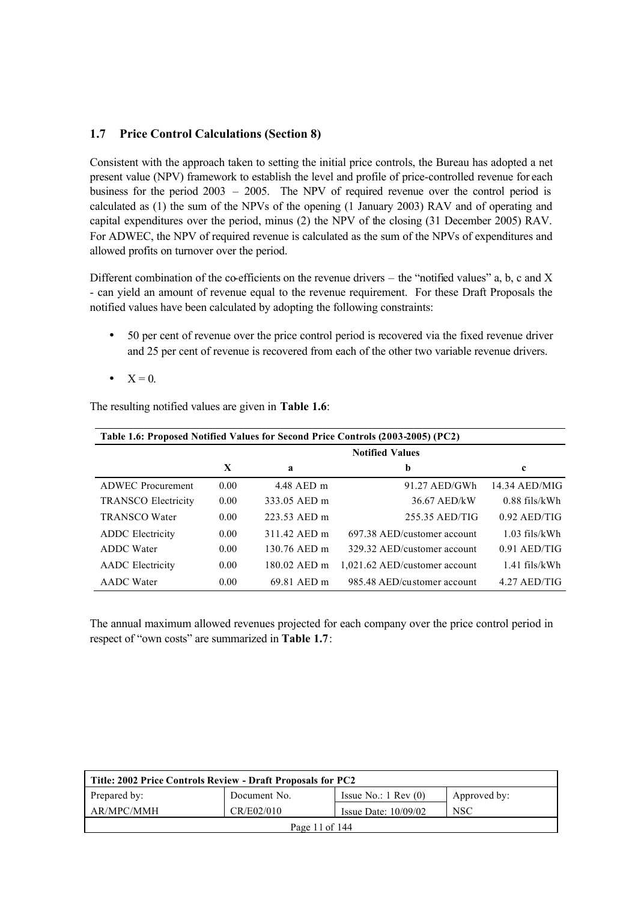## 1.7 Price Control Calculations (Section 8)

Consistent with the approach taken to setting the initial price controls, the Bureau has adopted a net present value (NPV) framework to establish the level and profile of price-controlled revenue for each business for the period 2003 – 2005. The NPV of required revenue over the control period is calculated as (1) the sum of the NPVs of the opening (1 January 2003) RAV and of operating and capital expenditures over the period, minus (2) the NPV of the closing (31 December 2005) RAV. For ADWEC, the NPV of required revenue is calculated as the sum of the NPVs of expenditures and allowed profits on turnover over the period.

Different combination of the co-efficients on the revenue drivers – the "notified values" a, b, c and X - can yield an amount of revenue equal to the revenue requirement. For these Draft Proposals the notified values have been calculated by adopting the following constraints:

- 50 per cent of revenue over the price control period is recovered via the fixed revenue driver and 25 per cent of revenue is recovered from each of the other two variable revenue drivers.
- X = 0.

The resulting notified values are given in **Table 1.6**:

**Table 1.6: Proposed Notified Values for Second Price Controls (2003-2005) (PC2)**

| | Notified Values | | | |
|---|---|---|---|---|
| | **X** | **a** | **b** | **c** |
| ADWEC Procurement | 0.00 | 4.48 AED m | 91.27 AED/GWh | 14.34 AED/MIG |
| TRANSCO Electricity | 0.00 | 333.05 AED m | 36.67 AED/kW | 0.88 fils/kWh |
| TRANSCO Water | 0.00 | 223.53 AED m | 255.35 AED/TIG | 0.92 AED/TIG |
| ADDC Electricity | 0.00 | 311.42 AED m | 697.38 AED/customer account | 1.03 fils/kWh |
| ADDC Water | 0.00 | 130.76 AED m | 329.32 AED/customer account | 0.91 AED/TIG |
| AADC Electricity | 0.00 | 180.02 AED m | 1,021.62 AED/customer account | 1.41 fils/kWh |
| AADC Water | 0.00 | 69.81 AED m | 985.48 AED/customer account | 4.27 AED/TIG |

The annual maximum allowed revenues projected for each company over the price control period in respect of "own costs" are summarized in **Table 1.7**: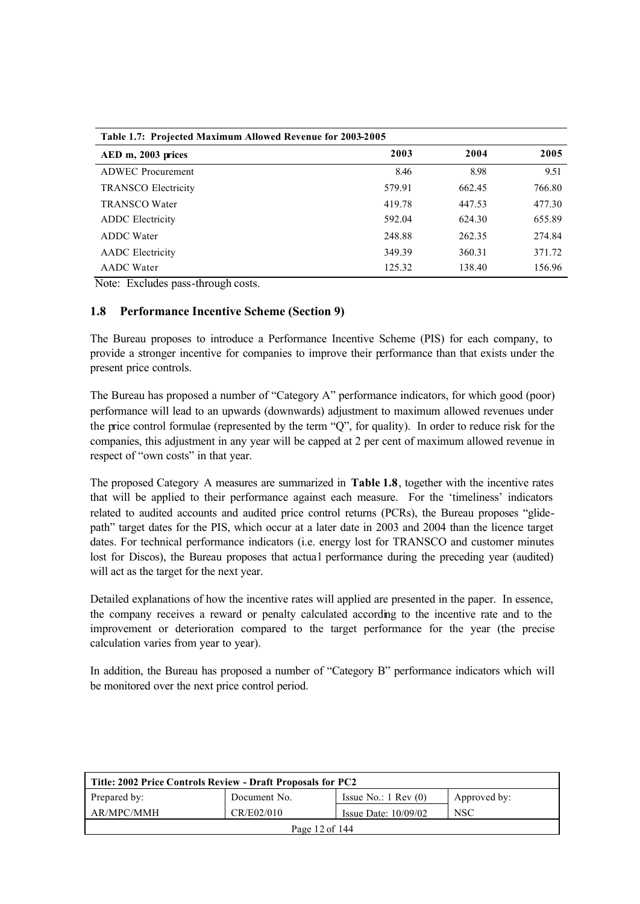**Table 1.7: Projected Maximum Allowed Revenue for 2003-2005**

| AED m, 2003 prices | 2003 | 2004 | 2005 |
|---|---|---|---|
| ADWEC Procurement | 8.46 | 8.98 | 9.51 |
| TRANSCO Electricity | 579.91 | 662.45 | 766.80 |
| TRANSCO Water | 419.78 | 447.53 | 477.30 |
| ADDC Electricity | 592.04 | 624.30 | 655.89 |
| ADDC Water | 248.88 | 262.35 | 274.84 |
| AADC Electricity | 349.39 | 360.31 | 371.72 |
| AADC Water | 125.32 | 138.40 | 156.96 |

Note: Excludes pass-through costs.

### 1.8 Performance Incentive Scheme (Section 9)

The Bureau proposes to introduce a Performance Incentive Scheme (PIS) for each company, to provide a stronger incentive for companies to improve their performance than that exists under the present price controls.

The Bureau has proposed a number of "Category A" performance indicators, for which good (poor) performance will lead to an upwards (downwards) adjustment to maximum allowed revenues under the price control formulae (represented by the term "Q", for quality). In order to reduce risk for the companies, this adjustment in any year will be capped at 2 per cent of maximum allowed revenue in respect of "own costs" in that year.

The proposed Category A measures are summarized in **Table 1.8**, together with the incentive rates that will be applied to their performance against each measure. For the 'timeliness' indicators related to audited accounts and audited price control returns (PCRs), the Bureau proposes "glide-path" target dates for the PIS, which occur at a later date in 2003 and 2004 than the licence target dates. For technical performance indicators (i.e. energy lost for TRANSCO and customer minutes lost for Discos), the Bureau proposes that actual performance during the preceding year (audited) will act as the target for the next year.

Detailed explanations of how the incentive rates will applied are presented in the paper. In essence, the company receives a reward or penalty calculated according to the incentive rate and to the improvement or deterioration compared to the target performance for the year (the precise calculation varies from year to year).

In addition, the Bureau has proposed a number of "Category B" performance indicators which will be monitored over the next price control period.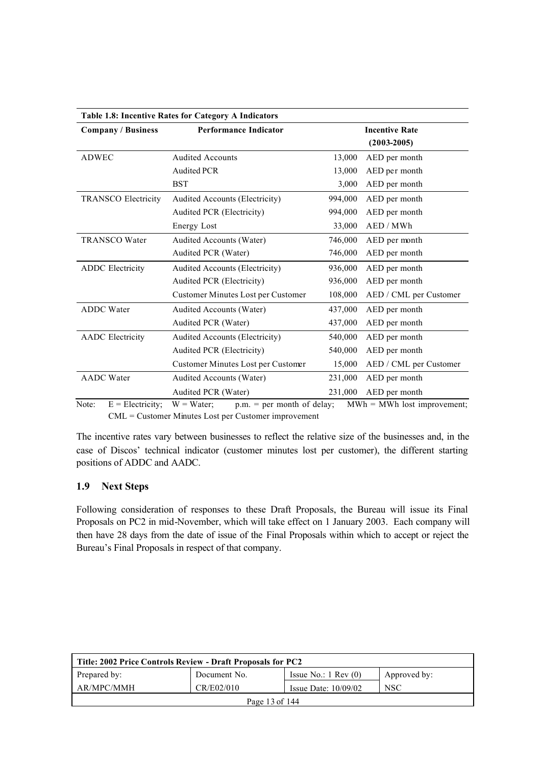**Table 1.8: Incentive Rates for Category A Indicators**

| Company / Business | Performance Indicator | Incentive Rate (2003-2005) | |
|---|---|---|---|
| ADWEC | Audited Accounts | 13,000 | AED per month |
| | Audited PCR | 13,000 | AED per month |
| | BST | 3,000 | AED per month |
| TRANSCO Electricity | Audited Accounts (Electricity) | 994,000 | AED per month |
| | Audited PCR (Electricity) | 994,000 | AED per month |
| | Energy Lost | 33,000 | AED / MWh |
| TRANSCO Water | Audited Accounts (Water) | 746,000 | AED per month |
| | Audited PCR (Water) | 746,000 | AED per month |
| ADDC Electricity | Audited Accounts (Electricity) | 936,000 | AED per month |
| | Audited PCR (Electricity) | 936,000 | AED per month |
| | Customer Minutes Lost per Customer | 108,000 | AED / CML per Customer |
| ADDC Water | Audited Accounts (Water) | 437,000 | AED per month |
| | Audited PCR (Water) | 437,000 | AED per month |
| AADC Electricity | Audited Accounts (Electricity) | 540,000 | AED per month |
| | Audited PCR (Electricity) | 540,000 | AED per month |
| | Customer Minutes Lost per Customer | 15,000 | AED / CML per Customer |
| AADC Water | Audited Accounts (Water) | 231,000 | AED per month |
| | Audited PCR (Water) | 231,000 | AED per month |

Note: E = Electricity; W = Water; p.m. = per month of delay; MWh = MWh lost improvement; CML = Customer Minutes Lost per Customer improvement

The incentive rates vary between businesses to reflect the relative size of the businesses and, in the case of Discos' technical indicator (customer minutes lost per customer), the different starting positions of ADDC and AADC.

## 1.9 Next Steps

Following consideration of responses to these Draft Proposals, the Bureau will issue its Final Proposals on PC2 in mid-November, which will take effect on 1 January 2003. Each company will then have 28 days from the date of issue of the Final Proposals within which to accept or reject the Bureau's Final Proposals in respect of that company.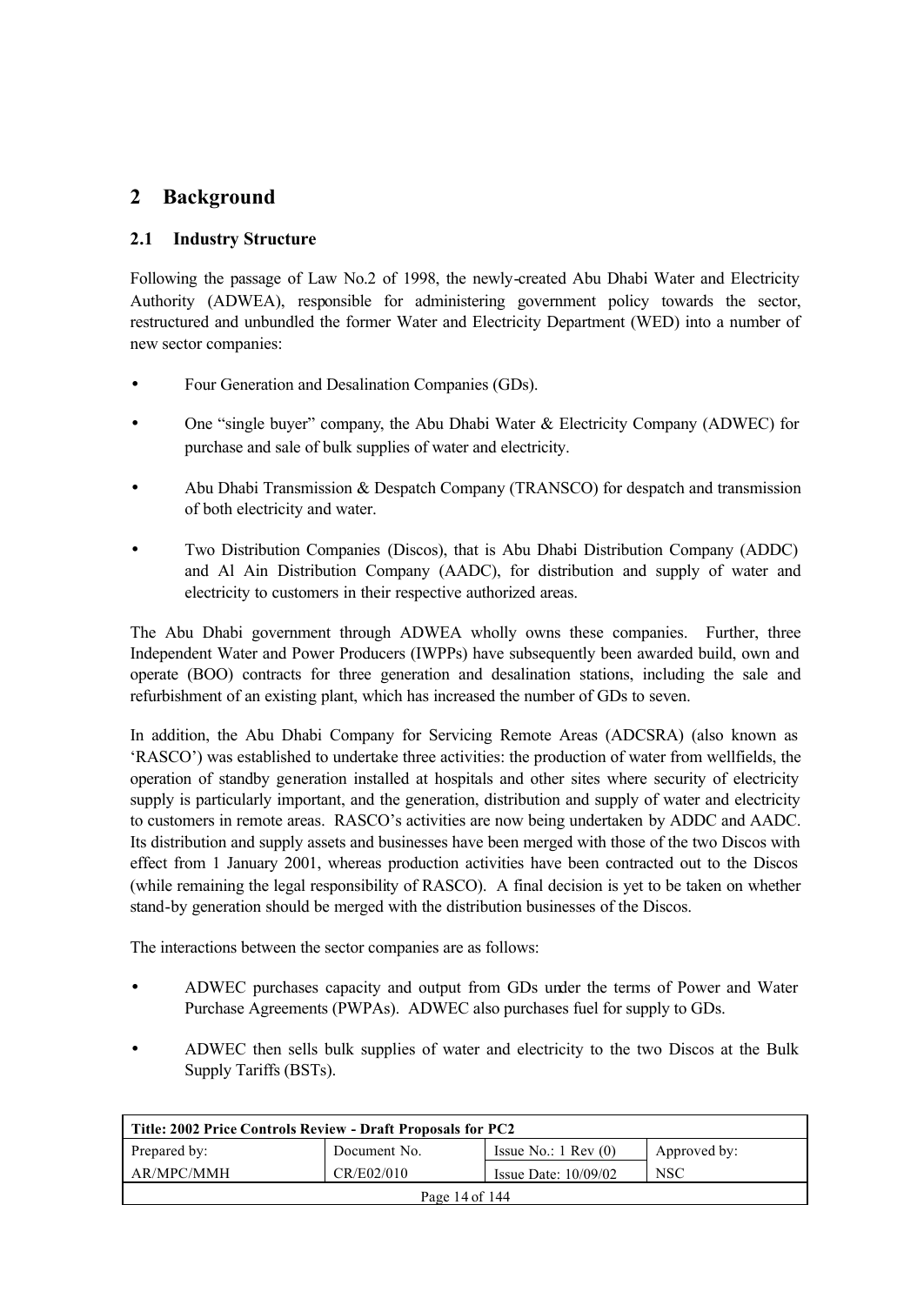# 2 Background

## 2.1 Industry Structure

Following the passage of Law No.2 of 1998, the newly-created Abu Dhabi Water and Electricity Authority (ADWEA), responsible for administering government policy towards the sector, restructured and unbundled the former Water and Electricity Department (WED) into a number of new sector companies:

- Four Generation and Desalination Companies (GDs).
- One "single buyer" company, the Abu Dhabi Water & Electricity Company (ADWEC) for purchase and sale of bulk supplies of water and electricity.
- Abu Dhabi Transmission & Despatch Company (TRANSCO) for despatch and transmission of both electricity and water.
- Two Distribution Companies (Discos), that is Abu Dhabi Distribution Company (ADDC) and Al Ain Distribution Company (AADC), for distribution and supply of water and electricity to customers in their respective authorized areas.

The Abu Dhabi government through ADWEA wholly owns these companies. Further, three Independent Water and Power Producers (IWPPs) have subsequently been awarded build, own and operate (BOO) contracts for three generation and desalination stations, including the sale and refurbishment of an existing plant, which has increased the number of GDs to seven.

In addition, the Abu Dhabi Company for Servicing Remote Areas (ADCSRA) (also known as 'RASCO') was established to undertake three activities: the production of water from wellfields, the operation of standby generation installed at hospitals and other sites where security of electricity supply is particularly important, and the generation, distribution and supply of water and electricity to customers in remote areas. RASCO's activities are now being undertaken by ADDC and AADC. Its distribution and supply assets and businesses have been merged with those of the two Discos with effect from 1 January 2001, whereas production activities have been contracted out to the Discos (while remaining the legal responsibility of RASCO). A final decision is yet to be taken on whether stand-by generation should be merged with the distribution businesses of the Discos.

The interactions between the sector companies are as follows:

- ADWEC purchases capacity and output from GDs under the terms of Power and Water Purchase Agreements (PWPAs). ADWEC also purchases fuel for supply to GDs.
- ADWEC then sells bulk supplies of water and electricity to the two Discos at the Bulk Supply Tariffs (BSTs).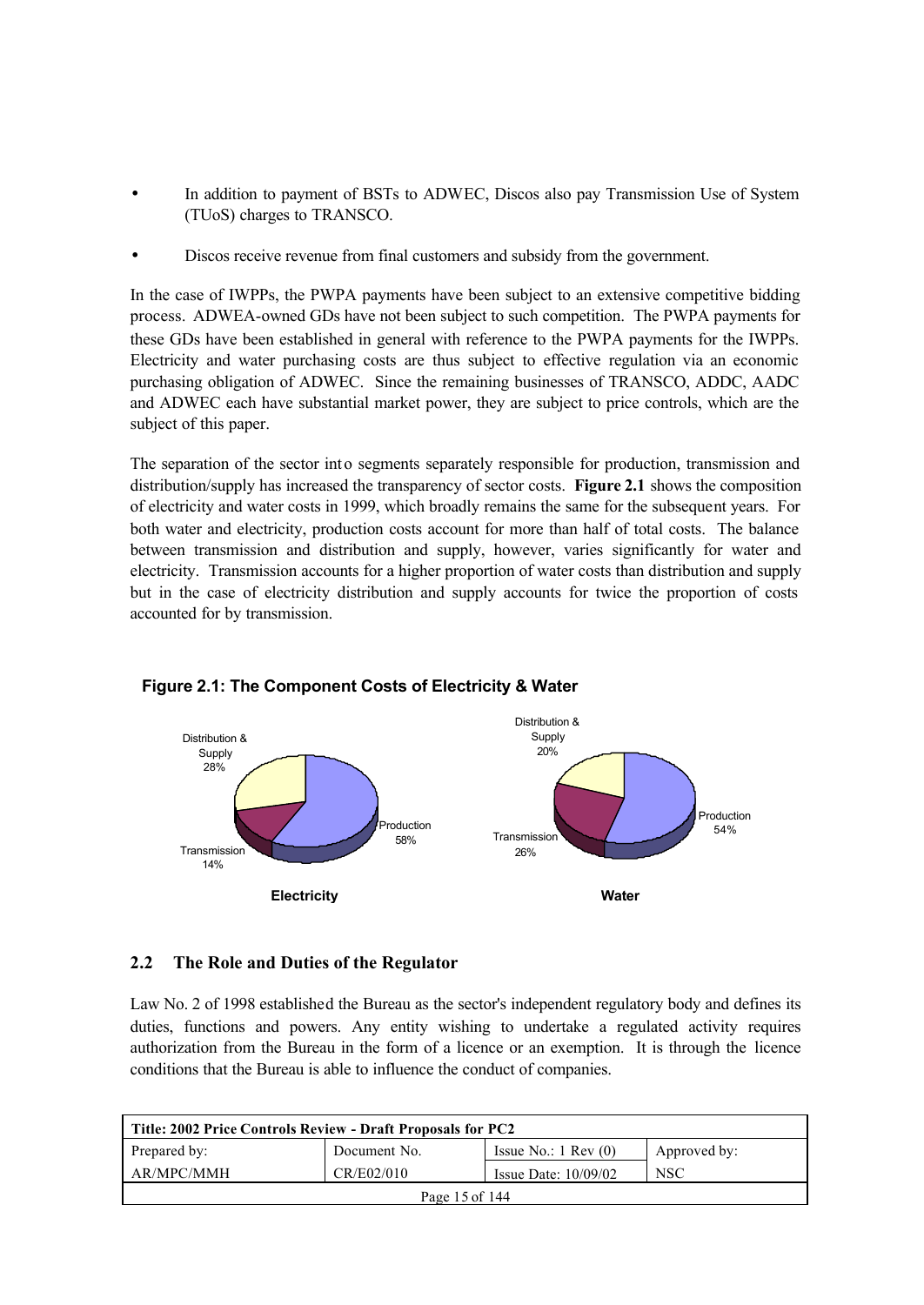- In addition to payment of BSTs to ADWEC, Discos also pay Transmission Use of System (TUoS) charges to TRANSCO.
- Discos receive revenue from final customers and subsidy from the government.

In the case of IWPPs, the PWPA payments have been subject to an extensive competitive bidding process. ADWEA-owned GDs have not been subject to such competition. The PWPA payments for these GDs have been established in general with reference to the PWPA payments for the IWPPs. Electricity and water purchasing costs are thus subject to effective regulation via an economic purchasing obligation of ADWEC. Since the remaining businesses of TRANSCO, ADDC, AADC and ADWEC each have substantial market power, they are subject to price controls, which are the subject of this paper.

The separation of the sector into segments separately responsible for production, transmission and distribution/supply has increased the transparency of sector costs. **Figure 2.1** shows the composition of electricity and water costs in 1999, which broadly remains the same for the subsequent years. For both water and electricity, production costs account for more than half of total costs. The balance between transmission and distribution and supply, however, varies significantly for water and electricity. Transmission accounts for a higher proportion of water costs than distribution and supply but in the case of electricity distribution and supply accounts for twice the proportion of costs accounted for by transmission.

**Figure 2.1: The Component Costs of Electricity & Water**

| Component | Electricity | Water |
|---|---|---|
| Production | 58% | 54% |
| Transmission | 14% | 26% |
| Distribution & Supply | 28% | 20% |

## 2.2 The Role and Duties of the Regulator

Law No. 2 of 1998 established the Bureau as the sector's independent regulatory body and defines its duties, functions and powers. Any entity wishing to undertake a regulated activity requires authorization from the Bureau in the form of a licence or an exemption. It is through the licence conditions that the Bureau is able to influence the conduct of companies.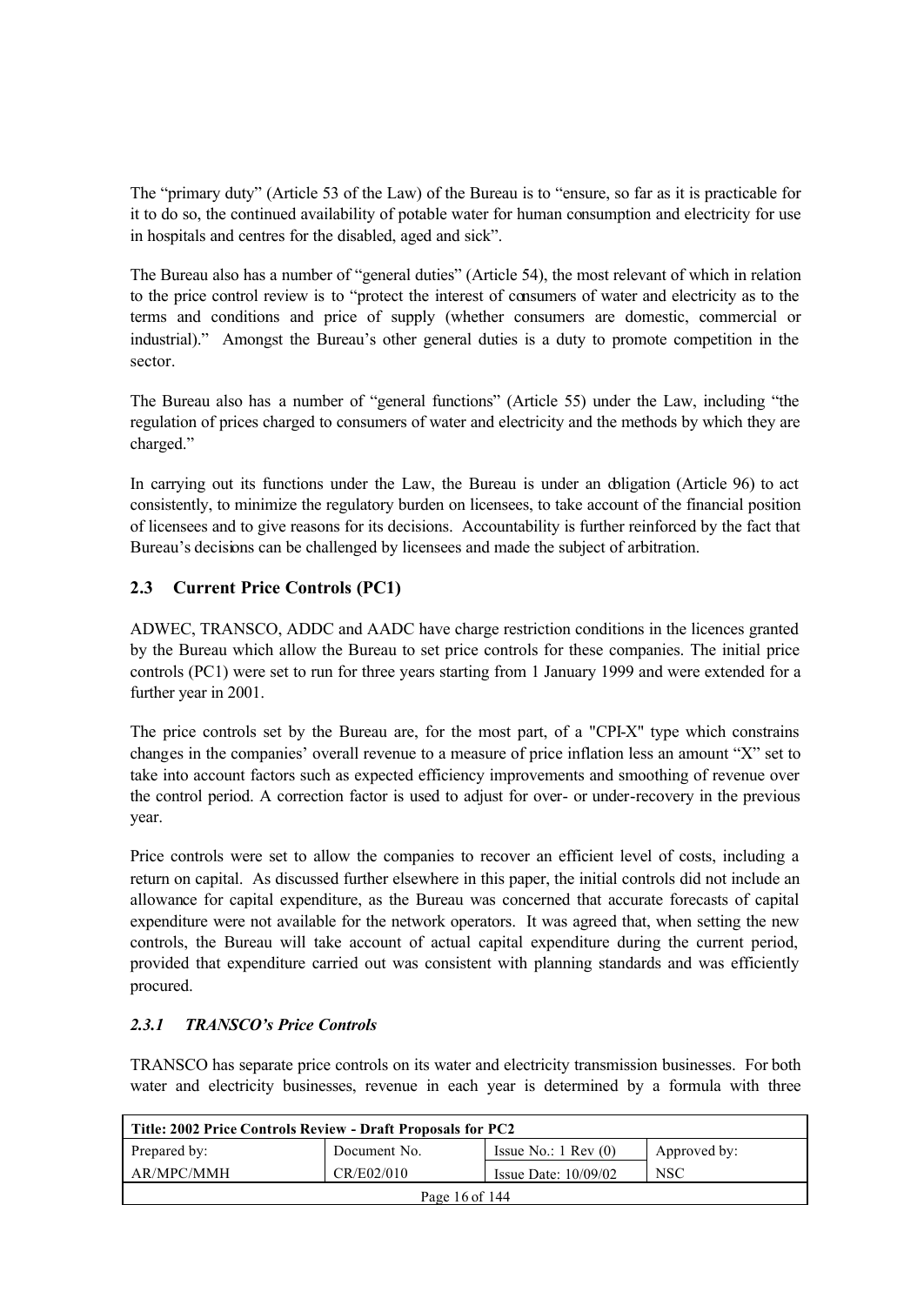The "primary duty" (Article 53 of the Law) of the Bureau is to "ensure, so far as it is practicable for it to do so, the continued availability of potable water for human consumption and electricity for use in hospitals and centres for the disabled, aged and sick".

The Bureau also has a number of "general duties" (Article 54), the most relevant of which in relation to the price control review is to "protect the interest of consumers of water and electricity as to the terms and conditions and price of supply (whether consumers are domestic, commercial or industrial)." Amongst the Bureau's other general duties is a duty to promote competition in the sector.

The Bureau also has a number of "general functions" (Article 55) under the Law, including "the regulation of prices charged to consumers of water and electricity and the methods by which they are charged."

In carrying out its functions under the Law, the Bureau is under an obligation (Article 96) to act consistently, to minimize the regulatory burden on licensees, to take account of the financial position of licensees and to give reasons for its decisions. Accountability is further reinforced by the fact that Bureau's decisions can be challenged by licensees and made the subject of arbitration.

## 2.3 Current Price Controls (PC1)

ADWEC, TRANSCO, ADDC and AADC have charge restriction conditions in the licences granted by the Bureau which allow the Bureau to set price controls for these companies. The initial price controls (PC1) were set to run for three years starting from 1 January 1999 and were extended for a further year in 2001.

The price controls set by the Bureau are, for the most part, of a "CPI-X" type which constrains changes in the companies' overall revenue to a measure of price inflation less an amount "X" set to take into account factors such as expected efficiency improvements and smoothing of revenue over the control period. A correction factor is used to adjust for over- or under-recovery in the previous year.

Price controls were set to allow the companies to recover an efficient level of costs, including a return on capital. As discussed further elsewhere in this paper, the initial controls did not include an allowance for capital expenditure, as the Bureau was concerned that accurate forecasts of capital expenditure were not available for the network operators. It was agreed that, when setting the new controls, the Bureau will take account of actual capital expenditure during the current period, provided that expenditure carried out was consistent with planning standards and was efficiently procured.

### *2.3.1 TRANSCO's Price Controls*

TRANSCO has separate price controls on its water and electricity transmission businesses. For both water and electricity businesses, revenue in each year is determined by a formula with three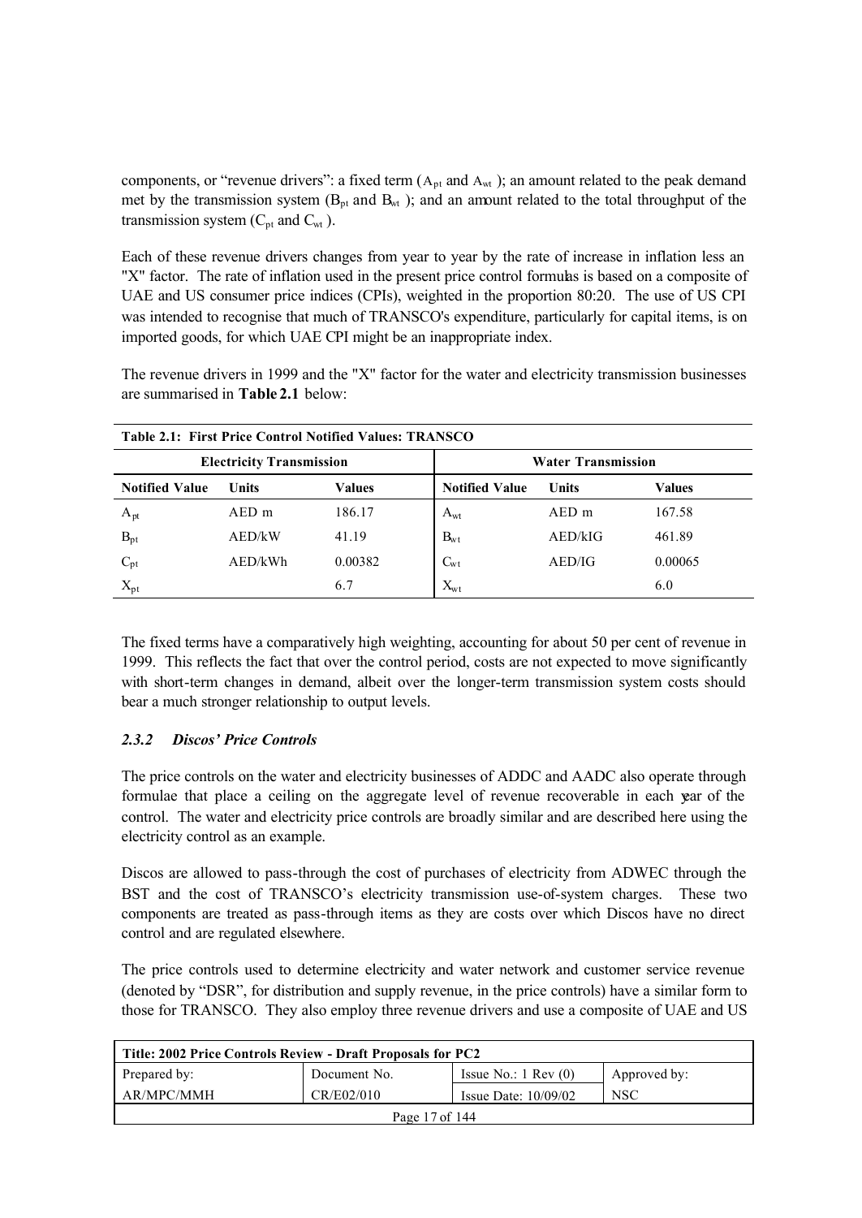components, or "revenue drivers": a fixed term ($A_{pt}$ and $A_{wt}$); an amount related to the peak demand met by the transmission system ($B_{pt}$ and $B_{wt}$); and an amount related to the total throughput of the transmission system ($C_{pt}$ and $C_{wt}$).

Each of these revenue drivers changes from year to year by the rate of increase in inflation less an "X" factor. The rate of inflation used in the present price control formulas is based on a composite of UAE and US consumer price indices (CPIs), weighted in the proportion 80:20. The use of US CPI was intended to recognise that much of TRANSCO's expenditure, particularly for capital items, is on imported goods, for which UAE CPI might be an inappropriate index.

The revenue drivers in 1999 and the "X" factor for the water and electricity transmission businesses are summarised in **Table 2.1** below:

**Table 2.1: First Price Control Notified Values: TRANSCO**

| Electricity Transmission | | | Water Transmission | | |
|---|---|---|---|---|---|
| **Notified Value** | **Units** | **Values** | **Notified Value** | **Units** | **Values** |
| $A_{pt}$ | AED m | 186.17 | $A_{wt}$ | AED m | 167.58 |
| $B_{pt}$ | AED/kW | 41.19 | $B_{wt}$ | AED/kIG | 461.89 |
| $C_{pt}$ | AED/kWh | 0.00382 | $C_{wt}$ | AED/IG | 0.00065 |
| $X_{pt}$ | | 6.7 | $X_{wt}$ | | 6.0 |

The fixed terms have a comparatively high weighting, accounting for about 50 per cent of revenue in 1999. This reflects the fact that over the control period, costs are not expected to move significantly with short-term changes in demand, albeit over the longer-term transmission system costs should bear a much stronger relationship to output levels.

### *2.3.2 Discos' Price Controls*

The price controls on the water and electricity businesses of ADDC and AADC also operate through formulae that place a ceiling on the aggregate level of revenue recoverable in each year of the control. The water and electricity price controls are broadly similar and are described here using the electricity control as an example.

Discos are allowed to pass-through the cost of purchases of electricity from ADWEC through the BST and the cost of TRANSCO's electricity transmission use-of-system charges. These two components are treated as pass-through items as they are costs over which Discos have no direct control and are regulated elsewhere.

The price controls used to determine electricity and water network and customer service revenue (denoted by "DSR", for distribution and supply revenue, in the price controls) have a similar form to those for TRANSCO. They also employ three revenue drivers and use a composite of UAE and US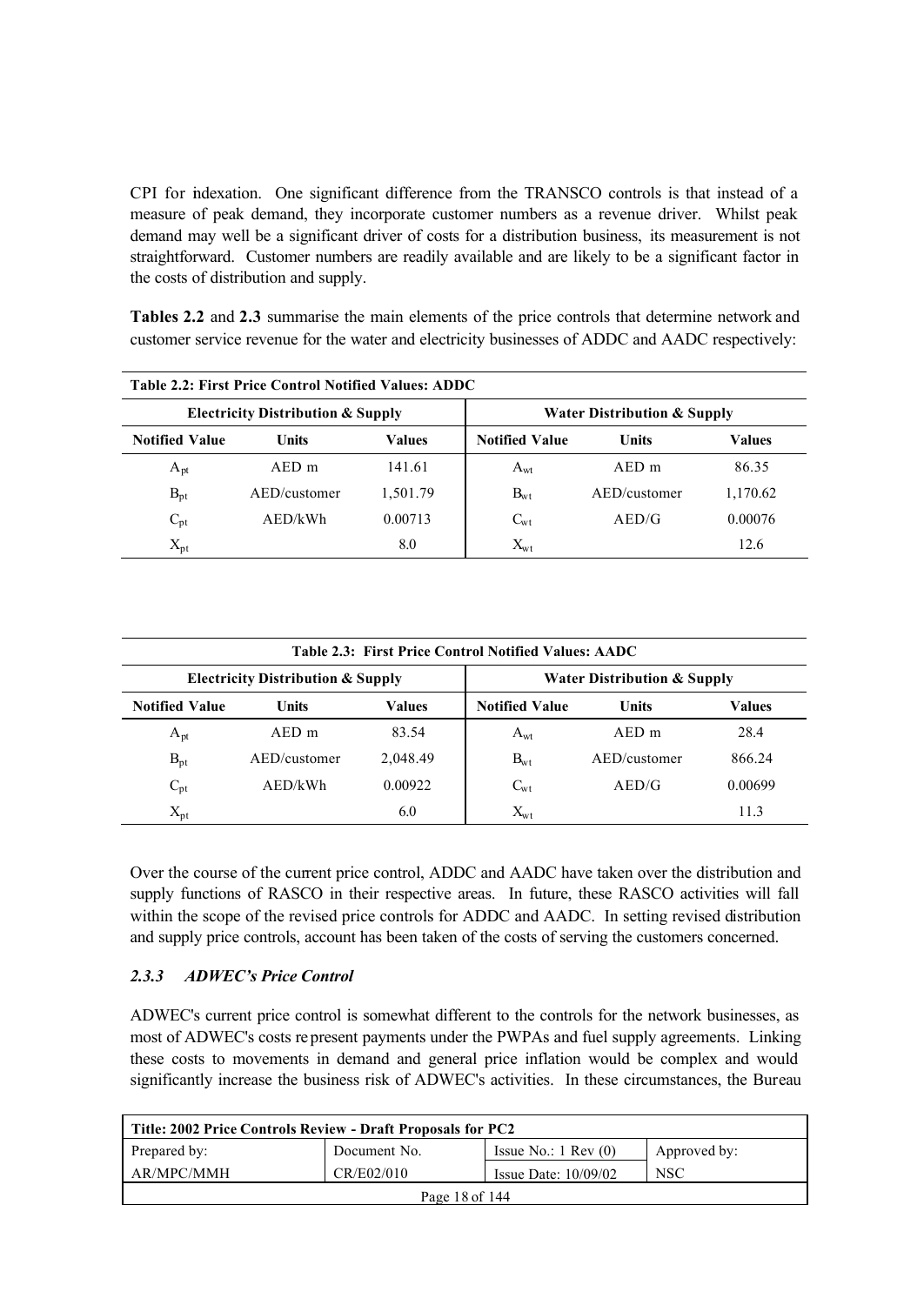CPI for indexation. One significant difference from the TRANSCO controls is that instead of a measure of peak demand, they incorporate customer numbers as a revenue driver. Whilst peak demand may well be a significant driver of costs for a distribution business, its measurement is not straightforward. Customer numbers are readily available and are likely to be a significant factor in the costs of distribution and supply.

**Tables 2.2** and **2.3** summarise the main elements of the price controls that determine network and customer service revenue for the water and electricity businesses of ADDC and AADC respectively:

**Table 2.2: First Price Control Notified Values: ADDC**

| Electricity Distribution & Supply | | | Water Distribution & Supply | | |
|---|---|---|---|---|---|
| **Notified Value** | **Units** | **Values** | **Notified Value** | **Units** | **Values** |
| $A_{pt}$ | AED m | 141.61 | $A_{wt}$ | AED m | 86.35 |
| $B_{pt}$ | AED/customer | 1,501.79 | $B_{wt}$ | AED/customer | 1,170.62 |
| $C_{pt}$ | AED/kWh | 0.00713 | $C_{wt}$ | AED/G | 0.00076 |
| $X_{pt}$ | | 8.0 | $X_{wt}$ | | 12.6 |

**Table 2.3: First Price Control Notified Values: AADC**

| Electricity Distribution & Supply | | | Water Distribution & Supply | | |
|---|---|---|---|---|---|
| **Notified Value** | **Units** | **Values** | **Notified Value** | **Units** | **Values** |
| $A_{pt}$ | AED m | 83.54 | $A_{wt}$ | AED m | 28.4 |
| $B_{pt}$ | AED/customer | 2,048.49 | $B_{wt}$ | AED/customer | 866.24 |
| $C_{pt}$ | AED/kWh | 0.00922 | $C_{wt}$ | AED/G | 0.00699 |
| $X_{pt}$ | | 6.0 | $X_{wt}$ | | 11.3 |

Over the course of the current price control, ADDC and AADC have taken over the distribution and supply functions of RASCO in their respective areas. In future, these RASCO activities will fall within the scope of the revised price controls for ADDC and AADC. In setting revised distribution and supply price controls, account has been taken of the costs of serving the customers concerned.

### *2.3.3 ADWEC's Price Control*

ADWEC's current price control is somewhat different to the controls for the network businesses, as most of ADWEC's costs represent payments under the PWPAs and fuel supply agreements. Linking these costs to movements in demand and general price inflation would be complex and would significantly increase the business risk of ADWEC's activities. In these circumstances, the Bureau

| Title: 2002 Price Controls Review - Draft Proposals for PC2 | | | |
|---|---|---|---|
| Prepared by: | Document No. | Issue No.: 1 Rev (0) | Approved by: |
| AR/MPC/MMH | CR/E02/010 | Issue Date: 10/09/02 | NSC |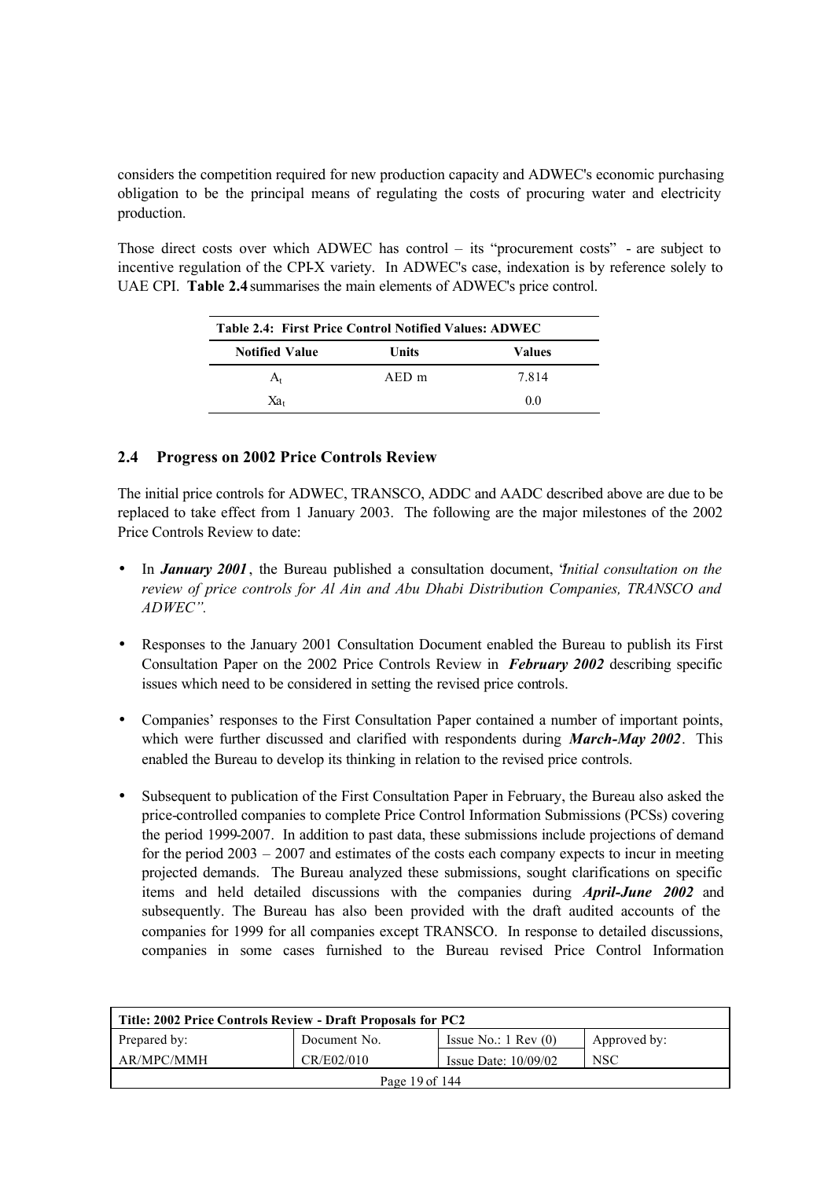considers the competition required for new production capacity and ADWEC's economic purchasing obligation to be the principal means of regulating the costs of procuring water and electricity production.

Those direct costs over which ADWEC has control – its "procurement costs" - are subject to incentive regulation of the CPI-X variety. In ADWEC's case, indexation is by reference solely to UAE CPI. **Table 2.4** summarises the main elements of ADWEC's price control.

**Table 2.4: First Price Control Notified Values: ADWEC**

| Notified Value | Units | Values |
|---|---|---|
| $A_t$ | AED m | 7.814 |
| $Xa_t$ | | 0.0 |

## 2.4 Progress on 2002 Price Controls Review

The initial price controls for ADWEC, TRANSCO, ADDC and AADC described above are due to be replaced to take effect from 1 January 2003. The following are the major milestones of the 2002 Price Controls Review to date:

- In ***January 2001***, the Bureau published a consultation document, "*Initial consultation on the review of price controls for Al Ain and Abu Dhabi Distribution Companies, TRANSCO and ADWEC".*

- Responses to the January 2001 Consultation Document enabled the Bureau to publish its First Consultation Paper on the 2002 Price Controls Review in ***February 2002*** describing specific issues which need to be considered in setting the revised price controls.

- Companies' responses to the First Consultation Paper contained a number of important points, which were further discussed and clarified with respondents during ***March-May 2002***. This enabled the Bureau to develop its thinking in relation to the revised price controls.

- Subsequent to publication of the First Consultation Paper in February, the Bureau also asked the price-controlled companies to complete Price Control Information Submissions (PCSs) covering the period 1999-2007. In addition to past data, these submissions include projections of demand for the period 2003 – 2007 and estimates of the costs each company expects to incur in meeting projected demands. The Bureau analyzed these submissions, sought clarifications on specific items and held detailed discussions with the companies during ***April-June 2002*** and subsequently. The Bureau has also been provided with the draft audited accounts of the companies for 1999 for all companies except TRANSCO. In response to detailed discussions, companies in some cases furnished to the Bureau revised Price Control Information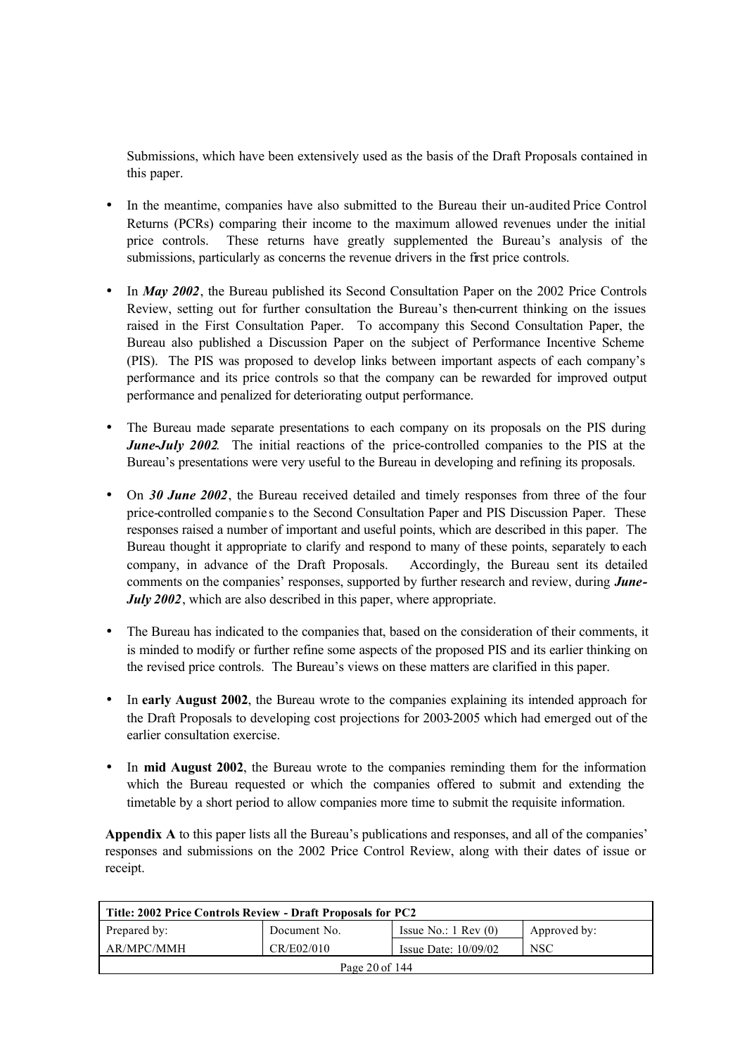Submissions, which have been extensively used as the basis of the Draft Proposals contained in this paper.

- In the meantime, companies have also submitted to the Bureau their un-audited Price Control Returns (PCRs) comparing their income to the maximum allowed revenues under the initial price controls. These returns have greatly supplemented the Bureau's analysis of the submissions, particularly as concerns the revenue drivers in the first price controls.

- In ***May 2002***, the Bureau published its Second Consultation Paper on the 2002 Price Controls Review, setting out for further consultation the Bureau's then-current thinking on the issues raised in the First Consultation Paper. To accompany this Second Consultation Paper, the Bureau also published a Discussion Paper on the subject of Performance Incentive Scheme (PIS). The PIS was proposed to develop links between important aspects of each company's performance and its price controls so that the company can be rewarded for improved output performance and penalized for deteriorating output performance.

- The Bureau made separate presentations to each company on its proposals on the PIS during ***June-July 2002***. The initial reactions of the price-controlled companies to the PIS at the Bureau's presentations were very useful to the Bureau in developing and refining its proposals.

- On ***30 June 2002***, the Bureau received detailed and timely responses from three of the four price-controlled companies to the Second Consultation Paper and PIS Discussion Paper. These responses raised a number of important and useful points, which are described in this paper. The Bureau thought it appropriate to clarify and respond to many of these points, separately to each company, in advance of the Draft Proposals. Accordingly, the Bureau sent its detailed comments on the companies' responses, supported by further research and review, during ***June-July 2002***, which are also described in this paper, where appropriate.

- The Bureau has indicated to the companies that, based on the consideration of their comments, it is minded to modify or further refine some aspects of the proposed PIS and its earlier thinking on the revised price controls. The Bureau's views on these matters are clarified in this paper.

- In **early August 2002**, the Bureau wrote to the companies explaining its intended approach for the Draft Proposals to developing cost projections for 2003-2005 which had emerged out of the earlier consultation exercise.

- In **mid August 2002**, the Bureau wrote to the companies reminding them for the information which the Bureau requested or which the companies offered to submit and extending the timetable by a short period to allow companies more time to submit the requisite information.

**Appendix A** to this paper lists all the Bureau's publications and responses, and all of the companies' responses and submissions on the 2002 Price Control Review, along with their dates of issue or receipt.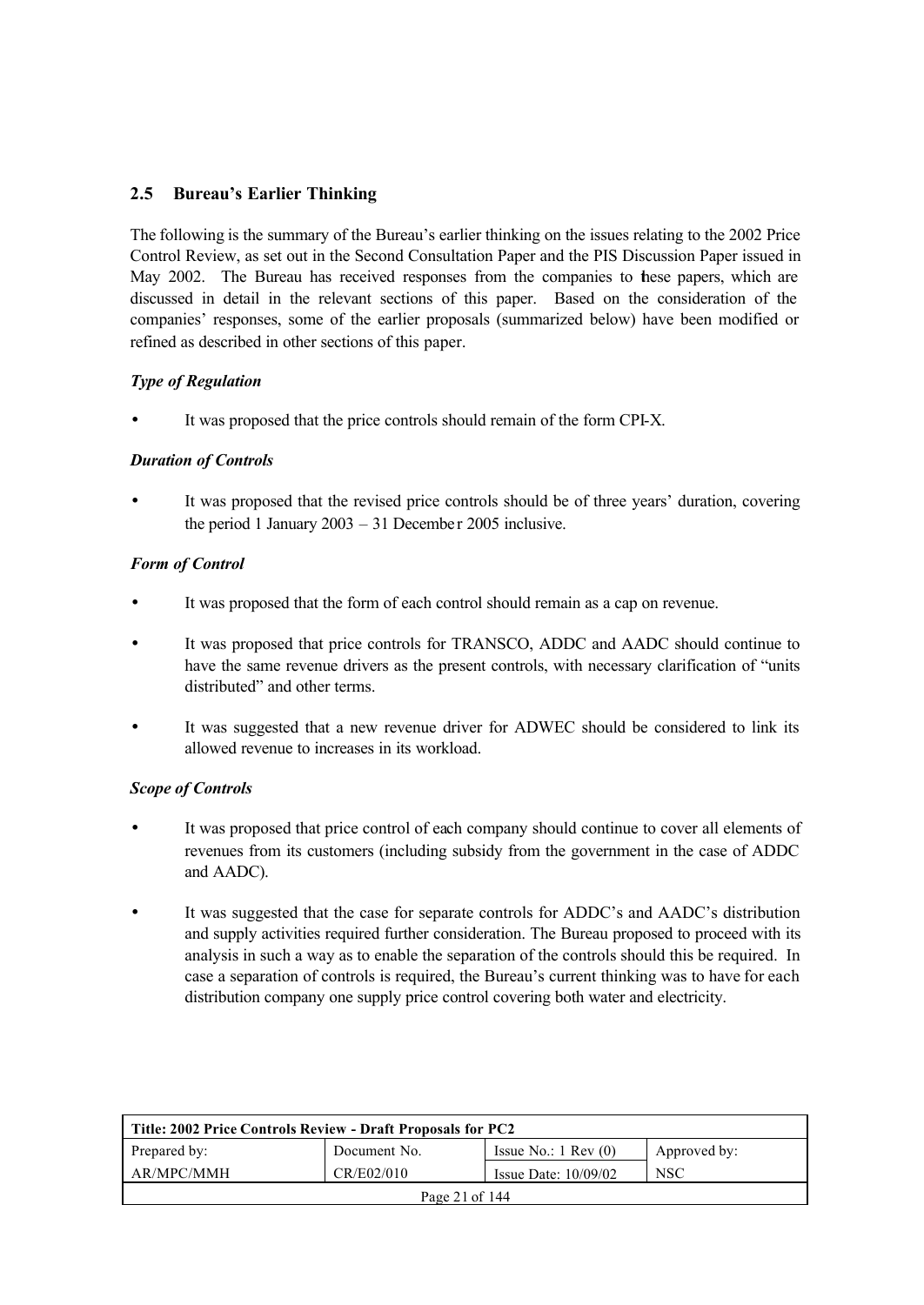## 2.5 Bureau's Earlier Thinking

The following is the summary of the Bureau's earlier thinking on the issues relating to the 2002 Price Control Review, as set out in the Second Consultation Paper and the PIS Discussion Paper issued in May 2002. The Bureau has received responses from the companies to these papers, which are discussed in detail in the relevant sections of this paper. Based on the consideration of the companies' responses, some of the earlier proposals (summarized below) have been modified or refined as described in other sections of this paper.

***Type of Regulation***

- It was proposed that the price controls should remain of the form CPI-X.

***Duration of Controls***

- It was proposed that the revised price controls should be of three years' duration, covering the period 1 January 2003 – 31 December 2005 inclusive.

***Form of Control***

- It was proposed that the form of each control should remain as a cap on revenue.
- It was proposed that price controls for TRANSCO, ADDC and AADC should continue to have the same revenue drivers as the present controls, with necessary clarification of "units distributed" and other terms.
- It was suggested that a new revenue driver for ADWEC should be considered to link its allowed revenue to increases in its workload.

***Scope of Controls***

- It was proposed that price control of each company should continue to cover all elements of revenues from its customers (including subsidy from the government in the case of ADDC and AADC).
- It was suggested that the case for separate controls for ADDC's and AADC's distribution and supply activities required further consideration. The Bureau proposed to proceed with its analysis in such a way as to enable the separation of the controls should this be required. In case a separation of controls is required, the Bureau's current thinking was to have for each distribution company one supply price control covering both water and electricity.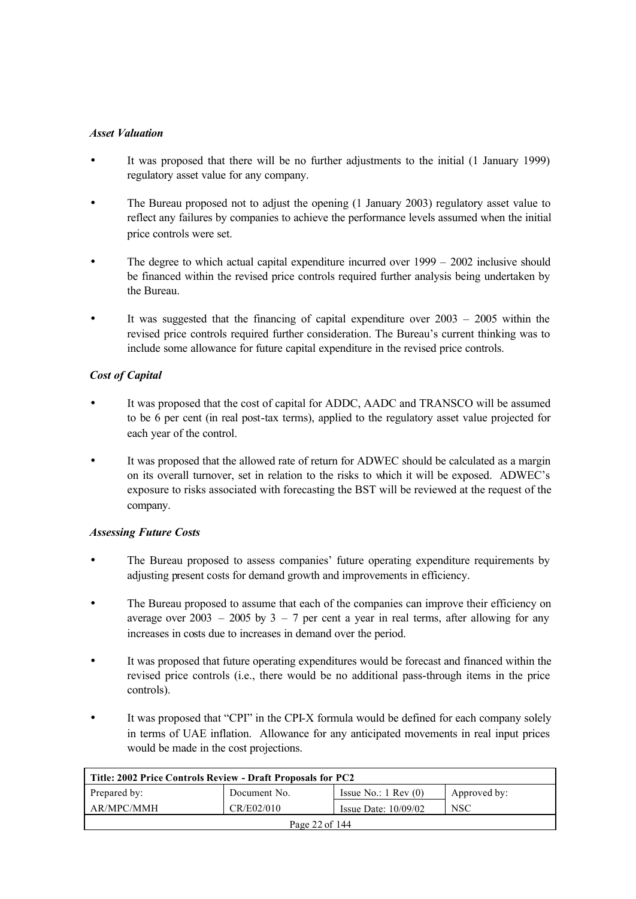*Asset Valuation*

- It was proposed that there will be no further adjustments to the initial (1 January 1999) regulatory asset value for any company.
- The Bureau proposed not to adjust the opening (1 January 2003) regulatory asset value to reflect any failures by companies to achieve the performance levels assumed when the initial price controls were set.
- The degree to which actual capital expenditure incurred over 1999 – 2002 inclusive should be financed within the revised price controls required further analysis being undertaken by the Bureau.
- It was suggested that the financing of capital expenditure over 2003 – 2005 within the revised price controls required further consideration. The Bureau's current thinking was to include some allowance for future capital expenditure in the revised price controls.

*Cost of Capital*

- It was proposed that the cost of capital for ADDC, AADC and TRANSCO will be assumed to be 6 per cent (in real post-tax terms), applied to the regulatory asset value projected for each year of the control.
- It was proposed that the allowed rate of return for ADWEC should be calculated as a margin on its overall turnover, set in relation to the risks to which it will be exposed. ADWEC's exposure to risks associated with forecasting the BST will be reviewed at the request of the company.

*Assessing Future Costs*

- The Bureau proposed to assess companies' future operating expenditure requirements by adjusting present costs for demand growth and improvements in efficiency.
- The Bureau proposed to assume that each of the companies can improve their efficiency on average over 2003 – 2005 by 3 – 7 per cent a year in real terms, after allowing for any increases in costs due to increases in demand over the period.
- It was proposed that future operating expenditures would be forecast and financed within the revised price controls (i.e., there would be no additional pass-through items in the price controls).
- It was proposed that "CPI" in the CPI-X formula would be defined for each company solely in terms of UAE inflation. Allowance for any anticipated movements in real input prices would be made in the cost projections.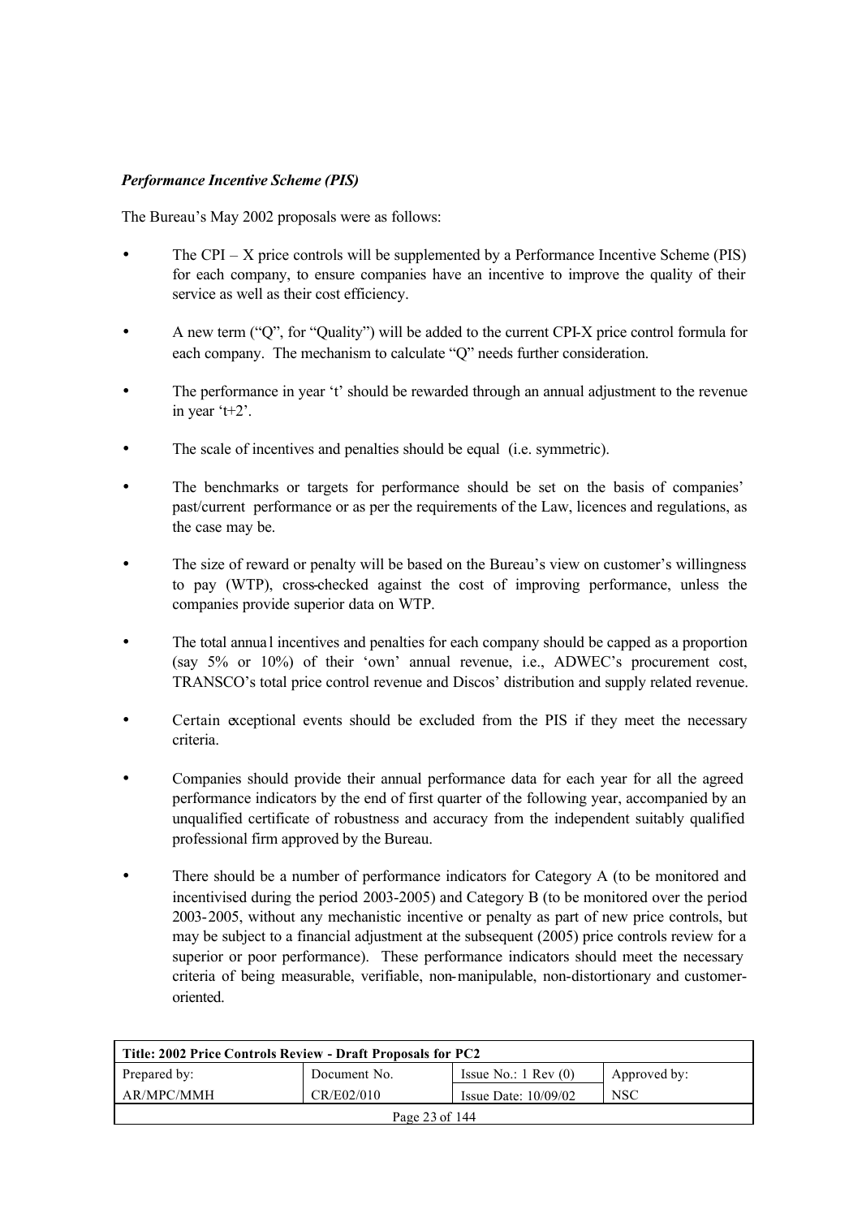***Performance Incentive Scheme (PIS)***

The Bureau's May 2002 proposals were as follows:

- The CPI – X price controls will be supplemented by a Performance Incentive Scheme (PIS) for each company, to ensure companies have an incentive to improve the quality of their service as well as their cost efficiency.
- A new term ("Q", for "Quality") will be added to the current CPI-X price control formula for each company. The mechanism to calculate "Q" needs further consideration.
- The performance in year 't' should be rewarded through an annual adjustment to the revenue in year 't+2'.
- The scale of incentives and penalties should be equal (i.e. symmetric).
- The benchmarks or targets for performance should be set on the basis of companies' past/current performance or as per the requirements of the Law, licences and regulations, as the case may be.
- The size of reward or penalty will be based on the Bureau's view on customer's willingness to pay (WTP), cross-checked against the cost of improving performance, unless the companies provide superior data on WTP.
- The total annual incentives and penalties for each company should be capped as a proportion (say 5% or 10%) of their 'own' annual revenue, i.e., ADWEC's procurement cost, TRANSCO's total price control revenue and Discos' distribution and supply related revenue.
- Certain exceptional events should be excluded from the PIS if they meet the necessary criteria.
- Companies should provide their annual performance data for each year for all the agreed performance indicators by the end of first quarter of the following year, accompanied by an unqualified certificate of robustness and accuracy from the independent suitably qualified professional firm approved by the Bureau.
- There should be a number of performance indicators for Category A (to be monitored and incentivised during the period 2003-2005) and Category B (to be monitored over the period 2003-2005, without any mechanistic incentive or penalty as part of new price controls, but may be subject to a financial adjustment at the subsequent (2005) price controls review for a superior or poor performance). These performance indicators should meet the necessary criteria of being measurable, verifiable, non-manipulable, non-distortionary and customer-oriented.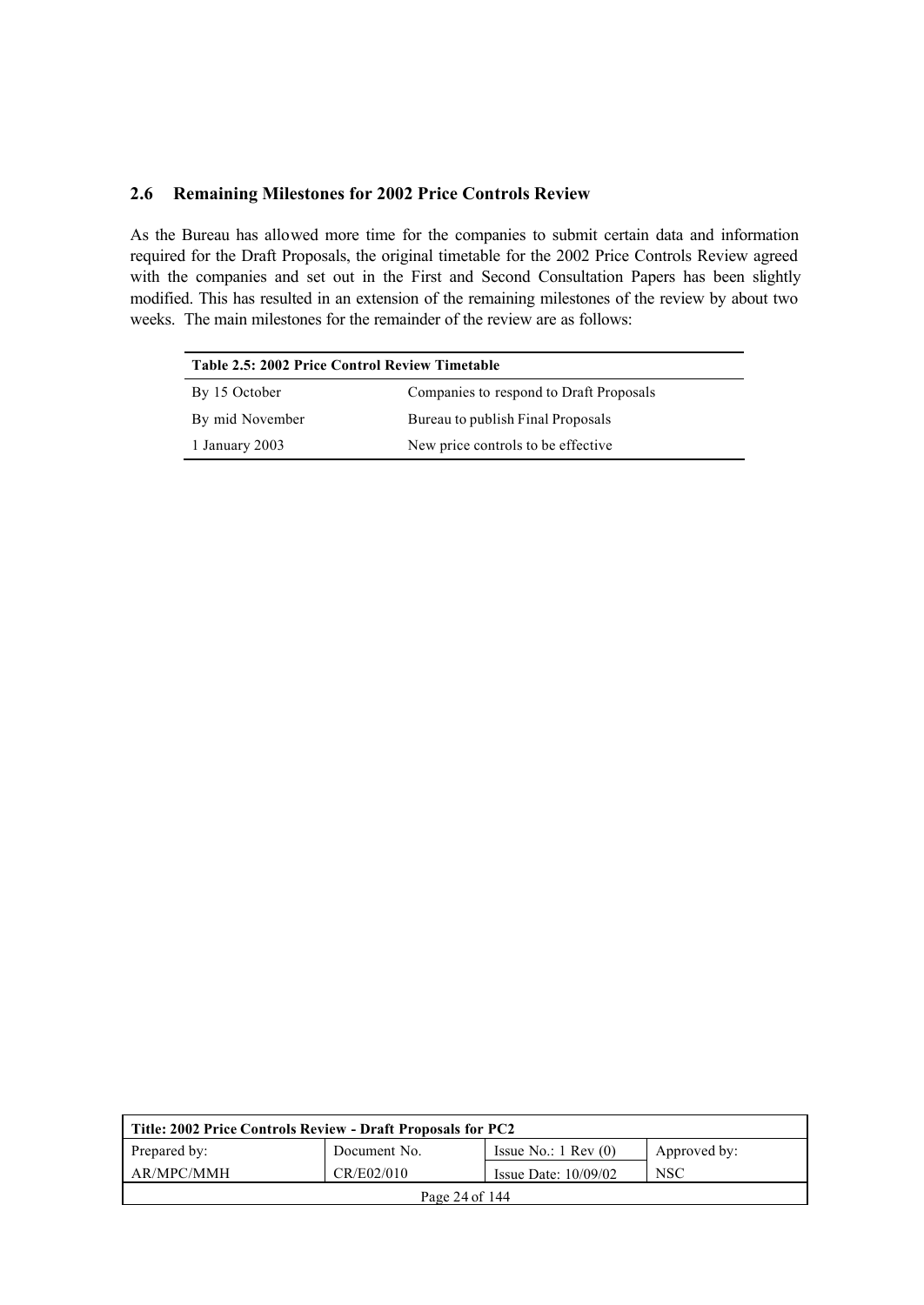## 2.6 Remaining Milestones for 2002 Price Controls Review

As the Bureau has allowed more time for the companies to submit certain data and information required for the Draft Proposals, the original timetable for the 2002 Price Controls Review agreed with the companies and set out in the First and Second Consultation Papers has been slightly modified. This has resulted in an extension of the remaining milestones of the review by about two weeks. The main milestones for the remainder of the review are as follows:

**Table 2.5: 2002 Price Control Review Timetable**

| | |
|---|---|
| By 15 October | Companies to respond to Draft Proposals |
| By mid November | Bureau to publish Final Proposals |
| 1 January 2003 | New price controls to be effective |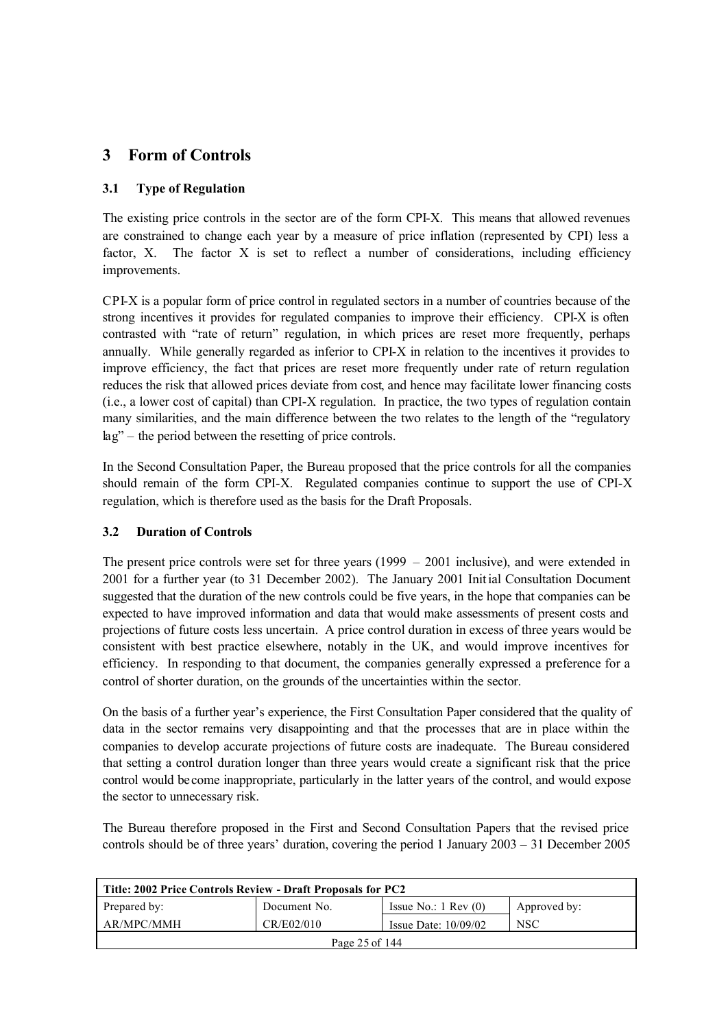## 3 Form of Controls

### 3.1 Type of Regulation

The existing price controls in the sector are of the form CPI-X. This means that allowed revenues are constrained to change each year by a measure of price inflation (represented by CPI) less a factor, X. The factor X is set to reflect a number of considerations, including efficiency improvements.

CPI-X is a popular form of price control in regulated sectors in a number of countries because of the strong incentives it provides for regulated companies to improve their efficiency. CPI-X is often contrasted with "rate of return" regulation, in which prices are reset more frequently, perhaps annually. While generally regarded as inferior to CPI-X in relation to the incentives it provides to improve efficiency, the fact that prices are reset more frequently under rate of return regulation reduces the risk that allowed prices deviate from cost, and hence may facilitate lower financing costs (i.e., a lower cost of capital) than CPI-X regulation. In practice, the two types of regulation contain many similarities, and the main difference between the two relates to the length of the "regulatory lag" – the period between the resetting of price controls.

In the Second Consultation Paper, the Bureau proposed that the price controls for all the companies should remain of the form CPI-X. Regulated companies continue to support the use of CPI-X regulation, which is therefore used as the basis for the Draft Proposals.

### 3.2 Duration of Controls

The present price controls were set for three years (1999 – 2001 inclusive), and were extended in 2001 for a further year (to 31 December 2002). The January 2001 Initial Consultation Document suggested that the duration of the new controls could be five years, in the hope that companies can be expected to have improved information and data that would make assessments of present costs and projections of future costs less uncertain. A price control duration in excess of three years would be consistent with best practice elsewhere, notably in the UK, and would improve incentives for efficiency. In responding to that document, the companies generally expressed a preference for a control of shorter duration, on the grounds of the uncertainties within the sector.

On the basis of a further year's experience, the First Consultation Paper considered that the quality of data in the sector remains very disappointing and that the processes that are in place within the companies to develop accurate projections of future costs are inadequate. The Bureau considered that setting a control duration longer than three years would create a significant risk that the price control would become inappropriate, particularly in the latter years of the control, and would expose the sector to unnecessary risk.

The Bureau therefore proposed in the First and Second Consultation Papers that the revised price controls should be of three years' duration, covering the period 1 January 2003 – 31 December 2005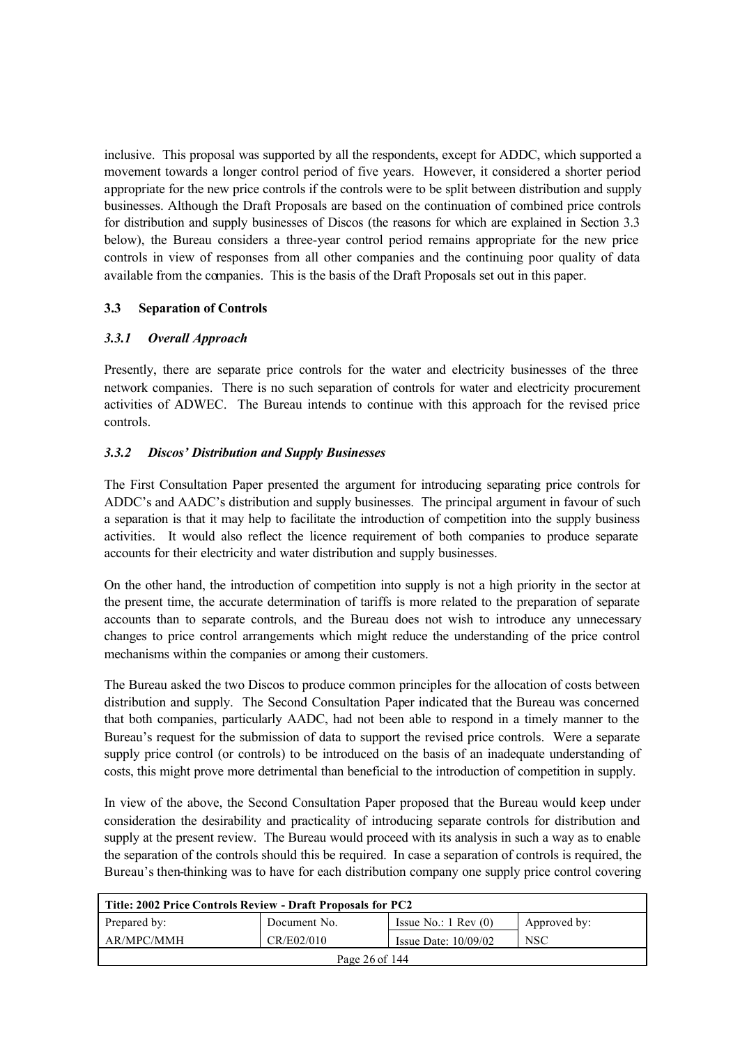inclusive. This proposal was supported by all the respondents, except for ADDC, which supported a movement towards a longer control period of five years. However, it considered a shorter period appropriate for the new price controls if the controls were to be split between distribution and supply businesses. Although the Draft Proposals are based on the continuation of combined price controls for distribution and supply businesses of Discos (the reasons for which are explained in Section 3.3 below), the Bureau considers a three-year control period remains appropriate for the new price controls in view of responses from all other companies and the continuing poor quality of data available from the companies. This is the basis of the Draft Proposals set out in this paper.

### 3.3 Separation of Controls

#### *3.3.1 Overall Approach*

Presently, there are separate price controls for the water and electricity businesses of the three network companies. There is no such separation of controls for water and electricity procurement activities of ADWEC. The Bureau intends to continue with this approach for the revised price controls.

#### *3.3.2 Discos' Distribution and Supply Businesses*

The First Consultation Paper presented the argument for introducing separating price controls for ADDC's and AADC's distribution and supply businesses. The principal argument in favour of such a separation is that it may help to facilitate the introduction of competition into the supply business activities. It would also reflect the licence requirement of both companies to produce separate accounts for their electricity and water distribution and supply businesses.

On the other hand, the introduction of competition into supply is not a high priority in the sector at the present time, the accurate determination of tariffs is more related to the preparation of separate accounts than to separate controls, and the Bureau does not wish to introduce any unnecessary changes to price control arrangements which might reduce the understanding of the price control mechanisms within the companies or among their customers.

The Bureau asked the two Discos to produce common principles for the allocation of costs between distribution and supply. The Second Consultation Paper indicated that the Bureau was concerned that both companies, particularly AADC, had not been able to respond in a timely manner to the Bureau's request for the submission of data to support the revised price controls. Were a separate supply price control (or controls) to be introduced on the basis of an inadequate understanding of costs, this might prove more detrimental than beneficial to the introduction of competition in supply.

In view of the above, the Second Consultation Paper proposed that the Bureau would keep under consideration the desirability and practicality of introducing separate controls for distribution and supply at the present review. The Bureau would proceed with its analysis in such a way as to enable the separation of the controls should this be required. In case a separation of controls is required, the Bureau's then-thinking was to have for each distribution company one supply price control covering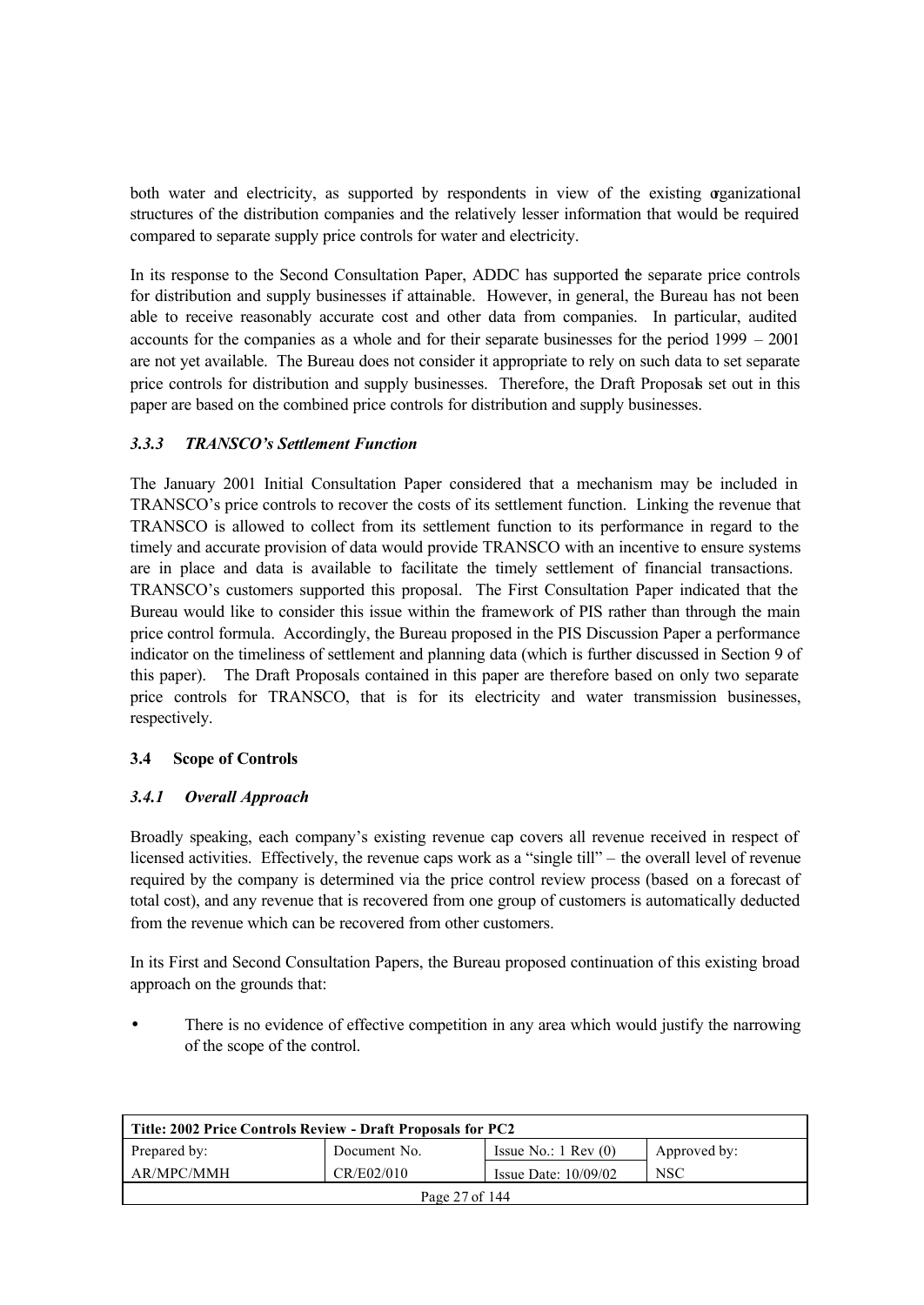both water and electricity, as supported by respondents in view of the existing organizational structures of the distribution companies and the relatively lesser information that would be required compared to separate supply price controls for water and electricity.

In its response to the Second Consultation Paper, ADDC has supported the separate price controls for distribution and supply businesses if attainable. However, in general, the Bureau has not been able to receive reasonably accurate cost and other data from companies. In particular, audited accounts for the companies as a whole and for their separate businesses for the period 1999 – 2001 are not yet available. The Bureau does not consider it appropriate to rely on such data to set separate price controls for distribution and supply businesses. Therefore, the Draft Proposals set out in this paper are based on the combined price controls for distribution and supply businesses.

### *3.3.3 TRANSCO's Settlement Function*

The January 2001 Initial Consultation Paper considered that a mechanism may be included in TRANSCO's price controls to recover the costs of its settlement function. Linking the revenue that TRANSCO is allowed to collect from its settlement function to its performance in regard to the timely and accurate provision of data would provide TRANSCO with an incentive to ensure systems are in place and data is available to facilitate the timely settlement of financial transactions. TRANSCO's customers supported this proposal. The First Consultation Paper indicated that the Bureau would like to consider this issue within the framework of PIS rather than through the main price control formula. Accordingly, the Bureau proposed in the PIS Discussion Paper a performance indicator on the timeliness of settlement and planning data (which is further discussed in Section 9 of this paper). The Draft Proposals contained in this paper are therefore based on only two separate price controls for TRANSCO, that is for its electricity and water transmission businesses, respectively.

## 3.4 Scope of Controls

### *3.4.1 Overall Approach*

Broadly speaking, each company's existing revenue cap covers all revenue received in respect of licensed activities. Effectively, the revenue caps work as a "single till" – the overall level of revenue required by the company is determined via the price control review process (based on a forecast of total cost), and any revenue that is recovered from one group of customers is automatically deducted from the revenue which can be recovered from other customers.

In its First and Second Consultation Papers, the Bureau proposed continuation of this existing broad approach on the grounds that:

- There is no evidence of effective competition in any area which would justify the narrowing of the scope of the control.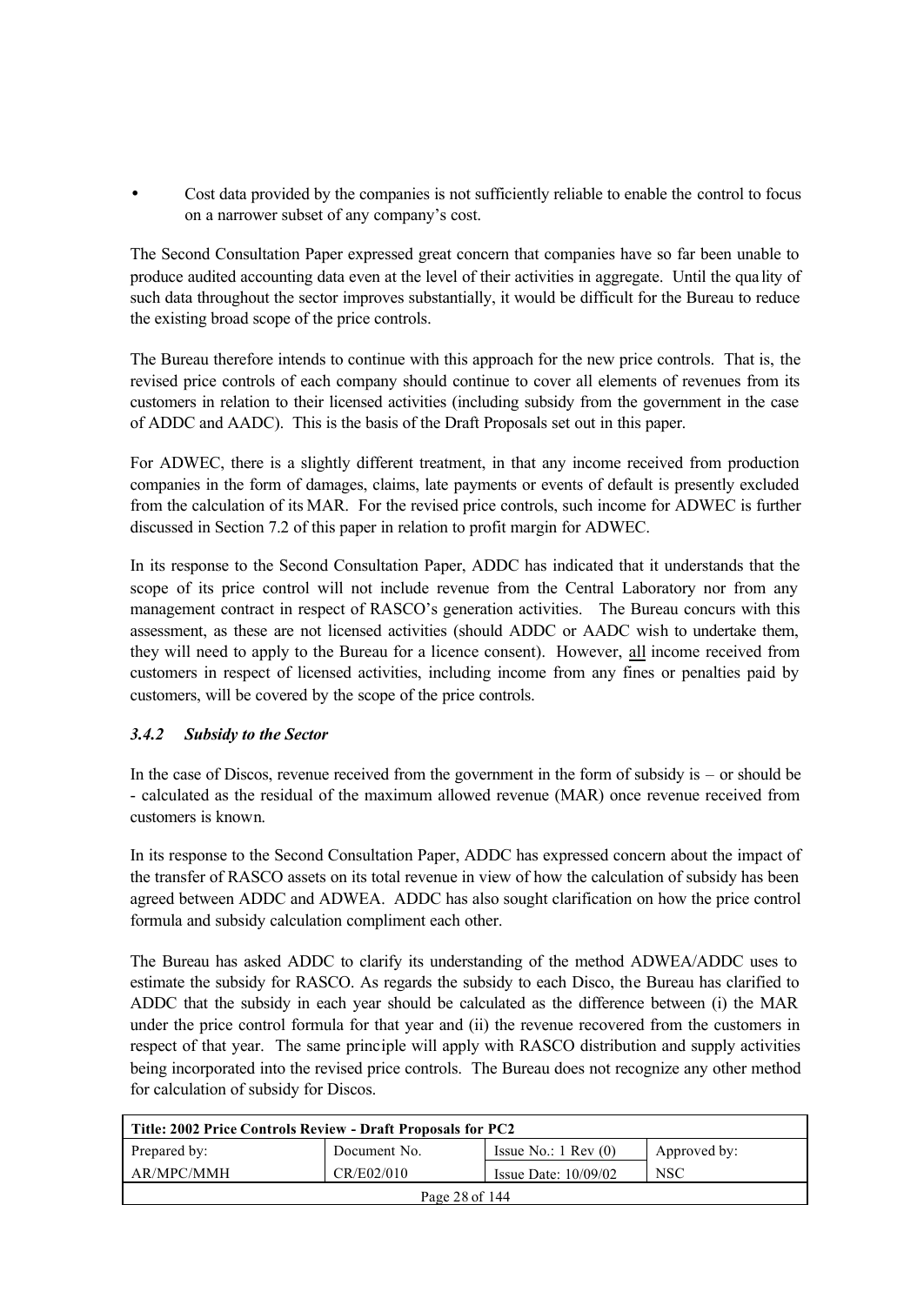- Cost data provided by the companies is not sufficiently reliable to enable the control to focus on a narrower subset of any company's cost.

The Second Consultation Paper expressed great concern that companies have so far been unable to produce audited accounting data even at the level of their activities in aggregate. Until the quality of such data throughout the sector improves substantially, it would be difficult for the Bureau to reduce the existing broad scope of the price controls.

The Bureau therefore intends to continue with this approach for the new price controls. That is, the revised price controls of each company should continue to cover all elements of revenues from its customers in relation to their licensed activities (including subsidy from the government in the case of ADDC and AADC). This is the basis of the Draft Proposals set out in this paper.

For ADWEC, there is a slightly different treatment, in that any income received from production companies in the form of damages, claims, late payments or events of default is presently excluded from the calculation of its MAR. For the revised price controls, such income for ADWEC is further discussed in Section 7.2 of this paper in relation to profit margin for ADWEC.

In its response to the Second Consultation Paper, ADDC has indicated that it understands that the scope of its price control will not include revenue from the Central Laboratory nor from any management contract in respect of RASCO's generation activities. The Bureau concurs with this assessment, as these are not licensed activities (should ADDC or AADC wish to undertake them, they will need to apply to the Bureau for a licence consent). However, all income received from customers in respect of licensed activities, including income from any fines or penalties paid by customers, will be covered by the scope of the price controls.

### *3.4.2 Subsidy to the Sector*

In the case of Discos, revenue received from the government in the form of subsidy is – or should be - calculated as the residual of the maximum allowed revenue (MAR) once revenue received from customers is known.

In its response to the Second Consultation Paper, ADDC has expressed concern about the impact of the transfer of RASCO assets on its total revenue in view of how the calculation of subsidy has been agreed between ADDC and ADWEA. ADDC has also sought clarification on how the price control formula and subsidy calculation compliment each other.

The Bureau has asked ADDC to clarify its understanding of the method ADWEA/ADDC uses to estimate the subsidy for RASCO. As regards the subsidy to each Disco, the Bureau has clarified to ADDC that the subsidy in each year should be calculated as the difference between (i) the MAR under the price control formula for that year and (ii) the revenue recovered from the customers in respect of that year. The same principle will apply with RASCO distribution and supply activities being incorporated into the revised price controls. The Bureau does not recognize any other method for calculation of subsidy for Discos.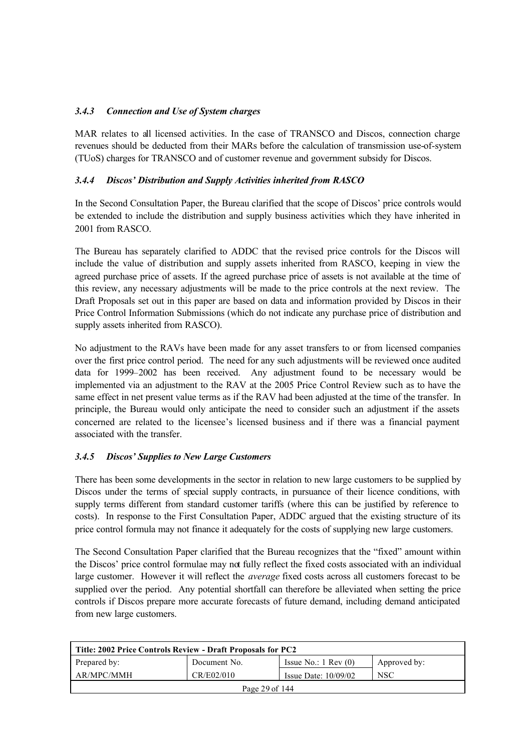### *3.4.3 Connection and Use of System charges*

MAR relates to all licensed activities. In the case of TRANSCO and Discos, connection charge revenues should be deducted from their MARs before the calculation of transmission use-of-system (TUoS) charges for TRANSCO and of customer revenue and government subsidy for Discos.

### *3.4.4 Discos' Distribution and Supply Activities inherited from RASCO*

In the Second Consultation Paper, the Bureau clarified that the scope of Discos' price controls would be extended to include the distribution and supply business activities which they have inherited in 2001 from RASCO.

The Bureau has separately clarified to ADDC that the revised price controls for the Discos will include the value of distribution and supply assets inherited from RASCO, keeping in view the agreed purchase price of assets. If the agreed purchase price of assets is not available at the time of this review, any necessary adjustments will be made to the price controls at the next review. The Draft Proposals set out in this paper are based on data and information provided by Discos in their Price Control Information Submissions (which do not indicate any purchase price of distribution and supply assets inherited from RASCO).

No adjustment to the RAVs have been made for any asset transfers to or from licensed companies over the first price control period. The need for any such adjustments will be reviewed once audited data for 1999–2002 has been received. Any adjustment found to be necessary would be implemented via an adjustment to the RAV at the 2005 Price Control Review such as to have the same effect in net present value terms as if the RAV had been adjusted at the time of the transfer. In principle, the Bureau would only anticipate the need to consider such an adjustment if the assets concerned are related to the licensee's licensed business and if there was a financial payment associated with the transfer.

### *3.4.5 Discos' Supplies to New Large Customers*

There has been some developments in the sector in relation to new large customers to be supplied by Discos under the terms of special supply contracts, in pursuance of their licence conditions, with supply terms different from standard customer tariffs (where this can be justified by reference to costs). In response to the First Consultation Paper, ADDC argued that the existing structure of its price control formula may not finance it adequately for the costs of supplying new large customers.

The Second Consultation Paper clarified that the Bureau recognizes that the "fixed" amount within the Discos' price control formulae may not fully reflect the fixed costs associated with an individual large customer. However it will reflect the *average* fixed costs across all customers forecast to be supplied over the period. Any potential shortfall can therefore be alleviated when setting the price controls if Discos prepare more accurate forecasts of future demand, including demand anticipated from new large customers.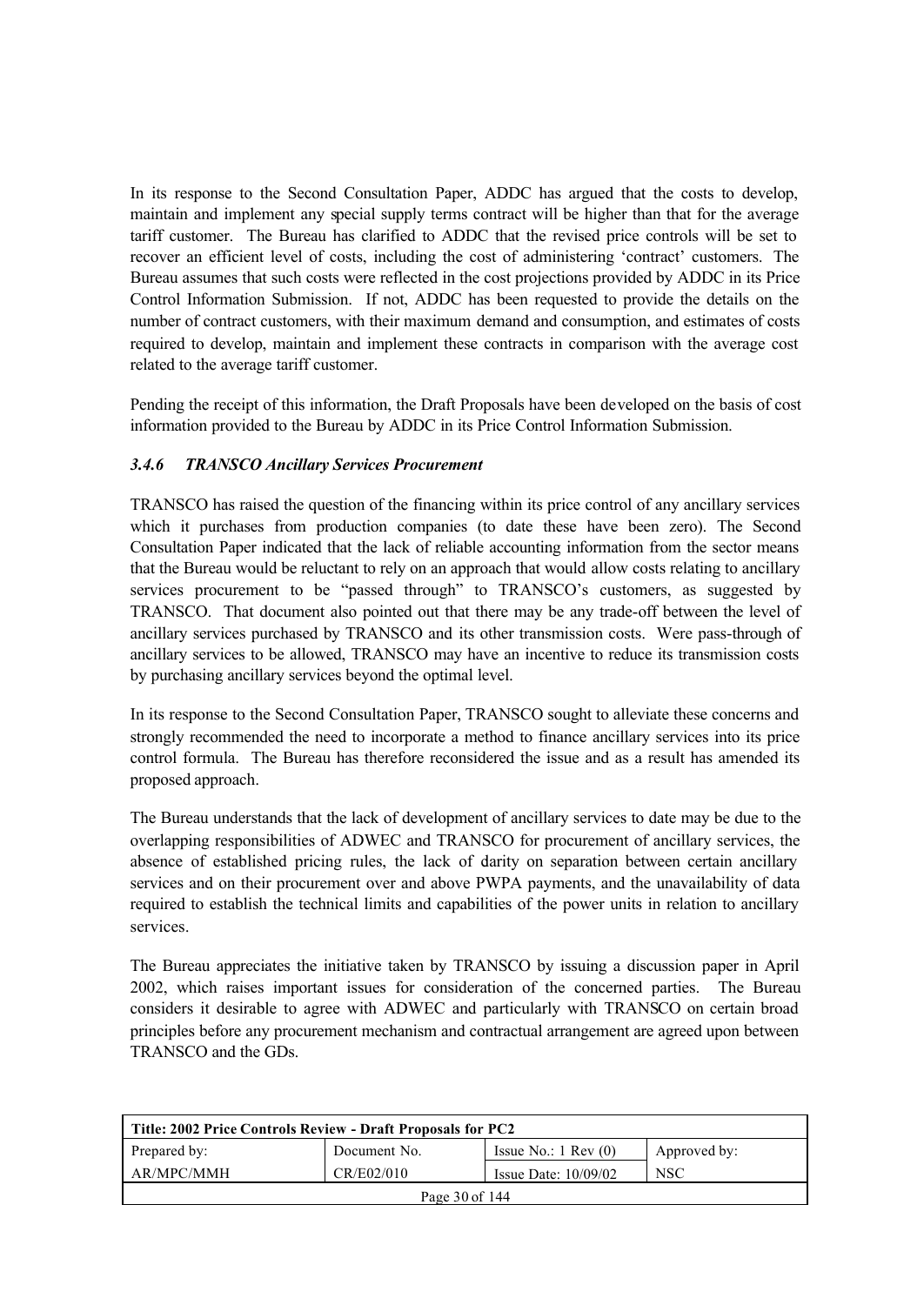In its response to the Second Consultation Paper, ADDC has argued that the costs to develop, maintain and implement any special supply terms contract will be higher than that for the average tariff customer. The Bureau has clarified to ADDC that the revised price controls will be set to recover an efficient level of costs, including the cost of administering 'contract' customers. The Bureau assumes that such costs were reflected in the cost projections provided by ADDC in its Price Control Information Submission. If not, ADDC has been requested to provide the details on the number of contract customers, with their maximum demand and consumption, and estimates of costs required to develop, maintain and implement these contracts in comparison with the average cost related to the average tariff customer.

Pending the receipt of this information, the Draft Proposals have been developed on the basis of cost information provided to the Bureau by ADDC in its Price Control Information Submission.

### *3.4.6 TRANSCO Ancillary Services Procurement*

TRANSCO has raised the question of the financing within its price control of any ancillary services which it purchases from production companies (to date these have been zero). The Second Consultation Paper indicated that the lack of reliable accounting information from the sector means that the Bureau would be reluctant to rely on an approach that would allow costs relating to ancillary services procurement to be "passed through" to TRANSCO's customers, as suggested by TRANSCO. That document also pointed out that there may be any trade-off between the level of ancillary services purchased by TRANSCO and its other transmission costs. Were pass-through of ancillary services to be allowed, TRANSCO may have an incentive to reduce its transmission costs by purchasing ancillary services beyond the optimal level.

In its response to the Second Consultation Paper, TRANSCO sought to alleviate these concerns and strongly recommended the need to incorporate a method to finance ancillary services into its price control formula. The Bureau has therefore reconsidered the issue and as a result has amended its proposed approach.

The Bureau understands that the lack of development of ancillary services to date may be due to the overlapping responsibilities of ADWEC and TRANSCO for procurement of ancillary services, the absence of established pricing rules, the lack of darity on separation between certain ancillary services and on their procurement over and above PWPA payments, and the unavailability of data required to establish the technical limits and capabilities of the power units in relation to ancillary services.

The Bureau appreciates the initiative taken by TRANSCO by issuing a discussion paper in April 2002, which raises important issues for consideration of the concerned parties. The Bureau considers it desirable to agree with ADWEC and particularly with TRANSCO on certain broad principles before any procurement mechanism and contractual arrangement are agreed upon between TRANSCO and the GDs.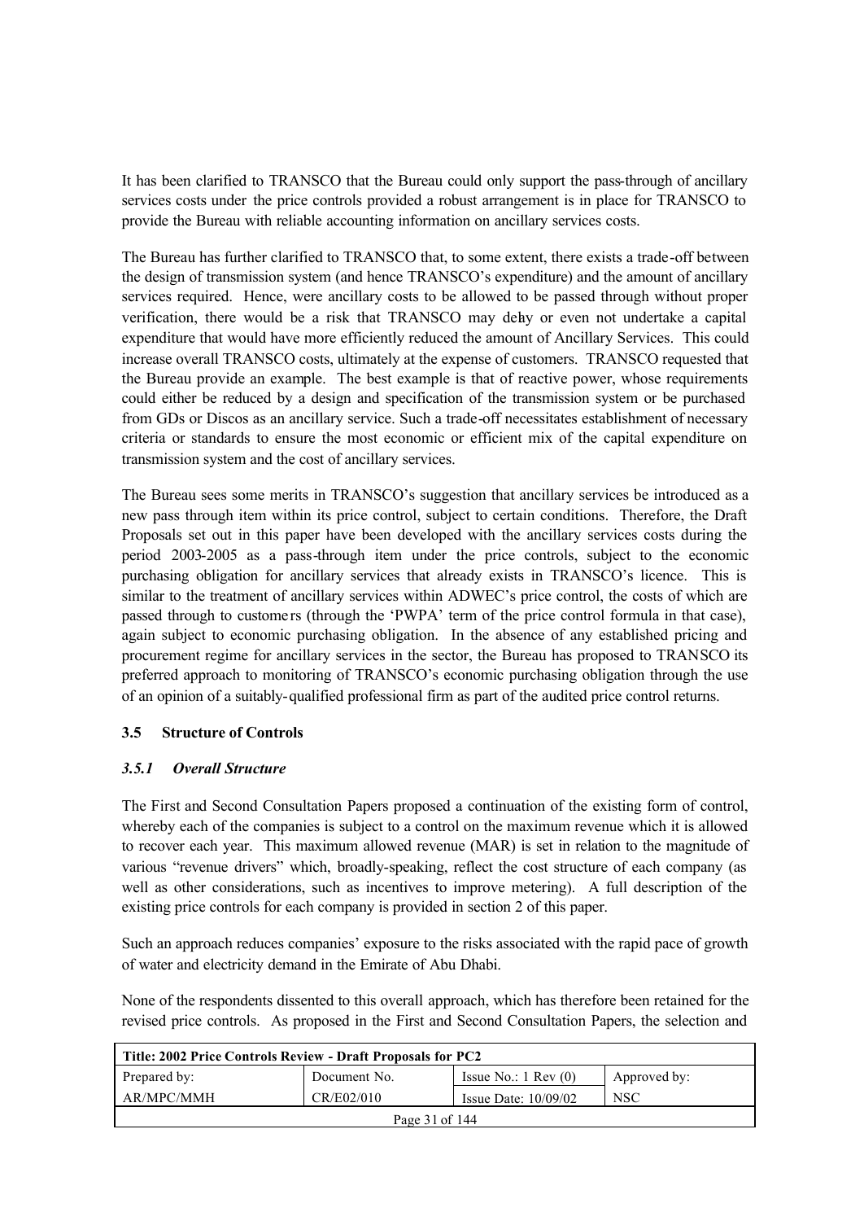It has been clarified to TRANSCO that the Bureau could only support the pass-through of ancillary services costs under the price controls provided a robust arrangement is in place for TRANSCO to provide the Bureau with reliable accounting information on ancillary services costs.

The Bureau has further clarified to TRANSCO that, to some extent, there exists a trade-off between the design of transmission system (and hence TRANSCO's expenditure) and the amount of ancillary services required. Hence, were ancillary costs to be allowed to be passed through without proper verification, there would be a risk that TRANSCO may delay or even not undertake a capital expenditure that would have more efficiently reduced the amount of Ancillary Services. This could increase overall TRANSCO costs, ultimately at the expense of customers. TRANSCO requested that the Bureau provide an example. The best example is that of reactive power, whose requirements could either be reduced by a design and specification of the transmission system or be purchased from GDs or Discos as an ancillary service. Such a trade-off necessitates establishment of necessary criteria or standards to ensure the most economic or efficient mix of the capital expenditure on transmission system and the cost of ancillary services.

The Bureau sees some merits in TRANSCO's suggestion that ancillary services be introduced as a new pass through item within its price control, subject to certain conditions. Therefore, the Draft Proposals set out in this paper have been developed with the ancillary services costs during the period 2003-2005 as a pass-through item under the price controls, subject to the economic purchasing obligation for ancillary services that already exists in TRANSCO's licence. This is similar to the treatment of ancillary services within ADWEC's price control, the costs of which are passed through to customers (through the 'PWPA' term of the price control formula in that case), again subject to economic purchasing obligation. In the absence of any established pricing and procurement regime for ancillary services in the sector, the Bureau has proposed to TRANSCO its preferred approach to monitoring of TRANSCO's economic purchasing obligation through the use of an opinion of a suitably-qualified professional firm as part of the audited price control returns.

### 3.5 Structure of Controls

#### *3.5.1 Overall Structure*

The First and Second Consultation Papers proposed a continuation of the existing form of control, whereby each of the companies is subject to a control on the maximum revenue which it is allowed to recover each year. This maximum allowed revenue (MAR) is set in relation to the magnitude of various "revenue drivers" which, broadly-speaking, reflect the cost structure of each company (as well as other considerations, such as incentives to improve metering). A full description of the existing price controls for each company is provided in section 2 of this paper.

Such an approach reduces companies' exposure to the risks associated with the rapid pace of growth of water and electricity demand in the Emirate of Abu Dhabi.

None of the respondents dissented to this overall approach, which has therefore been retained for the revised price controls. As proposed in the First and Second Consultation Papers, the selection and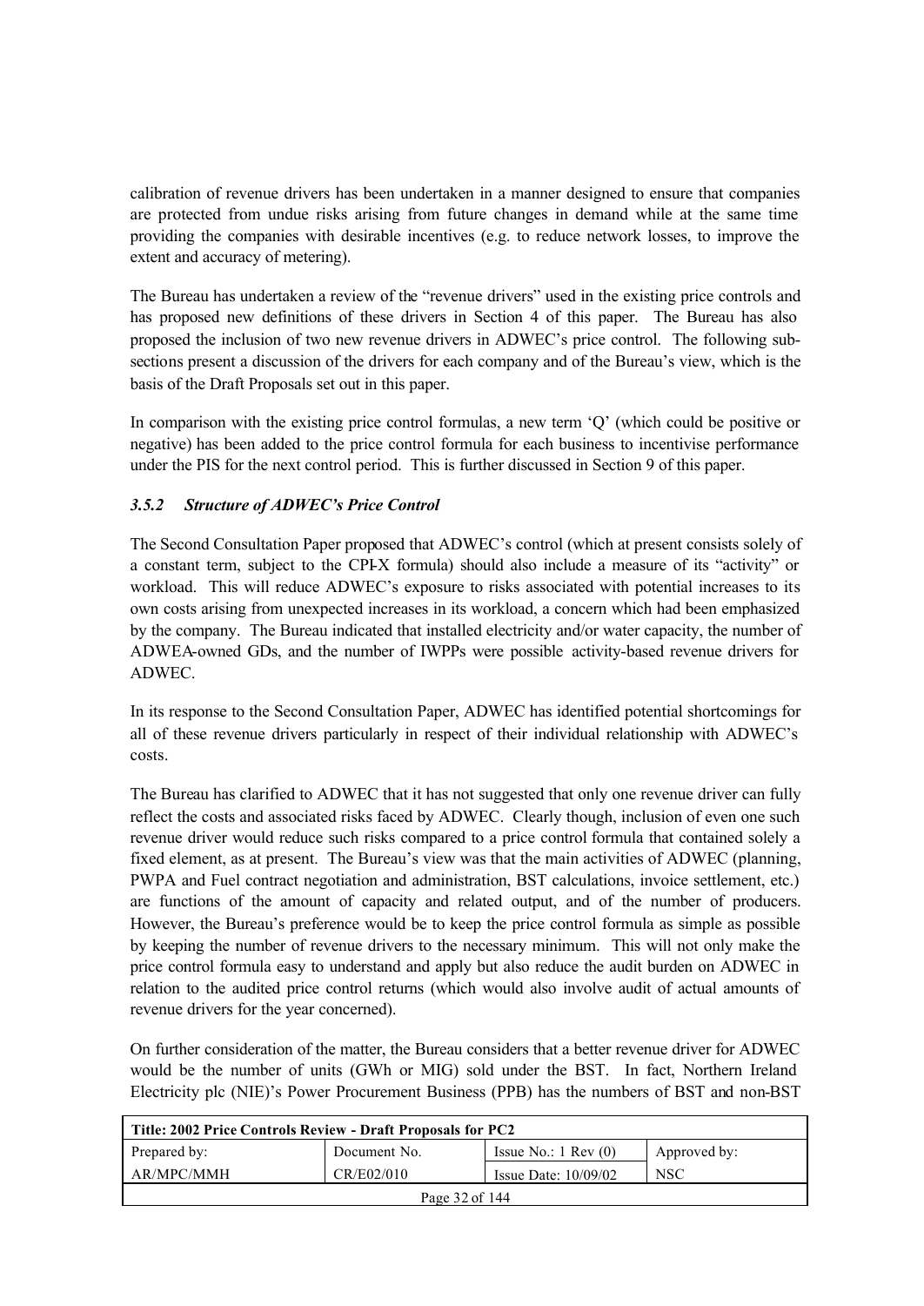calibration of revenue drivers has been undertaken in a manner designed to ensure that companies are protected from undue risks arising from future changes in demand while at the same time providing the companies with desirable incentives (e.g. to reduce network losses, to improve the extent and accuracy of metering).

The Bureau has undertaken a review of the "revenue drivers" used in the existing price controls and has proposed new definitions of these drivers in Section 4 of this paper. The Bureau has also proposed the inclusion of two new revenue drivers in ADWEC's price control. The following sub-sections present a discussion of the drivers for each company and of the Bureau's view, which is the basis of the Draft Proposals set out in this paper.

In comparison with the existing price control formulas, a new term 'Q' (which could be positive or negative) has been added to the price control formula for each business to incentivise performance under the PIS for the next control period. This is further discussed in Section 9 of this paper.

### *3.5.2 Structure of ADWEC's Price Control*

The Second Consultation Paper proposed that ADWEC's control (which at present consists solely of a constant term, subject to the CPI-X formula) should also include a measure of its "activity" or workload. This will reduce ADWEC's exposure to risks associated with potential increases to its own costs arising from unexpected increases in its workload, a concern which had been emphasized by the company. The Bureau indicated that installed electricity and/or water capacity, the number of ADWEA-owned GDs, and the number of IWPPs were possible activity-based revenue drivers for ADWEC.

In its response to the Second Consultation Paper, ADWEC has identified potential shortcomings for all of these revenue drivers particularly in respect of their individual relationship with ADWEC's costs.

The Bureau has clarified to ADWEC that it has not suggested that only one revenue driver can fully reflect the costs and associated risks faced by ADWEC. Clearly though, inclusion of even one such revenue driver would reduce such risks compared to a price control formula that contained solely a fixed element, as at present. The Bureau's view was that the main activities of ADWEC (planning, PWPA and Fuel contract negotiation and administration, BST calculations, invoice settlement, etc.) are functions of the amount of capacity and related output, and of the number of producers. However, the Bureau's preference would be to keep the price control formula as simple as possible by keeping the number of revenue drivers to the necessary minimum. This will not only make the price control formula easy to understand and apply but also reduce the audit burden on ADWEC in relation to the audited price control returns (which would also involve audit of actual amounts of revenue drivers for the year concerned).

On further consideration of the matter, the Bureau considers that a better revenue driver for ADWEC would be the number of units (GWh or MIG) sold under the BST. In fact, Northern Ireland Electricity plc (NIE)'s Power Procurement Business (PPB) has the numbers of BST and non-BST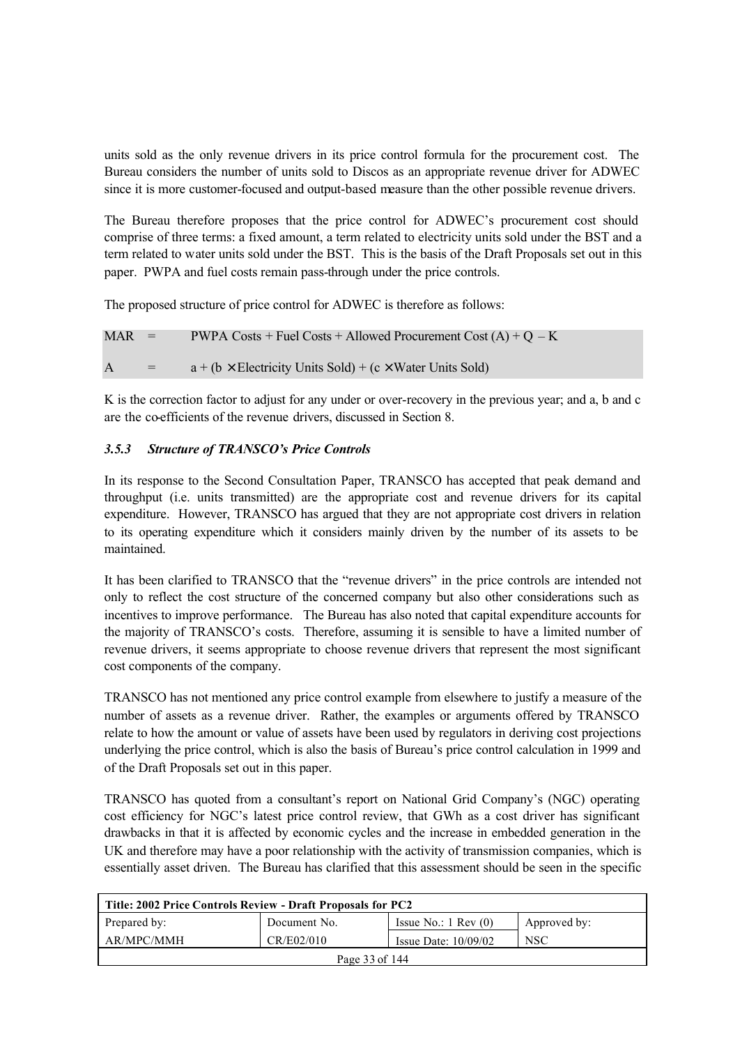units sold as the only revenue drivers in its price control formula for the procurement cost. The Bureau considers the number of units sold to Discos as an appropriate revenue driver for ADWEC since it is more customer-focused and output-based measure than the other possible revenue drivers.

The Bureau therefore proposes that the price control for ADWEC's procurement cost should comprise of three terms: a fixed amount, a term related to electricity units sold under the BST and a term related to water units sold under the BST. This is the basis of the Draft Proposals set out in this paper. PWPA and fuel costs remain pass-through under the price controls.

The proposed structure of price control for ADWEC is therefore as follows:

$$\text{MAR} = \text{PWPA Costs} + \text{Fuel Costs} + \text{Allowed Procurement Cost (A)} + Q - K$$

$$A = a + (b \times \text{Electricity Units Sold}) + (c \times \text{Water Units Sold})$$

K is the correction factor to adjust for any under or over-recovery in the previous year; and a, b and c are the co-efficients of the revenue drivers, discussed in Section 8.

### *3.5.3 Structure of TRANSCO's Price Controls*

In its response to the Second Consultation Paper, TRANSCO has accepted that peak demand and throughput (i.e. units transmitted) are the appropriate cost and revenue drivers for its capital expenditure. However, TRANSCO has argued that they are not appropriate cost drivers in relation to its operating expenditure which it considers mainly driven by the number of its assets to be maintained.

It has been clarified to TRANSCO that the "revenue drivers" in the price controls are intended not only to reflect the cost structure of the concerned company but also other considerations such as incentives to improve performance. The Bureau has also noted that capital expenditure accounts for the majority of TRANSCO's costs. Therefore, assuming it is sensible to have a limited number of revenue drivers, it seems appropriate to choose revenue drivers that represent the most significant cost components of the company.

TRANSCO has not mentioned any price control example from elsewhere to justify a measure of the number of assets as a revenue driver. Rather, the examples or arguments offered by TRANSCO relate to how the amount or value of assets have been used by regulators in deriving cost projections underlying the price control, which is also the basis of Bureau's price control calculation in 1999 and of the Draft Proposals set out in this paper.

TRANSCO has quoted from a consultant's report on National Grid Company's (NGC) operating cost efficiency for NGC's latest price control review, that GWh as a cost driver has significant drawbacks in that it is affected by economic cycles and the increase in embedded generation in the UK and therefore may have a poor relationship with the activity of transmission companies, which is essentially asset driven. The Bureau has clarified that this assessment should be seen in the specific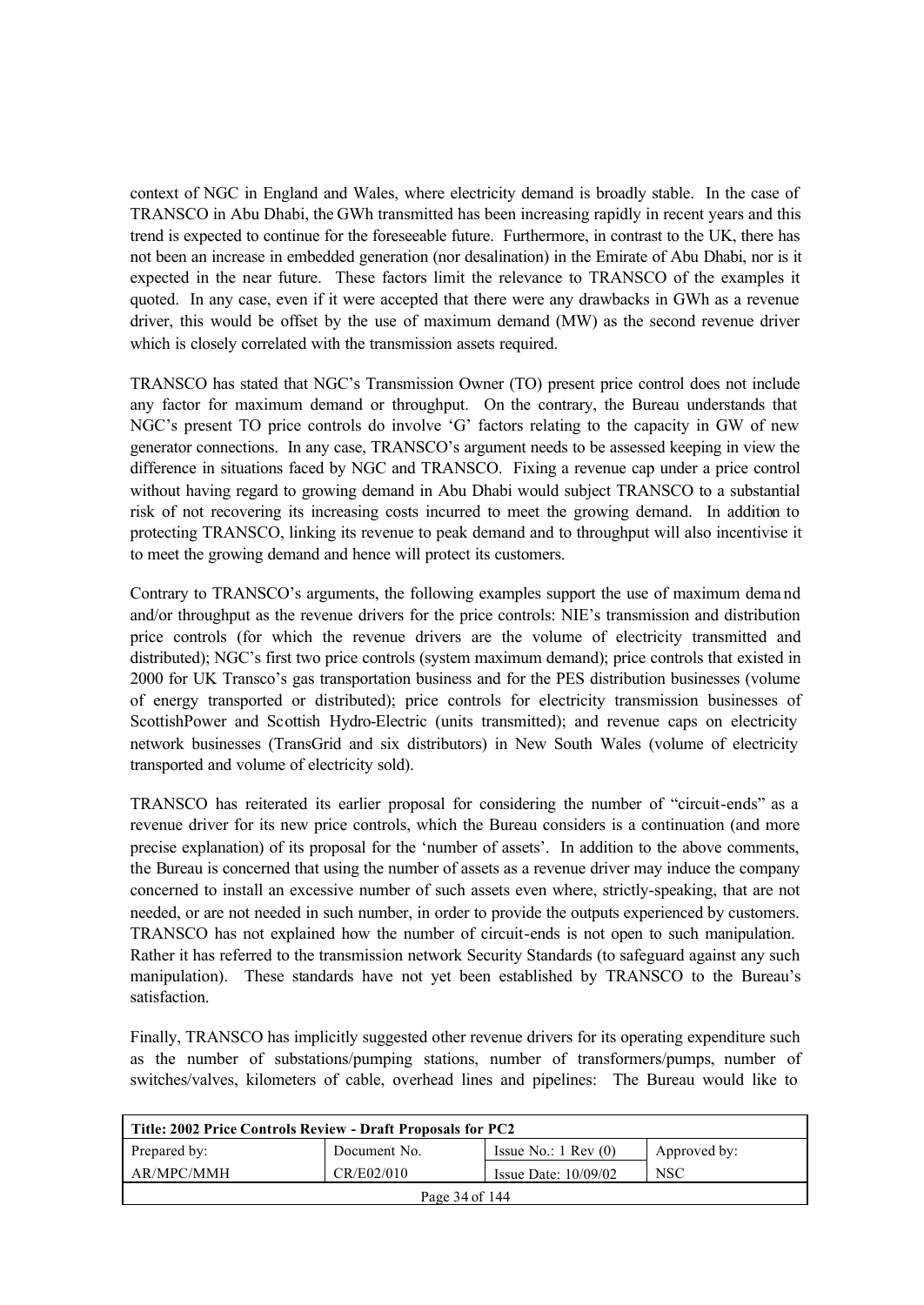context of NGC in England and Wales, where electricity demand is broadly stable. In the case of TRANSCO in Abu Dhabi, the GWh transmitted has been increasing rapidly in recent years and this trend is expected to continue for the foreseeable future. Furthermore, in contrast to the UK, there has not been an increase in embedded generation (nor desalination) in the Emirate of Abu Dhabi, nor is it expected in the near future. These factors limit the relevance to TRANSCO of the examples it quoted. In any case, even if it were accepted that there were any drawbacks in GWh as a revenue driver, this would be offset by the use of maximum demand (MW) as the second revenue driver which is closely correlated with the transmission assets required.

TRANSCO has stated that NGC's Transmission Owner (TO) present price control does not include any factor for maximum demand or throughput. On the contrary, the Bureau understands that NGC's present TO price controls do involve 'G' factors relating to the capacity in GW of new generator connections. In any case, TRANSCO's argument needs to be assessed keeping in view the difference in situations faced by NGC and TRANSCO. Fixing a revenue cap under a price control without having regard to growing demand in Abu Dhabi would subject TRANSCO to a substantial risk of not recovering its increasing costs incurred to meet the growing demand. In addition to protecting TRANSCO, linking its revenue to peak demand and to throughput will also incentivise it to meet the growing demand and hence will protect its customers.

Contrary to TRANSCO's arguments, the following examples support the use of maximum demand and/or throughput as the revenue drivers for the price controls: NIE's transmission and distribution price controls (for which the revenue drivers are the volume of electricity transmitted and distributed); NGC's first two price controls (system maximum demand); price controls that existed in 2000 for UK Transco's gas transportation business and for the PES distribution businesses (volume of energy transported or distributed); price controls for electricity transmission businesses of ScottishPower and Scottish Hydro-Electric (units transmitted); and revenue caps on electricity network businesses (TransGrid and six distributors) in New South Wales (volume of electricity transported and volume of electricity sold).

TRANSCO has reiterated its earlier proposal for considering the number of "circuit-ends" as a revenue driver for its new price controls, which the Bureau considers is a continuation (and more precise explanation) of its proposal for the 'number of assets'. In addition to the above comments, the Bureau is concerned that using the number of assets as a revenue driver may induce the company concerned to install an excessive number of such assets even where, strictly-speaking, that are not needed, or are not needed in such number, in order to provide the outputs experienced by customers. TRANSCO has not explained how the number of circuit-ends is not open to such manipulation. Rather it has referred to the transmission network Security Standards (to safeguard against any such manipulation). These standards have not yet been established by TRANSCO to the Bureau's satisfaction.

Finally, TRANSCO has implicitly suggested other revenue drivers for its operating expenditure such as the number of substations/pumping stations, number of transformers/pumps, number of switches/valves, kilometers of cable, overhead lines and pipelines: The Bureau would like to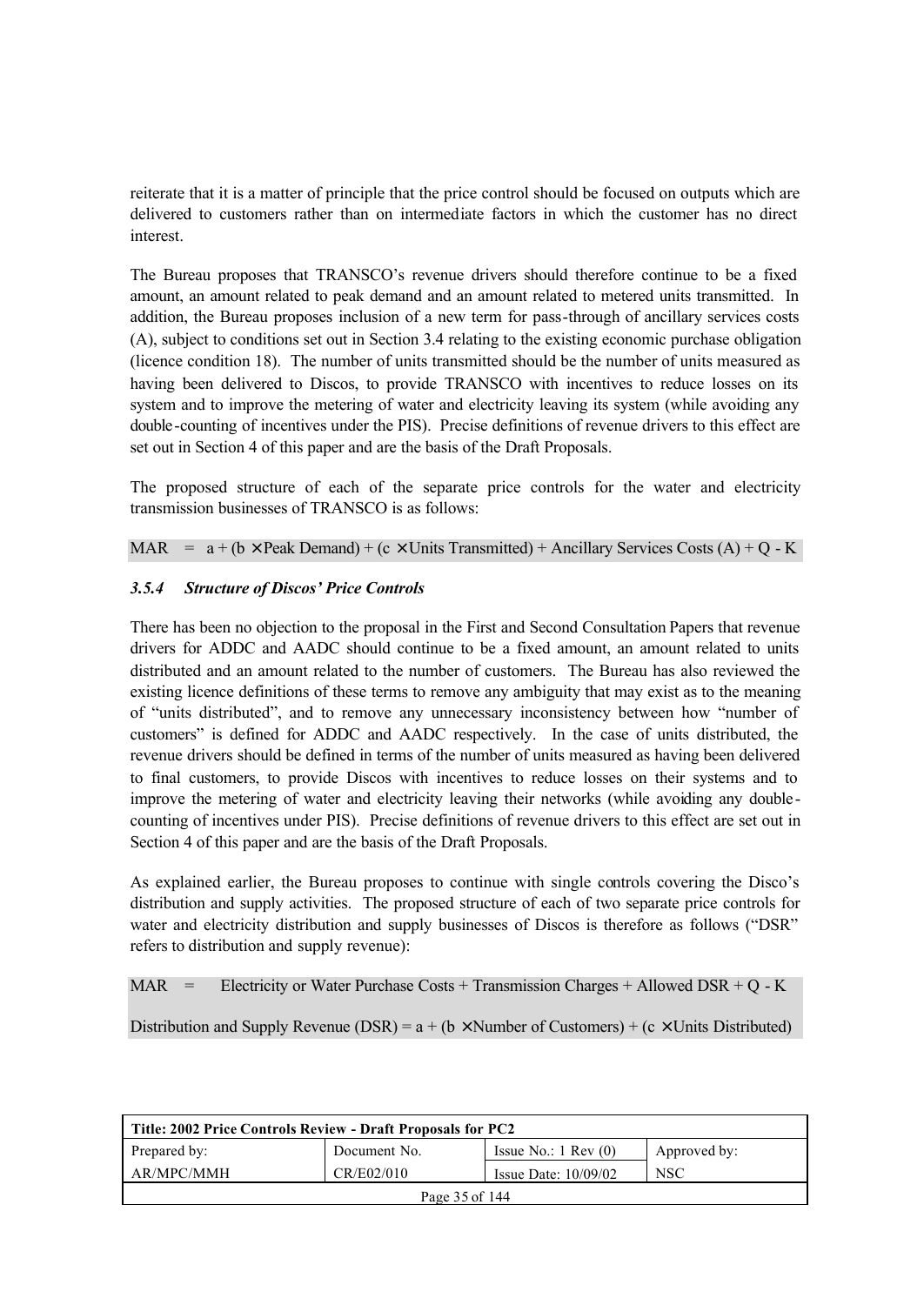reiterate that it is a matter of principle that the price control should be focused on outputs which are delivered to customers rather than on intermediate factors in which the customer has no direct interest.

The Bureau proposes that TRANSCO's revenue drivers should therefore continue to be a fixed amount, an amount related to peak demand and an amount related to metered units transmitted. In addition, the Bureau proposes inclusion of a new term for pass-through of ancillary services costs (A), subject to conditions set out in Section 3.4 relating to the existing economic purchase obligation (licence condition 18). The number of units transmitted should be the number of units measured as having been delivered to Discos, to provide TRANSCO with incentives to reduce losses on its system and to improve the metering of water and electricity leaving its system (while avoiding any double-counting of incentives under the PIS). Precise definitions of revenue drivers to this effect are set out in Section 4 of this paper and are the basis of the Draft Proposals.

The proposed structure of each of the separate price controls for the water and electricity transmission businesses of TRANSCO is as follows:

$$MAR = a + (b \times \text{Peak Demand}) + (c \times \text{Units Transmitted}) + \text{Ancillary Services Costs (A)} + Q - K$$

### *3.5.4 Structure of Discos' Price Controls*

There has been no objection to the proposal in the First and Second Consultation Papers that revenue drivers for ADDC and AADC should continue to be a fixed amount, an amount related to units distributed and an amount related to the number of customers. The Bureau has also reviewed the existing licence definitions of these terms to remove any ambiguity that may exist as to the meaning of "units distributed", and to remove any unnecessary inconsistency between how "number of customers" is defined for ADDC and AADC respectively. In the case of units distributed, the revenue drivers should be defined in terms of the number of units measured as having been delivered to final customers, to provide Discos with incentives to reduce losses on their systems and to improve the metering of water and electricity leaving their networks (while avoiding any double-counting of incentives under PIS). Precise definitions of revenue drivers to this effect are set out in Section 4 of this paper and are the basis of the Draft Proposals.

As explained earlier, the Bureau proposes to continue with single controls covering the Disco's distribution and supply activities. The proposed structure of each of two separate price controls for water and electricity distribution and supply businesses of Discos is therefore as follows ("DSR" refers to distribution and supply revenue):

$$MAR = \text{Electricity or Water Purchase Costs} + \text{Transmission Charges} + \text{Allowed DSR} + Q - K$$

$$\text{Distribution and Supply Revenue (DSR)} = a + (b \times \text{Number of Customers}) + (c \times \text{Units Distributed})$$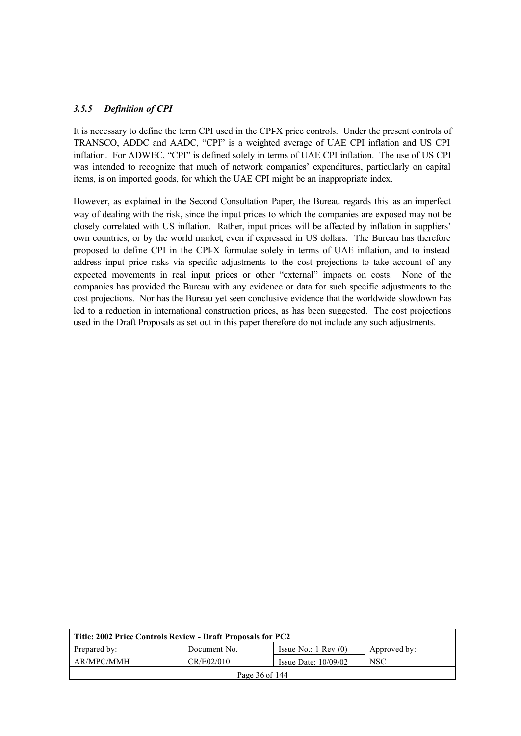### *3.5.5 Definition of CPI*

It is necessary to define the term CPI used in the CPI-X price controls. Under the present controls of TRANSCO, ADDC and AADC, "CPI" is a weighted average of UAE CPI inflation and US CPI inflation. For ADWEC, "CPI" is defined solely in terms of UAE CPI inflation. The use of US CPI was intended to recognize that much of network companies' expenditures, particularly on capital items, is on imported goods, for which the UAE CPI might be an inappropriate index.

However, as explained in the Second Consultation Paper, the Bureau regards this as an imperfect way of dealing with the risk, since the input prices to which the companies are exposed may not be closely correlated with US inflation. Rather, input prices will be affected by inflation in suppliers' own countries, or by the world market, even if expressed in US dollars. The Bureau has therefore proposed to define CPI in the CPI-X formulae solely in terms of UAE inflation, and to instead address input price risks via specific adjustments to the cost projections to take account of any expected movements in real input prices or other "external" impacts on costs. None of the companies has provided the Bureau with any evidence or data for such specific adjustments to the cost projections. Nor has the Bureau yet seen conclusive evidence that the worldwide slowdown has led to a reduction in international construction prices, as has been suggested. The cost projections used in the Draft Proposals as set out in this paper therefore do not include any such adjustments.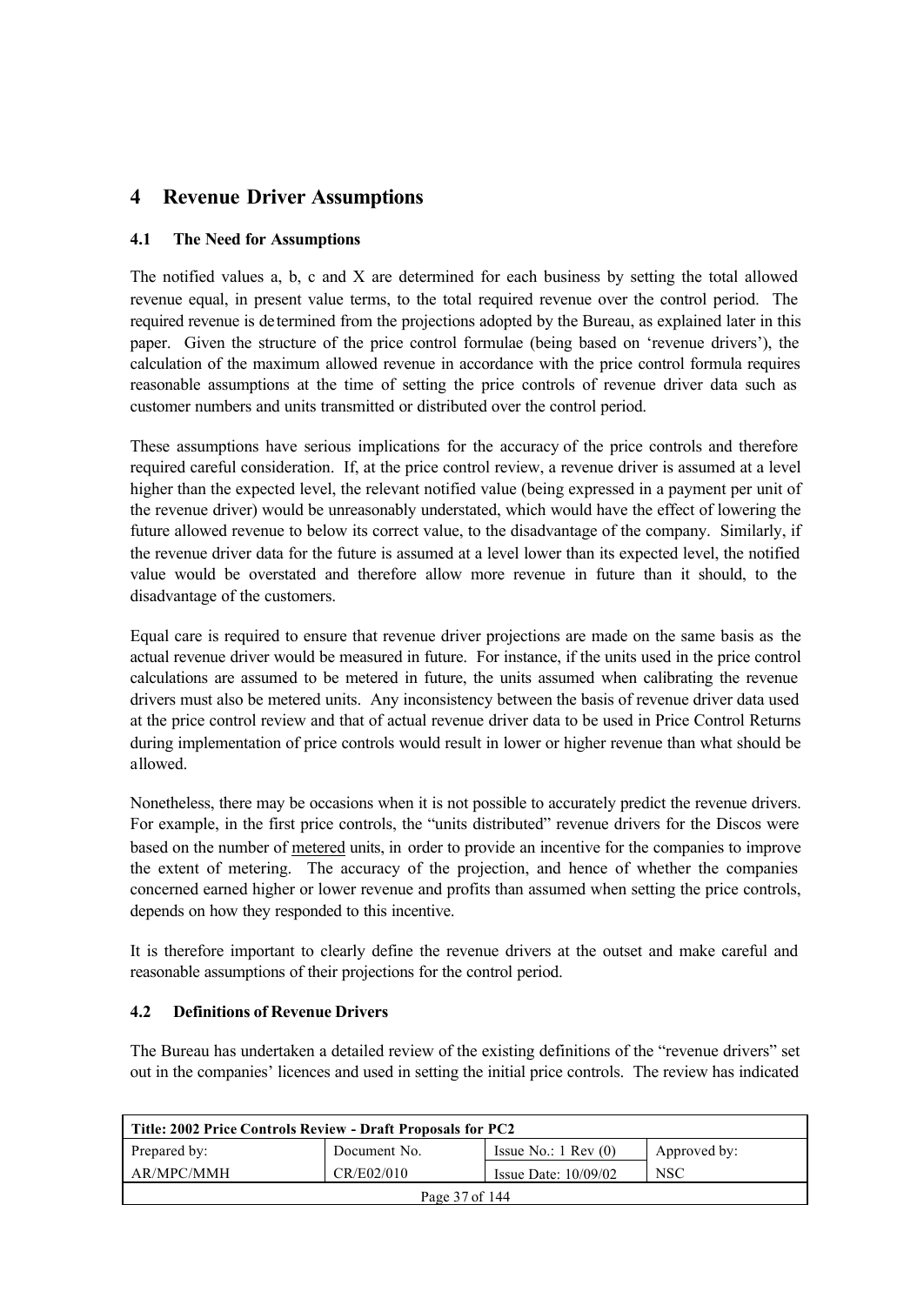# 4 Revenue Driver Assumptions

## 4.1 The Need for Assumptions

The notified values a, b, c and X are determined for each business by setting the total allowed revenue equal, in present value terms, to the total required revenue over the control period. The required revenue is determined from the projections adopted by the Bureau, as explained later in this paper. Given the structure of the price control formulae (being based on 'revenue drivers'), the calculation of the maximum allowed revenue in accordance with the price control formula requires reasonable assumptions at the time of setting the price controls of revenue driver data such as customer numbers and units transmitted or distributed over the control period.

These assumptions have serious implications for the accuracy of the price controls and therefore required careful consideration. If, at the price control review, a revenue driver is assumed at a level higher than the expected level, the relevant notified value (being expressed in a payment per unit of the revenue driver) would be unreasonably understated, which would have the effect of lowering the future allowed revenue to below its correct value, to the disadvantage of the company. Similarly, if the revenue driver data for the future is assumed at a level lower than its expected level, the notified value would be overstated and therefore allow more revenue in future than it should, to the disadvantage of the customers.

Equal care is required to ensure that revenue driver projections are made on the same basis as the actual revenue driver would be measured in future. For instance, if the units used in the price control calculations are assumed to be metered in future, the units assumed when calibrating the revenue drivers must also be metered units. Any inconsistency between the basis of revenue driver data used at the price control review and that of actual revenue driver data to be used in Price Control Returns during implementation of price controls would result in lower or higher revenue than what should be allowed.

Nonetheless, there may be occasions when it is not possible to accurately predict the revenue drivers. For example, in the first price controls, the "units distributed" revenue drivers for the Discos were based on the number of metered units, in order to provide an incentive for the companies to improve the extent of metering. The accuracy of the projection, and hence of whether the companies concerned earned higher or lower revenue and profits than assumed when setting the price controls, depends on how they responded to this incentive.

It is therefore important to clearly define the revenue drivers at the outset and make careful and reasonable assumptions of their projections for the control period.

## 4.2 Definitions of Revenue Drivers

The Bureau has undertaken a detailed review of the existing definitions of the "revenue drivers" set out in the companies' licences and used in setting the initial price controls. The review has indicated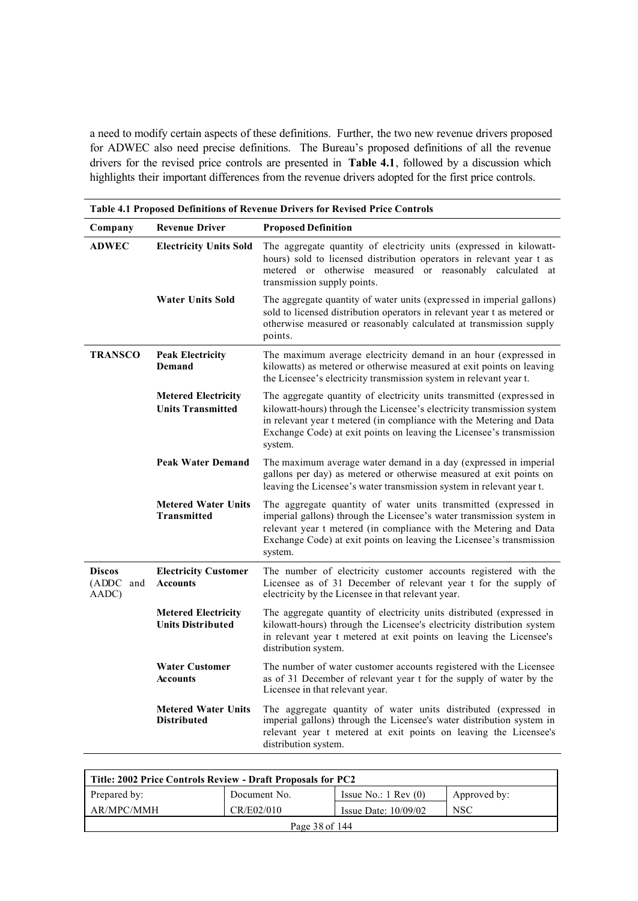a need to modify certain aspects of these definitions. Further, the two new revenue drivers proposed for ADWEC also need precise definitions. The Bureau's proposed definitions of all the revenue drivers for the revised price controls are presented in **Table 4.1**, followed by a discussion which highlights their important differences from the revenue drivers adopted for the first price controls.

**Table 4.1 Proposed Definitions of Revenue Drivers for Revised Price Controls**

| Company | Revenue Driver | Proposed Definition |
|---|---|---|
| **ADWEC** | **Electricity Units Sold** | The aggregate quantity of electricity units (expressed in kilowatt-hours) sold to licensed distribution operators in relevant year t as metered or otherwise measured or reasonably calculated at transmission supply points. |
| | **Water Units Sold** | The aggregate quantity of water units (expressed in imperial gallons) sold to licensed distribution operators in relevant year t as metered or otherwise measured or reasonably calculated at transmission supply points. |
| **TRANSCO** | **Peak Electricity Demand** | The maximum average electricity demand in an hour (expressed in kilowatts) as metered or otherwise measured at exit points on leaving the Licensee's electricity transmission system in relevant year t. |
| | **Metered Electricity Units Transmitted** | The aggregate quantity of electricity units transmitted (expressed in kilowatt-hours) through the Licensee's electricity transmission system in relevant year t metered (in compliance with the Metering and Data Exchange Code) at exit points on leaving the Licensee's transmission system. |
| | **Peak Water Demand** | The maximum average water demand in a day (expressed in imperial gallons per day) as metered or otherwise measured at exit points on leaving the Licensee's water transmission system in relevant year t. |
| | **Metered Water Units Transmitted** | The aggregate quantity of water units transmitted (expressed in imperial gallons) through the Licensee's water transmission system in relevant year t metered (in compliance with the Metering and Data Exchange Code) at exit points on leaving the Licensee's transmission system. |
| **Discos** (ADDC and AADC) | **Electricity Customer Accounts** | The number of electricity customer accounts registered with the Licensee as of 31 December of relevant year t for the supply of electricity by the Licensee in that relevant year. |
| | **Metered Electricity Units Distributed** | The aggregate quantity of electricity units distributed (expressed in kilowatt-hours) through the Licensee's electricity distribution system in relevant year t metered at exit points on leaving the Licensee's distribution system. |
| | **Water Customer Accounts** | The number of water customer accounts registered with the Licensee as of 31 December of relevant year t for the supply of water by the Licensee in that relevant year. |
| | **Metered Water Units Distributed** | The aggregate quantity of water units distributed (expressed in imperial gallons) through the Licensee's water distribution system in relevant year t metered at exit points on leaving the Licensee's distribution system. |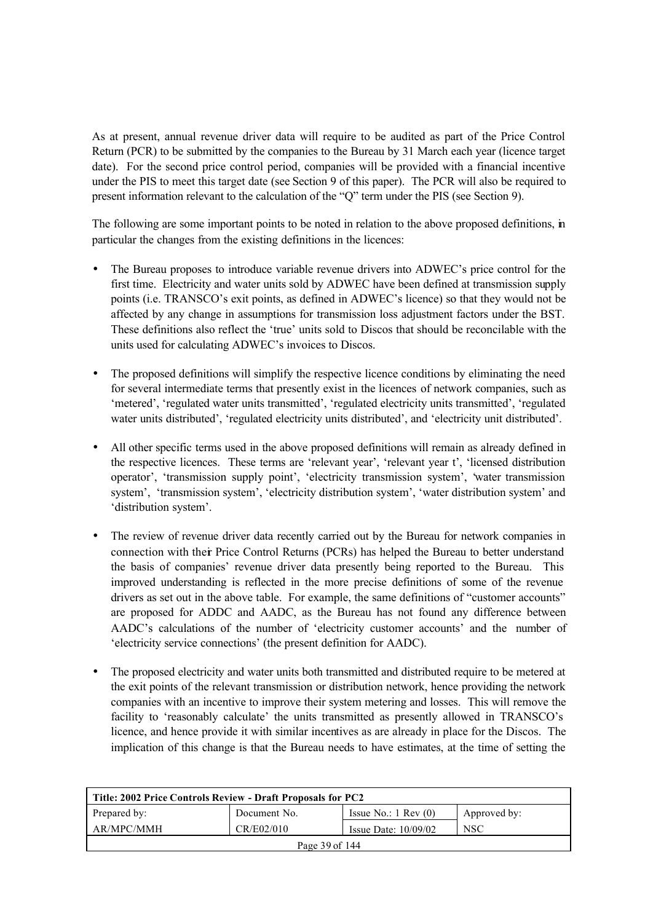As at present, annual revenue driver data will require to be audited as part of the Price Control Return (PCR) to be submitted by the companies to the Bureau by 31 March each year (licence target date). For the second price control period, companies will be provided with a financial incentive under the PIS to meet this target date (see Section 9 of this paper). The PCR will also be required to present information relevant to the calculation of the "Q" term under the PIS (see Section 9).

The following are some important points to be noted in relation to the above proposed definitions, in particular the changes from the existing definitions in the licences:

- The Bureau proposes to introduce variable revenue drivers into ADWEC's price control for the first time. Electricity and water units sold by ADWEC have been defined at transmission supply points (i.e. TRANSCO's exit points, as defined in ADWEC's licence) so that they would not be affected by any change in assumptions for transmission loss adjustment factors under the BST. These definitions also reflect the 'true' units sold to Discos that should be reconcilable with the units used for calculating ADWEC's invoices to Discos.

- The proposed definitions will simplify the respective licence conditions by eliminating the need for several intermediate terms that presently exist in the licences of network companies, such as 'metered', 'regulated water units transmitted', 'regulated electricity units transmitted', 'regulated water units distributed', 'regulated electricity units distributed', and 'electricity unit distributed'.

- All other specific terms used in the above proposed definitions will remain as already defined in the respective licences. These terms are 'relevant year', 'relevant year t', 'licensed distribution operator', 'transmission supply point', 'electricity transmission system', 'water transmission system', 'transmission system', 'electricity distribution system', 'water distribution system' and 'distribution system'.

- The review of revenue driver data recently carried out by the Bureau for network companies in connection with their Price Control Returns (PCRs) has helped the Bureau to better understand the basis of companies' revenue driver data presently being reported to the Bureau. This improved understanding is reflected in the more precise definitions of some of the revenue drivers as set out in the above table. For example, the same definitions of "customer accounts" are proposed for ADDC and AADC, as the Bureau has not found any difference between AADC's calculations of the number of 'electricity customer accounts' and the number of 'electricity service connections' (the present definition for AADC).

- The proposed electricity and water units both transmitted and distributed require to be metered at the exit points of the relevant transmission or distribution network, hence providing the network companies with an incentive to improve their system metering and losses. This will remove the facility to 'reasonably calculate' the units transmitted as presently allowed in TRANSCO's licence, and hence provide it with similar incentives as are already in place for the Discos. The implication of this change is that the Bureau needs to have estimates, at the time of setting the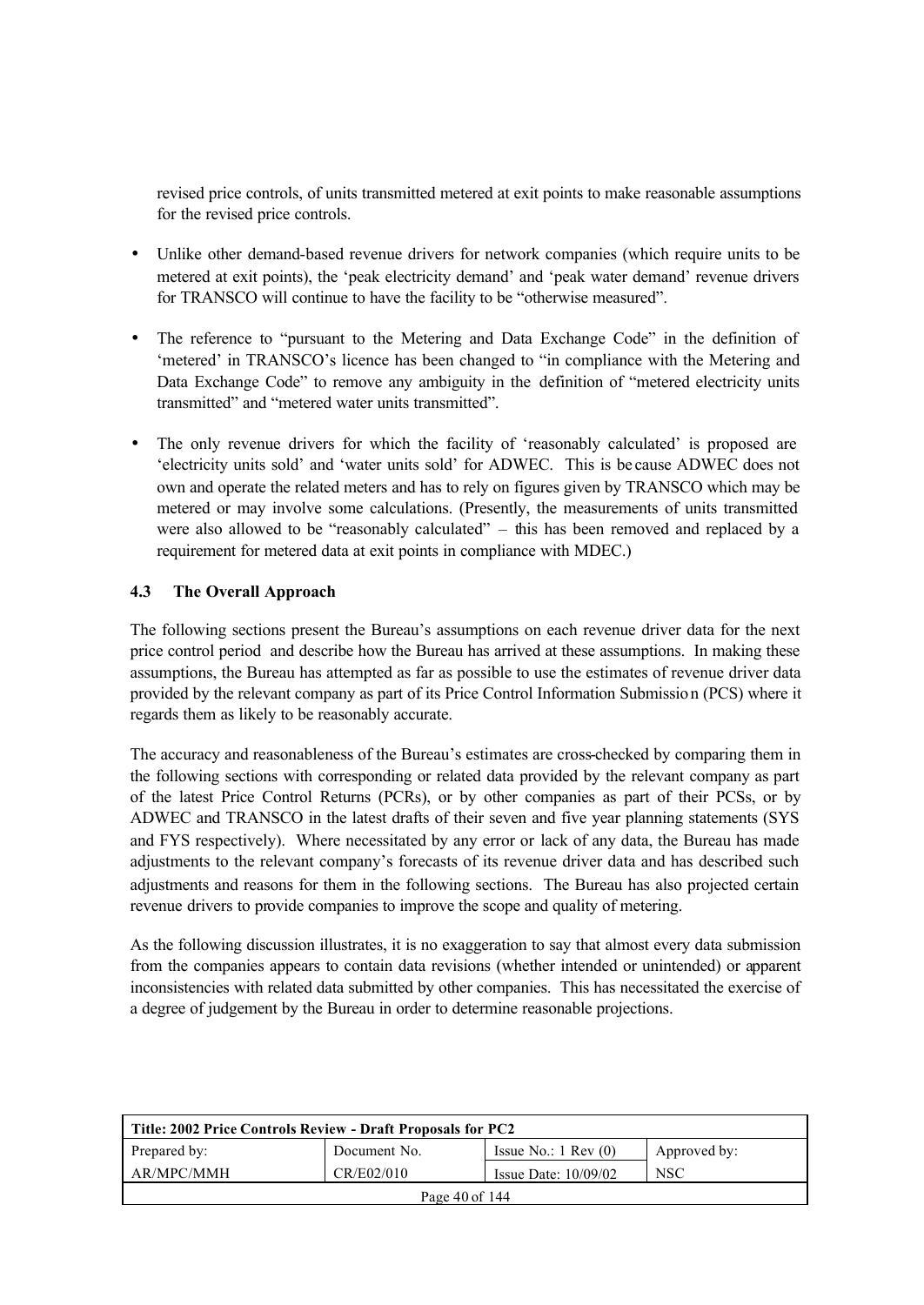revised price controls, of units transmitted metered at exit points to make reasonable assumptions for the revised price controls.

- Unlike other demand-based revenue drivers for network companies (which require units to be metered at exit points), the 'peak electricity demand' and 'peak water demand' revenue drivers for TRANSCO will continue to have the facility to be "otherwise measured".
- The reference to "pursuant to the Metering and Data Exchange Code" in the definition of 'metered' in TRANSCO's licence has been changed to "in compliance with the Metering and Data Exchange Code" to remove any ambiguity in the definition of "metered electricity units transmitted" and "metered water units transmitted".
- The only revenue drivers for which the facility of 'reasonably calculated' is proposed are 'electricity units sold' and 'water units sold' for ADWEC. This is because ADWEC does not own and operate the related meters and has to rely on figures given by TRANSCO which may be metered or may involve some calculations. (Presently, the measurements of units transmitted were also allowed to be "reasonably calculated" – this has been removed and replaced by a requirement for metered data at exit points in compliance with MDEC.)

### 4.3 The Overall Approach

The following sections present the Bureau's assumptions on each revenue driver data for the next price control period and describe how the Bureau has arrived at these assumptions. In making these assumptions, the Bureau has attempted as far as possible to use the estimates of revenue driver data provided by the relevant company as part of its Price Control Information Submission (PCS) where it regards them as likely to be reasonably accurate.

The accuracy and reasonableness of the Bureau's estimates are cross-checked by comparing them in the following sections with corresponding or related data provided by the relevant company as part of the latest Price Control Returns (PCRs), or by other companies as part of their PCSs, or by ADWEC and TRANSCO in the latest drafts of their seven and five year planning statements (SYS and FYS respectively). Where necessitated by any error or lack of any data, the Bureau has made adjustments to the relevant company's forecasts of its revenue driver data and has described such adjustments and reasons for them in the following sections. The Bureau has also projected certain revenue drivers to provide companies to improve the scope and quality of metering.

As the following discussion illustrates, it is no exaggeration to say that almost every data submission from the companies appears to contain data revisions (whether intended or unintended) or apparent inconsistencies with related data submitted by other companies. This has necessitated the exercise of a degree of judgement by the Bureau in order to determine reasonable projections.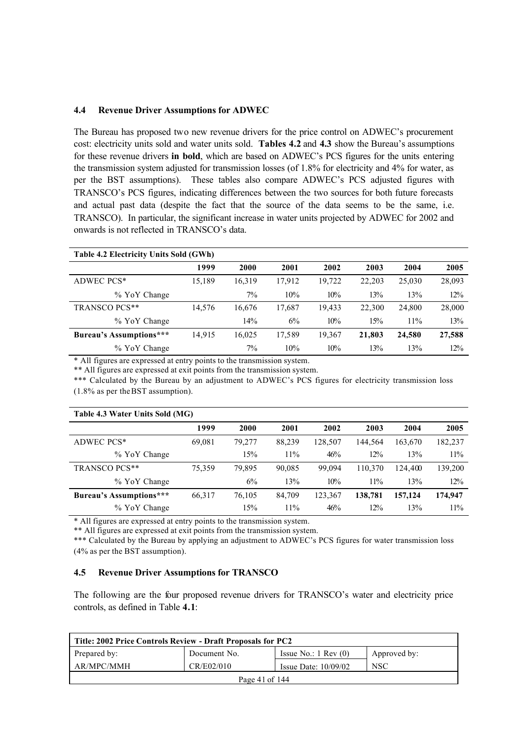### 4.4 Revenue Driver Assumptions for ADWEC

The Bureau has proposed two new revenue drivers for the price control on ADWEC's procurement cost: electricity units sold and water units sold. **Tables 4.2** and **4.3** show the Bureau's assumptions for these revenue drivers **in bold**, which are based on ADWEC's PCS figures for the units entering the transmission system adjusted for transmission losses (of 1.8% for electricity and 4% for water, as per the BST assumptions). These tables also compare ADWEC's PCS adjusted figures with TRANSCO's PCS figures, indicating differences between the two sources for both future forecasts and actual past data (despite the fact that the source of the data seems to be the same, i.e. TRANSCO). In particular, the significant increase in water units projected by ADWEC for 2002 and onwards is not reflected in TRANSCO's data.

**Table 4.2 Electricity Units Sold (GWh)**

| | 1999 | 2000 | 2001 | 2002 | 2003 | 2004 | 2005 |
|---|---|---|---|---|---|---|---|
| ADWEC PCS* | 15,189 | 16,319 | 17,912 | 19,722 | 22,203 | 25,030 | 28,093 |
| % YoY Change | | 7% | 10% | 10% | 13% | 13% | 12% |
| TRANSCO PCS** | 14,576 | 16,676 | 17,687 | 19,433 | 22,300 | 24,800 | 28,000 |
| % YoY Change | | 14% | 6% | 10% | 15% | 11% | 13% |
| **Bureau's Assumptions*** ** | 14,915 | 16,025 | 17,589 | 19,367 | **21,803** | **24,580** | **27,588** |
| % YoY Change | | 7% | 10% | 10% | 13% | 13% | 12% |

\* All figures are expressed at entry points to the transmission system.
** All figures are expressed at exit points from the transmission system.
*** Calculated by the Bureau by an adjustment to ADWEC's PCS figures for electricity transmission loss (1.8% as per the BST assumption).

**Table 4.3 Water Units Sold (MG)**

| | 1999 | 2000 | 2001 | 2002 | 2003 | 2004 | 2005 |
|---|---|---|---|---|---|---|---|
| ADWEC PCS* | 69,081 | 79,277 | 88,239 | 128,507 | 144,564 | 163,670 | 182,237 |
| % YoY Change | | 15% | 11% | 46% | 12% | 13% | 11% |
| TRANSCO PCS** | 75,359 | 79,895 | 90,085 | 99,094 | 110,370 | 124,400 | 139,200 |
| % YoY Change | | 6% | 13% | 10% | 11% | 13% | 12% |
| **Bureau's Assumptions*** ** | 66,317 | 76,105 | 84,709 | 123,367 | **138,781** | **157,124** | **174,947** |
| % YoY Change | | 15% | 11% | 46% | 12% | 13% | 11% |

\* All figures are expressed at entry points to the transmission system.
** All figures are expressed at exit points from the transmission system.
*** Calculated by the Bureau by applying an adjustment to ADWEC's PCS figures for water transmission loss (4% as per the BST assumption).

### 4.5 Revenue Driver Assumptions for TRANSCO

The following are the four proposed revenue drivers for TRANSCO's water and electricity price controls, as defined in Table **4.1**: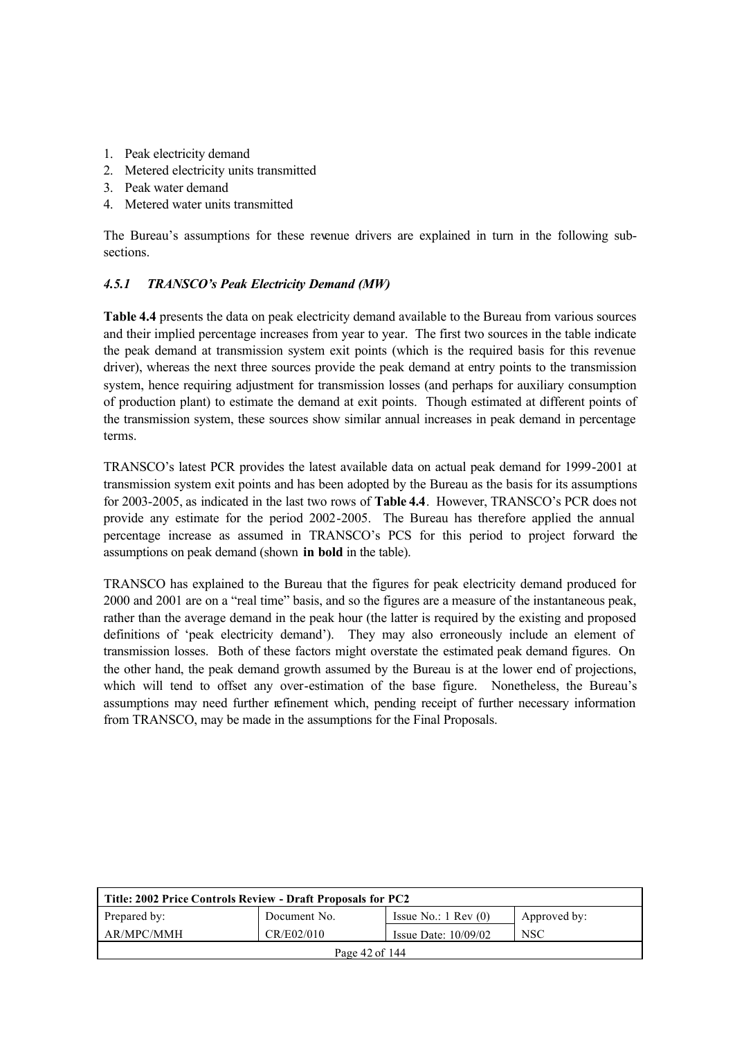1. Peak electricity demand
2. Metered electricity units transmitted
3. Peak water demand
4. Metered water units transmitted

The Bureau's assumptions for these revenue drivers are explained in turn in the following sub-sections.

### *4.5.1 TRANSCO's Peak Electricity Demand (MW)*

**Table 4.4** presents the data on peak electricity demand available to the Bureau from various sources and their implied percentage increases from year to year. The first two sources in the table indicate the peak demand at transmission system exit points (which is the required basis for this revenue driver), whereas the next three sources provide the peak demand at entry points to the transmission system, hence requiring adjustment for transmission losses (and perhaps for auxiliary consumption of production plant) to estimate the demand at exit points. Though estimated at different points of the transmission system, these sources show similar annual increases in peak demand in percentage terms.

TRANSCO's latest PCR provides the latest available data on actual peak demand for 1999-2001 at transmission system exit points and has been adopted by the Bureau as the basis for its assumptions for 2003-2005, as indicated in the last two rows of **Table 4.4**. However, TRANSCO's PCR does not provide any estimate for the period 2002-2005. The Bureau has therefore applied the annual percentage increase as assumed in TRANSCO's PCS for this period to project forward the assumptions on peak demand (shown **in bold** in the table).

TRANSCO has explained to the Bureau that the figures for peak electricity demand produced for 2000 and 2001 are on a "real time" basis, and so the figures are a measure of the instantaneous peak, rather than the average demand in the peak hour (the latter is required by the existing and proposed definitions of 'peak electricity demand'). They may also erroneously include an element of transmission losses. Both of these factors might overstate the estimated peak demand figures. On the other hand, the peak demand growth assumed by the Bureau is at the lower end of projections, which will tend to offset any over-estimation of the base figure. Nonetheless, the Bureau's assumptions may need further refinement which, pending receipt of further necessary information from TRANSCO, may be made in the assumptions for the Final Proposals.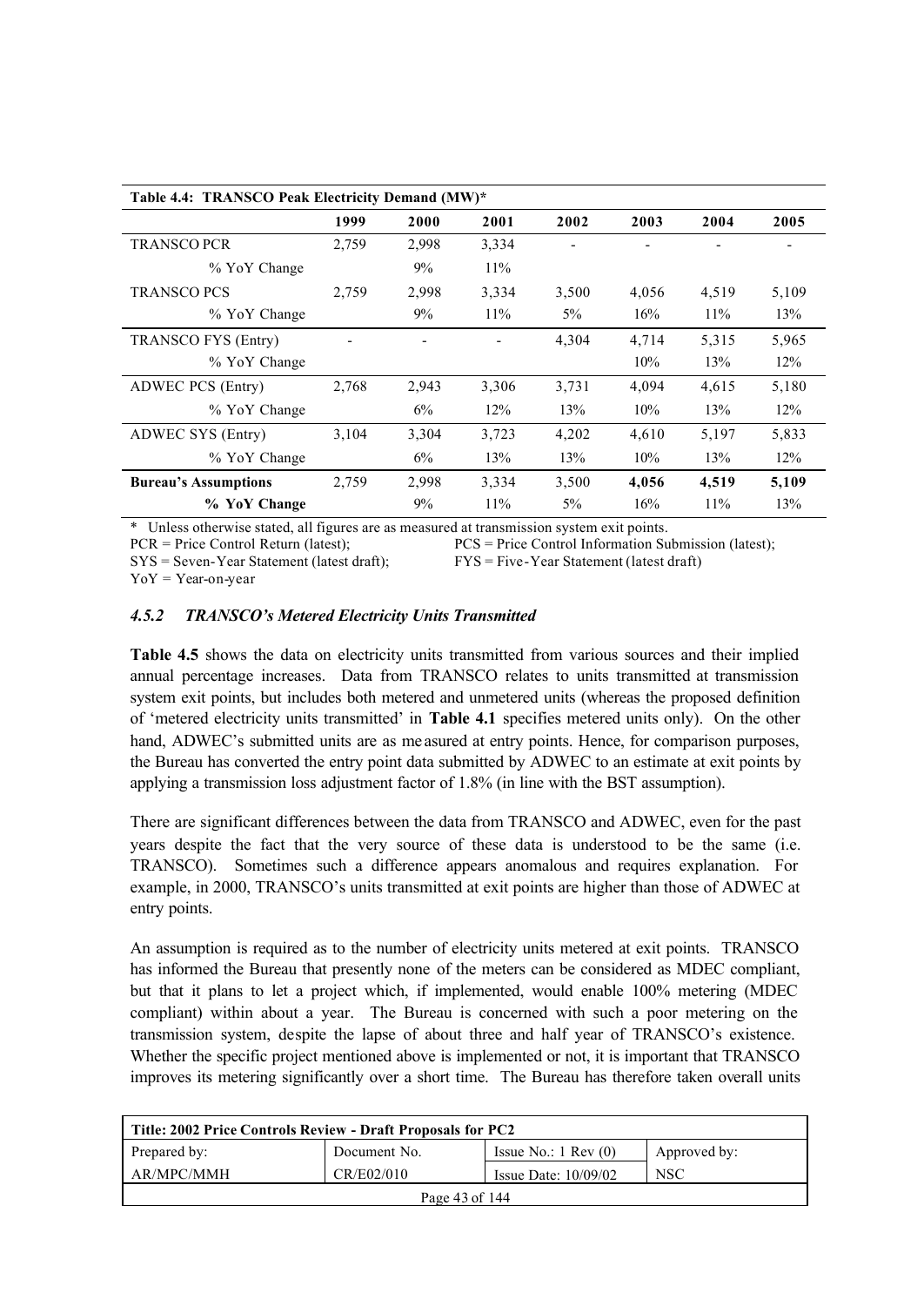**Table 4.4: TRANSCO Peak Electricity Demand (MW)***

| | 1999 | 2000 | 2001 | 2002 | 2003 | 2004 | 2005 |
|---|---|---|---|---|---|---|---|
| TRANSCO PCR | 2,759 | 2,998 | 3,334 | - | - | - | - |
| % YoY Change | | 9% | 11% | | | | |
| TRANSCO PCS | 2,759 | 2,998 | 3,334 | 3,500 | 4,056 | 4,519 | 5,109 |
| % YoY Change | | 9% | 11% | 5% | 16% | 11% | 13% |
| TRANSCO FYS (Entry) | - | - | - | 4,304 | 4,714 | 5,315 | 5,965 |
| % YoY Change | | | | | 10% | 13% | 12% |
| ADWEC PCS (Entry) | 2,768 | 2,943 | 3,306 | 3,731 | 4,094 | 4,615 | 5,180 |
| % YoY Change | | 6% | 12% | 13% | 10% | 13% | 12% |
| ADWEC SYS (Entry) | 3,104 | 3,304 | 3,723 | 4,202 | 4,610 | 5,197 | 5,833 |
| % YoY Change | | 6% | 13% | 13% | 10% | 13% | 12% |
| **Bureau's Assumptions** | 2,759 | 2,998 | 3,334 | 3,500 | **4,056** | **4,519** | **5,109** |
| **% YoY Change** | | 9% | 11% | 5% | 16% | 11% | 13% |

\* Unless otherwise stated, all figures are as measured at transmission system exit points.
PCR = Price Control Return (latest); PCS = Price Control Information Submission (latest);
SYS = Seven-Year Statement (latest draft); FYS = Five-Year Statement (latest draft)
YoY = Year-on-year

#### *4.5.2 TRANSCO's Metered Electricity Units Transmitted*

**Table 4.5** shows the data on electricity units transmitted from various sources and their implied annual percentage increases. Data from TRANSCO relates to units transmitted at transmission system exit points, but includes both metered and unmetered units (whereas the proposed definition of 'metered electricity units transmitted' in **Table 4.1** specifies metered units only). On the other hand, ADWEC's submitted units are as measured at entry points. Hence, for comparison purposes, the Bureau has converted the entry point data submitted by ADWEC to an estimate at exit points by applying a transmission loss adjustment factor of 1.8% (in line with the BST assumption).

There are significant differences between the data from TRANSCO and ADWEC, even for the past years despite the fact that the very source of these data is understood to be the same (i.e. TRANSCO). Sometimes such a difference appears anomalous and requires explanation. For example, in 2000, TRANSCO's units transmitted at exit points are higher than those of ADWEC at entry points.

An assumption is required as to the number of electricity units metered at exit points. TRANSCO has informed the Bureau that presently none of the meters can be considered as MDEC compliant, but that it plans to let a project which, if implemented, would enable 100% metering (MDEC compliant) within about a year. The Bureau is concerned with such a poor metering on the transmission system, despite the lapse of about three and half year of TRANSCO's existence. Whether the specific project mentioned above is implemented or not, it is important that TRANSCO improves its metering significantly over a short time. The Bureau has therefore taken overall units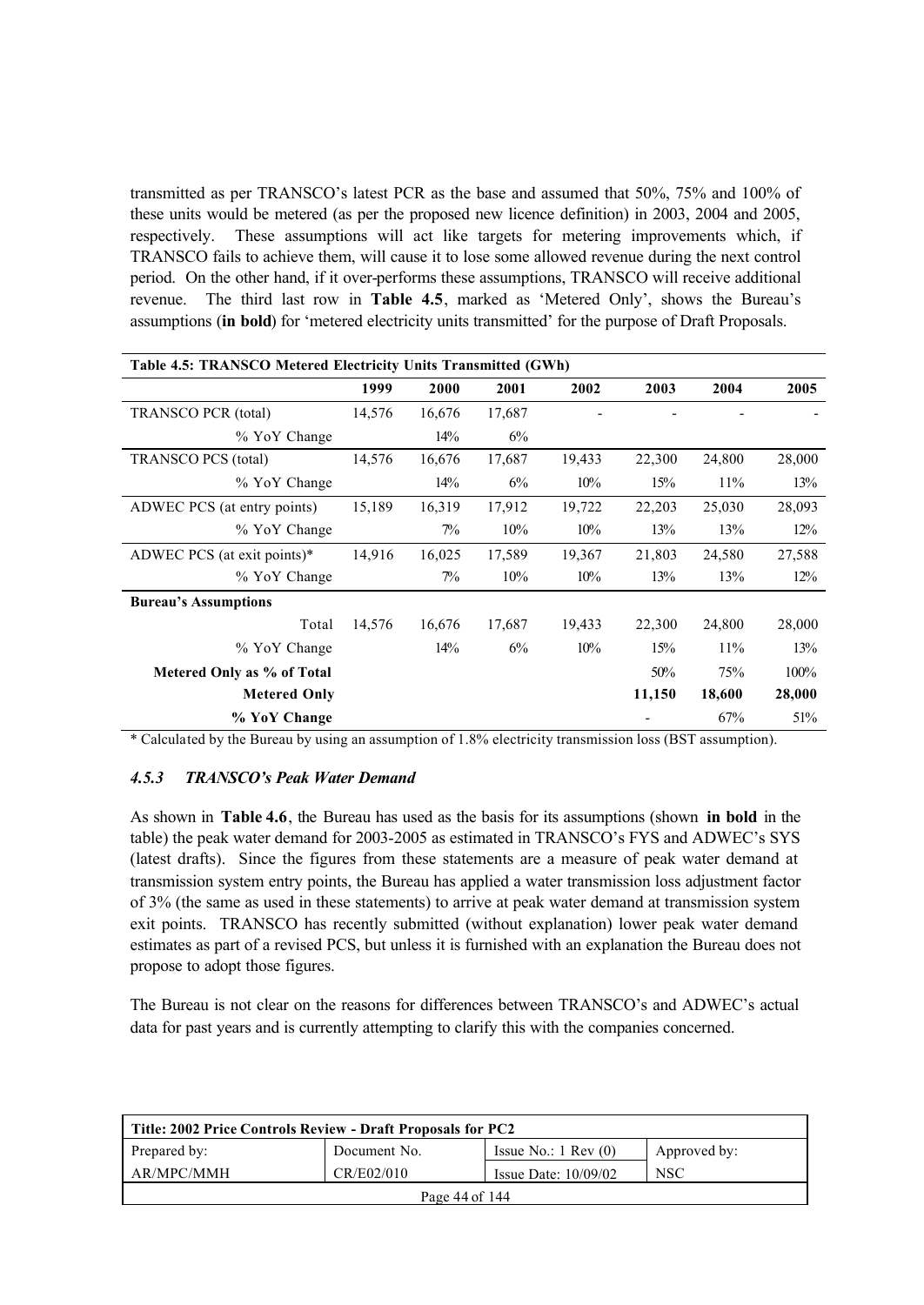transmitted as per TRANSCO's latest PCR as the base and assumed that 50%, 75% and 100% of these units would be metered (as per the proposed new licence definition) in 2003, 2004 and 2005, respectively. These assumptions will act like targets for metering improvements which, if TRANSCO fails to achieve them, will cause it to lose some allowed revenue during the next control period. On the other hand, if it over-performs these assumptions, TRANSCO will receive additional revenue. The third last row in **Table 4.5**, marked as 'Metered Only', shows the Bureau's assumptions (**in bold**) for 'metered electricity units transmitted' for the purpose of Draft Proposals.

| Table 4.5: TRANSCO Metered Electricity Units Transmitted (GWh) | | | | | | | |
|---|---|---|---|---|---|---|---|
| | 1999 | 2000 | 2001 | 2002 | 2003 | 2004 | 2005 |
| TRANSCO PCR (total) | 14,576 | 16,676 | 17,687 | - | - | - | - |
| % YoY Change | | 14% | 6% | | | | |
| TRANSCO PCS (total) | 14,576 | 16,676 | 17,687 | 19,433 | 22,300 | 24,800 | 28,000 |
| % YoY Change | | 14% | 6% | 10% | 15% | 11% | 13% |
| ADWEC PCS (at entry points) | 15,189 | 16,319 | 17,912 | 19,722 | 22,203 | 25,030 | 28,093 |
| % YoY Change | | 7% | 10% | 10% | 13% | 13% | 12% |
| ADWEC PCS (at exit points)* | 14,916 | 16,025 | 17,589 | 19,367 | 21,803 | 24,580 | 27,588 |
| % YoY Change | | 7% | 10% | 10% | 13% | 13% | 12% |
| **Bureau's Assumptions** | | | | | | | |
| Total | 14,576 | 16,676 | 17,687 | 19,433 | 22,300 | 24,800 | 28,000 |
| % YoY Change | | 14% | 6% | 10% | 15% | 11% | 13% |
| **Metered Only as % of Total** | | | | | 50% | 75% | 100% |
| **Metered Only** | | | | | **11,150** | **18,600** | **28,000** |
| **% YoY Change** | | | | | - | 67% | 51% |

\* Calculated by the Bureau by using an assumption of 1.8% electricity transmission loss (BST assumption).

### *4.5.3 TRANSCO's Peak Water Demand*

As shown in **Table 4.6**, the Bureau has used as the basis for its assumptions (shown **in bold** in the table) the peak water demand for 2003-2005 as estimated in TRANSCO's FYS and ADWEC's SYS (latest drafts). Since the figures from these statements are a measure of peak water demand at transmission system entry points, the Bureau has applied a water transmission loss adjustment factor of 3% (the same as used in these statements) to arrive at peak water demand at transmission system exit points. TRANSCO has recently submitted (without explanation) lower peak water demand estimates as part of a revised PCS, but unless it is furnished with an explanation the Bureau does not propose to adopt those figures.

The Bureau is not clear on the reasons for differences between TRANSCO's and ADWEC's actual data for past years and is currently attempting to clarify this with the companies concerned.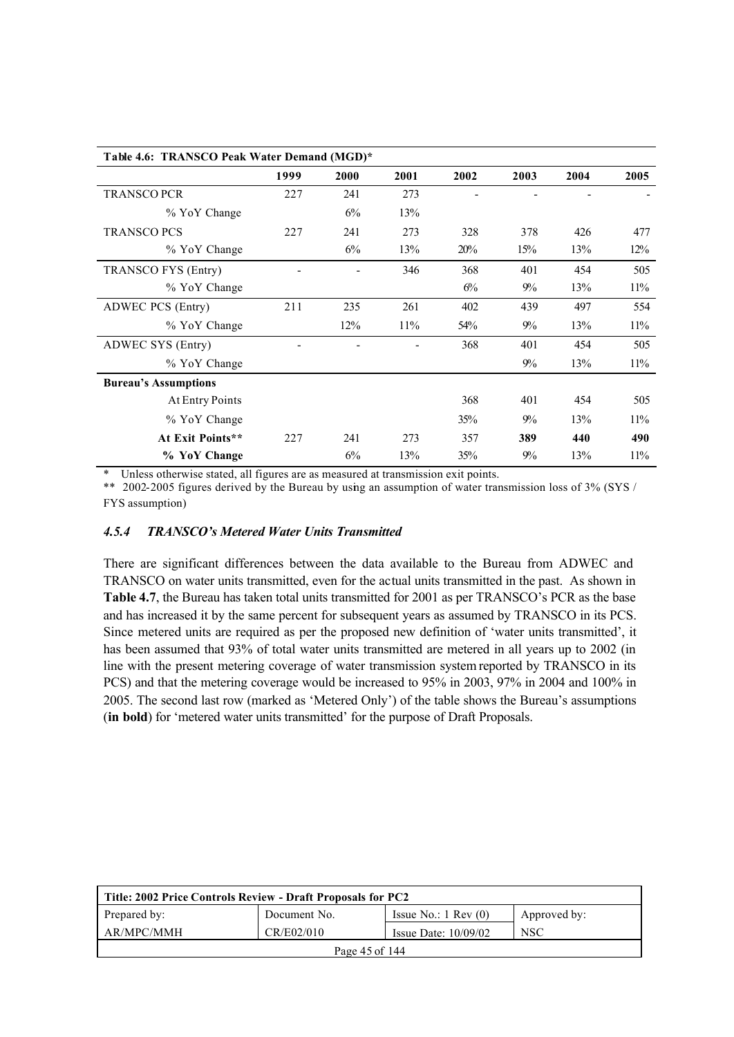| Table 4.6: TRANSCO Peak Water Demand (MGD)* | | | | | | | |
|---|---|---|---|---|---|---|---|
| | 1999 | 2000 | 2001 | 2002 | 2003 | 2004 | 2005 |
| TRANSCO PCR | 227 | 241 | 273 | - | - | - | - |
| % YoY Change | | 6% | 13% | | | | |
| TRANSCO PCS | 227 | 241 | 273 | 328 | 378 | 426 | 477 |
| % YoY Change | | 6% | 13% | 20% | 15% | 13% | 12% |
| TRANSCO FYS (Entry) | - | - | 346 | 368 | 401 | 454 | 505 |
| % YoY Change | | | | 6% | 9% | 13% | 11% |
| ADWEC PCS (Entry) | 211 | 235 | 261 | 402 | 439 | 497 | 554 |
| % YoY Change | | 12% | 11% | 54% | 9% | 13% | 11% |
| ADWEC SYS (Entry) | - | - | - | 368 | 401 | 454 | 505 |
| % YoY Change | | | | | 9% | 13% | 11% |
| **Bureau's Assumptions** | | | | | | | |
| At Entry Points | | | | 368 | 401 | 454 | 505 |
| % YoY Change | | | | 35% | 9% | 13% | 11% |
| **At Exit Points**** | 227 | 241 | 273 | 357 | **389** | **440** | **490** |
| **% YoY Change** | | 6% | 13% | 35% | 9% | 13% | 11% |

\* Unless otherwise stated, all figures are as measured at transmission exit points.

\*\* 2002-2005 figures derived by the Bureau by using an assumption of water transmission loss of 3% (SYS / FYS assumption)

#### *4.5.4 TRANSCO's Metered Water Units Transmitted*

There are significant differences between the data available to the Bureau from ADWEC and TRANSCO on water units transmitted, even for the actual units transmitted in the past. As shown in **Table 4.7**, the Bureau has taken total units transmitted for 2001 as per TRANSCO's PCR as the base and has increased it by the same percent for subsequent years as assumed by TRANSCO in its PCS. Since metered units are required as per the proposed new definition of 'water units transmitted', it has been assumed that 93% of total water units transmitted are metered in all years up to 2002 (in line with the present metering coverage of water transmission system reported by TRANSCO in its PCS) and that the metering coverage would be increased to 95% in 2003, 97% in 2004 and 100% in 2005. The second last row (marked as 'Metered Only') of the table shows the Bureau's assumptions (**in bold**) for 'metered water units transmitted' for the purpose of Draft Proposals.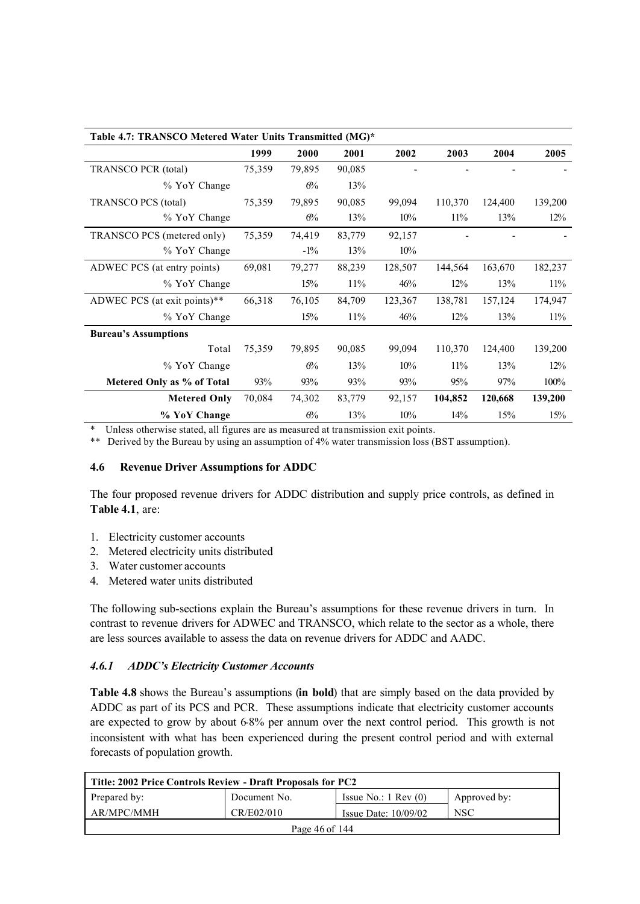| Table 4.7: TRANSCO Metered Water Units Transmitted (MG)* | | | | | | | |
|---|---|---|---|---|---|---|---|
| | **1999** | **2000** | **2001** | **2002** | **2003** | **2004** | **2005** |
| TRANSCO PCR (total) | 75,359 | 79,895 | 90,085 | - | - | - | - |
| % YoY Change | | 6% | 13% | | | | |
| TRANSCO PCS (total) | 75,359 | 79,895 | 90,085 | 99,094 | 110,370 | 124,400 | 139,200 |
| % YoY Change | | 6% | 13% | 10% | 11% | 13% | 12% |
| TRANSCO PCS (metered only) | 75,359 | 74,419 | 83,779 | 92,157 | - | - | - |
| % YoY Change | | -1% | 13% | 10% | | | |
| ADWEC PCS (at entry points) | 69,081 | 79,277 | 88,239 | 128,507 | 144,564 | 163,670 | 182,237 |
| % YoY Change | | 15% | 11% | 46% | 12% | 13% | 11% |
| ADWEC PCS (at exit points)** | 66,318 | 76,105 | 84,709 | 123,367 | 138,781 | 157,124 | 174,947 |
| % YoY Change | | 15% | 11% | 46% | 12% | 13% | 11% |
| **Bureau's Assumptions** | | | | | | | |
| Total | 75,359 | 79,895 | 90,085 | 99,094 | 110,370 | 124,400 | 139,200 |
| % YoY Change | | 6% | 13% | 10% | 11% | 13% | 12% |
| **Metered Only as % of Total** | 93% | 93% | 93% | 93% | 95% | 97% | 100% |
| **Metered Only** | 70,084 | 74,302 | 83,779 | 92,157 | **104,852** | **120,668** | **139,200** |
| **% YoY Change** | | 6% | 13% | 10% | 14% | 15% | 15% |

\* Unless otherwise stated, all figures are as measured at transmission exit points.

\** Derived by the Bureau by using an assumption of 4% water transmission loss (BST assumption).

### 4.6 Revenue Driver Assumptions for ADDC

The four proposed revenue drivers for ADDC distribution and supply price controls, as defined in **Table 4.1**, are:

1. Electricity customer accounts
2. Metered electricity units distributed
3. Water customer accounts
4. Metered water units distributed

The following sub-sections explain the Bureau's assumptions for these revenue drivers in turn. In contrast to revenue drivers for ADWEC and TRANSCO, which relate to the sector as a whole, there are less sources available to assess the data on revenue drivers for ADDC and AADC.

#### *4.6.1 ADDC's Electricity Customer Accounts*

**Table 4.8** shows the Bureau's assumptions (**in bold**) that are simply based on the data provided by ADDC as part of its PCS and PCR. These assumptions indicate that electricity customer accounts are expected to grow by about 6-8% per annum over the next control period. This growth is not inconsistent with what has been experienced during the present control period and with external forecasts of population growth.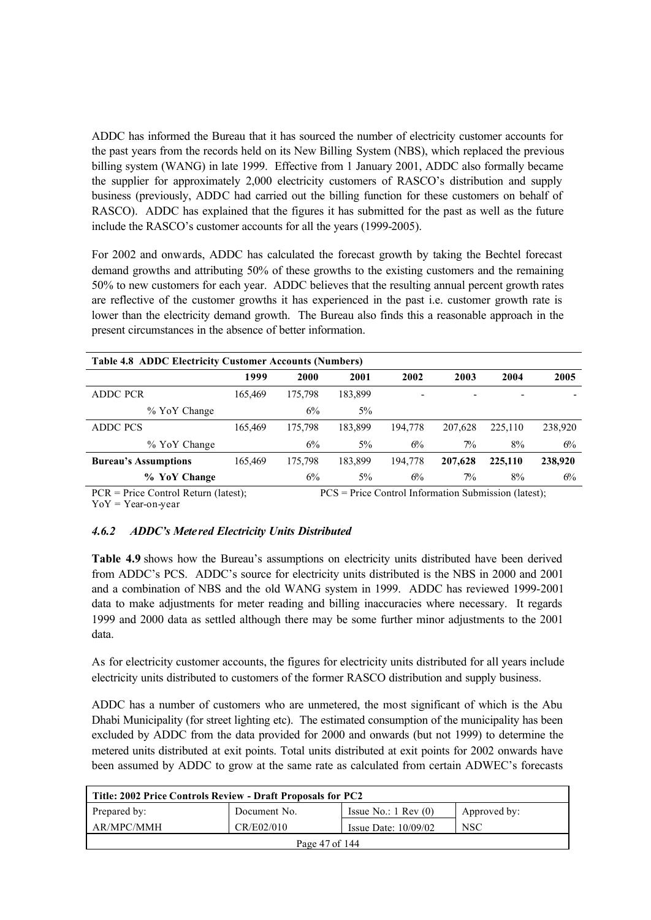ADDC has informed the Bureau that it has sourced the number of electricity customer accounts for the past years from the records held on its New Billing System (NBS), which replaced the previous billing system (WANG) in late 1999. Effective from 1 January 2001, ADDC also formally became the supplier for approximately 2,000 electricity customers of RASCO's distribution and supply business (previously, ADDC had carried out the billing function for these customers on behalf of RASCO). ADDC has explained that the figures it has submitted for the past as well as the future include the RASCO's customer accounts for all the years (1999-2005).

For 2002 and onwards, ADDC has calculated the forecast growth by taking the Bechtel forecast demand growths and attributing 50% of these growths to the existing customers and the remaining 50% to new customers for each year. ADDC believes that the resulting annual percent growth rates are reflective of the customer growths it has experienced in the past i.e. customer growth rate is lower than the electricity demand growth. The Bureau also finds this a reasonable approach in the present circumstances in the absence of better information.

**Table 4.8 ADDC Electricity Customer Accounts (Numbers)**

| | 1999 | 2000 | 2001 | 2002 | 2003 | 2004 | 2005 |
|---|---|---|---|---|---|---|---|
| ADDC PCR | 165,469 | 175,798 | 183,899 | - | - | - | - |
| % YoY Change | | 6% | 5% | | | | |
| ADDC PCS | 165,469 | 175,798 | 183,899 | 194,778 | 207,628 | 225,110 | 238,920 |
| % YoY Change | | 6% | 5% | 6% | 7% | 8% | 6% |
| **Bureau's Assumptions** | 165,469 | 175,798 | 183,899 | 194,778 | **207,628** | **225,110** | **238,920** |
| **% YoY Change** | | 6% | 5% | 6% | 7% | 8% | 6% |

PCR = Price Control Return (latest); PCS = Price Control Information Submission (latest);
YoY = Year-on-year

### *4.6.2 ADDC's Metered Electricity Units Distributed*

**Table 4.9** shows how the Bureau's assumptions on electricity units distributed have been derived from ADDC's PCS. ADDC's source for electricity units distributed is the NBS in 2000 and 2001 and a combination of NBS and the old WANG system in 1999. ADDC has reviewed 1999-2001 data to make adjustments for meter reading and billing inaccuracies where necessary. It regards 1999 and 2000 data as settled although there may be some further minor adjustments to the 2001 data.

As for electricity customer accounts, the figures for electricity units distributed for all years include electricity units distributed to customers of the former RASCO distribution and supply business.

ADDC has a number of customers who are unmetered, the most significant of which is the Abu Dhabi Municipality (for street lighting etc). The estimated consumption of the municipality has been excluded by ADDC from the data provided for 2000 and onwards (but not 1999) to determine the metered units distributed at exit points. Total units distributed at exit points for 2002 onwards have been assumed by ADDC to grow at the same rate as calculated from certain ADWEC's forecasts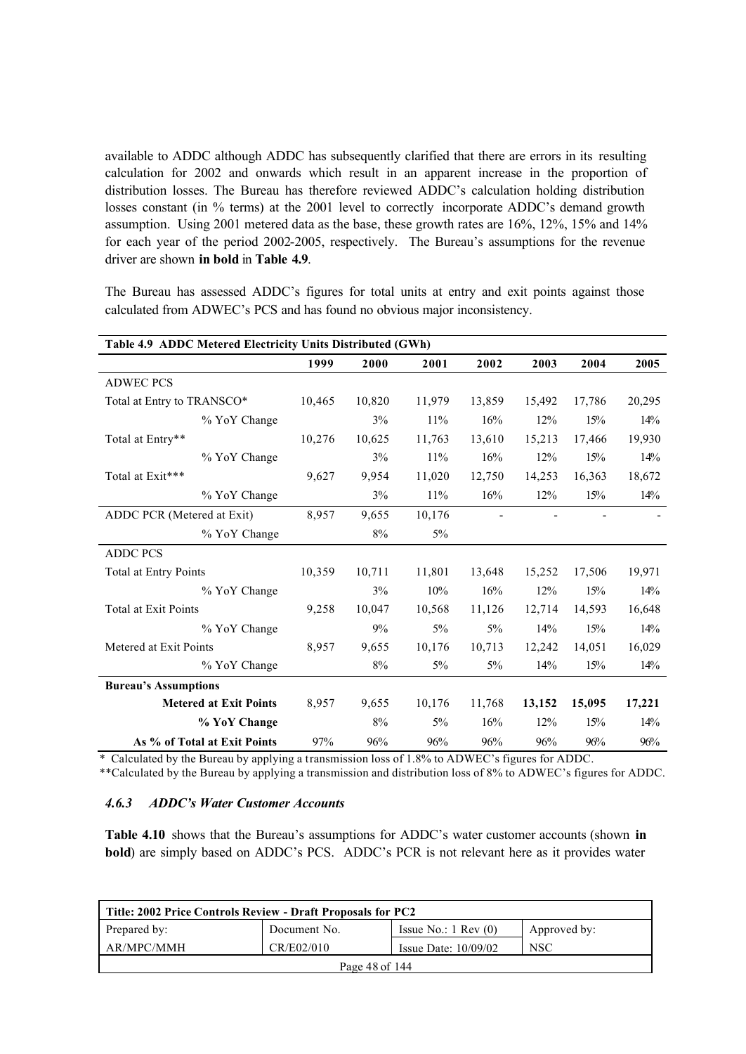available to ADDC although ADDC has subsequently clarified that there are errors in its resulting calculation for 2002 and onwards which result in an apparent increase in the proportion of distribution losses. The Bureau has therefore reviewed ADDC's calculation holding distribution losses constant (in % terms) at the 2001 level to correctly incorporate ADDC's demand growth assumption. Using 2001 metered data as the base, these growth rates are 16%, 12%, 15% and 14% for each year of the period 2002-2005, respectively. The Bureau's assumptions for the revenue driver are shown **in bold** in **Table 4.9**.

The Bureau has assessed ADDC's figures for total units at entry and exit points against those calculated from ADWEC's PCS and has found no obvious major inconsistency.

**Table 4.9 ADDC Metered Electricity Units Distributed (GWh)**

| | 1999 | 2000 | 2001 | 2002 | 2003 | 2004 | 2005 |
|---|---|---|---|---|---|---|---|
| ADWEC PCS | | | | | | | |
| Total at Entry to TRANSCO* | 10,465 | 10,820 | 11,979 | 13,859 | 15,492 | 17,786 | 20,295 |
| % YoY Change | | 3% | 11% | 16% | 12% | 15% | 14% |
| Total at Entry** | 10,276 | 10,625 | 11,763 | 13,610 | 15,213 | 17,466 | 19,930 |
| % YoY Change | | 3% | 11% | 16% | 12% | 15% | 14% |
| Total at Exit*** | 9,627 | 9,954 | 11,020 | 12,750 | 14,253 | 16,363 | 18,672 |
| % YoY Change | | 3% | 11% | 16% | 12% | 15% | 14% |
| ADDC PCR (Metered at Exit) | 8,957 | 9,655 | 10,176 | - | - | - | - |
| % YoY Change | | 8% | 5% | | | | |
| ADDC PCS | | | | | | | |
| Total at Entry Points | 10,359 | 10,711 | 11,801 | 13,648 | 15,252 | 17,506 | 19,971 |
| % YoY Change | | 3% | 10% | 16% | 12% | 15% | 14% |
| Total at Exit Points | 9,258 | 10,047 | 10,568 | 11,126 | 12,714 | 14,593 | 16,648 |
| % YoY Change | | 9% | 5% | 5% | 14% | 15% | 14% |
| Metered at Exit Points | 8,957 | 9,655 | 10,176 | 10,713 | 12,242 | 14,051 | 16,029 |
| % YoY Change | | 8% | 5% | 5% | 14% | 15% | 14% |
| **Bureau's Assumptions** | | | | | | | |
| **Metered at Exit Points** | 8,957 | 9,655 | 10,176 | 11,768 | **13,152** | **15,095** | **17,221** |
| **% YoY Change** | | 8% | 5% | 16% | 12% | 15% | 14% |
| **As % of Total at Exit Points** | 97% | 96% | 96% | 96% | 96% | 96% | 96% |

\* Calculated by the Bureau by applying a transmission loss of 1.8% to ADWEC's figures for ADDC.

**Calculated by the Bureau by applying a transmission and distribution loss of 8% to ADWEC's figures for ADDC.

### *4.6.3 ADDC's Water Customer Accounts*

**Table 4.10** shows that the Bureau's assumptions for ADDC's water customer accounts (shown **in bold**) are simply based on ADDC's PCS. ADDC's PCR is not relevant here as it provides water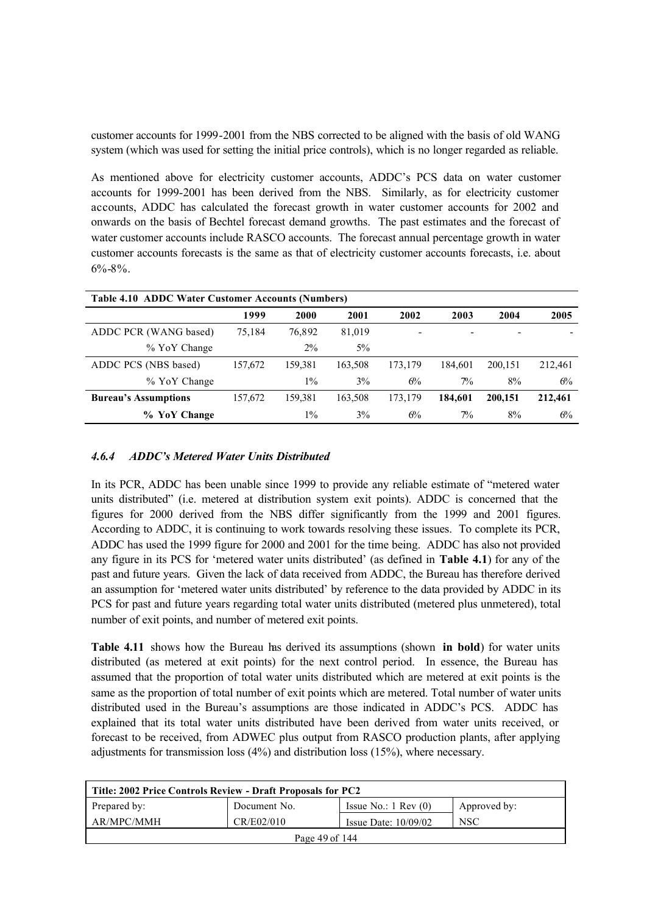customer accounts for 1999-2001 from the NBS corrected to be aligned with the basis of old WANG system (which was used for setting the initial price controls), which is no longer regarded as reliable.

As mentioned above for electricity customer accounts, ADDC's PCS data on water customer accounts for 1999-2001 has been derived from the NBS. Similarly, as for electricity customer accounts, ADDC has calculated the forecast growth in water customer accounts for 2002 and onwards on the basis of Bechtel forecast demand growths. The past estimates and the forecast of water customer accounts include RASCO accounts. The forecast annual percentage growth in water customer accounts forecasts is the same as that of electricity customer accounts forecasts, i.e. about 6%-8%.

**Table 4.10 ADDC Water Customer Accounts (Numbers)**

| | 1999 | 2000 | 2001 | 2002 | 2003 | 2004 | 2005 |
|---|---|---|---|---|---|---|---|
| ADDC PCR (WANG based) | 75,184 | 76,892 | 81,019 | - | - | - | - |
| % YoY Change | | 2% | 5% | | | | |
| ADDC PCS (NBS based) | 157,672 | 159,381 | 163,508 | 173,179 | 184,601 | 200,151 | 212,461 |
| % YoY Change | | 1% | 3% | 6% | 7% | 8% | 6% |
| **Bureau's Assumptions** | 157,672 | 159,381 | 163,508 | 173,179 | **184,601** | **200,151** | **212,461** |
| **% YoY Change** | | 1% | 3% | 6% | 7% | 8% | 6% |

#### *4.6.4 ADDC's Metered Water Units Distributed*

In its PCR, ADDC has been unable since 1999 to provide any reliable estimate of "metered water units distributed" (i.e. metered at distribution system exit points). ADDC is concerned that the figures for 2000 derived from the NBS differ significantly from the 1999 and 2001 figures. According to ADDC, it is continuing to work towards resolving these issues. To complete its PCR, ADDC has used the 1999 figure for 2000 and 2001 for the time being. ADDC has also not provided any figure in its PCS for 'metered water units distributed' (as defined in **Table 4.1**) for any of the past and future years. Given the lack of data received from ADDC, the Bureau has therefore derived an assumption for 'metered water units distributed' by reference to the data provided by ADDC in its PCS for past and future years regarding total water units distributed (metered plus unmetered), total number of exit points, and number of metered exit points.

**Table 4.11** shows how the Bureau has derived its assumptions (shown **in bold**) for water units distributed (as metered at exit points) for the next control period. In essence, the Bureau has assumed that the proportion of total water units distributed which are metered at exit points is the same as the proportion of total number of exit points which are metered. Total number of water units distributed used in the Bureau's assumptions are those indicated in ADDC's PCS. ADDC has explained that its total water units distributed have been derived from water units received, or forecast to be received, from ADWEC plus output from RASCO production plants, after applying adjustments for transmission loss (4%) and distribution loss (15%), where necessary.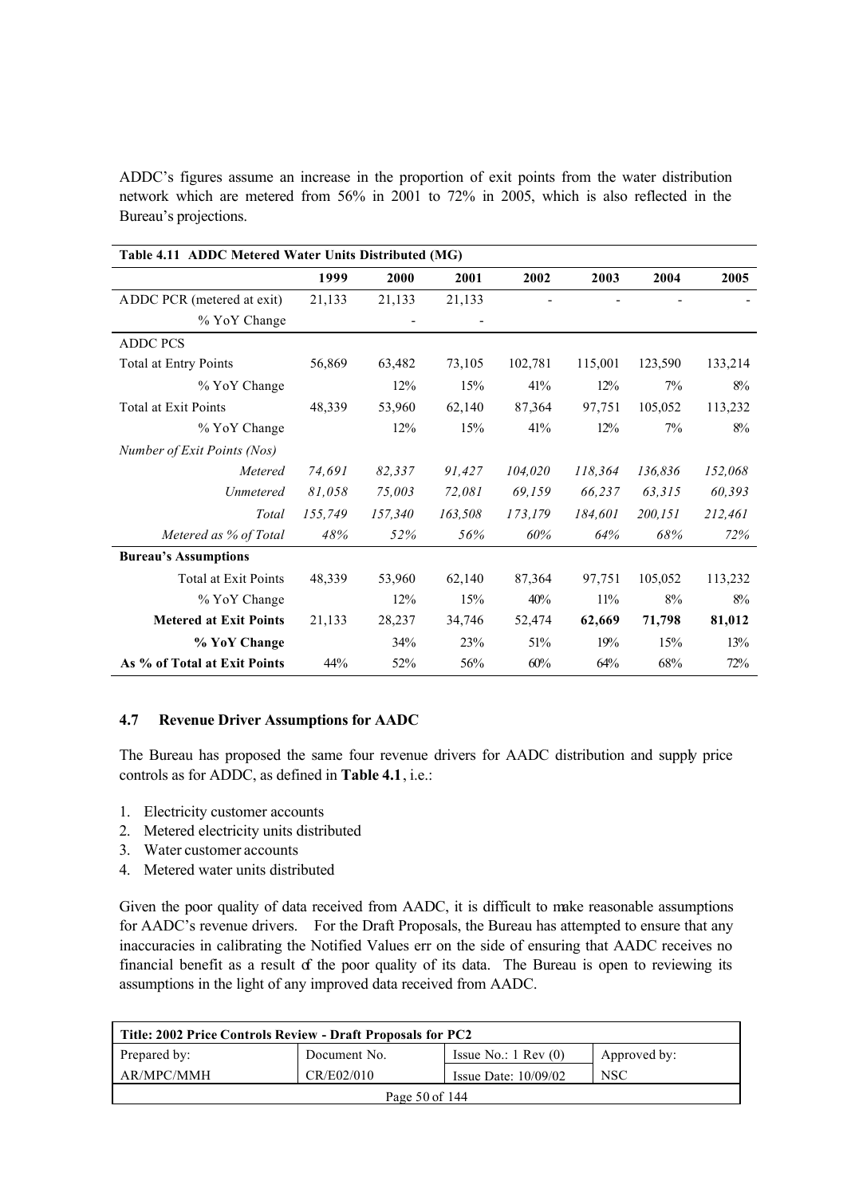ADDC's figures assume an increase in the proportion of exit points from the water distribution network which are metered from 56% in 2001 to 72% in 2005, which is also reflected in the Bureau's projections.

**Table 4.11 ADDC Metered Water Units Distributed (MG)**

| | 1999 | 2000 | 2001 | 2002 | 2003 | 2004 | 2005 |
|---|---|---|---|---|---|---|---|
| ADDC PCR (metered at exit) | 21,133 | 21,133 | 21,133 | - | - | - | - |
| % YoY Change | | - | - | | | | |
| ADDC PCS | | | | | | | |
| Total at Entry Points | 56,869 | 63,482 | 73,105 | 102,781 | 115,001 | 123,590 | 133,214 |
| % YoY Change | | 12% | 15% | 41% | 12% | 7% | 8% |
| Total at Exit Points | 48,339 | 53,960 | 62,140 | 87,364 | 97,751 | 105,052 | 113,232 |
| % YoY Change | | 12% | 15% | 41% | 12% | 7% | 8% |
| *Number of Exit Points (Nos)* | | | | | | | |
| *Metered* | *74,691* | *82,337* | *91,427* | *104,020* | *118,364* | *136,836* | *152,068* |
| *Unmetered* | *81,058* | *75,003* | *72,081* | *69,159* | *66,237* | *63,315* | *60,393* |
| *Total* | *155,749* | *157,340* | *163,508* | *173,179* | *184,601* | *200,151* | *212,461* |
| *Metered as % of Total* | *48%* | *52%* | *56%* | *60%* | *64%* | *68%* | *72%* |
| **Bureau's Assumptions** | | | | | | | |
| Total at Exit Points | 48,339 | 53,960 | 62,140 | 87,364 | 97,751 | 105,052 | 113,232 |
| % YoY Change | | 12% | 15% | 40% | 11% | 8% | 8% |
| **Metered at Exit Points** | 21,133 | 28,237 | 34,746 | 52,474 | **62,669** | **71,798** | **81,012** |
| **% YoY Change** | | 34% | 23% | 51% | 19% | 15% | 13% |
| **As % of Total at Exit Points** | 44% | 52% | 56% | 60% | 64% | 68% | 72% |

### 4.7 Revenue Driver Assumptions for AADC

The Bureau has proposed the same four revenue drivers for AADC distribution and supply price controls as for ADDC, as defined in **Table 4.1**, i.e.:

1. Electricity customer accounts
2. Metered electricity units distributed
3. Water customer accounts
4. Metered water units distributed

Given the poor quality of data received from AADC, it is difficult to make reasonable assumptions for AADC's revenue drivers. For the Draft Proposals, the Bureau has attempted to ensure that any inaccuracies in calibrating the Notified Values err on the side of ensuring that AADC receives no financial benefit as a result of the poor quality of its data. The Bureau is open to reviewing its assumptions in the light of any improved data received from AADC.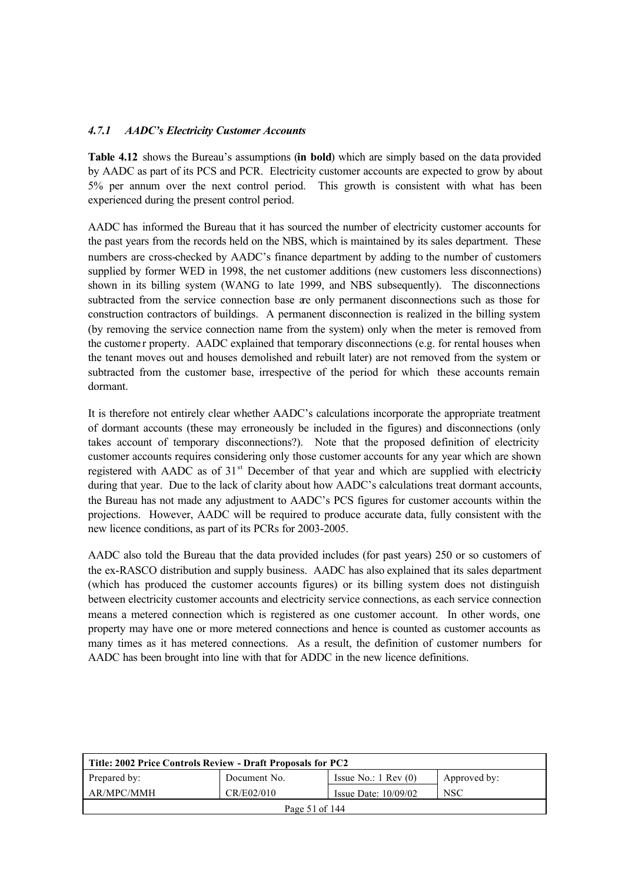#### *4.7.1 AADC's Electricity Customer Accounts*

**Table 4.12** shows the Bureau's assumptions (**in bold**) which are simply based on the data provided by AADC as part of its PCS and PCR. Electricity customer accounts are expected to grow by about 5% per annum over the next control period. This growth is consistent with what has been experienced during the present control period.

AADC has informed the Bureau that it has sourced the number of electricity customer accounts for the past years from the records held on the NBS, which is maintained by its sales department. These numbers are cross-checked by AADC's finance department by adding to the number of customers supplied by former WED in 1998, the net customer additions (new customers less disconnections) shown in its billing system (WANG to late 1999, and NBS subsequently). The disconnections subtracted from the service connection base are only permanent disconnections such as those for construction contractors of buildings. A permanent disconnection is realized in the billing system (by removing the service connection name from the system) only when the meter is removed from the customer property. AADC explained that temporary disconnections (e.g. for rental houses when the tenant moves out and houses demolished and rebuilt later) are not removed from the system or subtracted from the customer base, irrespective of the period for which these accounts remain dormant.

It is therefore not entirely clear whether AADC's calculations incorporate the appropriate treatment of dormant accounts (these may erroneously be included in the figures) and disconnections (only takes account of temporary disconnections?). Note that the proposed definition of electricity customer accounts requires considering only those customer accounts for any year which are shown registered with AADC as of 31st December of that year and which are supplied with electricity during that year. Due to the lack of clarity about how AADC's calculations treat dormant accounts, the Bureau has not made any adjustment to AADC's PCS figures for customer accounts within the projections. However, AADC will be required to produce accurate data, fully consistent with the new licence conditions, as part of its PCRs for 2003-2005.

AADC also told the Bureau that the data provided includes (for past years) 250 or so customers of the ex-RASCO distribution and supply business. AADC has also explained that its sales department (which has produced the customer accounts figures) or its billing system does not distinguish between electricity customer accounts and electricity service connections, as each service connection means a metered connection which is registered as one customer account. In other words, one property may have one or more metered connections and hence is counted as customer accounts as many times as it has metered connections. As a result, the definition of customer numbers for AADC has been brought into line with that for ADDC in the new licence definitions.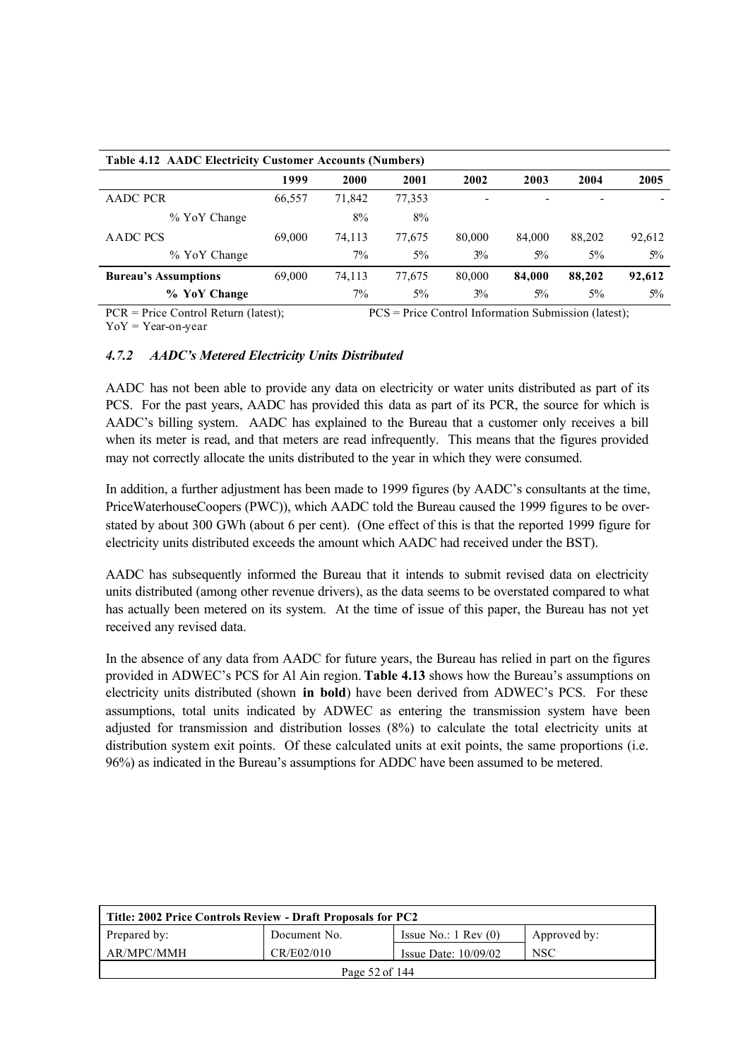**Table 4.12 AADC Electricity Customer Accounts (Numbers)**

| | 1999 | 2000 | 2001 | 2002 | 2003 | 2004 | 2005 |
|---|---|---|---|---|---|---|---|
| AADC PCR | 66,557 | 71,842 | 77,353 | - | - | - | - |
| % YoY Change | | 8% | 8% | | | | |
| AADC PCS | 69,000 | 74,113 | 77,675 | 80,000 | 84,000 | 88,202 | 92,612 |
| % YoY Change | | 7% | 5% | 3% | 5% | 5% | 5% |
| **Bureau's Assumptions** | 69,000 | 74,113 | 77,675 | 80,000 | **84,000** | **88,202** | **92,612** |
| **% YoY Change** | | 7% | 5% | 3% | 5% | 5% | 5% |

PCR = Price Control Return (latest); PCS = Price Control Information Submission (latest);
YoY = Year-on-year

### *4.7.2 AADC's Metered Electricity Units Distributed*

AADC has not been able to provide any data on electricity or water units distributed as part of its PCS. For the past years, AADC has provided this data as part of its PCR, the source for which is AADC's billing system. AADC has explained to the Bureau that a customer only receives a bill when its meter is read, and that meters are read infrequently. This means that the figures provided may not correctly allocate the units distributed to the year in which they were consumed.

In addition, a further adjustment has been made to 1999 figures (by AADC's consultants at the time, PriceWaterhouseCoopers (PWC)), which AADC told the Bureau caused the 1999 figures to be over-stated by about 300 GWh (about 6 per cent). (One effect of this is that the reported 1999 figure for electricity units distributed exceeds the amount which AADC had received under the BST).

AADC has subsequently informed the Bureau that it intends to submit revised data on electricity units distributed (among other revenue drivers), as the data seems to be overstated compared to what has actually been metered on its system. At the time of issue of this paper, the Bureau has not yet received any revised data.

In the absence of any data from AADC for future years, the Bureau has relied in part on the figures provided in ADWEC's PCS for Al Ain region. **Table 4.13** shows how the Bureau's assumptions on electricity units distributed (shown **in bold**) have been derived from ADWEC's PCS. For these assumptions, total units indicated by ADWEC as entering the transmission system have been adjusted for transmission and distribution losses (8%) to calculate the total electricity units at distribution system exit points. Of these calculated units at exit points, the same proportions (i.e. 96%) as indicated in the Bureau's assumptions for ADDC have been assumed to be metered.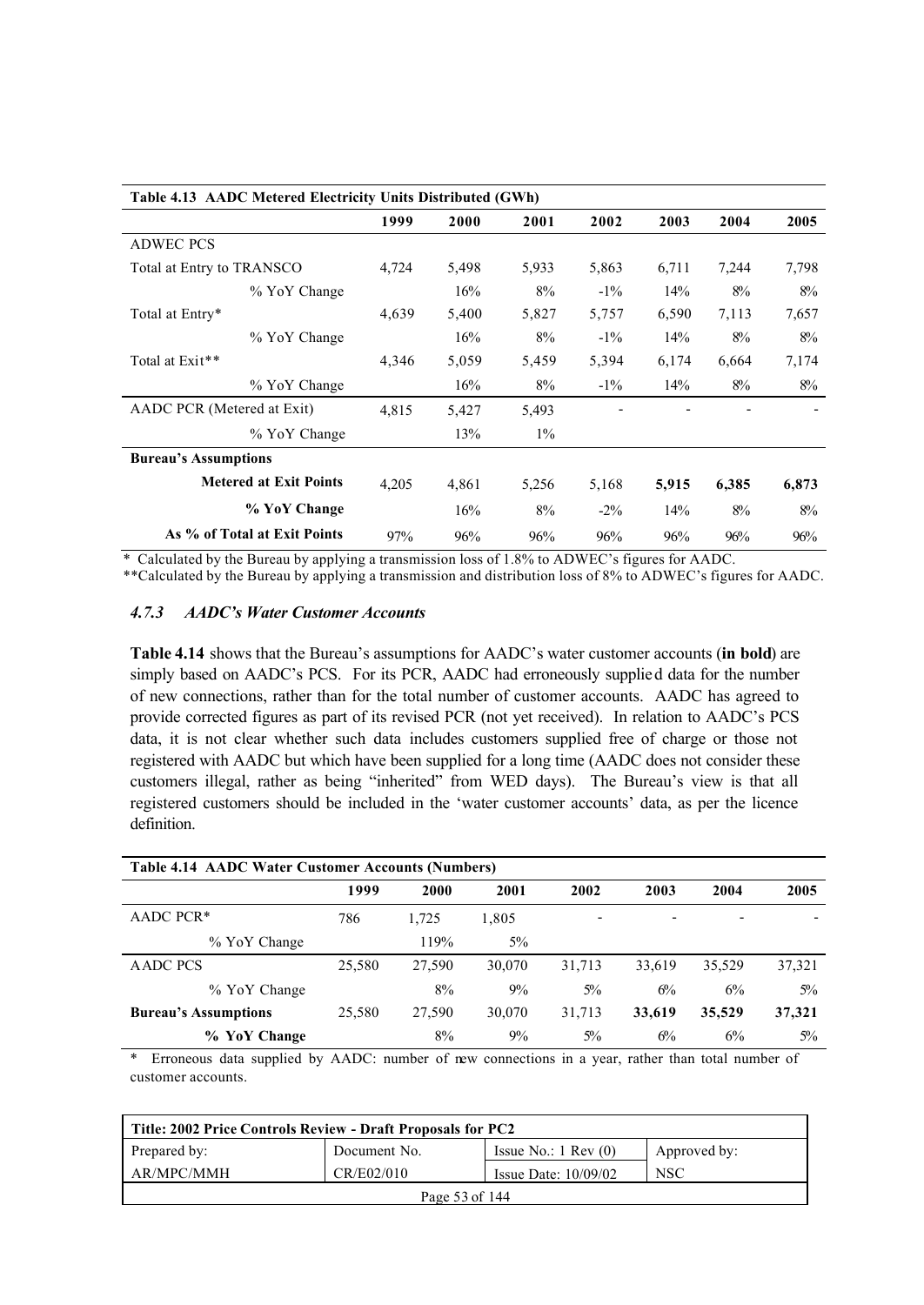| Table 4.13 AADC Metered Electricity Units Distributed (GWh) | 1999 | 2000 | 2001 | 2002 | 2003 | 2004 | 2005 |
|---|---|---|---|---|---|---|---|
| ADWEC PCS | | | | | | | |
| Total at Entry to TRANSCO | 4,724 | 5,498 | 5,933 | 5,863 | 6,711 | 7,244 | 7,798 |
| % YoY Change | | 16% | 8% | -1% | 14% | 8% | 8% |
| Total at Entry* | 4,639 | 5,400 | 5,827 | 5,757 | 6,590 | 7,113 | 7,657 |
| % YoY Change | | 16% | 8% | -1% | 14% | 8% | 8% |
| Total at Exit** | 4,346 | 5,059 | 5,459 | 5,394 | 6,174 | 6,664 | 7,174 |
| % YoY Change | | 16% | 8% | -1% | 14% | 8% | 8% |
| AADC PCR (Metered at Exit) | 4,815 | 5,427 | 5,493 | - | - | - | - |
| % YoY Change | | 13% | 1% | | | | |
| **Bureau's Assumptions** | | | | | | | |
| **Metered at Exit Points** | 4,205 | 4,861 | 5,256 | 5,168 | **5,915** | **6,385** | **6,873** |
| **% YoY Change** | | 16% | 8% | -2% | 14% | 8% | 8% |
| **As % of Total at Exit Points** | 97% | 96% | 96% | 96% | 96% | 96% | 96% |

\* Calculated by the Bureau by applying a transmission loss of 1.8% to ADWEC's figures for AADC.

**Calculated by the Bureau by applying a transmission and distribution loss of 8% to ADWEC's figures for AADC.

### *4.7.3 AADC's Water Customer Accounts*

**Table 4.14** shows that the Bureau's assumptions for AADC's water customer accounts (**in bold**) are simply based on AADC's PCS. For its PCR, AADC had erroneously supplied data for the number of new connections, rather than for the total number of customer accounts. AADC has agreed to provide corrected figures as part of its revised PCR (not yet received). In relation to AADC's PCS data, it is not clear whether such data includes customers supplied free of charge or those not registered with AADC but which have been supplied for a long time (AADC does not consider these customers illegal, rather as being "inherited" from WED days). The Bureau's view is that all registered customers should be included in the 'water customer accounts' data, as per the licence definition.

| Table 4.14 AADC Water Customer Accounts (Numbers) | 1999 | 2000 | 2001 | 2002 | 2003 | 2004 | 2005 |
|---|---|---|---|---|---|---|---|
| AADC PCR* | 786 | 1,725 | 1,805 | - | - | - | - |
| % YoY Change | | 119% | 5% | | | | |
| AADC PCS | 25,580 | 27,590 | 30,070 | 31,713 | 33,619 | 35,529 | 37,321 |
| % YoY Change | | 8% | 9% | 5% | 6% | 6% | 5% |
| **Bureau's Assumptions** | 25,580 | 27,590 | 30,070 | 31,713 | **33,619** | **35,529** | **37,321** |
| **% YoY Change** | | 8% | 9% | 5% | 6% | 6% | 5% |

\* Erroneous data supplied by AADC: number of new connections in a year, rather than total number of customer accounts.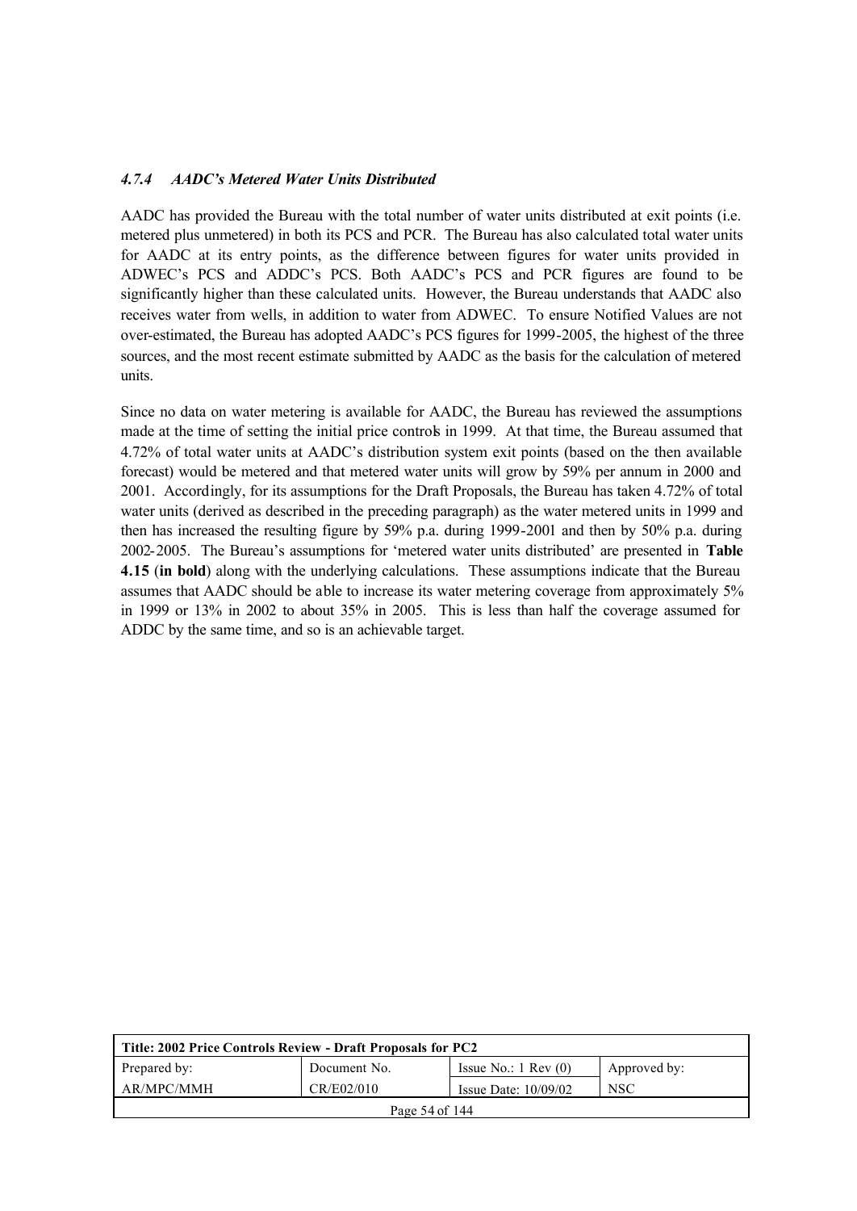#### *4.7.4 AADC's Metered Water Units Distributed*

AADC has provided the Bureau with the total number of water units distributed at exit points (i.e. metered plus unmetered) in both its PCS and PCR. The Bureau has also calculated total water units for AADC at its entry points, as the difference between figures for water units provided in ADWEC's PCS and ADDC's PCS. Both AADC's PCS and PCR figures are found to be significantly higher than these calculated units. However, the Bureau understands that AADC also receives water from wells, in addition to water from ADWEC. To ensure Notified Values are not over-estimated, the Bureau has adopted AADC's PCS figures for 1999-2005, the highest of the three sources, and the most recent estimate submitted by AADC as the basis for the calculation of metered units.

Since no data on water metering is available for AADC, the Bureau has reviewed the assumptions made at the time of setting the initial price controls in 1999. At that time, the Bureau assumed that 4.72% of total water units at AADC's distribution system exit points (based on the then available forecast) would be metered and that metered water units will grow by 59% per annum in 2000 and 2001. Accordingly, for its assumptions for the Draft Proposals, the Bureau has taken 4.72% of total water units (derived as described in the preceding paragraph) as the water metered units in 1999 and then has increased the resulting figure by 59% p.a. during 1999-2001 and then by 50% p.a. during 2002-2005. The Bureau's assumptions for 'metered water units distributed' are presented in **Table 4.15** (**in bold**) along with the underlying calculations. These assumptions indicate that the Bureau assumes that AADC should be able to increase its water metering coverage from approximately 5% in 1999 or 13% in 2002 to about 35% in 2005. This is less than half the coverage assumed for ADDC by the same time, and so is an achievable target.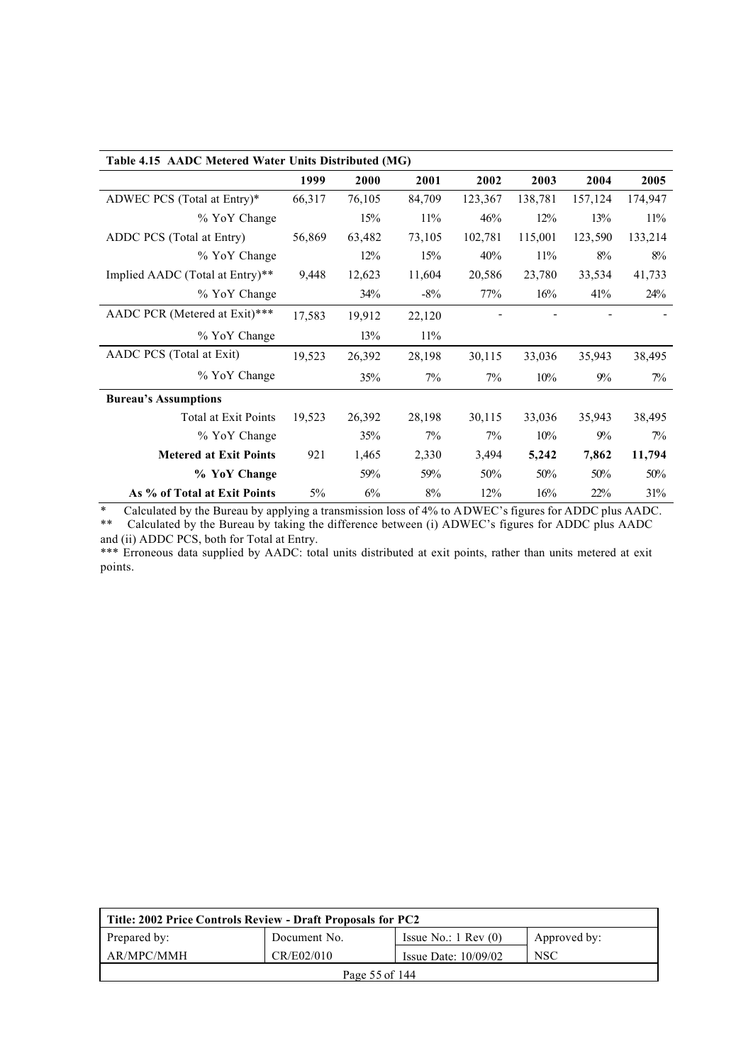**Table 4.15 AADC Metered Water Units Distributed (MG)**

| | 1999 | 2000 | 2001 | 2002 | 2003 | 2004 | 2005 |
|---|---|---|---|---|---|---|---|
| ADWEC PCS (Total at Entry)* | 66,317 | 76,105 | 84,709 | 123,367 | 138,781 | 157,124 | 174,947 |
| % YoY Change | | 15% | 11% | 46% | 12% | 13% | 11% |
| ADDC PCS (Total at Entry) | 56,869 | 63,482 | 73,105 | 102,781 | 115,001 | 123,590 | 133,214 |
| % YoY Change | | 12% | 15% | 40% | 11% | 8% | 8% |
| Implied AADC (Total at Entry)** | 9,448 | 12,623 | 11,604 | 20,586 | 23,780 | 33,534 | 41,733 |
| % YoY Change | | 34% | -8% | 77% | 16% | 41% | 24% |
| AADC PCR (Metered at Exit)*** | 17,583 | 19,912 | 22,120 | - | - | - | - |
| % YoY Change | | 13% | 11% | | | | |
| AADC PCS (Total at Exit) | 19,523 | 26,392 | 28,198 | 30,115 | 33,036 | 35,943 | 38,495 |
| % YoY Change | | 35% | 7% | 7% | 10% | 9% | 7% |
| **Bureau's Assumptions** | | | | | | | |
| Total at Exit Points | 19,523 | 26,392 | 28,198 | 30,115 | 33,036 | 35,943 | 38,495 |
| % YoY Change | | 35% | 7% | 7% | 10% | 9% | 7% |
| **Metered at Exit Points** | 921 | 1,465 | 2,330 | 3,494 | **5,242** | **7,862** | **11,794** |
| **% YoY Change** | | 59% | 59% | 50% | 50% | 50% | 50% |
| **As % of Total at Exit Points** | 5% | 6% | 8% | 12% | 16% | 22% | 31% |

\* Calculated by the Bureau by applying a transmission loss of 4% to ADWEC's figures for ADDC plus AADC.
\*\* Calculated by the Bureau by taking the difference between (i) ADWEC's figures for ADDC plus AADC and (ii) ADDC PCS, both for Total at Entry.
\*\*\* Erroneous data supplied by AADC: total units distributed at exit points, rather than units metered at exit points.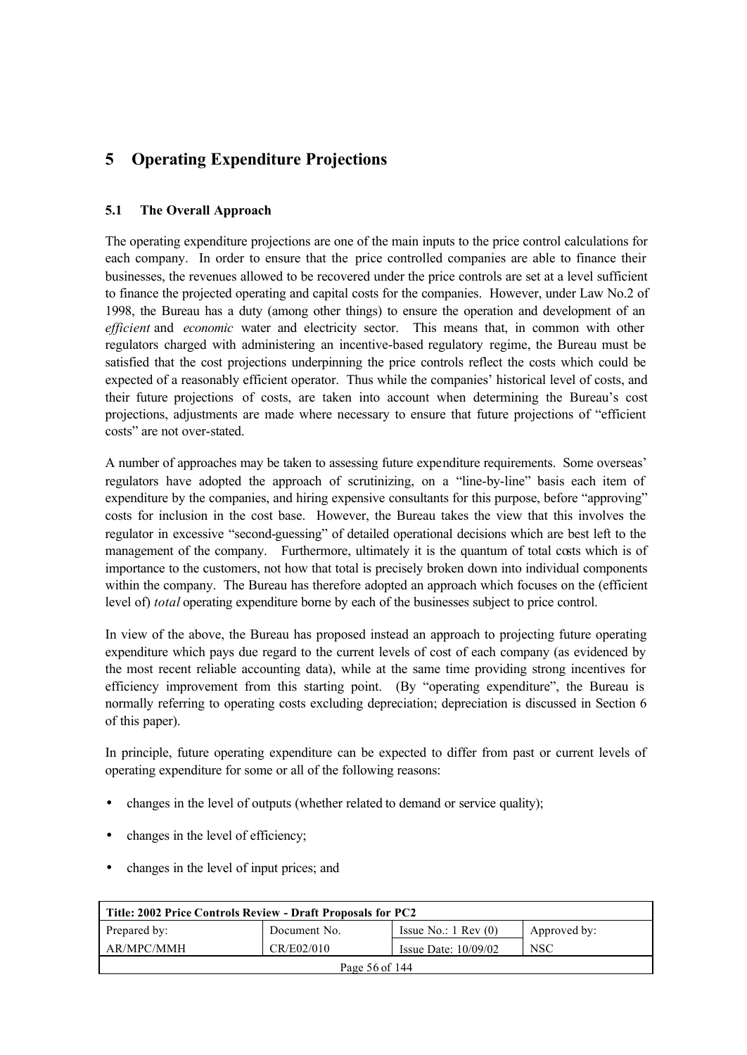# 5 Operating Expenditure Projections

## 5.1 The Overall Approach

The operating expenditure projections are one of the main inputs to the price control calculations for each company. In order to ensure that the price controlled companies are able to finance their businesses, the revenues allowed to be recovered under the price controls are set at a level sufficient to finance the projected operating and capital costs for the companies. However, under Law No.2 of 1998, the Bureau has a duty (among other things) to ensure the operation and development of an *efficient* and *economic* water and electricity sector. This means that, in common with other regulators charged with administering an incentive-based regulatory regime, the Bureau must be satisfied that the cost projections underpinning the price controls reflect the costs which could be expected of a reasonably efficient operator. Thus while the companies' historical level of costs, and their future projections of costs, are taken into account when determining the Bureau's cost projections, adjustments are made where necessary to ensure that future projections of "efficient costs" are not over-stated.

A number of approaches may be taken to assessing future expenditure requirements. Some overseas' regulators have adopted the approach of scrutinizing, on a "line-by-line" basis each item of expenditure by the companies, and hiring expensive consultants for this purpose, before "approving" costs for inclusion in the cost base. However, the Bureau takes the view that this involves the regulator in excessive "second-guessing" of detailed operational decisions which are best left to the management of the company. Furthermore, ultimately it is the quantum of total costs which is of importance to the customers, not how that total is precisely broken down into individual components within the company. The Bureau has therefore adopted an approach which focuses on the (efficient level of) *total* operating expenditure borne by each of the businesses subject to price control.

In view of the above, the Bureau has proposed instead an approach to projecting future operating expenditure which pays due regard to the current levels of cost of each company (as evidenced by the most recent reliable accounting data), while at the same time providing strong incentives for efficiency improvement from this starting point. (By "operating expenditure", the Bureau is normally referring to operating costs excluding depreciation; depreciation is discussed in Section 6 of this paper).

In principle, future operating expenditure can be expected to differ from past or current levels of operating expenditure for some or all of the following reasons:

- changes in the level of outputs (whether related to demand or service quality);
- changes in the level of efficiency;
- changes in the level of input prices; and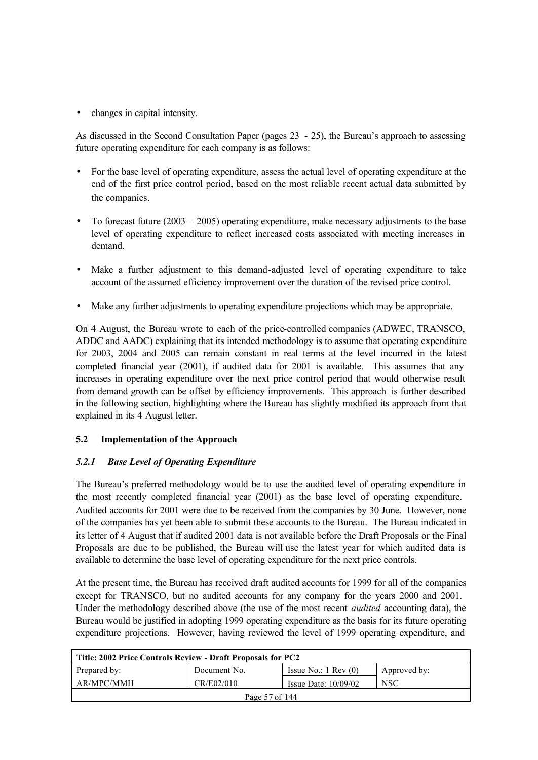- changes in capital intensity.

As discussed in the Second Consultation Paper (pages 23 - 25), the Bureau's approach to assessing future operating expenditure for each company is as follows:

- For the base level of operating expenditure, assess the actual level of operating expenditure at the end of the first price control period, based on the most reliable recent actual data submitted by the companies.
- To forecast future (2003 – 2005) operating expenditure, make necessary adjustments to the base level of operating expenditure to reflect increased costs associated with meeting increases in demand.
- Make a further adjustment to this demand-adjusted level of operating expenditure to take account of the assumed efficiency improvement over the duration of the revised price control.
- Make any further adjustments to operating expenditure projections which may be appropriate.

On 4 August, the Bureau wrote to each of the price-controlled companies (ADWEC, TRANSCO, ADDC and AADC) explaining that its intended methodology is to assume that operating expenditure for 2003, 2004 and 2005 can remain constant in real terms at the level incurred in the latest completed financial year (2001), if audited data for 2001 is available. This assumes that any increases in operating expenditure over the next price control period that would otherwise result from demand growth can be offset by efficiency improvements. This approach is further described in the following section, highlighting where the Bureau has slightly modified its approach from that explained in its 4 August letter.

### 5.2 Implementation of the Approach

#### *5.2.1 Base Level of Operating Expenditure*

The Bureau's preferred methodology would be to use the audited level of operating expenditure in the most recently completed financial year (2001) as the base level of operating expenditure. Audited accounts for 2001 were due to be received from the companies by 30 June. However, none of the companies has yet been able to submit these accounts to the Bureau. The Bureau indicated in its letter of 4 August that if audited 2001 data is not available before the Draft Proposals or the Final Proposals are due to be published, the Bureau will use the latest year for which audited data is available to determine the base level of operating expenditure for the next price controls.

At the present time, the Bureau has received draft audited accounts for 1999 for all of the companies except for TRANSCO, but no audited accounts for any company for the years 2000 and 2001. Under the methodology described above (the use of the most recent *audited* accounting data), the Bureau would be justified in adopting 1999 operating expenditure as the basis for its future operating expenditure projections. However, having reviewed the level of 1999 operating expenditure, and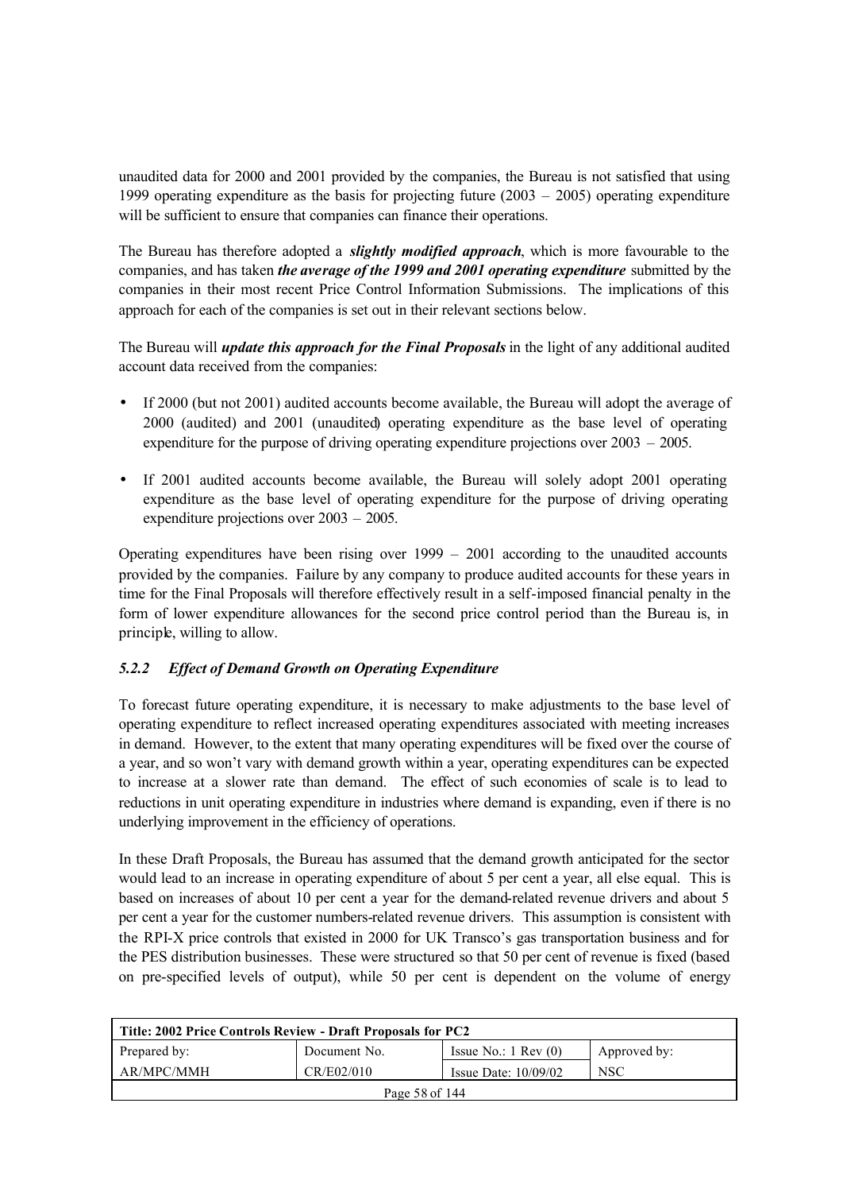unaudited data for 2000 and 2001 provided by the companies, the Bureau is not satisfied that using 1999 operating expenditure as the basis for projecting future (2003 – 2005) operating expenditure will be sufficient to ensure that companies can finance their operations.

The Bureau has therefore adopted a ***slightly modified approach***, which is more favourable to the companies, and has taken ***the average of the 1999 and 2001 operating expenditure*** submitted by the companies in their most recent Price Control Information Submissions. The implications of this approach for each of the companies is set out in their relevant sections below.

The Bureau will ***update this approach for the Final Proposals*** in the light of any additional audited account data received from the companies:

- If 2000 (but not 2001) audited accounts become available, the Bureau will adopt the average of 2000 (audited) and 2001 (unaudited) operating expenditure as the base level of operating expenditure for the purpose of driving operating expenditure projections over 2003 – 2005.
- If 2001 audited accounts become available, the Bureau will solely adopt 2001 operating expenditure as the base level of operating expenditure for the purpose of driving operating expenditure projections over 2003 – 2005.

Operating expenditures have been rising over 1999 – 2001 according to the unaudited accounts provided by the companies. Failure by any company to produce audited accounts for these years in time for the Final Proposals will therefore effectively result in a self-imposed financial penalty in the form of lower expenditure allowances for the second price control period than the Bureau is, in principle, willing to allow.

### *5.2.2 Effect of Demand Growth on Operating Expenditure*

To forecast future operating expenditure, it is necessary to make adjustments to the base level of operating expenditure to reflect increased operating expenditures associated with meeting increases in demand. However, to the extent that many operating expenditures will be fixed over the course of a year, and so won't vary with demand growth within a year, operating expenditures can be expected to increase at a slower rate than demand. The effect of such economies of scale is to lead to reductions in unit operating expenditure in industries where demand is expanding, even if there is no underlying improvement in the efficiency of operations.

In these Draft Proposals, the Bureau has assumed that the demand growth anticipated for the sector would lead to an increase in operating expenditure of about 5 per cent a year, all else equal. This is based on increases of about 10 per cent a year for the demand-related revenue drivers and about 5 per cent a year for the customer numbers-related revenue drivers. This assumption is consistent with the RPI-X price controls that existed in 2000 for UK Transco's gas transportation business and for the PES distribution businesses. These were structured so that 50 per cent of revenue is fixed (based on pre-specified levels of output), while 50 per cent is dependent on the volume of energy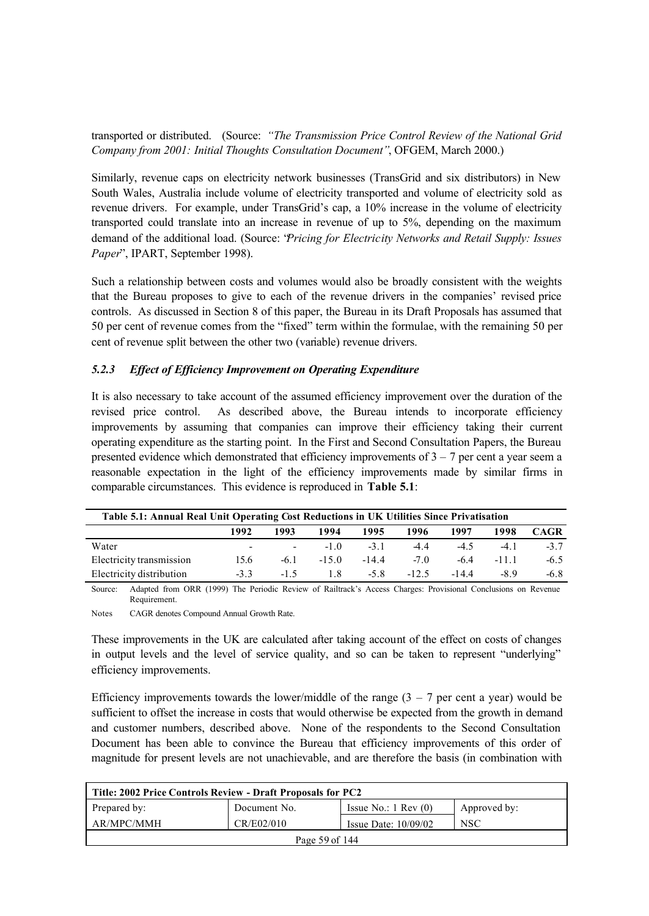transported or distributed. (Source: *"The Transmission Price Control Review of the National Grid Company from 2001: Initial Thoughts Consultation Document"*, OFGEM, March 2000.)

Similarly, revenue caps on electricity network businesses (TransGrid and six distributors) in New South Wales, Australia include volume of electricity transported and volume of electricity sold as revenue drivers. For example, under TransGrid's cap, a 10% increase in the volume of electricity transported could translate into an increase in revenue of up to 5%, depending on the maximum demand of the additional load. (Source: "*Pricing for Electricity Networks and Retail Supply: Issues Paper*", IPART, September 1998).

Such a relationship between costs and volumes would also be broadly consistent with the weights that the Bureau proposes to give to each of the revenue drivers in the companies' revised price controls. As discussed in Section 8 of this paper, the Bureau in its Draft Proposals has assumed that 50 per cent of revenue comes from the "fixed" term within the formulae, with the remaining 50 per cent of revenue split between the other two (variable) revenue drivers.

### *5.2.3 Effect of Efficiency Improvement on Operating Expenditure*

It is also necessary to take account of the assumed efficiency improvement over the duration of the revised price control. As described above, the Bureau intends to incorporate efficiency improvements by assuming that companies can improve their efficiency taking their current operating expenditure as the starting point. In the First and Second Consultation Papers, the Bureau presented evidence which demonstrated that efficiency improvements of 3 – 7 per cent a year seem a reasonable expectation in the light of the efficiency improvements made by similar firms in comparable circumstances. This evidence is reproduced in **Table 5.1**:

**Table 5.1: Annual Real Unit Operating Cost Reductions in UK Utilities Since Privatisation**

| | 1992 | 1993 | 1994 | 1995 | 1996 | 1997 | 1998 | CAGR |
|---|---|---|---|---|---|---|---|---|
| Water | - | - | -1.0 | -3.1 | -4.4 | -4.5 | -4.1 | -3.7 |
| Electricity transmission | 15.6 | -6.1 | -15.0 | -14.4 | -7.0 | -6.4 | -11.1 | -6.5 |
| Electricity distribution | -3.3 | -1.5 | 1.8 | -5.8 | -12.5 | -14.4 | -8.9 | -6.8 |

Source: Adapted from ORR (1999) The Periodic Review of Railtrack's Access Charges: Provisional Conclusions on Revenue Requirement.

Notes CAGR denotes Compound Annual Growth Rate.

These improvements in the UK are calculated after taking account of the effect on costs of changes in output levels and the level of service quality, and so can be taken to represent "underlying" efficiency improvements.

Efficiency improvements towards the lower/middle of the range (3 – 7 per cent a year) would be sufficient to offset the increase in costs that would otherwise be expected from the growth in demand and customer numbers, described above. None of the respondents to the Second Consultation Document has been able to convince the Bureau that efficiency improvements of this order of magnitude for present levels are not unachievable, and are therefore the basis (in combination with

| Title: 2002 Price Controls Review - Draft Proposals for PC2 | | | |
|---|---|---|---|
| Prepared by: | Document No. | Issue No.: 1 Rev (0) | Approved by: |
| AR/MPC/MMH | CR/E02/010 | Issue Date: 10/09/02 | NSC |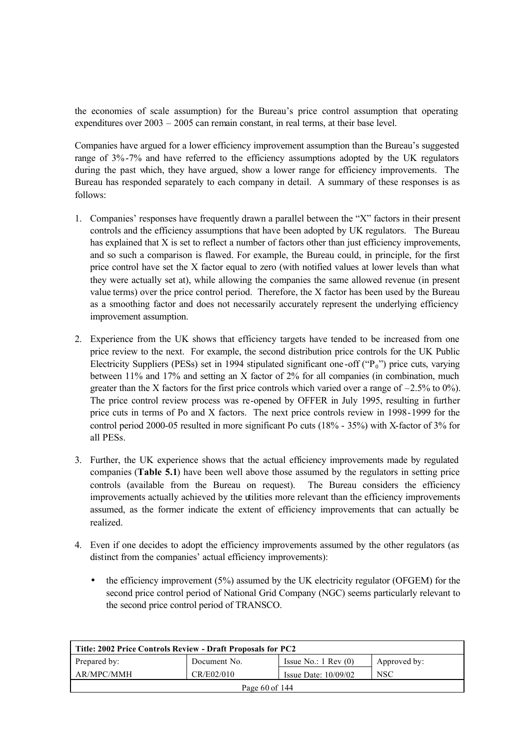the economies of scale assumption) for the Bureau's price control assumption that operating expenditures over 2003 – 2005 can remain constant, in real terms, at their base level.

Companies have argued for a lower efficiency improvement assumption than the Bureau's suggested range of 3%-7% and have referred to the efficiency assumptions adopted by the UK regulators during the past which, they have argued, show a lower range for efficiency improvements. The Bureau has responded separately to each company in detail. A summary of these responses is as follows:

1. Companies' responses have frequently drawn a parallel between the "X" factors in their present controls and the efficiency assumptions that have been adopted by UK regulators. The Bureau has explained that X is set to reflect a number of factors other than just efficiency improvements, and so such a comparison is flawed. For example, the Bureau could, in principle, for the first price control have set the X factor equal to zero (with notified values at lower levels than what they were actually set at), while allowing the companies the same allowed revenue (in present value terms) over the price control period. Therefore, the X factor has been used by the Bureau as a smoothing factor and does not necessarily accurately represent the underlying efficiency improvement assumption.

2. Experience from the UK shows that efficiency targets have tended to be increased from one price review to the next. For example, the second distribution price controls for the UK Public Electricity Suppliers (PESs) set in 1994 stipulated significant one-off ("$P_0$") price cuts, varying between 11% and 17% and setting an X factor of 2% for all companies (in combination, much greater than the X factors for the first price controls which varied over a range of –2.5% to 0%). The price control review process was re-opened by OFFER in July 1995, resulting in further price cuts in terms of Po and X factors. The next price controls review in 1998-1999 for the control period 2000-05 resulted in more significant Po cuts (18% - 35%) with X-factor of 3% for all PESs.

3. Further, the UK experience shows that the actual efficiency improvements made by regulated companies (**Table 5.1**) have been well above those assumed by the regulators in setting price controls (available from the Bureau on request). The Bureau considers the efficiency improvements actually achieved by the utilities more relevant than the efficiency improvements assumed, as the former indicate the extent of efficiency improvements that can actually be realized.

4. Even if one decides to adopt the efficiency improvements assumed by the other regulators (as distinct from the companies' actual efficiency improvements):

    - the efficiency improvement (5%) assumed by the UK electricity regulator (OFGEM) for the second price control period of National Grid Company (NGC) seems particularly relevant to the second price control period of TRANSCO.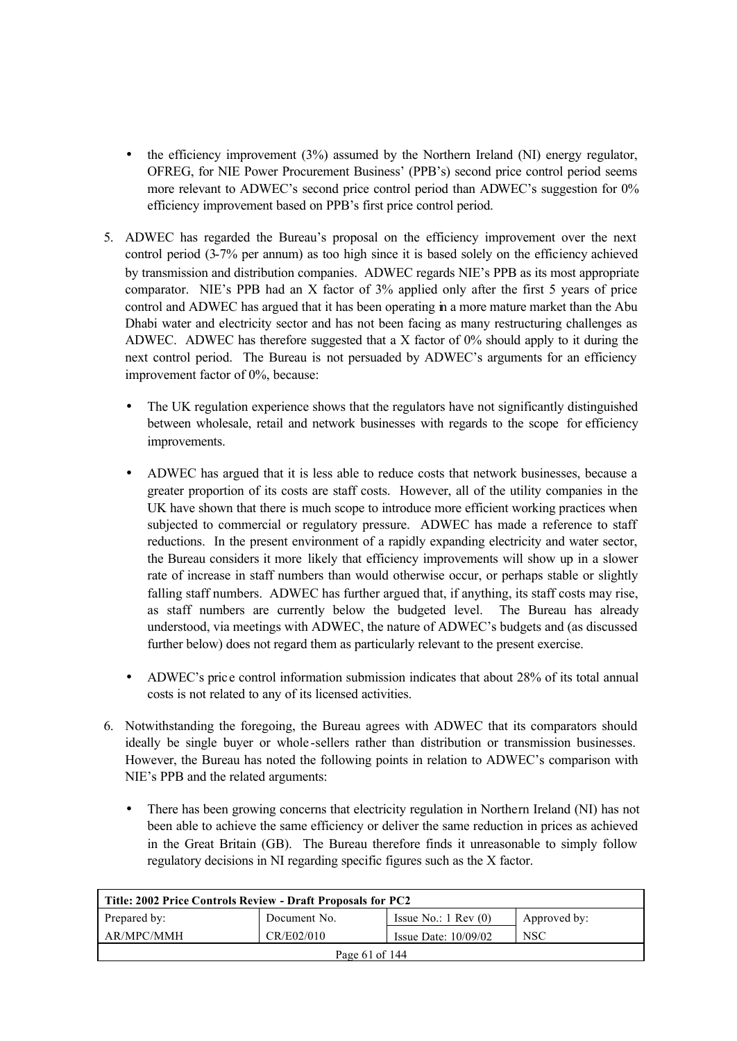- the efficiency improvement (3%) assumed by the Northern Ireland (NI) energy regulator, OFREG, for NIE Power Procurement Business' (PPB's) second price control period seems more relevant to ADWEC's second price control period than ADWEC's suggestion for 0% efficiency improvement based on PPB's first price control period.

5. ADWEC has regarded the Bureau's proposal on the efficiency improvement over the next control period (3-7% per annum) as too high since it is based solely on the efficiency achieved by transmission and distribution companies. ADWEC regards NIE's PPB as its most appropriate comparator. NIE's PPB had an X factor of 3% applied only after the first 5 years of price control and ADWEC has argued that it has been operating in a more mature market than the Abu Dhabi water and electricity sector and has not been facing as many restructuring challenges as ADWEC. ADWEC has therefore suggested that a X factor of 0% should apply to it during the next control period. The Bureau is not persuaded by ADWEC's arguments for an efficiency improvement factor of 0%, because:

   - The UK regulation experience shows that the regulators have not significantly distinguished between wholesale, retail and network businesses with regards to the scope for efficiency improvements.

   - ADWEC has argued that it is less able to reduce costs that network businesses, because a greater proportion of its costs are staff costs. However, all of the utility companies in the UK have shown that there is much scope to introduce more efficient working practices when subjected to commercial or regulatory pressure. ADWEC has made a reference to staff reductions. In the present environment of a rapidly expanding electricity and water sector, the Bureau considers it more likely that efficiency improvements will show up in a slower rate of increase in staff numbers than would otherwise occur, or perhaps stable or slightly falling staff numbers. ADWEC has further argued that, if anything, its staff costs may rise, as staff numbers are currently below the budgeted level. The Bureau has already understood, via meetings with ADWEC, the nature of ADWEC's budgets and (as discussed further below) does not regard them as particularly relevant to the present exercise.

   - ADWEC's price control information submission indicates that about 28% of its total annual costs is not related to any of its licensed activities.

6. Notwithstanding the foregoing, the Bureau agrees with ADWEC that its comparators should ideally be single buyer or whole-sellers rather than distribution or transmission businesses. However, the Bureau has noted the following points in relation to ADWEC's comparison with NIE's PPB and the related arguments:

   - There has been growing concerns that electricity regulation in Northern Ireland (NI) has not been able to achieve the same efficiency or deliver the same reduction in prices as achieved in the Great Britain (GB). The Bureau therefore finds it unreasonable to simply follow regulatory decisions in NI regarding specific figures such as the X factor.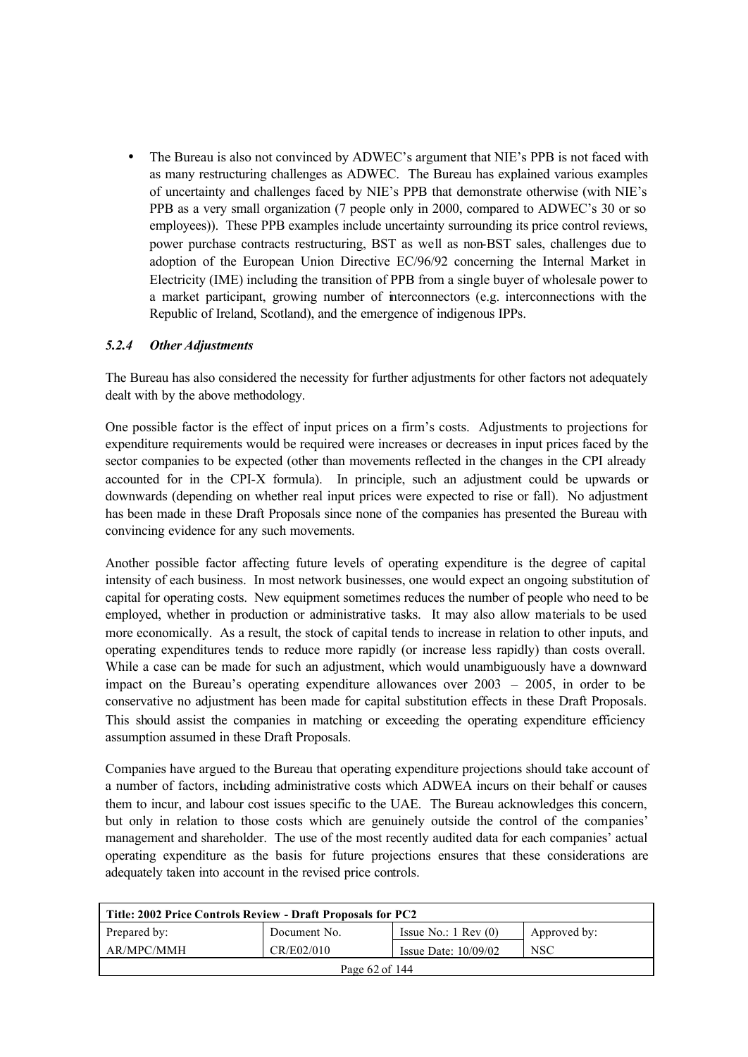- The Bureau is also not convinced by ADWEC's argument that NIE's PPB is not faced with as many restructuring challenges as ADWEC. The Bureau has explained various examples of uncertainty and challenges faced by NIE's PPB that demonstrate otherwise (with NIE's PPB as a very small organization (7 people only in 2000, compared to ADWEC's 30 or so employees)). These PPB examples include uncertainty surrounding its price control reviews, power purchase contracts restructuring, BST as well as non-BST sales, challenges due to adoption of the European Union Directive EC/96/92 concerning the Internal Market in Electricity (IME) including the transition of PPB from a single buyer of wholesale power to a market participant, growing number of interconnectors (e.g. interconnections with the Republic of Ireland, Scotland), and the emergence of indigenous IPPs.

### *5.2.4 Other Adjustments*

The Bureau has also considered the necessity for further adjustments for other factors not adequately dealt with by the above methodology.

One possible factor is the effect of input prices on a firm's costs. Adjustments to projections for expenditure requirements would be required were increases or decreases in input prices faced by the sector companies to be expected (other than movements reflected in the changes in the CPI already accounted for in the CPI-X formula). In principle, such an adjustment could be upwards or downwards (depending on whether real input prices were expected to rise or fall). No adjustment has been made in these Draft Proposals since none of the companies has presented the Bureau with convincing evidence for any such movements.

Another possible factor affecting future levels of operating expenditure is the degree of capital intensity of each business. In most network businesses, one would expect an ongoing substitution of capital for operating costs. New equipment sometimes reduces the number of people who need to be employed, whether in production or administrative tasks. It may also allow materials to be used more economically. As a result, the stock of capital tends to increase in relation to other inputs, and operating expenditures tends to reduce more rapidly (or increase less rapidly) than costs overall. While a case can be made for such an adjustment, which would unambiguously have a downward impact on the Bureau's operating expenditure allowances over 2003 – 2005, in order to be conservative no adjustment has been made for capital substitution effects in these Draft Proposals. This should assist the companies in matching or exceeding the operating expenditure efficiency assumption assumed in these Draft Proposals.

Companies have argued to the Bureau that operating expenditure projections should take account of a number of factors, including administrative costs which ADWEA incurs on their behalf or causes them to incur, and labour cost issues specific to the UAE. The Bureau acknowledges this concern, but only in relation to those costs which are genuinely outside the control of the companies' management and shareholder. The use of the most recently audited data for each companies' actual operating expenditure as the basis for future projections ensures that these considerations are adequately taken into account in the revised price controls.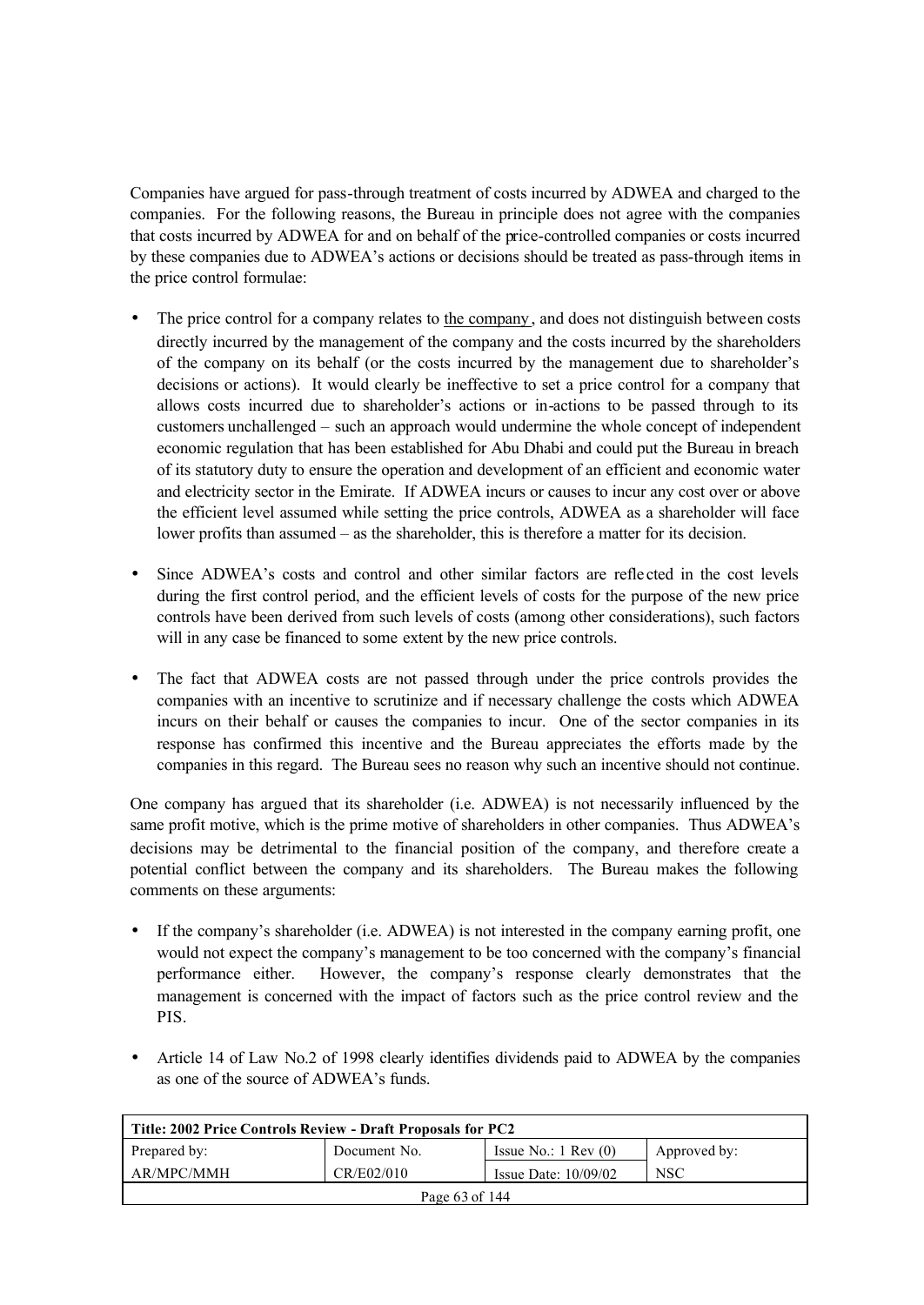Companies have argued for pass-through treatment of costs incurred by ADWEA and charged to the companies. For the following reasons, the Bureau in principle does not agree with the companies that costs incurred by ADWEA for and on behalf of the price-controlled companies or costs incurred by these companies due to ADWEA's actions or decisions should be treated as pass-through items in the price control formulae:

- The price control for a company relates to <u>the company</u>, and does not distinguish between costs directly incurred by the management of the company and the costs incurred by the shareholders of the company on its behalf (or the costs incurred by the management due to shareholder's decisions or actions). It would clearly be ineffective to set a price control for a company that allows costs incurred due to shareholder's actions or in-actions to be passed through to its customers unchallenged – such an approach would undermine the whole concept of independent economic regulation that has been established for Abu Dhabi and could put the Bureau in breach of its statutory duty to ensure the operation and development of an efficient and economic water and electricity sector in the Emirate. If ADWEA incurs or causes to incur any cost over or above the efficient level assumed while setting the price controls, ADWEA as a shareholder will face lower profits than assumed – as the shareholder, this is therefore a matter for its decision.

- Since ADWEA's costs and control and other similar factors are reflected in the cost levels during the first control period, and the efficient levels of costs for the purpose of the new price controls have been derived from such levels of costs (among other considerations), such factors will in any case be financed to some extent by the new price controls.

- The fact that ADWEA costs are not passed through under the price controls provides the companies with an incentive to scrutinize and if necessary challenge the costs which ADWEA incurs on their behalf or causes the companies to incur. One of the sector companies in its response has confirmed this incentive and the Bureau appreciates the efforts made by the companies in this regard. The Bureau sees no reason why such an incentive should not continue.

One company has argued that its shareholder (i.e. ADWEA) is not necessarily influenced by the same profit motive, which is the prime motive of shareholders in other companies. Thus ADWEA's decisions may be detrimental to the financial position of the company, and therefore create a potential conflict between the company and its shareholders. The Bureau makes the following comments on these arguments:

- If the company's shareholder (i.e. ADWEA) is not interested in the company earning profit, one would not expect the company's management to be too concerned with the company's financial performance either. However, the company's response clearly demonstrates that the management is concerned with the impact of factors such as the price control review and the PIS.

- Article 14 of Law No.2 of 1998 clearly identifies dividends paid to ADWEA by the companies as one of the source of ADWEA's funds.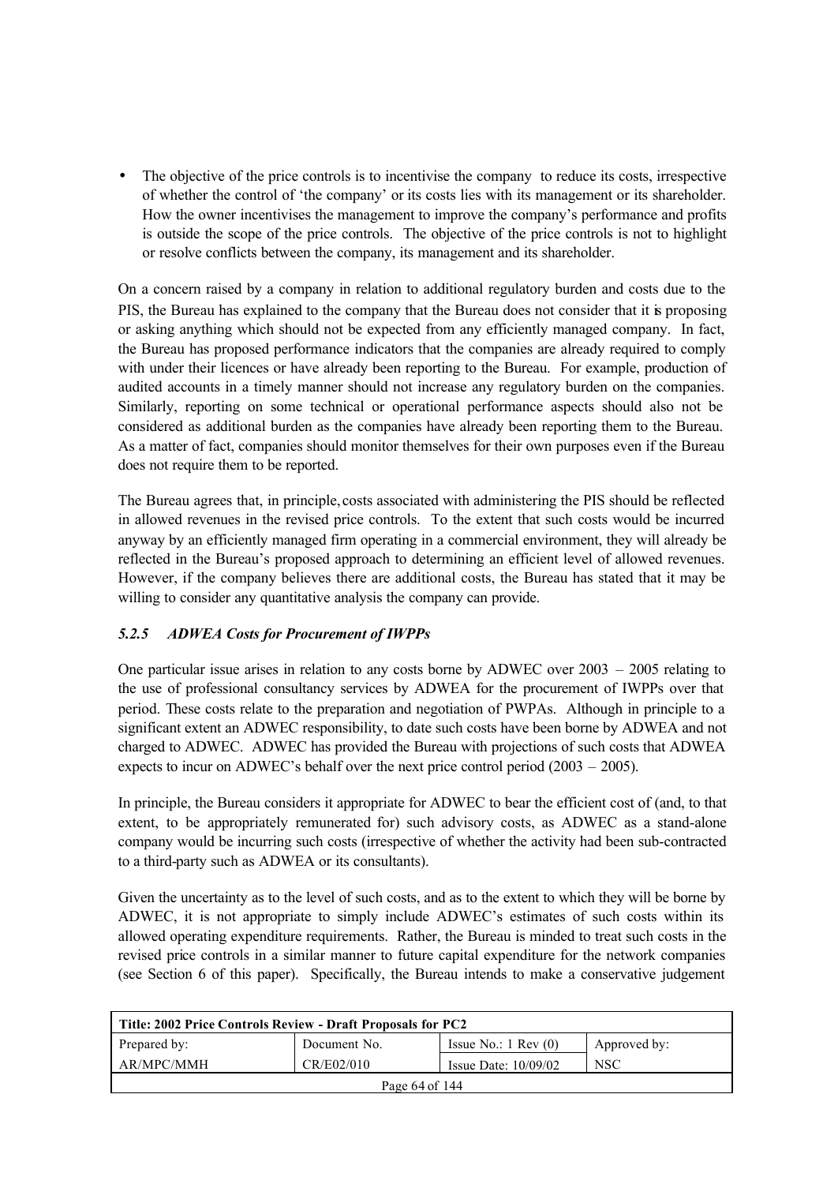- The objective of the price controls is to incentivise the company to reduce its costs, irrespective of whether the control of 'the company' or its costs lies with its management or its shareholder. How the owner incentivises the management to improve the company's performance and profits is outside the scope of the price controls. The objective of the price controls is not to highlight or resolve conflicts between the company, its management and its shareholder.

On a concern raised by a company in relation to additional regulatory burden and costs due to the PIS, the Bureau has explained to the company that the Bureau does not consider that it is proposing or asking anything which should not be expected from any efficiently managed company. In fact, the Bureau has proposed performance indicators that the companies are already required to comply with under their licences or have already been reporting to the Bureau. For example, production of audited accounts in a timely manner should not increase any regulatory burden on the companies. Similarly, reporting on some technical or operational performance aspects should also not be considered as additional burden as the companies have already been reporting them to the Bureau. As a matter of fact, companies should monitor themselves for their own purposes even if the Bureau does not require them to be reported.

The Bureau agrees that, in principle, costs associated with administering the PIS should be reflected in allowed revenues in the revised price controls. To the extent that such costs would be incurred anyway by an efficiently managed firm operating in a commercial environment, they will already be reflected in the Bureau's proposed approach to determining an efficient level of allowed revenues. However, if the company believes there are additional costs, the Bureau has stated that it may be willing to consider any quantitative analysis the company can provide.

#### *5.2.5 ADWEA Costs for Procurement of IWPPs*

One particular issue arises in relation to any costs borne by ADWEC over 2003 – 2005 relating to the use of professional consultancy services by ADWEA for the procurement of IWPPs over that period. These costs relate to the preparation and negotiation of PWPAs. Although in principle to a significant extent an ADWEC responsibility, to date such costs have been borne by ADWEA and not charged to ADWEC. ADWEC has provided the Bureau with projections of such costs that ADWEA expects to incur on ADWEC's behalf over the next price control period (2003 – 2005).

In principle, the Bureau considers it appropriate for ADWEC to bear the efficient cost of (and, to that extent, to be appropriately remunerated for) such advisory costs, as ADWEC as a stand-alone company would be incurring such costs (irrespective of whether the activity had been sub-contracted to a third-party such as ADWEA or its consultants).

Given the uncertainty as to the level of such costs, and as to the extent to which they will be borne by ADWEC, it is not appropriate to simply include ADWEC's estimates of such costs within its allowed operating expenditure requirements. Rather, the Bureau is minded to treat such costs in the revised price controls in a similar manner to future capital expenditure for the network companies (see Section 6 of this paper). Specifically, the Bureau intends to make a conservative judgement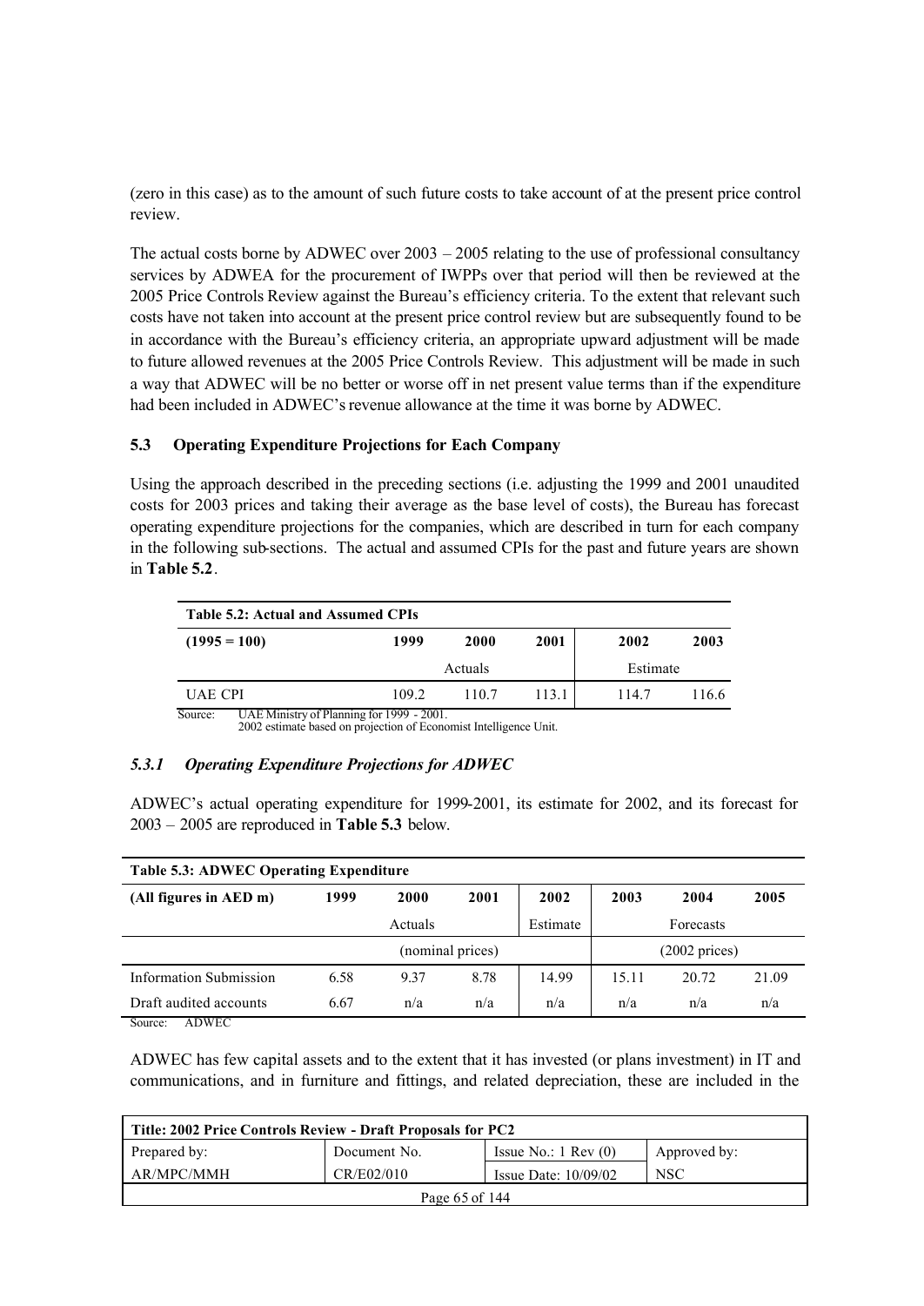(zero in this case) as to the amount of such future costs to take account of at the present price control review.

The actual costs borne by ADWEC over 2003 – 2005 relating to the use of professional consultancy services by ADWEA for the procurement of IWPPs over that period will then be reviewed at the 2005 Price Controls Review against the Bureau's efficiency criteria. To the extent that relevant such costs have not taken into account at the present price control review but are subsequently found to be in accordance with the Bureau's efficiency criteria, an appropriate upward adjustment will be made to future allowed revenues at the 2005 Price Controls Review. This adjustment will be made in such a way that ADWEC will be no better or worse off in net present value terms than if the expenditure had been included in ADWEC's revenue allowance at the time it was borne by ADWEC.

### 5.3 Operating Expenditure Projections for Each Company

Using the approach described in the preceding sections (i.e. adjusting the 1999 and 2001 unaudited costs for 2003 prices and taking their average as the base level of costs), the Bureau has forecast operating expenditure projections for the companies, which are described in turn for each company in the following sub-sections. The actual and assumed CPIs for the past and future years are shown in **Table 5.2**.

**Table 5.2: Actual and Assumed CPIs**

| (1995 = 100) | 1999 | 2000 | 2001 | 2002 | 2003 |
|---|---|---|---|---|---|
| | | Actuals | | Estimate | |
| UAE CPI | 109.2 | 110.7 | 113.1 | 114.7 | 116.6 |

Source: UAE Ministry of Planning for 1999 - 2001.
2002 estimate based on projection of Economist Intelligence Unit.

#### *5.3.1 Operating Expenditure Projections for ADWEC*

ADWEC's actual operating expenditure for 1999-2001, its estimate for 2002, and its forecast for 2003 – 2005 are reproduced in **Table 5.3** below.

**Table 5.3: ADWEC Operating Expenditure**

| (All figures in AED m) | 1999 | 2000 | 2001 | 2002 | 2003 | 2004 | 2005 |
|---|---|---|---|---|---|---|---|
| | | Actuals | | Estimate | | Forecasts | |
| | | (nominal prices) | | | | (2002 prices) | |
| Information Submission | 6.58 | 9.37 | 8.78 | 14.99 | 15.11 | 20.72 | 21.09 |
| Draft audited accounts | 6.67 | n/a | n/a | n/a | n/a | n/a | n/a |

Source: ADWEC

ADWEC has few capital assets and to the extent that it has invested (or plans investment) in IT and communications, and in furniture and fittings, and related depreciation, these are included in the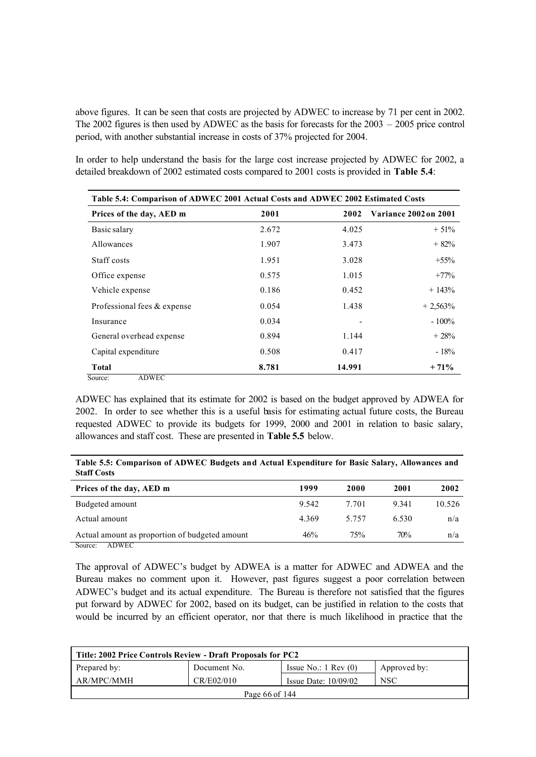above figures. It can be seen that costs are projected by ADWEC to increase by 71 per cent in 2002. The 2002 figures is then used by ADWEC as the basis for forecasts for the 2003 – 2005 price control period, with another substantial increase in costs of 37% projected for 2004.

In order to help understand the basis for the large cost increase projected by ADWEC for 2002, a detailed breakdown of 2002 estimated costs compared to 2001 costs is provided in **Table 5.4**:

**Table 5.4: Comparison of ADWEC 2001 Actual Costs and ADWEC 2002 Estimated Costs**

| Prices of the day, AED m | 2001 | 2002 | Variance 2002 on 2001 |
|---|---|---|---|
| Basic salary | 2.672 | 4.025 | + 51% |
| Allowances | 1.907 | 3.473 | + 82% |
| Staff costs | 1.951 | 3.028 | +55% |
| Office expense | 0.575 | 1.015 | +77% |
| Vehicle expense | 0.186 | 0.452 | + 143% |
| Professional fees & expense | 0.054 | 1.438 | + 2,563% |
| Insurance | 0.034 | - | - 100% |
| General overhead expense | 0.894 | 1.144 | + 28% |
| Capital expenditure | 0.508 | 0.417 | - 18% |
| **Total** | **8.781** | **14.991** | **+ 71%** |

Source: ADWEC

ADWEC has explained that its estimate for 2002 is based on the budget approved by ADWEA for 2002. In order to see whether this is a useful basis for estimating actual future costs, the Bureau requested ADWEC to provide its budgets for 1999, 2000 and 2001 in relation to basic salary, allowances and staff cost. These are presented in **Table 5.5** below.

**Table 5.5: Comparison of ADWEC Budgets and Actual Expenditure for Basic Salary, Allowances and Staff Costs**

| Prices of the day, AED m | 1999 | 2000 | 2001 | 2002 |
|---|---|---|---|---|
| Budgeted amount | 9.542 | 7.701 | 9.341 | 10.526 |
| Actual amount | 4.369 | 5.757 | 6.530 | n/a |
| Actual amount as proportion of budgeted amount | 46% | 75% | 70% | n/a |

Source: ADWEC

The approval of ADWEC's budget by ADWEA is a matter for ADWEC and ADWEA and the Bureau makes no comment upon it. However, past figures suggest a poor correlation between ADWEC's budget and its actual expenditure. The Bureau is therefore not satisfied that the figures put forward by ADWEC for 2002, based on its budget, can be justified in relation to the costs that would be incurred by an efficient operator, nor that there is much likelihood in practice that the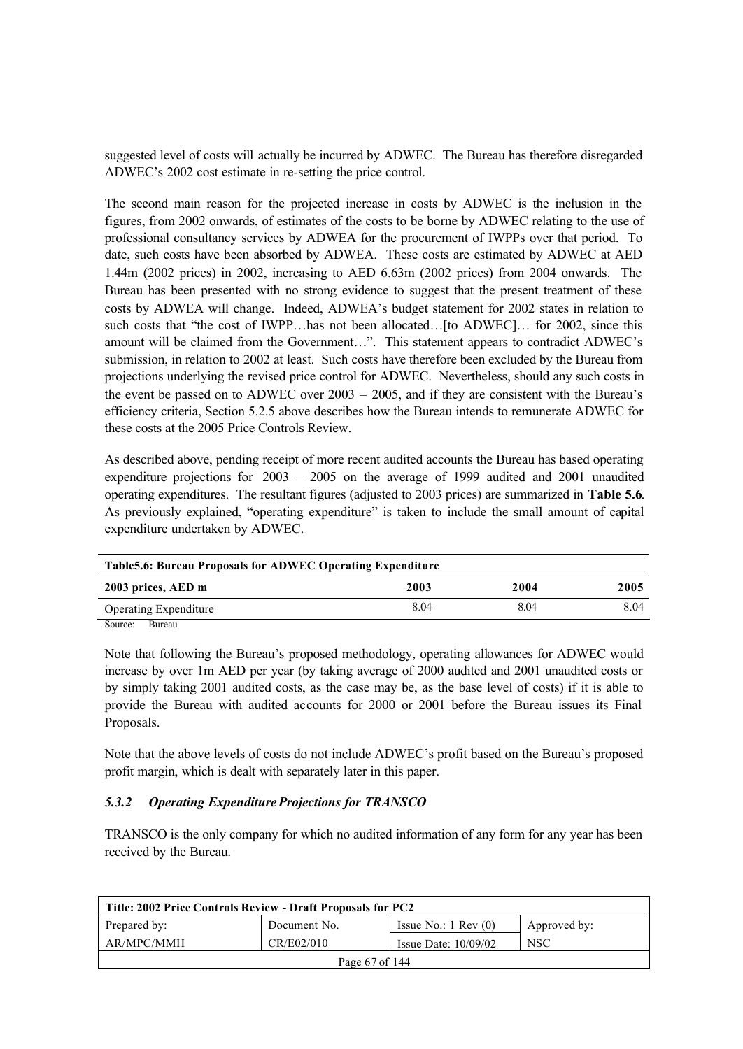suggested level of costs will actually be incurred by ADWEC. The Bureau has therefore disregarded ADWEC's 2002 cost estimate in re-setting the price control.

The second main reason for the projected increase in costs by ADWEC is the inclusion in the figures, from 2002 onwards, of estimates of the costs to be borne by ADWEC relating to the use of professional consultancy services by ADWEA for the procurement of IWPPs over that period. To date, such costs have been absorbed by ADWEA. These costs are estimated by ADWEC at AED 1.44m (2002 prices) in 2002, increasing to AED 6.63m (2002 prices) from 2004 onwards. The Bureau has been presented with no strong evidence to suggest that the present treatment of these costs by ADWEA will change. Indeed, ADWEA's budget statement for 2002 states in relation to such costs that "the cost of IWPP…has not been allocated…[to ADWEC]… for 2002, since this amount will be claimed from the Government…". This statement appears to contradict ADWEC's submission, in relation to 2002 at least. Such costs have therefore been excluded by the Bureau from projections underlying the revised price control for ADWEC. Nevertheless, should any such costs in the event be passed on to ADWEC over 2003 – 2005, and if they are consistent with the Bureau's efficiency criteria, Section 5.2.5 above describes how the Bureau intends to remunerate ADWEC for these costs at the 2005 Price Controls Review.

As described above, pending receipt of more recent audited accounts the Bureau has based operating expenditure projections for 2003 – 2005 on the average of 1999 audited and 2001 unaudited operating expenditures. The resultant figures (adjusted to 2003 prices) are summarized in **Table 5.6**. As previously explained, "operating expenditure" is taken to include the small amount of capital expenditure undertaken by ADWEC.

**Table5.6: Bureau Proposals for ADWEC Operating Expenditure**

| 2003 prices, AED m | 2003 | 2004 | 2005 |
|---|---|---|---|
| Operating Expenditure | 8.04 | 8.04 | 8.04 |

Source: Bureau

Note that following the Bureau's proposed methodology, operating allowances for ADWEC would increase by over 1m AED per year (by taking average of 2000 audited and 2001 unaudited costs or by simply taking 2001 audited costs, as the case may be, as the base level of costs) if it is able to provide the Bureau with audited accounts for 2000 or 2001 before the Bureau issues its Final Proposals.

Note that the above levels of costs do not include ADWEC's profit based on the Bureau's proposed profit margin, which is dealt with separately later in this paper.

### *5.3.2 Operating Expenditure Projections for TRANSCO*

TRANSCO is the only company for which no audited information of any form for any year has been received by the Bureau.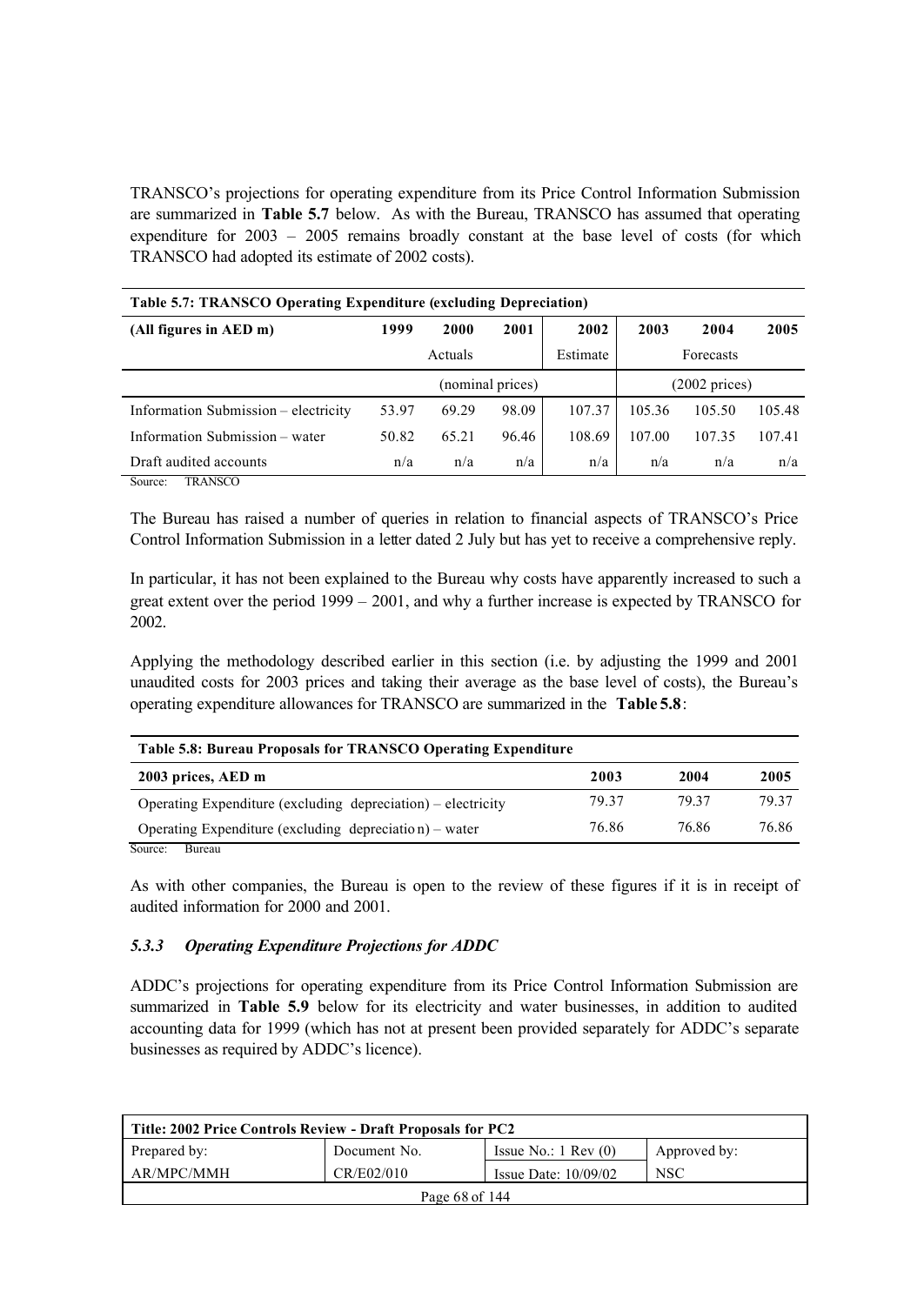TRANSCO's projections for operating expenditure from its Price Control Information Submission are summarized in **Table 5.7** below. As with the Bureau, TRANSCO has assumed that operating expenditure for 2003 – 2005 remains broadly constant at the base level of costs (for which TRANSCO had adopted its estimate of 2002 costs).

**Table 5.7: TRANSCO Operating Expenditure (excluding Depreciation)**

| (All figures in AED m) | 1999 | 2000 | 2001 | 2002 | 2003 | 2004 | 2005 |
|---|---|---|---|---|---|---|---|
| | Actuals | | | Estimate | Forecasts | | |
| | (nominal prices) | | | | (2002 prices) | | |
| Information Submission – electricity | 53.97 | 69.29 | 98.09 | 107.37 | 105.36 | 105.50 | 105.48 |
| Information Submission – water | 50.82 | 65.21 | 96.46 | 108.69 | 107.00 | 107.35 | 107.41 |
| Draft audited accounts | n/a | n/a | n/a | n/a | n/a | n/a | n/a |

Source: TRANSCO

The Bureau has raised a number of queries in relation to financial aspects of TRANSCO's Price Control Information Submission in a letter dated 2 July but has yet to receive a comprehensive reply.

In particular, it has not been explained to the Bureau why costs have apparently increased to such a great extent over the period 1999 – 2001, and why a further increase is expected by TRANSCO for 2002.

Applying the methodology described earlier in this section (i.e. by adjusting the 1999 and 2001 unaudited costs for 2003 prices and taking their average as the base level of costs), the Bureau's operating expenditure allowances for TRANSCO are summarized in the **Table 5.8**:

**Table 5.8: Bureau Proposals for TRANSCO Operating Expenditure**

| 2003 prices, AED m | 2003 | 2004 | 2005 |
|---|---|---|---|
| Operating Expenditure (excluding depreciation) – electricity | 79.37 | 79.37 | 79.37 |
| Operating Expenditure (excluding depreciation) – water | 76.86 | 76.86 | 76.86 |

Source: Bureau

As with other companies, the Bureau is open to the review of these figures if it is in receipt of audited information for 2000 and 2001.

### *5.3.3 Operating Expenditure Projections for ADDC*

ADDC's projections for operating expenditure from its Price Control Information Submission are summarized in **Table 5.9** below for its electricity and water businesses, in addition to audited accounting data for 1999 (which has not at present been provided separately for ADDC's separate businesses as required by ADDC's licence).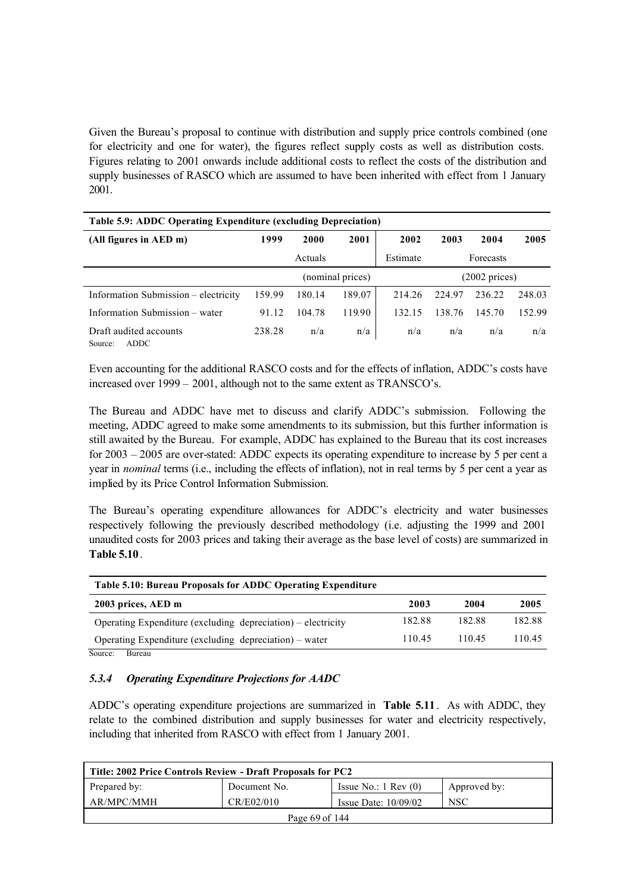Given the Bureau's proposal to continue with distribution and supply price controls combined (one for electricity and one for water), the figures reflect supply costs as well as distribution costs. Figures relating to 2001 onwards include additional costs to reflect the costs of the distribution and supply businesses of RASCO which are assumed to have been inherited with effect from 1 January 2001.

**Table 5.9: ADDC Operating Expenditure (excluding Depreciation)**

| (All figures in AED m) | 1999 | 2000 | 2001 | 2002 | 2003 | 2004 | 2005 |
|---|---|---|---|---|---|---|---|
| | Actuals | | | Estimate | Forecasts | | |
| | (nominal prices) | | | (2002 prices) | | | |
| Information Submission – electricity | 159.99 | 180.14 | 189.07 | 214.26 | 224.97 | 236.22 | 248.03 |
| Information Submission – water | 91.12 | 104.78 | 119.90 | 132.15 | 138.76 | 145.70 | 152.99 |
| Draft audited accounts | 238.28 | n/a | n/a | n/a | n/a | n/a | n/a |

Source: ADDC

Even accounting for the additional RASCO costs and for the effects of inflation, ADDC's costs have increased over 1999 – 2001, although not to the same extent as TRANSCO's.

The Bureau and ADDC have met to discuss and clarify ADDC's submission. Following the meeting, ADDC agreed to make some amendments to its submission, but this further information is still awaited by the Bureau. For example, ADDC has explained to the Bureau that its cost increases for 2003 – 2005 are over-stated: ADDC expects its operating expenditure to increase by 5 per cent a year in *nominal* terms (i.e., including the effects of inflation), not in real terms by 5 per cent a year as implied by its Price Control Information Submission.

The Bureau's operating expenditure allowances for ADDC's electricity and water businesses respectively following the previously described methodology (i.e. adjusting the 1999 and 2001 unaudited costs for 2003 prices and taking their average as the base level of costs) are summarized in **Table 5.10**.

**Table 5.10: Bureau Proposals for ADDC Operating Expenditure**

| 2003 prices, AED m | 2003 | 2004 | 2005 |
|---|---|---|---|
| Operating Expenditure (excluding depreciation) – electricity | 182.88 | 182.88 | 182.88 |
| Operating Expenditure (excluding depreciation) – water | 110.45 | 110.45 | 110.45 |

Source: Bureau

### *5.3.4 Operating Expenditure Projections for AADC*

ADDC's operating expenditure projections are summarized in **Table 5.11**. As with ADDC, they relate to the combined distribution and supply businesses for water and electricity respectively, including that inherited from RASCO with effect from 1 January 2001.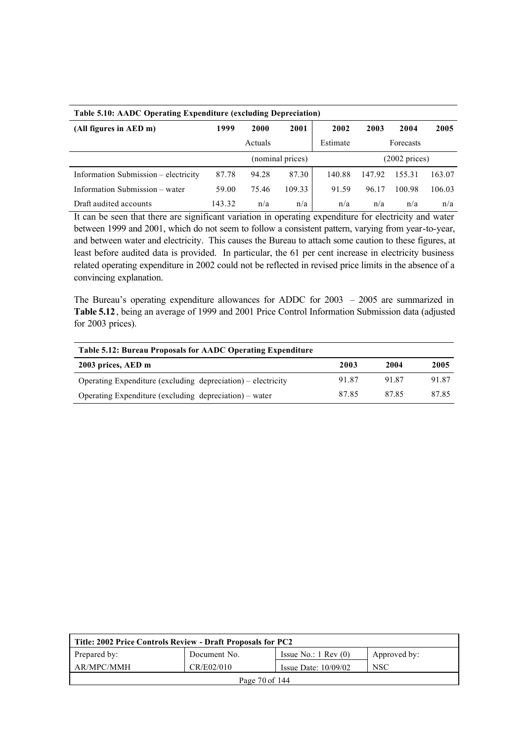**Table 5.10: AADC Operating Expenditure (excluding Depreciation)**

| (All figures in AED m) | 1999 | 2000 | 2001 | 2002 | 2003 | 2004 | 2005 |
|---|---|---|---|---|---|---|---|
| | | Actuals | | Estimate | | Forecasts | |
| | | (nominal prices) | | | | (2002 prices) | |
| Information Submission – electricity | 87.78 | 94.28 | 87.30 | 140.88 | 147.92 | 155.31 | 163.07 |
| Information Submission – water | 59.00 | 75.46 | 109.33 | 91.59 | 96.17 | 100.98 | 106.03 |
| Draft audited accounts | 143.32 | n/a | n/a | n/a | n/a | n/a | n/a |

It can be seen that there are significant variation in operating expenditure for electricity and water between 1999 and 2001, which do not seem to follow a consistent pattern, varying from year-to-year, and between water and electricity. This causes the Bureau to attach some caution to these figures, at least before audited data is provided. In particular, the 61 per cent increase in electricity business related operating expenditure in 2002 could not be reflected in revised price limits in the absence of a convincing explanation.

The Bureau's operating expenditure allowances for ADDC for 2003 – 2005 are summarized in **Table 5.12**, being an average of 1999 and 2001 Price Control Information Submission data (adjusted for 2003 prices).

**Table 5.12: Bureau Proposals for AADC Operating Expenditure**

| 2003 prices, AED m | 2003 | 2004 | 2005 |
|---|---|---|---|
| Operating Expenditure (excluding depreciation) – electricity | 91.87 | 91.87 | 91.87 |
| Operating Expenditure (excluding depreciation) – water | 87.85 | 87.85 | 87.85 |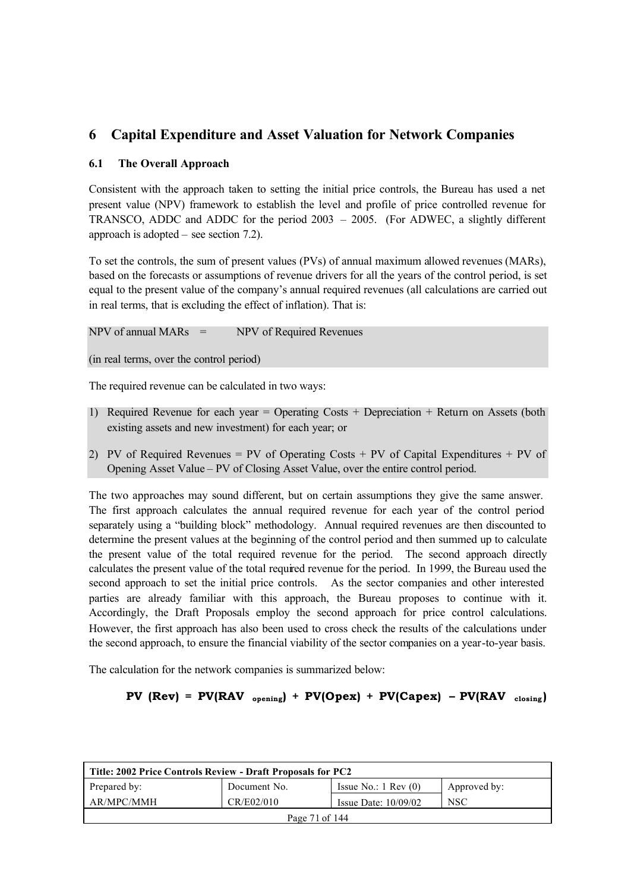# 6 Capital Expenditure and Asset Valuation for Network Companies

## 6.1 The Overall Approach

Consistent with the approach taken to setting the initial price controls, the Bureau has used a net present value (NPV) framework to establish the level and profile of price controlled revenue for TRANSCO, ADDC and ADDC for the period 2003 – 2005. (For ADWEC, a slightly different approach is adopted – see section 7.2).

To set the controls, the sum of present values (PVs) of annual maximum allowed revenues (MARs), based on the forecasts or assumptions of revenue drivers for all the years of the control period, is set equal to the present value of the company's annual required revenues (all calculations are carried out in real terms, that is excluding the effect of inflation). That is:

NPV of annual MARs = NPV of Required Revenues

(in real terms, over the control period)

The required revenue can be calculated in two ways:

1) Required Revenue for each year = Operating Costs + Depreciation + Return on Assets (both existing assets and new investment) for each year; or
2) PV of Required Revenues = PV of Operating Costs + PV of Capital Expenditures + PV of Opening Asset Value – PV of Closing Asset Value, over the entire control period.

The two approaches may sound different, but on certain assumptions they give the same answer. The first approach calculates the annual required revenue for each year of the control period separately using a "building block" methodology. Annual required revenues are then discounted to determine the present values at the beginning of the control period and then summed up to calculate the present value of the total required revenue for the period. The second approach directly calculates the present value of the total required revenue for the period. In 1999, the Bureau used the second approach to set the initial price controls. As the sector companies and other interested parties are already familiar with this approach, the Bureau proposes to continue with it. Accordingly, the Draft Proposals employ the second approach for price control calculations. However, the first approach has also been used to cross check the results of the calculations under the second approach, to ensure the financial viability of the sector companies on a year-to-year basis.

The calculation for the network companies is summarized below:

$$\mathbf{PV\ (Rev) = PV(RAV_{opening}) + PV(Opex) + PV(Capex) - PV(RAV_{closing})}$$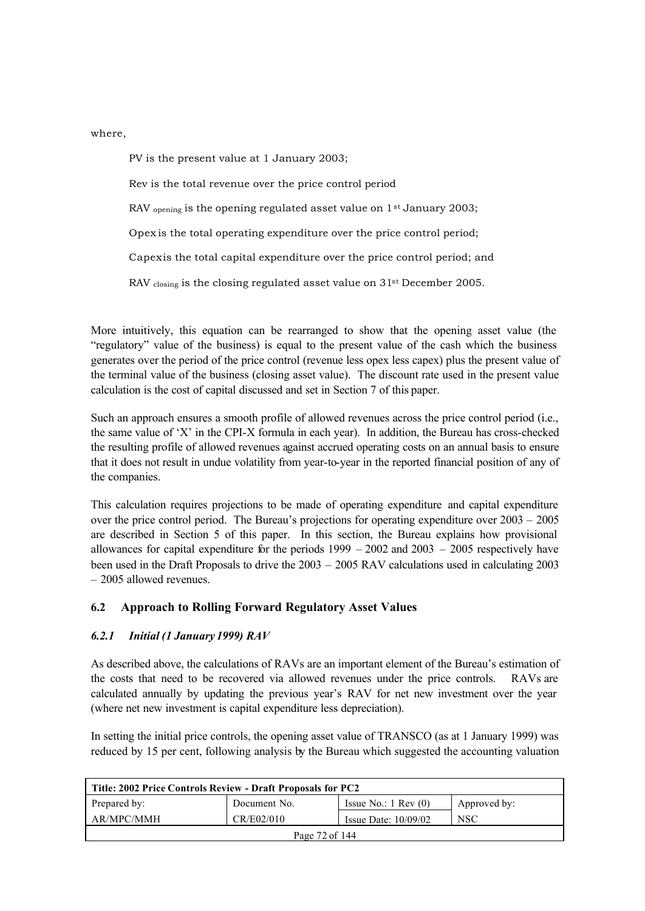where,

> PV is the present value at 1 January 2003;
>
> Rev is the total revenue over the price control period
>
> $RAV_{opening}$ is the opening regulated asset value on 1[st] January 2003;
>
> Opex is the total operating expenditure over the price control period;
>
> Capex is the total capital expenditure over the price control period; and
>
> $RAV_{closing}$ is the closing regulated asset value on 31[st] December 2005.

More intuitively, this equation can be rearranged to show that the opening asset value (the "regulatory" value of the business) is equal to the present value of the cash which the business generates over the period of the price control (revenue less opex less capex) plus the present value of the terminal value of the business (closing asset value). The discount rate used in the present value calculation is the cost of capital discussed and set in Section 7 of this paper.

Such an approach ensures a smooth profile of allowed revenues across the price control period (i.e., the same value of 'X' in the CPI-X formula in each year). In addition, the Bureau has cross-checked the resulting profile of allowed revenues against accrued operating costs on an annual basis to ensure that it does not result in undue volatility from year-to-year in the reported financial position of any of the companies.

This calculation requires projections to be made of operating expenditure and capital expenditure over the price control period. The Bureau's projections for operating expenditure over 2003 – 2005 are described in Section 5 of this paper. In this section, the Bureau explains how provisional allowances for capital expenditure for the periods 1999 – 2002 and 2003 – 2005 respectively have been used in the Draft Proposals to drive the 2003 – 2005 RAV calculations used in calculating 2003 – 2005 allowed revenues.

## 6.2 Approach to Rolling Forward Regulatory Asset Values

### *6.2.1 Initial (1 January 1999) RAV*

As described above, the calculations of RAVs are an important element of the Bureau's estimation of the costs that need to be recovered via allowed revenues under the price controls. RAVs are calculated annually by updating the previous year's RAV for net new investment over the year (where net new investment is capital expenditure less depreciation).

In setting the initial price controls, the opening asset value of TRANSCO (as at 1 January 1999) was reduced by 15 per cent, following analysis by the Bureau which suggested the accounting valuation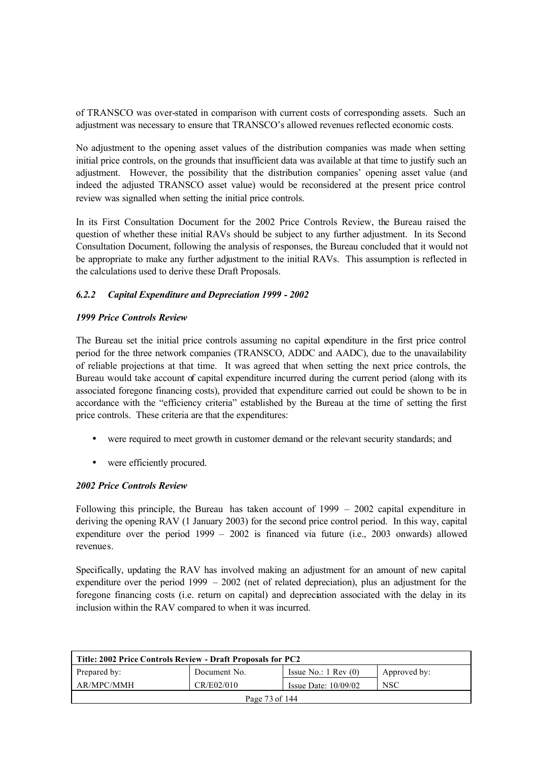of TRANSCO was over-stated in comparison with current costs of corresponding assets. Such an adjustment was necessary to ensure that TRANSCO's allowed revenues reflected economic costs.

No adjustment to the opening asset values of the distribution companies was made when setting initial price controls, on the grounds that insufficient data was available at that time to justify such an adjustment. However, the possibility that the distribution companies' opening asset value (and indeed the adjusted TRANSCO asset value) would be reconsidered at the present price control review was signalled when setting the initial price controls.

In its First Consultation Document for the 2002 Price Controls Review, the Bureau raised the question of whether these initial RAVs should be subject to any further adjustment. In its Second Consultation Document, following the analysis of responses, the Bureau concluded that it would not be appropriate to make any further adjustment to the initial RAVs. This assumption is reflected in the calculations used to derive these Draft Proposals.

#### *6.2.2 Capital Expenditure and Depreciation 1999 - 2002*

***1999 Price Controls Review***

The Bureau set the initial price controls assuming no capital expenditure in the first price control period for the three network companies (TRANSCO, ADDC and AADC), due to the unavailability of reliable projections at that time. It was agreed that when setting the next price controls, the Bureau would take account of capital expenditure incurred during the current period (along with its associated foregone financing costs), provided that expenditure carried out could be shown to be in accordance with the "efficiency criteria" established by the Bureau at the time of setting the first price controls. These criteria are that the expenditures:

- were required to meet growth in customer demand or the relevant security standards; and
- were efficiently procured.

***2002 Price Controls Review***

Following this principle, the Bureau has taken account of 1999 – 2002 capital expenditure in deriving the opening RAV (1 January 2003) for the second price control period. In this way, capital expenditure over the period 1999 – 2002 is financed via future (i.e., 2003 onwards) allowed revenues.

Specifically, updating the RAV has involved making an adjustment for an amount of new capital expenditure over the period 1999 – 2002 (net of related depreciation), plus an adjustment for the foregone financing costs (i.e. return on capital) and depreciation associated with the delay in its inclusion within the RAV compared to when it was incurred.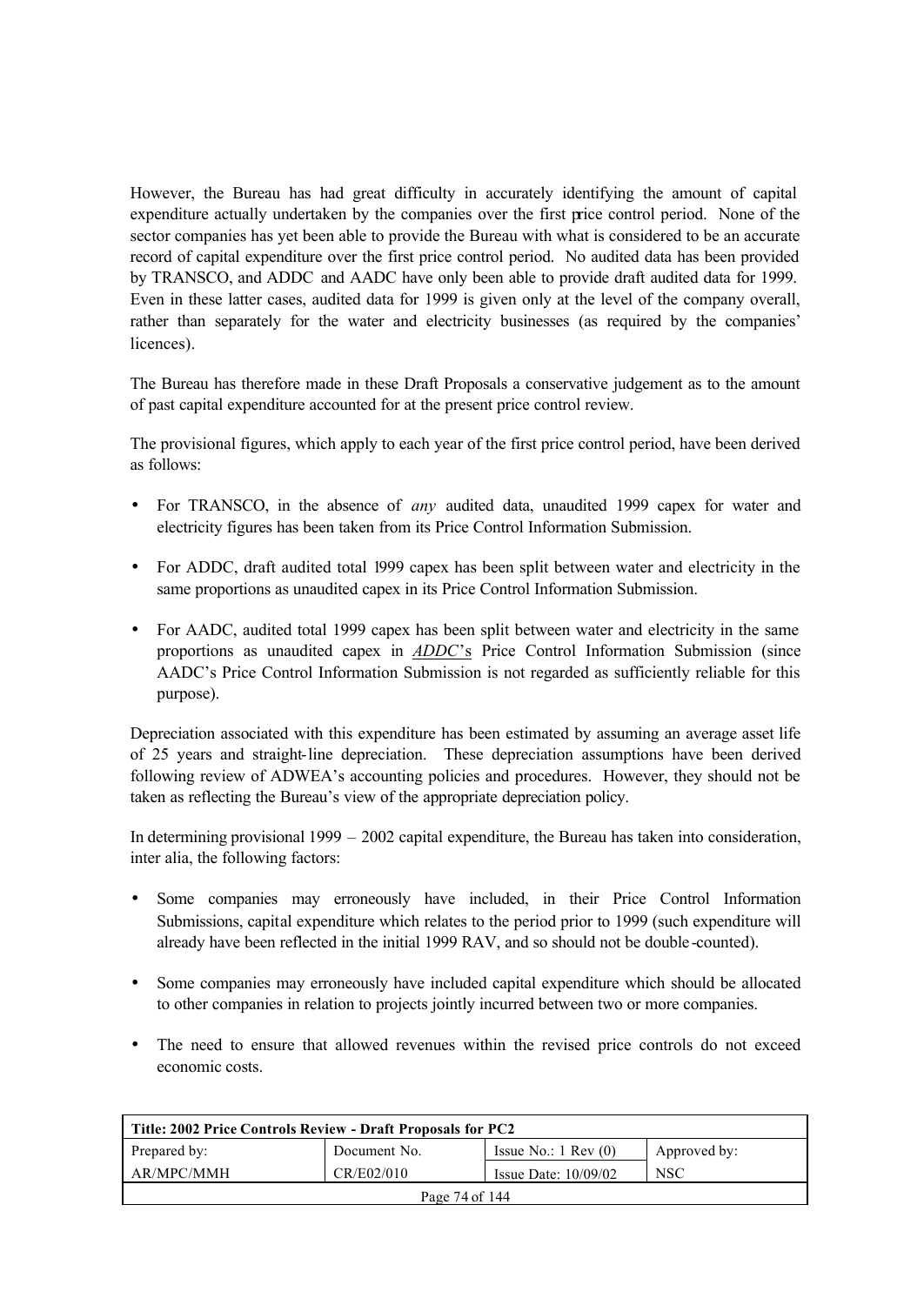However, the Bureau has had great difficulty in accurately identifying the amount of capital expenditure actually undertaken by the companies over the first price control period. None of the sector companies has yet been able to provide the Bureau with what is considered to be an accurate record of capital expenditure over the first price control period. No audited data has been provided by TRANSCO, and ADDC and AADC have only been able to provide draft audited data for 1999. Even in these latter cases, audited data for 1999 is given only at the level of the company overall, rather than separately for the water and electricity businesses (as required by the companies' licences).

The Bureau has therefore made in these Draft Proposals a conservative judgement as to the amount of past capital expenditure accounted for at the present price control review.

The provisional figures, which apply to each year of the first price control period, have been derived as follows:

- For TRANSCO, in the absence of *any* audited data, unaudited 1999 capex for water and electricity figures has been taken from its Price Control Information Submission.
- For ADDC, draft audited total 1999 capex has been split between water and electricity in the same proportions as unaudited capex in its Price Control Information Submission.
- For AADC, audited total 1999 capex has been split between water and electricity in the same proportions as unaudited capex in ***ADDC***'s Price Control Information Submission (since AADC's Price Control Information Submission is not regarded as sufficiently reliable for this purpose).

Depreciation associated with this expenditure has been estimated by assuming an average asset life of 25 years and straight-line depreciation. These depreciation assumptions have been derived following review of ADWEA's accounting policies and procedures. However, they should not be taken as reflecting the Bureau's view of the appropriate depreciation policy.

In determining provisional 1999 – 2002 capital expenditure, the Bureau has taken into consideration, inter alia, the following factors:

- Some companies may erroneously have included, in their Price Control Information Submissions, capital expenditure which relates to the period prior to 1999 (such expenditure will already have been reflected in the initial 1999 RAV, and so should not be double-counted).
- Some companies may erroneously have included capital expenditure which should be allocated to other companies in relation to projects jointly incurred between two or more companies.
- The need to ensure that allowed revenues within the revised price controls do not exceed economic costs.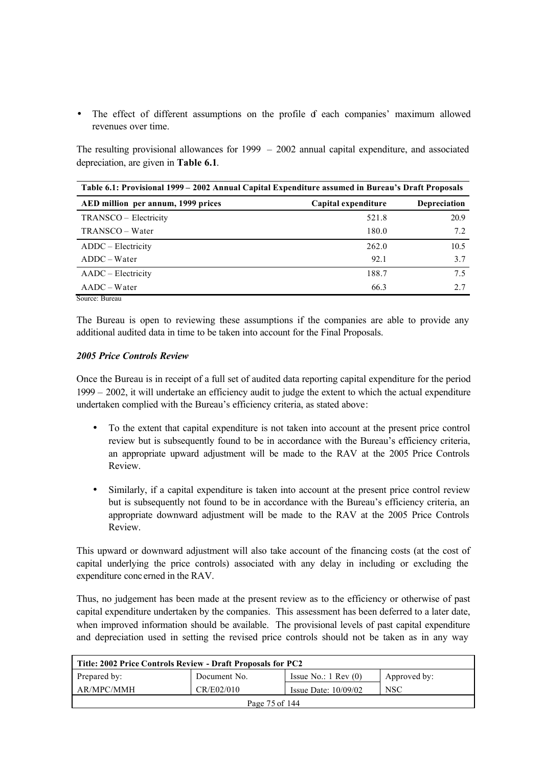- The effect of different assumptions on the profile of each companies' maximum allowed revenues over time.

The resulting provisional allowances for 1999 – 2002 annual capital expenditure, and associated depreciation, are given in **Table 6.1**.

**Table 6.1: Provisional 1999 – 2002 Annual Capital Expenditure assumed in Bureau's Draft Proposals**

| AED million per annum, 1999 prices | Capital expenditure | Depreciation |
|---|---|---|
| TRANSCO – Electricity | 521.8 | 20.9 |
| TRANSCO – Water | 180.0 | 7.2 |
| ADDC – Electricity | 262.0 | 10.5 |
| ADDC – Water | 92.1 | 3.7 |
| AADC – Electricity | 188.7 | 7.5 |
| AADC – Water | 66.3 | 2.7 |

Source: Bureau

The Bureau is open to reviewing these assumptions if the companies are able to provide any additional audited data in time to be taken into account for the Final Proposals.

***2005 Price Controls Review***

Once the Bureau is in receipt of a full set of audited data reporting capital expenditure for the period 1999 – 2002, it will undertake an efficiency audit to judge the extent to which the actual expenditure undertaken complied with the Bureau's efficiency criteria, as stated above:

- To the extent that capital expenditure is not taken into account at the present price control review but is subsequently found to be in accordance with the Bureau's efficiency criteria, an appropriate upward adjustment will be made to the RAV at the 2005 Price Controls Review.
- Similarly, if a capital expenditure is taken into account at the present price control review but is subsequently not found to be in accordance with the Bureau's efficiency criteria, an appropriate downward adjustment will be made to the RAV at the 2005 Price Controls Review.

This upward or downward adjustment will also take account of the financing costs (at the cost of capital underlying the price controls) associated with any delay in including or excluding the expenditure concerned in the RAV.

Thus, no judgement has been made at the present review as to the efficiency or otherwise of past capital expenditure undertaken by the companies. This assessment has been deferred to a later date, when improved information should be available. The provisional levels of past capital expenditure and depreciation used in setting the revised price controls should not be taken as in any way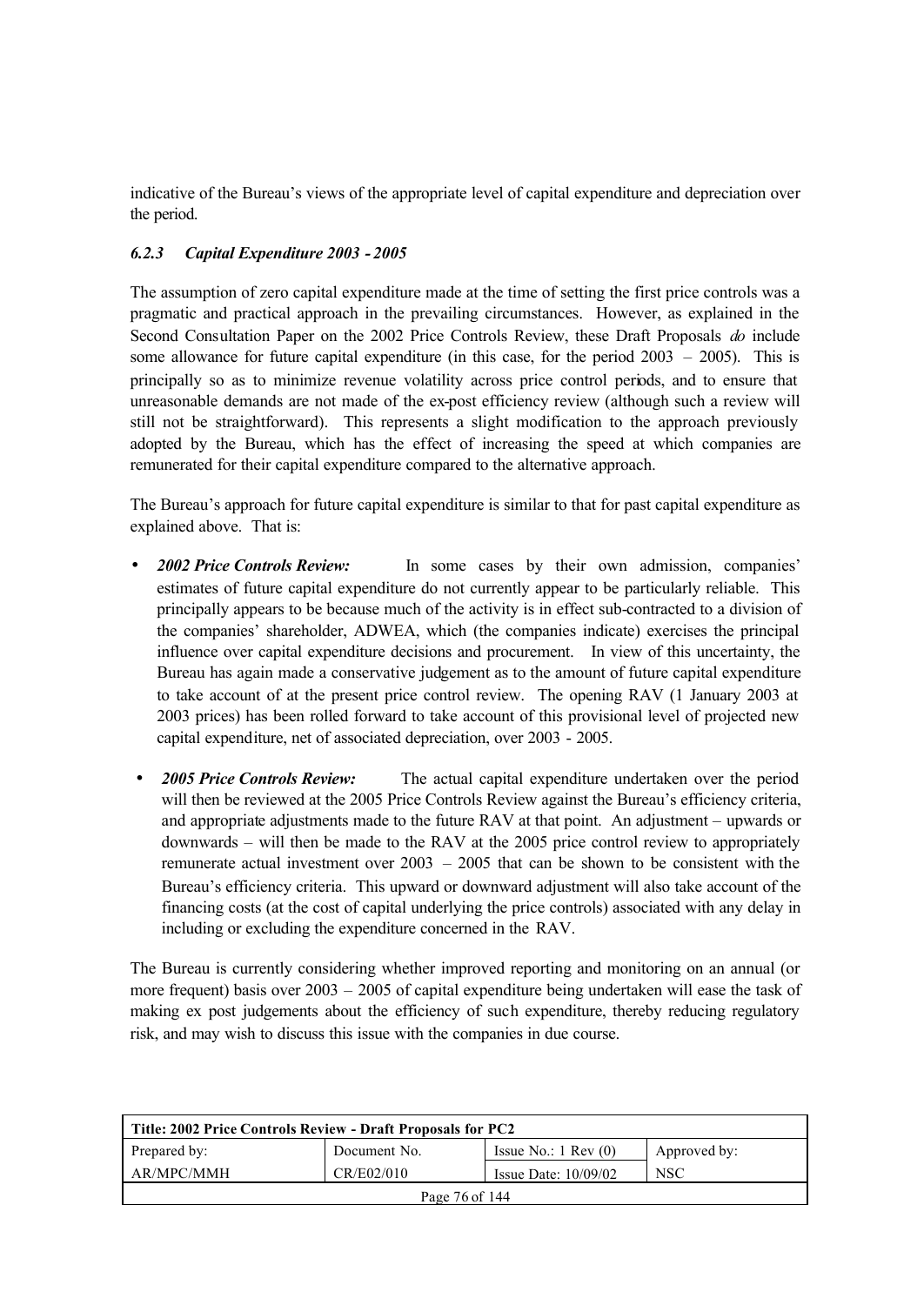indicative of the Bureau's views of the appropriate level of capital expenditure and depreciation over the period.

### *6.2.3 Capital Expenditure 2003 - 2005*

The assumption of zero capital expenditure made at the time of setting the first price controls was a pragmatic and practical approach in the prevailing circumstances. However, as explained in the Second Consultation Paper on the 2002 Price Controls Review, these Draft Proposals *do* include some allowance for future capital expenditure (in this case, for the period 2003 – 2005). This is principally so as to minimize revenue volatility across price control periods, and to ensure that unreasonable demands are not made of the ex-post efficiency review (although such a review will still not be straightforward). This represents a slight modification to the approach previously adopted by the Bureau, which has the effect of increasing the speed at which companies are remunerated for their capital expenditure compared to the alternative approach.

The Bureau's approach for future capital expenditure is similar to that for past capital expenditure as explained above. That is:

- ***2002 Price Controls Review:*** In some cases by their own admission, companies' estimates of future capital expenditure do not currently appear to be particularly reliable. This principally appears to be because much of the activity is in effect sub-contracted to a division of the companies' shareholder, ADWEA, which (the companies indicate) exercises the principal influence over capital expenditure decisions and procurement. In view of this uncertainty, the Bureau has again made a conservative judgement as to the amount of future capital expenditure to take account of at the present price control review. The opening RAV (1 January 2003 at 2003 prices) has been rolled forward to take account of this provisional level of projected new capital expenditure, net of associated depreciation, over 2003 - 2005.
- ***2005 Price Controls Review:*** The actual capital expenditure undertaken over the period will then be reviewed at the 2005 Price Controls Review against the Bureau's efficiency criteria, and appropriate adjustments made to the future RAV at that point. An adjustment – upwards or downwards – will then be made to the RAV at the 2005 price control review to appropriately remunerate actual investment over 2003 – 2005 that can be shown to be consistent with the Bureau's efficiency criteria. This upward or downward adjustment will also take account of the financing costs (at the cost of capital underlying the price controls) associated with any delay in including or excluding the expenditure concerned in the RAV.

The Bureau is currently considering whether improved reporting and monitoring on an annual (or more frequent) basis over 2003 – 2005 of capital expenditure being undertaken will ease the task of making ex post judgements about the efficiency of such expenditure, thereby reducing regulatory risk, and may wish to discuss this issue with the companies in due course.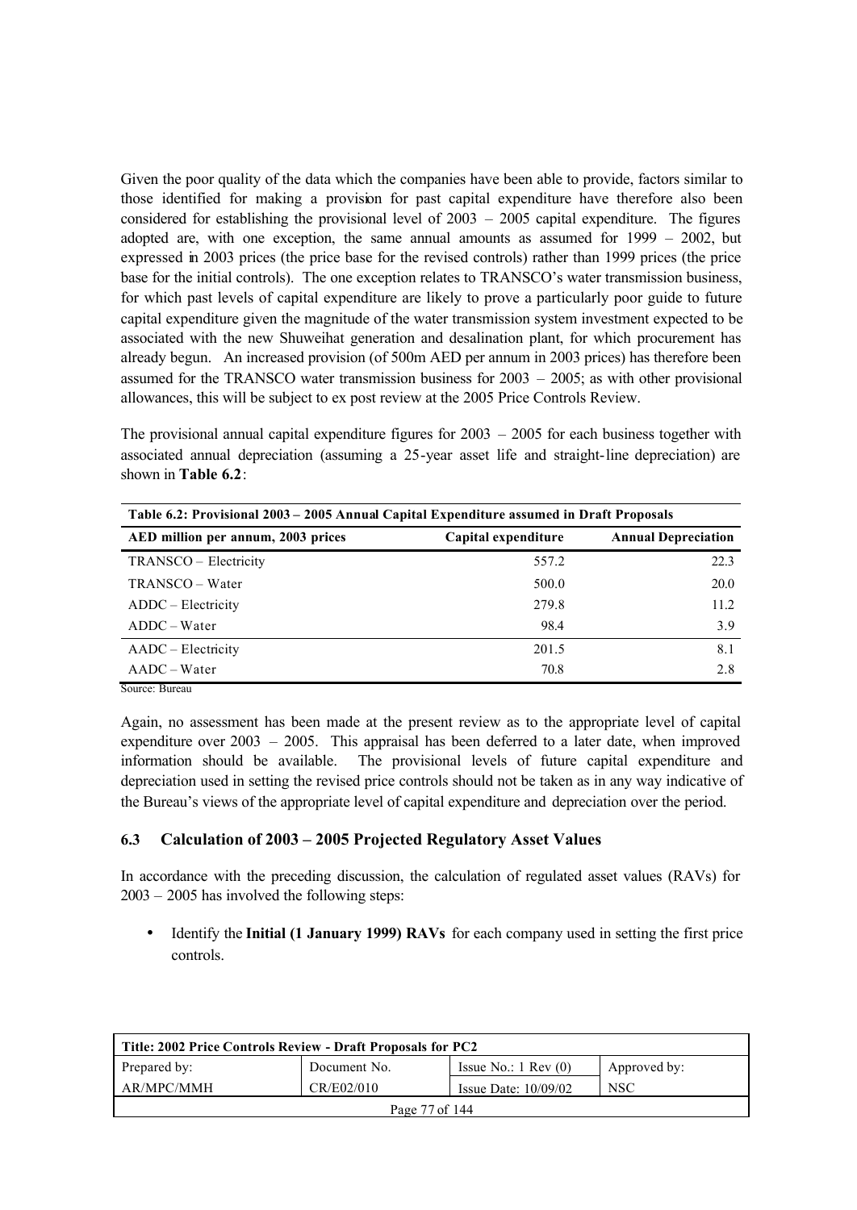Given the poor quality of the data which the companies have been able to provide, factors similar to those identified for making a provision for past capital expenditure have therefore also been considered for establishing the provisional level of 2003 – 2005 capital expenditure. The figures adopted are, with one exception, the same annual amounts as assumed for 1999 – 2002, but expressed in 2003 prices (the price base for the revised controls) rather than 1999 prices (the price base for the initial controls). The one exception relates to TRANSCO's water transmission business, for which past levels of capital expenditure are likely to prove a particularly poor guide to future capital expenditure given the magnitude of the water transmission system investment expected to be associated with the new Shuweihat generation and desalination plant, for which procurement has already begun. An increased provision (of 500m AED per annum in 2003 prices) has therefore been assumed for the TRANSCO water transmission business for 2003 – 2005; as with other provisional allowances, this will be subject to ex post review at the 2005 Price Controls Review.

The provisional annual capital expenditure figures for 2003 – 2005 for each business together with associated annual depreciation (assuming a 25-year asset life and straight-line depreciation) are shown in **Table 6.2**:

**Table 6.2: Provisional 2003 – 2005 Annual Capital Expenditure assumed in Draft Proposals**

| AED million per annum, 2003 prices | Capital expenditure | Annual Depreciation |
|---|---|---|
| TRANSCO – Electricity | 557.2 | 22.3 |
| TRANSCO – Water | 500.0 | 20.0 |
| ADDC – Electricity | 279.8 | 11.2 |
| ADDC – Water | 98.4 | 3.9 |
| AADC – Electricity | 201.5 | 8.1 |
| AADC – Water | 70.8 | 2.8 |

Source: Bureau

Again, no assessment has been made at the present review as to the appropriate level of capital expenditure over 2003 – 2005. This appraisal has been deferred to a later date, when improved information should be available. The provisional levels of future capital expenditure and depreciation used in setting the revised price controls should not be taken as in any way indicative of the Bureau's views of the appropriate level of capital expenditure and depreciation over the period.

### 6.3 Calculation of 2003 – 2005 Projected Regulatory Asset Values

In accordance with the preceding discussion, the calculation of regulated asset values (RAVs) for 2003 – 2005 has involved the following steps:

- Identify the **Initial (1 January 1999) RAVs** for each company used in setting the first price controls.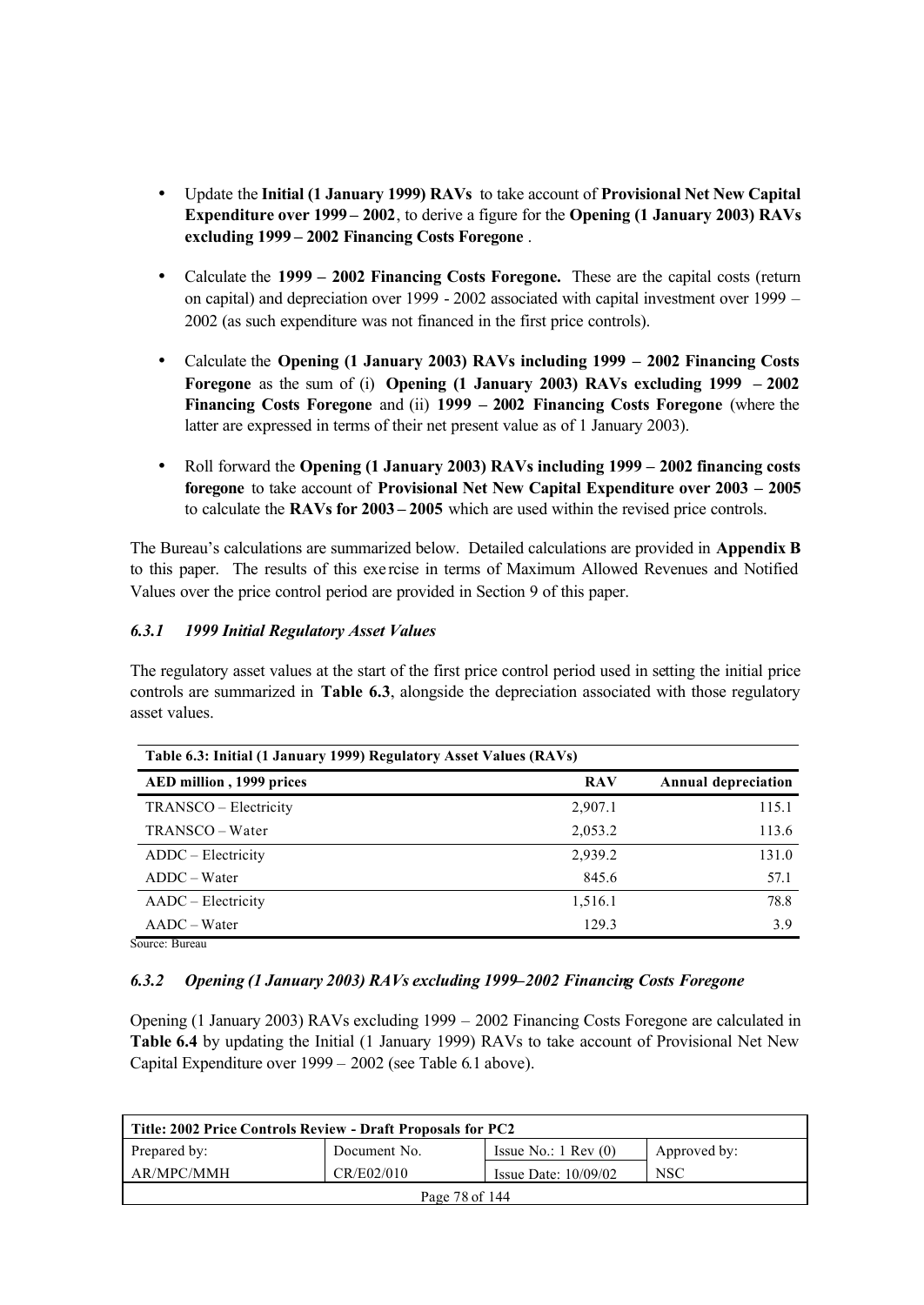- Update the **Initial (1 January 1999) RAVs** to take account of **Provisional Net New Capital Expenditure over 1999 – 2002**, to derive a figure for the **Opening (1 January 2003) RAVs excluding 1999 – 2002 Financing Costs Foregone** .

- Calculate the **1999 – 2002 Financing Costs Foregone.** These are the capital costs (return on capital) and depreciation over 1999 - 2002 associated with capital investment over 1999 – 2002 (as such expenditure was not financed in the first price controls).

- Calculate the **Opening (1 January 2003) RAVs including 1999 – 2002 Financing Costs Foregone** as the sum of (i) **Opening (1 January 2003) RAVs excluding 1999 – 2002 Financing Costs Foregone** and (ii) **1999 – 2002 Financing Costs Foregone** (where the latter are expressed in terms of their net present value as of 1 January 2003).

- Roll forward the **Opening (1 January 2003) RAVs including 1999 – 2002 financing costs foregone** to take account of **Provisional Net New Capital Expenditure over 2003 – 2005** to calculate the **RAVs for 2003 – 2005** which are used within the revised price controls.

The Bureau's calculations are summarized below. Detailed calculations are provided in **Appendix B** to this paper. The results of this exercise in terms of Maximum Allowed Revenues and Notified Values over the price control period are provided in Section 9 of this paper.

### *6.3.1 1999 Initial Regulatory Asset Values*

The regulatory asset values at the start of the first price control period used in setting the initial price controls are summarized in **Table 6.3**, alongside the depreciation associated with those regulatory asset values.

**Table 6.3: Initial (1 January 1999) Regulatory Asset Values (RAVs)**

| AED million , 1999 prices | RAV | Annual depreciation |
|---|---|---|
| TRANSCO – Electricity | 2,907.1 | 115.1 |
| TRANSCO – Water | 2,053.2 | 113.6 |
| ADDC – Electricity | 2,939.2 | 131.0 |
| ADDC – Water | 845.6 | 57.1 |
| AADC – Electricity | 1,516.1 | 78.8 |
| AADC – Water | 129.3 | 3.9 |

Source: Bureau

### *6.3.2 Opening (1 January 2003) RAVs excluding 1999–2002 Financing Costs Foregone*

Opening (1 January 2003) RAVs excluding 1999 – 2002 Financing Costs Foregone are calculated in **Table 6.4** by updating the Initial (1 January 1999) RAVs to take account of Provisional Net New Capital Expenditure over 1999 – 2002 (see Table 6.1 above).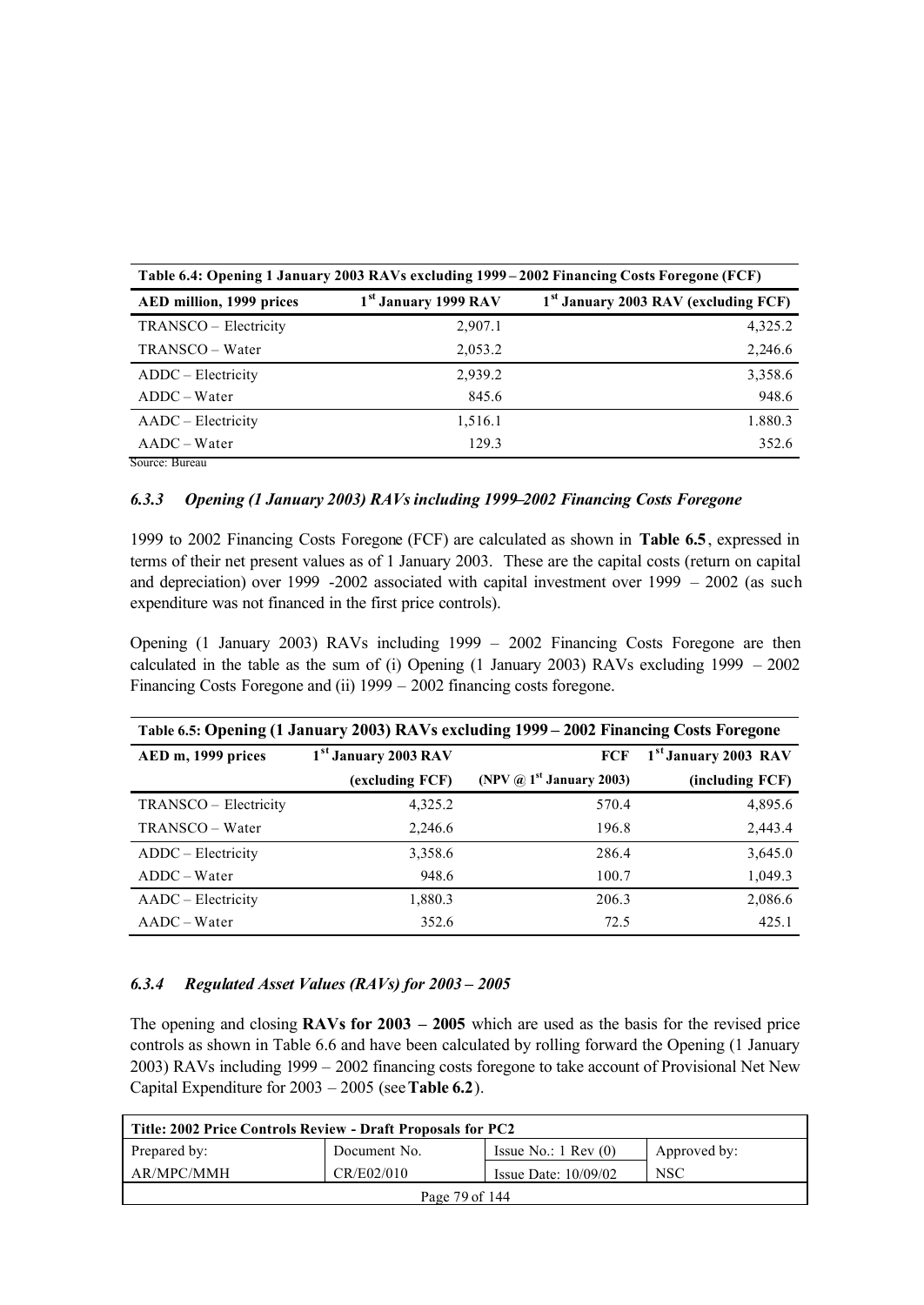**Table 6.4: Opening 1 January 2003 RAVs excluding 1999 – 2002 Financing Costs Foregone (FCF)**

| AED million, 1999 prices | 1st January 1999 RAV | 1st January 2003 RAV (excluding FCF) |
|---|---|---|
| TRANSCO – Electricity | 2,907.1 | 4,325.2 |
| TRANSCO – Water | 2,053.2 | 2,246.6 |
| ADDC – Electricity | 2,939.2 | 3,358.6 |
| ADDC – Water | 845.6 | 948.6 |
| AADC – Electricity | 1,516.1 | 1.880.3 |
| AADC – Water | 129.3 | 352.6 |

Source: Bureau

### *6.3.3 Opening (1 January 2003) RAVs including 1999–2002 Financing Costs Foregone*

1999 to 2002 Financing Costs Foregone (FCF) are calculated as shown in **Table 6.5**, expressed in terms of their net present values as of 1 January 2003. These are the capital costs (return on capital and depreciation) over 1999 -2002 associated with capital investment over 1999 – 2002 (as such expenditure was not financed in the first price controls).

Opening (1 January 2003) RAVs including 1999 – 2002 Financing Costs Foregone are then calculated in the table as the sum of (i) Opening (1 January 2003) RAVs excluding 1999 – 2002 Financing Costs Foregone and (ii) 1999 – 2002 financing costs foregone.

**Table 6.5: Opening (1 January 2003) RAVs excluding 1999 – 2002 Financing Costs Foregone**

| AED m, 1999 prices | 1st January 2003 RAV (excluding FCF) | FCF (NPV @ 1st January 2003) | 1st January 2003 RAV (including FCF) |
|---|---|---|---|
| TRANSCO – Electricity | 4,325.2 | 570.4 | 4,895.6 |
| TRANSCO – Water | 2,246.6 | 196.8 | 2,443.4 |
| ADDC – Electricity | 3,358.6 | 286.4 | 3,645.0 |
| ADDC – Water | 948.6 | 100.7 | 1,049.3 |
| AADC – Electricity | 1,880.3 | 206.3 | 2,086.6 |
| AADC – Water | 352.6 | 72.5 | 425.1 |

### *6.3.4 Regulated Asset Values (RAVs) for 2003 – 2005*

The opening and closing **RAVs for 2003 – 2005** which are used as the basis for the revised price controls as shown in Table 6.6 and have been calculated by rolling forward the Opening (1 January 2003) RAVs including 1999 – 2002 financing costs foregone to take account of Provisional Net New Capital Expenditure for 2003 – 2005 (see **Table 6.2**).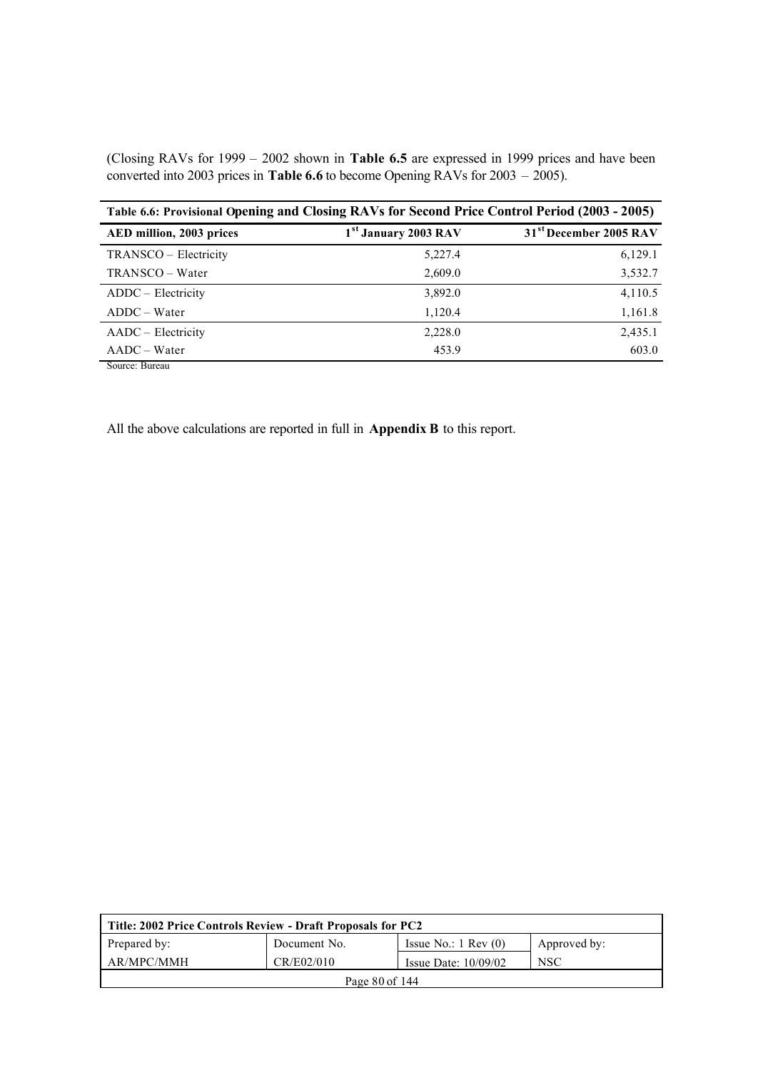(Closing RAVs for 1999 – 2002 shown in **Table 6.5** are expressed in 1999 prices and have been converted into 2003 prices in **Table 6.6** to become Opening RAVs for 2003 – 2005).

**Table 6.6: Provisional Opening and Closing RAVs for Second Price Control Period (2003 - 2005)**

| AED million, 2003 prices | 1st January 2003 RAV | 31st December 2005 RAV |
|---|---|---|
| TRANSCO – Electricity | 5,227.4 | 6,129.1 |
| TRANSCO – Water | 2,609.0 | 3,532.7 |
| ADDC – Electricity | 3,892.0 | 4,110.5 |
| ADDC – Water | 1,120.4 | 1,161.8 |
| AADC – Electricity | 2,228.0 | 2,435.1 |
| AADC – Water | 453.9 | 603.0 |

Source: Bureau

All the above calculations are reported in full in **Appendix B** to this report.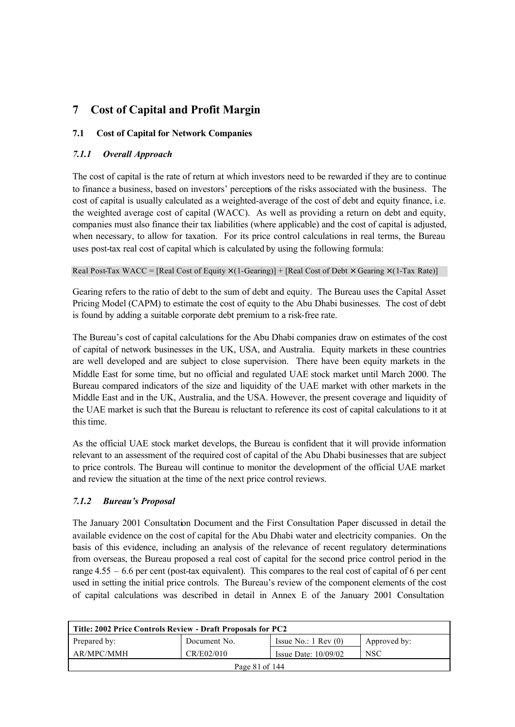# 7 Cost of Capital and Profit Margin

## 7.1 Cost of Capital for Network Companies

### *7.1.1 Overall Approach*

The cost of capital is the rate of return at which investors need to be rewarded if they are to continue to finance a business, based on investors' perceptions of the risks associated with the business. The cost of capital is usually calculated as a weighted-average of the cost of debt and equity finance, i.e. the weighted average cost of capital (WACC). As well as providing a return on debt and equity, companies must also finance their tax liabilities (where applicable) and the cost of capital is adjusted, when necessary, to allow for taxation. For its price control calculations in real terms, the Bureau uses post-tax real cost of capital which is calculated by using the following formula:

Real Post-Tax WACC = [Real Cost of Equity × (1-Gearing)] + [Real Cost of Debt × Gearing × (1-Tax Rate)]

Gearing refers to the ratio of debt to the sum of debt and equity. The Bureau uses the Capital Asset Pricing Model (CAPM) to estimate the cost of equity to the Abu Dhabi businesses. The cost of debt is found by adding a suitable corporate debt premium to a risk-free rate.

The Bureau's cost of capital calculations for the Abu Dhabi companies draw on estimates of the cost of capital of network businesses in the UK, USA, and Australia. Equity markets in these countries are well developed and are subject to close supervision. There have been equity markets in the Middle East for some time, but no official and regulated UAE stock market until March 2000. The Bureau compared indicators of the size and liquidity of the UAE market with other markets in the Middle East and in the UK, Australia, and the USA. However, the present coverage and liquidity of the UAE market is such that the Bureau is reluctant to reference its cost of capital calculations to it at this time.

As the official UAE stock market develops, the Bureau is confident that it will provide information relevant to an assessment of the required cost of capital of the Abu Dhabi businesses that are subject to price controls. The Bureau will continue to monitor the development of the official UAE market and review the situation at the time of the next price control reviews.

### *7.1.2 Bureau's Proposal*

The January 2001 Consultation Document and the First Consultation Paper discussed in detail the available evidence on the cost of capital for the Abu Dhabi water and electricity companies. On the basis of this evidence, including an analysis of the relevance of recent regulatory determinations from overseas, the Bureau proposed a real cost of capital for the second price control period in the range 4.55 – 6.6 per cent (post-tax equivalent). This compares to the real cost of capital of 6 per cent used in setting the initial price controls. The Bureau's review of the component elements of the cost of capital calculations was described in detail in Annex E of the January 2001 Consultation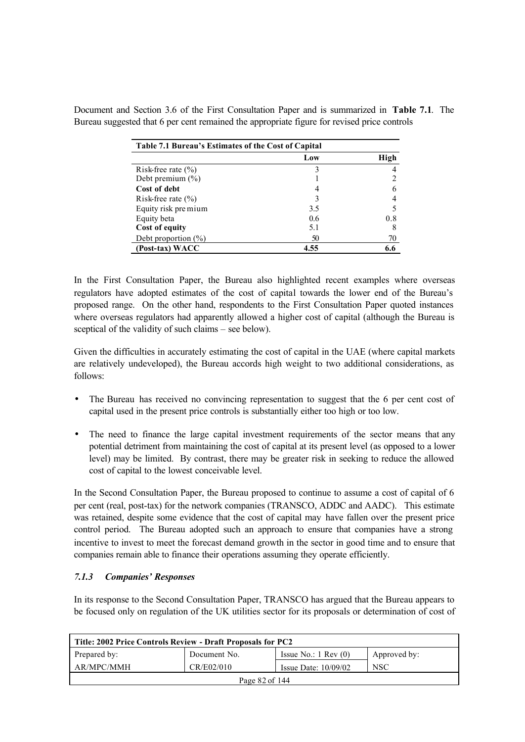Document and Section 3.6 of the First Consultation Paper and is summarized in **Table 7.1**. The Bureau suggested that 6 per cent remained the appropriate figure for revised price controls

| Table 7.1 Bureau's Estimates of the Cost of Capital | | |
|---|---|---|
| | **Low** | **High** |
| Risk-free rate (%) | 3 | 4 |
| Debt premium (%) | 1 | 2 |
| **Cost of debt** | 4 | 6 |
| Risk-free rate (%) | 3 | 4 |
| Equity risk premium | 3.5 | 5 |
| Equity beta | 0.6 | 0.8 |
| **Cost of equity** | 5.1 | 8 |
| Debt proportion (%) | 50 | 70 |
| **(Post-tax) WACC** | **4.55** | **6.6** |

In the First Consultation Paper, the Bureau also highlighted recent examples where overseas regulators have adopted estimates of the cost of capital towards the lower end of the Bureau's proposed range. On the other hand, respondents to the First Consultation Paper quoted instances where overseas regulators had apparently allowed a higher cost of capital (although the Bureau is sceptical of the validity of such claims – see below).

Given the difficulties in accurately estimating the cost of capital in the UAE (where capital markets are relatively undeveloped), the Bureau accords high weight to two additional considerations, as follows:

- The Bureau has received no convincing representation to suggest that the 6 per cent cost of capital used in the present price controls is substantially either too high or too low.
- The need to finance the large capital investment requirements of the sector means that any potential detriment from maintaining the cost of capital at its present level (as opposed to a lower level) may be limited. By contrast, there may be greater risk in seeking to reduce the allowed cost of capital to the lowest conceivable level.

In the Second Consultation Paper, the Bureau proposed to continue to assume a cost of capital of 6 per cent (real, post-tax) for the network companies (TRANSCO, ADDC and AADC). This estimate was retained, despite some evidence that the cost of capital may have fallen over the present price control period. The Bureau adopted such an approach to ensure that companies have a strong incentive to invest to meet the forecast demand growth in the sector in good time and to ensure that companies remain able to finance their operations assuming they operate efficiently.

### *7.1.3 Companies' Responses*

In its response to the Second Consultation Paper, TRANSCO has argued that the Bureau appears to be focused only on regulation of the UK utilities sector for its proposals or determination of cost of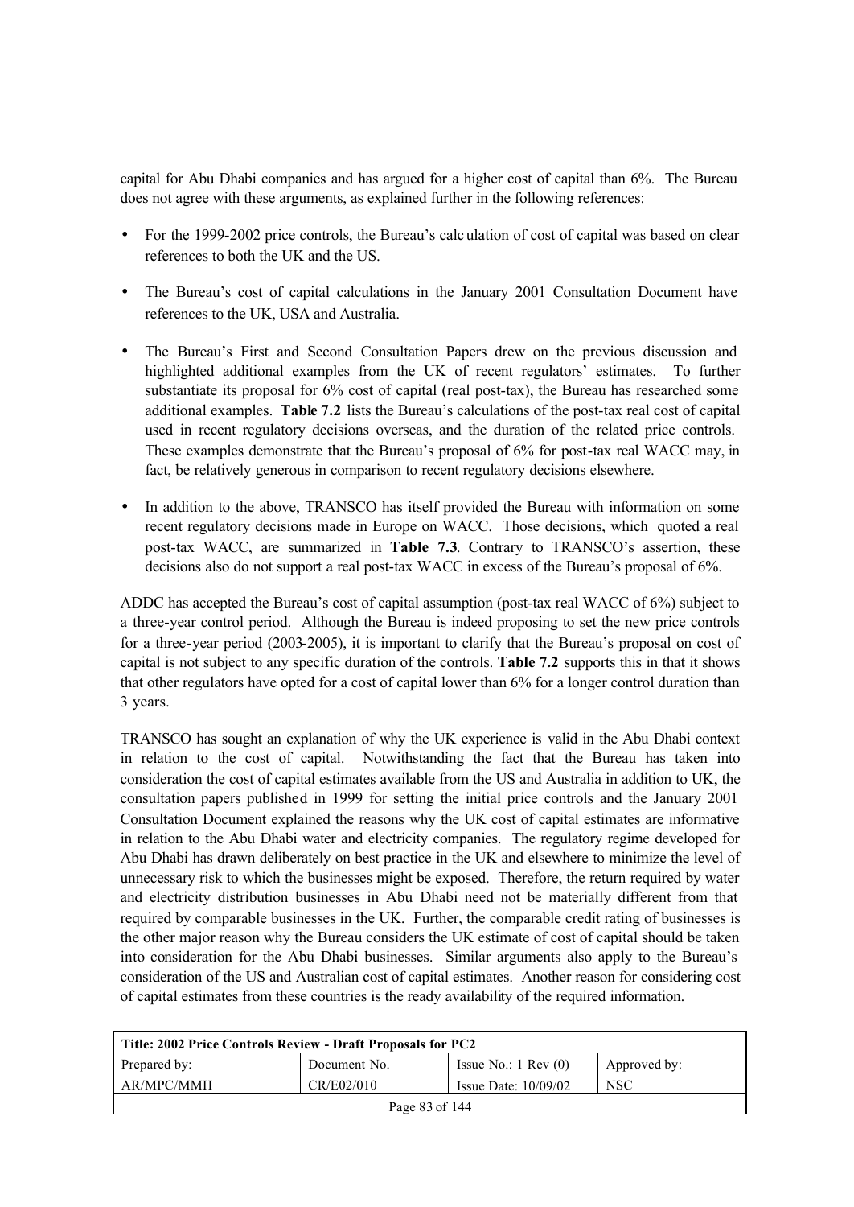capital for Abu Dhabi companies and has argued for a higher cost of capital than 6%. The Bureau does not agree with these arguments, as explained further in the following references:

- For the 1999-2002 price controls, the Bureau's calculation of cost of capital was based on clear references to both the UK and the US.
- The Bureau's cost of capital calculations in the January 2001 Consultation Document have references to the UK, USA and Australia.
- The Bureau's First and Second Consultation Papers drew on the previous discussion and highlighted additional examples from the UK of recent regulators' estimates. To further substantiate its proposal for 6% cost of capital (real post-tax), the Bureau has researched some additional examples. **Table 7.2** lists the Bureau's calculations of the post-tax real cost of capital used in recent regulatory decisions overseas, and the duration of the related price controls. These examples demonstrate that the Bureau's proposal of 6% for post-tax real WACC may, in fact, be relatively generous in comparison to recent regulatory decisions elsewhere.
- In addition to the above, TRANSCO has itself provided the Bureau with information on some recent regulatory decisions made in Europe on WACC. Those decisions, which quoted a real post-tax WACC, are summarized in **Table 7.3**. Contrary to TRANSCO's assertion, these decisions also do not support a real post-tax WACC in excess of the Bureau's proposal of 6%.

ADDC has accepted the Bureau's cost of capital assumption (post-tax real WACC of 6%) subject to a three-year control period. Although the Bureau is indeed proposing to set the new price controls for a three-year period (2003-2005), it is important to clarify that the Bureau's proposal on cost of capital is not subject to any specific duration of the controls. **Table 7.2** supports this in that it shows that other regulators have opted for a cost of capital lower than 6% for a longer control duration than 3 years.

TRANSCO has sought an explanation of why the UK experience is valid in the Abu Dhabi context in relation to the cost of capital. Notwithstanding the fact that the Bureau has taken into consideration the cost of capital estimates available from the US and Australia in addition to UK, the consultation papers published in 1999 for setting the initial price controls and the January 2001 Consultation Document explained the reasons why the UK cost of capital estimates are informative in relation to the Abu Dhabi water and electricity companies. The regulatory regime developed for Abu Dhabi has drawn deliberately on best practice in the UK and elsewhere to minimize the level of unnecessary risk to which the businesses might be exposed. Therefore, the return required by water and electricity distribution businesses in Abu Dhabi need not be materially different from that required by comparable businesses in the UK. Further, the comparable credit rating of businesses is the other major reason why the Bureau considers the UK estimate of cost of capital should be taken into consideration for the Abu Dhabi businesses. Similar arguments also apply to the Bureau's consideration of the US and Australian cost of capital estimates. Another reason for considering cost of capital estimates from these countries is the ready availability of the required information.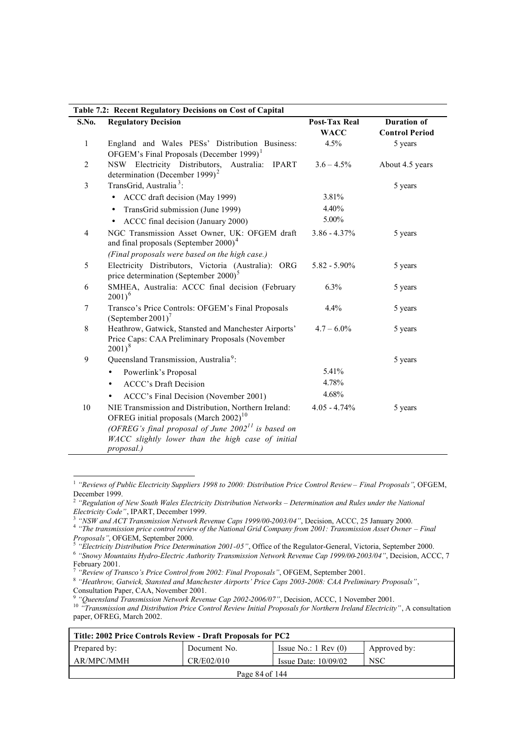**Table 7.2: Recent Regulatory Decisions on Cost of Capital**

| S.No. | Regulatory Decision | Post-Tax Real WACC | Duration of Control Period |
|---|---|---|---|
| 1 | England and Wales PESs' Distribution Business: OFGEM's Final Proposals (December 1999)[1] | 4.5% | 5 years |
| 2 | NSW Electricity Distributors, Australia: IPART determination (December 1999)[2] | 3.6 – 4.5% | About 4.5 years |
| 3 | TransGrid, Australia[3]: | | 5 years |
| | • ACCC draft decision (May 1999) | 3.81% | |
| | • TransGrid submission (June 1999) | 4.40% | |
| | • ACCC final decision (January 2000) | 5.00% | |
| 4 | NGC Transmission Asset Owner, UK: OFGEM draft and final proposals (September 2000)[4] *(Final proposals were based on the high case.)* | 3.86 - 4.37% | 5 years |
| 5 | Electricity Distributors, Victoria (Australia): ORG price determination (September 2000)[5] | 5.82 - 5.90% | 5 years |
| 6 | SMHEA, Australia: ACCC final decision (February 2001)[6] | 6.3% | 5 years |
| 7 | Transco's Price Controls: OFGEM's Final Proposals (September 2001)[7] | 4.4% | 5 years |
| 8 | Heathrow, Gatwick, Stansted and Manchester Airports' Price Caps: CAA Preliminary Proposals (November 2001)[8] | 4.7 – 6.0% | 5 years |
| 9 | Queensland Transmission, Australia[9]: | | 5 years |
| | • Powerlink's Proposal | 5.41% | |
| | • ACCC's Draft Decision | 4.78% | |
| | • ACCC's Final Decision (November 2001) | 4.68% | |
| 10 | NIE Transmission and Distribution, Northern Ireland: OFREG initial proposals (March 2002)[10] *(OFREG's final proposal of June 2002[11] is based on WACC slightly lower than the high case of initial proposal.)* | 4.05 - 4.74% | 5 years |

[1] *"Reviews of Public Electricity Suppliers 1998 to 2000: Distribution Price Control Review – Final Proposals"*, OFGEM, December 1999.

[2] *"Regulation of New South Wales Electricity Distribution Networks – Determination and Rules under the National Electricity Code"*, IPART, December 1999.

[3] *"NSW and ACT Transmission Network Revenue Caps 1999/00-2003/04"*, Decision, ACCC, 25 January 2000.

[4] *"The transmission price control review of the National Grid Company from 2001: Transmission Asset Owner – Final Proposals"*, OFGEM, September 2000.

[5] *"Electricity Distribution Price Determination 2001-05"*, Office of the Regulator-General, Victoria, September 2000.

[6] *"Snowy Mountains Hydro-Electric Authority Transmission Network Revenue Cap 1999/00-2003/04"*, Decision, ACCC, 7 February 2001.

[7] *"Review of Transco's Price Control from 2002: Final Proposals"*, OFGEM, September 2001.

[8] *"Heathrow, Gatwick, Stansted and Manchester Airports' Price Caps 2003-2008: CAA Preliminary Proposals"*, Consultation Paper, CAA, November 2001.

[9] *"Queensland Transmission Network Revenue Cap 2002-2006/07"*, Decision, ACCC, 1 November 2001.

[10] *"Transmission and Distribution Price Control Review Initial Proposals for Northern Ireland Electricity"*, A consultation paper, OFREG, March 2002.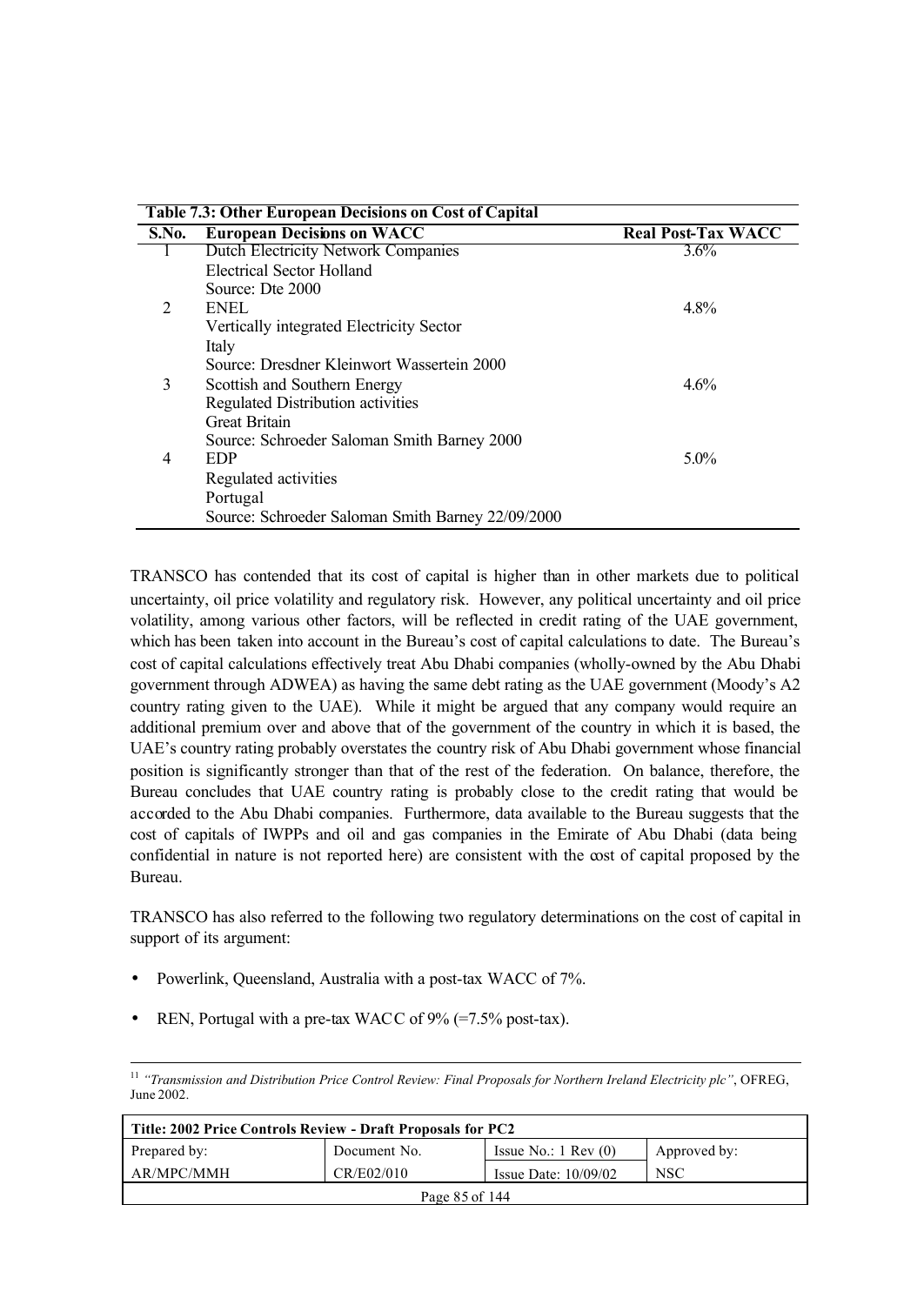**Table 7.3: Other European Decisions on Cost of Capital**

| S.No. | European Decisions on WACC | Real Post-Tax WACC |
|---|---|---|
| 1 | Dutch Electricity Network Companies<br>Electrical Sector Holland<br>Source: Dte 2000 | 3.6% |
| 2 | ENEL<br>Vertically integrated Electricity Sector<br>Italy<br>Source: Dresdner Kleinwort Wassertein 2000 | 4.8% |
| 3 | Scottish and Southern Energy<br>Regulated Distribution activities<br>Great Britain<br>Source: Schroeder Saloman Smith Barney 2000 | 4.6% |
| 4 | EDP<br>Regulated activities<br>Portugal<br>Source: Schroeder Saloman Smith Barney 22/09/2000 | 5.0% |

TRANSCO has contended that its cost of capital is higher than in other markets due to political uncertainty, oil price volatility and regulatory risk. However, any political uncertainty and oil price volatility, among various other factors, will be reflected in credit rating of the UAE government, which has been taken into account in the Bureau's cost of capital calculations to date. The Bureau's cost of capital calculations effectively treat Abu Dhabi companies (wholly-owned by the Abu Dhabi government through ADWEA) as having the same debt rating as the UAE government (Moody's A2 country rating given to the UAE). While it might be argued that any company would require an additional premium over and above that of the government of the country in which it is based, the UAE's country rating probably overstates the country risk of Abu Dhabi government whose financial position is significantly stronger than that of the rest of the federation. On balance, therefore, the Bureau concludes that UAE country rating is probably close to the credit rating that would be accorded to the Abu Dhabi companies. Furthermore, data available to the Bureau suggests that the cost of capitals of IWPPs and oil and gas companies in the Emirate of Abu Dhabi (data being confidential in nature is not reported here) are consistent with the cost of capital proposed by the Bureau.

TRANSCO has also referred to the following two regulatory determinations on the cost of capital in support of its argument:

- Powerlink, Queensland, Australia with a post-tax WACC of 7%.
- REN, Portugal with a pre-tax WACC of 9% (=7.5% post-tax).

---

[11] *"Transmission and Distribution Price Control Review: Final Proposals for Northern Ireland Electricity plc"*, OFREG, June 2002.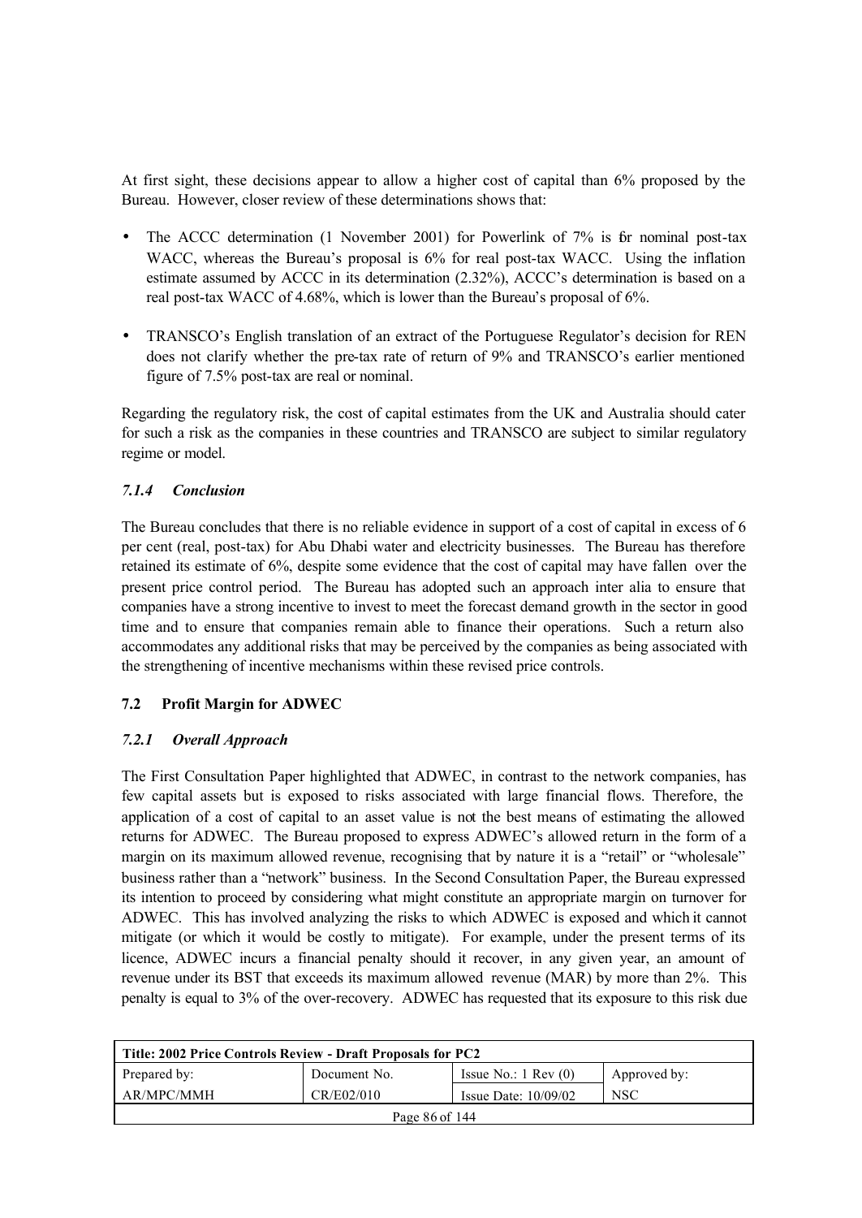At first sight, these decisions appear to allow a higher cost of capital than 6% proposed by the Bureau. However, closer review of these determinations shows that:

- The ACCC determination (1 November 2001) for Powerlink of 7% is for nominal post-tax WACC, whereas the Bureau's proposal is 6% for real post-tax WACC. Using the inflation estimate assumed by ACCC in its determination (2.32%), ACCC's determination is based on a real post-tax WACC of 4.68%, which is lower than the Bureau's proposal of 6%.

- TRANSCO's English translation of an extract of the Portuguese Regulator's decision for REN does not clarify whether the pre-tax rate of return of 9% and TRANSCO's earlier mentioned figure of 7.5% post-tax are real or nominal.

Regarding the regulatory risk, the cost of capital estimates from the UK and Australia should cater for such a risk as the companies in these countries and TRANSCO are subject to similar regulatory regime or model.

#### *7.1.4 Conclusion*

The Bureau concludes that there is no reliable evidence in support of a cost of capital in excess of 6 per cent (real, post-tax) for Abu Dhabi water and electricity businesses. The Bureau has therefore retained its estimate of 6%, despite some evidence that the cost of capital may have fallen over the present price control period. The Bureau has adopted such an approach inter alia to ensure that companies have a strong incentive to invest to meet the forecast demand growth in the sector in good time and to ensure that companies remain able to finance their operations. Such a return also accommodates any additional risks that may be perceived by the companies as being associated with the strengthening of incentive mechanisms within these revised price controls.

### 7.2 Profit Margin for ADWEC

#### *7.2.1 Overall Approach*

The First Consultation Paper highlighted that ADWEC, in contrast to the network companies, has few capital assets but is exposed to risks associated with large financial flows. Therefore, the application of a cost of capital to an asset value is not the best means of estimating the allowed returns for ADWEC. The Bureau proposed to express ADWEC's allowed return in the form of a margin on its maximum allowed revenue, recognising that by nature it is a "retail" or "wholesale" business rather than a "network" business. In the Second Consultation Paper, the Bureau expressed its intention to proceed by considering what might constitute an appropriate margin on turnover for ADWEC. This has involved analyzing the risks to which ADWEC is exposed and which it cannot mitigate (or which it would be costly to mitigate). For example, under the present terms of its licence, ADWEC incurs a financial penalty should it recover, in any given year, an amount of revenue under its BST that exceeds its maximum allowed revenue (MAR) by more than 2%. This penalty is equal to 3% of the over-recovery. ADWEC has requested that its exposure to this risk due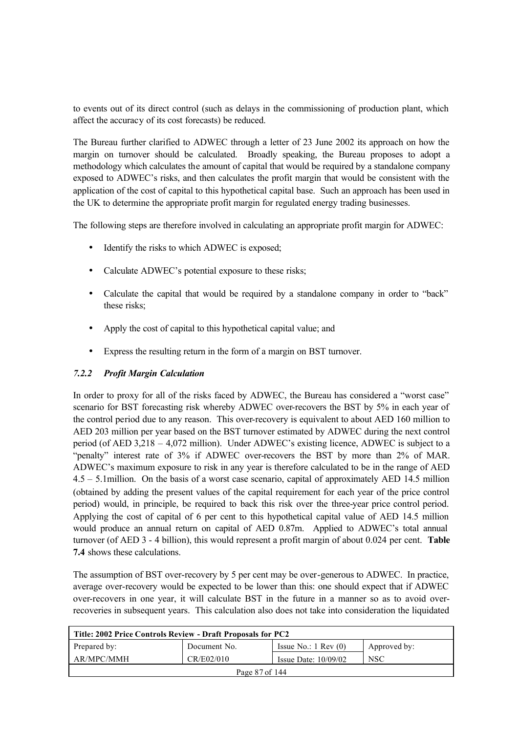to events out of its direct control (such as delays in the commissioning of production plant, which affect the accuracy of its cost forecasts) be reduced.

The Bureau further clarified to ADWEC through a letter of 23 June 2002 its approach on how the margin on turnover should be calculated. Broadly speaking, the Bureau proposes to adopt a methodology which calculates the amount of capital that would be required by a standalone company exposed to ADWEC's risks, and then calculates the profit margin that would be consistent with the application of the cost of capital to this hypothetical capital base. Such an approach has been used in the UK to determine the appropriate profit margin for regulated energy trading businesses.

The following steps are therefore involved in calculating an appropriate profit margin for ADWEC:

- Identify the risks to which ADWEC is exposed;
- Calculate ADWEC's potential exposure to these risks;
- Calculate the capital that would be required by a standalone company in order to "back" these risks;
- Apply the cost of capital to this hypothetical capital value; and
- Express the resulting return in the form of a margin on BST turnover.

### *7.2.2 Profit Margin Calculation*

In order to proxy for all of the risks faced by ADWEC, the Bureau has considered a "worst case" scenario for BST forecasting risk whereby ADWEC over-recovers the BST by 5% in each year of the control period due to any reason. This over-recovery is equivalent to about AED 160 million to AED 203 million per year based on the BST turnover estimated by ADWEC during the next control period (of AED 3,218 – 4,072 million). Under ADWEC's existing licence, ADWEC is subject to a "penalty" interest rate of 3% if ADWEC over-recovers the BST by more than 2% of MAR. ADWEC's maximum exposure to risk in any year is therefore calculated to be in the range of AED 4.5 – 5.1million. On the basis of a worst case scenario, capital of approximately AED 14.5 million (obtained by adding the present values of the capital requirement for each year of the price control period) would, in principle, be required to back this risk over the three-year price control period. Applying the cost of capital of 6 per cent to this hypothetical capital value of AED 14.5 million would produce an annual return on capital of AED 0.87m. Applied to ADWEC's total annual turnover (of AED 3 - 4 billion), this would represent a profit margin of about 0.024 per cent. **Table 7.4** shows these calculations.

The assumption of BST over-recovery by 5 per cent may be over-generous to ADWEC. In practice, average over-recovery would be expected to be lower than this: one should expect that if ADWEC over-recovers in one year, it will calculate BST in the future in a manner so as to avoid over-recoveries in subsequent years. This calculation also does not take into consideration the liquidated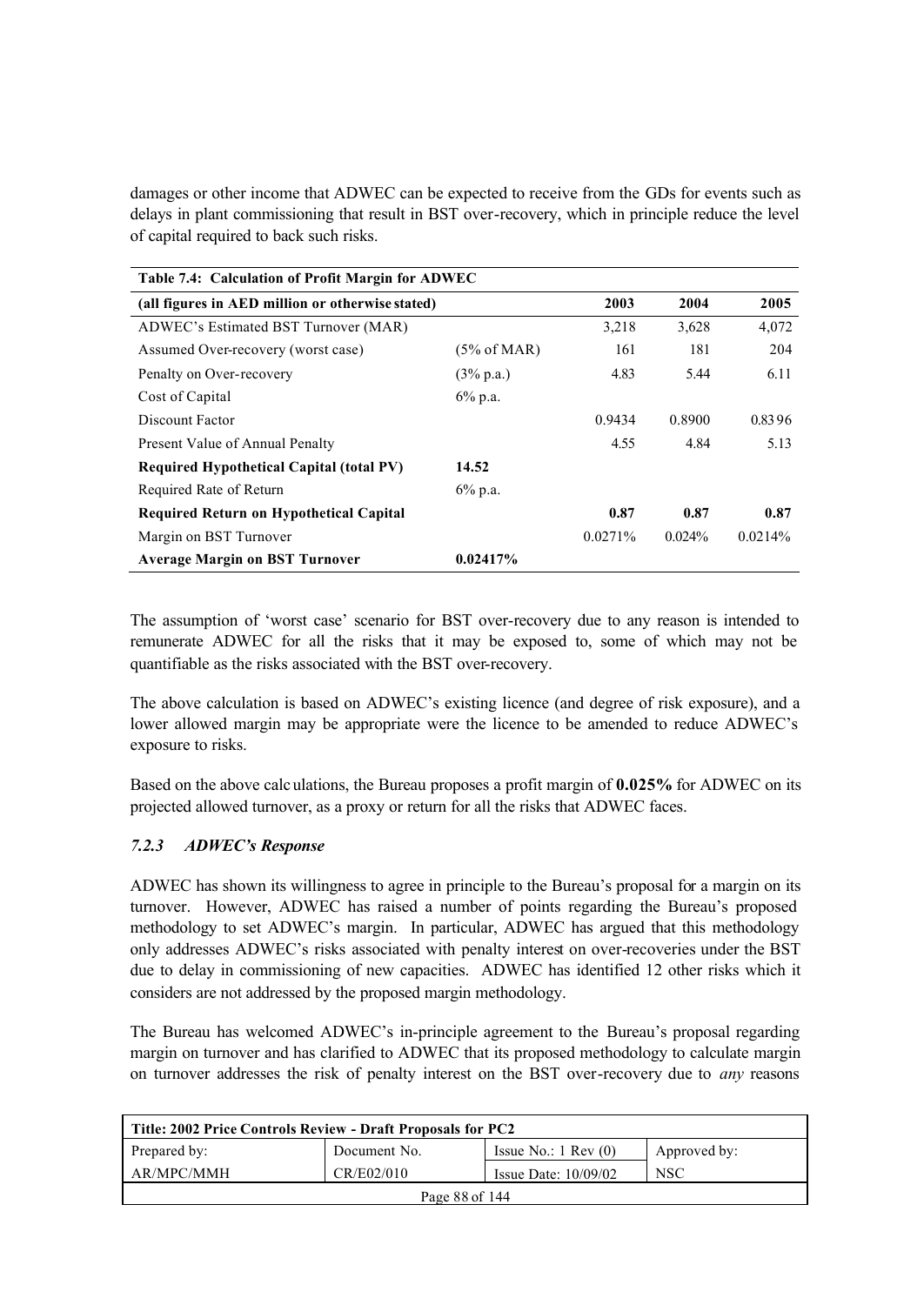damages or other income that ADWEC can be expected to receive from the GDs for events such as delays in plant commissioning that result in BST over-recovery, which in principle reduce the level of capital required to back such risks.

| **Table 7.4: Calculation of Profit Margin for ADWEC** | | | | |
|---|---|---|---|---|
| **(all figures in AED million or otherwise stated)** | | **2003** | **2004** | **2005** |
| ADWEC's Estimated BST Turnover (MAR) | | 3,218 | 3,628 | 4,072 |
| Assumed Over-recovery (worst case) | (5% of MAR) | 161 | 181 | 204 |
| Penalty on Over-recovery | (3% p.a.) | 4.83 | 5.44 | 6.11 |
| Cost of Capital | 6% p.a. | | | |
| Discount Factor | | 0.9434 | 0.8900 | 0.8396 |
| Present Value of Annual Penalty | | 4.55 | 4.84 | 5.13 |
| **Required Hypothetical Capital (total PV)** | **14.52** | | | |
| Required Rate of Return | 6% p.a. | | | |
| **Required Return on Hypothetical Capital** | | **0.87** | **0.87** | **0.87** |
| Margin on BST Turnover | | 0.0271% | 0.024% | 0.0214% |
| **Average Margin on BST Turnover** | **0.02417%** | | | |

The assumption of 'worst case' scenario for BST over-recovery due to any reason is intended to remunerate ADWEC for all the risks that it may be exposed to, some of which may not be quantifiable as the risks associated with the BST over-recovery.

The above calculation is based on ADWEC's existing licence (and degree of risk exposure), and a lower allowed margin may be appropriate were the licence to be amended to reduce ADWEC's exposure to risks.

Based on the above calculations, the Bureau proposes a profit margin of **0.025%** for ADWEC on its projected allowed turnover, as a proxy or return for all the risks that ADWEC faces.

### *7.2.3 ADWEC's Response*

ADWEC has shown its willingness to agree in principle to the Bureau's proposal for a margin on its turnover. However, ADWEC has raised a number of points regarding the Bureau's proposed methodology to set ADWEC's margin. In particular, ADWEC has argued that this methodology only addresses ADWEC's risks associated with penalty interest on over-recoveries under the BST due to delay in commissioning of new capacities. ADWEC has identified 12 other risks which it considers are not addressed by the proposed margin methodology.

The Bureau has welcomed ADWEC's in-principle agreement to the Bureau's proposal regarding margin on turnover and has clarified to ADWEC that its proposed methodology to calculate margin on turnover addresses the risk of penalty interest on the BST over-recovery due to *any* reasons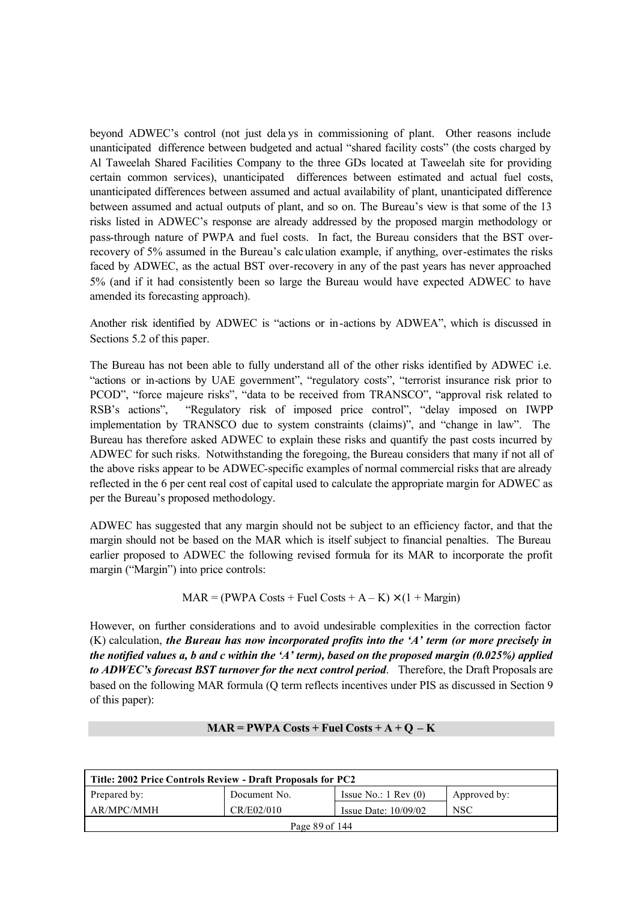beyond ADWEC's control (not just delays in commissioning of plant. Other reasons include unanticipated difference between budgeted and actual "shared facility costs" (the costs charged by Al Taweelah Shared Facilities Company to the three GDs located at Taweelah site for providing certain common services), unanticipated differences between estimated and actual fuel costs, unanticipated differences between assumed and actual availability of plant, unanticipated difference between assumed and actual outputs of plant, and so on. The Bureau's view is that some of the 13 risks listed in ADWEC's response are already addressed by the proposed margin methodology or pass-through nature of PWPA and fuel costs. In fact, the Bureau considers that the BST over-recovery of 5% assumed in the Bureau's calculation example, if anything, over-estimates the risks faced by ADWEC, as the actual BST over-recovery in any of the past years has never approached 5% (and if it had consistently been so large the Bureau would have expected ADWEC to have amended its forecasting approach).

Another risk identified by ADWEC is "actions or in-actions by ADWEA", which is discussed in Sections 5.2 of this paper.

The Bureau has not been able to fully understand all of the other risks identified by ADWEC i.e. "actions or in-actions by UAE government", "regulatory costs", "terrorist insurance risk prior to PCOD", "force majeure risks", "data to be received from TRANSCO", "approval risk related to RSB's actions", "Regulatory risk of imposed price control", "delay imposed on IWPP implementation by TRANSCO due to system constraints (claims)", and "change in law". The Bureau has therefore asked ADWEC to explain these risks and quantify the past costs incurred by ADWEC for such risks. Notwithstanding the foregoing, the Bureau considers that many if not all of the above risks appear to be ADWEC-specific examples of normal commercial risks that are already reflected in the 6 per cent real cost of capital used to calculate the appropriate margin for ADWEC as per the Bureau's proposed methodology.

ADWEC has suggested that any margin should not be subject to an efficiency factor, and that the margin should not be based on the MAR which is itself subject to financial penalties. The Bureau earlier proposed to ADWEC the following revised formula for its MAR to incorporate the profit margin ("Margin") into price controls:

$$\text{MAR} = (\text{PWPA Costs} + \text{Fuel Costs} + \text{A} - \text{K}) \times (1 + \text{Margin})$$

However, on further considerations and to avoid undesirable complexities in the correction factor (K) calculation, ***the Bureau has now incorporated profits into the 'A' term (or more precisely in the notified values a, b and c within the 'A' term), based on the proposed margin (0.025%) applied to ADWEC's forecast BST turnover for the next control period***. Therefore, the Draft Proposals are based on the following MAR formula (Q term reflects incentives under PIS as discussed in Section 9 of this paper):

$$\textbf{MAR} = \textbf{PWPA Costs} + \textbf{Fuel Costs} + \textbf{A} + \textbf{Q} - \textbf{K}$$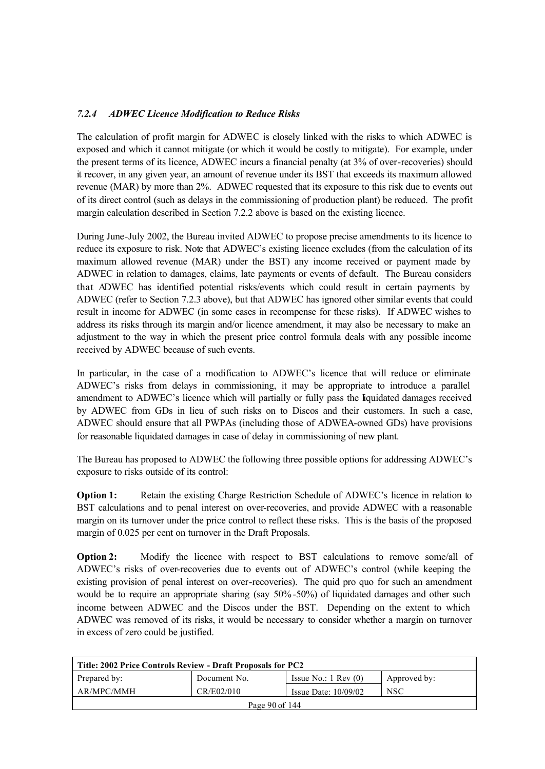#### *7.2.4 ADWEC Licence Modification to Reduce Risks*

The calculation of profit margin for ADWEC is closely linked with the risks to which ADWEC is exposed and which it cannot mitigate (or which it would be costly to mitigate). For example, under the present terms of its licence, ADWEC incurs a financial penalty (at 3% of over-recoveries) should it recover, in any given year, an amount of revenue under its BST that exceeds its maximum allowed revenue (MAR) by more than 2%. ADWEC requested that its exposure to this risk due to events out of its direct control (such as delays in the commissioning of production plant) be reduced. The profit margin calculation described in Section 7.2.2 above is based on the existing licence.

During June-July 2002, the Bureau invited ADWEC to propose precise amendments to its licence to reduce its exposure to risk. Note that ADWEC's existing licence excludes (from the calculation of its maximum allowed revenue (MAR) under the BST) any income received or payment made by ADWEC in relation to damages, claims, late payments or events of default. The Bureau considers that ADWEC has identified potential risks/events which could result in certain payments by ADWEC (refer to Section 7.2.3 above), but that ADWEC has ignored other similar events that could result in income for ADWEC (in some cases in recompense for these risks). If ADWEC wishes to address its risks through its margin and/or licence amendment, it may also be necessary to make an adjustment to the way in which the present price control formula deals with any possible income received by ADWEC because of such events.

In particular, in the case of a modification to ADWEC's licence that will reduce or eliminate ADWEC's risks from delays in commissioning, it may be appropriate to introduce a parallel amendment to ADWEC's licence which will partially or fully pass the liquidated damages received by ADWEC from GDs in lieu of such risks on to Discos and their customers. In such a case, ADWEC should ensure that all PWPAs (including those of ADWEA-owned GDs) have provisions for reasonable liquidated damages in case of delay in commissioning of new plant.

The Bureau has proposed to ADWEC the following three possible options for addressing ADWEC's exposure to risks outside of its control:

**Option 1:** Retain the existing Charge Restriction Schedule of ADWEC's licence in relation to BST calculations and to penal interest on over-recoveries, and provide ADWEC with a reasonable margin on its turnover under the price control to reflect these risks. This is the basis of the proposed margin of 0.025 per cent on turnover in the Draft Proposals.

**Option 2:** Modify the licence with respect to BST calculations to remove some/all of ADWEC's risks of over-recoveries due to events out of ADWEC's control (while keeping the existing provision of penal interest on over-recoveries). The quid pro quo for such an amendment would be to require an appropriate sharing (say 50%-50%) of liquidated damages and other such income between ADWEC and the Discos under the BST. Depending on the extent to which ADWEC was removed of its risks, it would be necessary to consider whether a margin on turnover in excess of zero could be justified.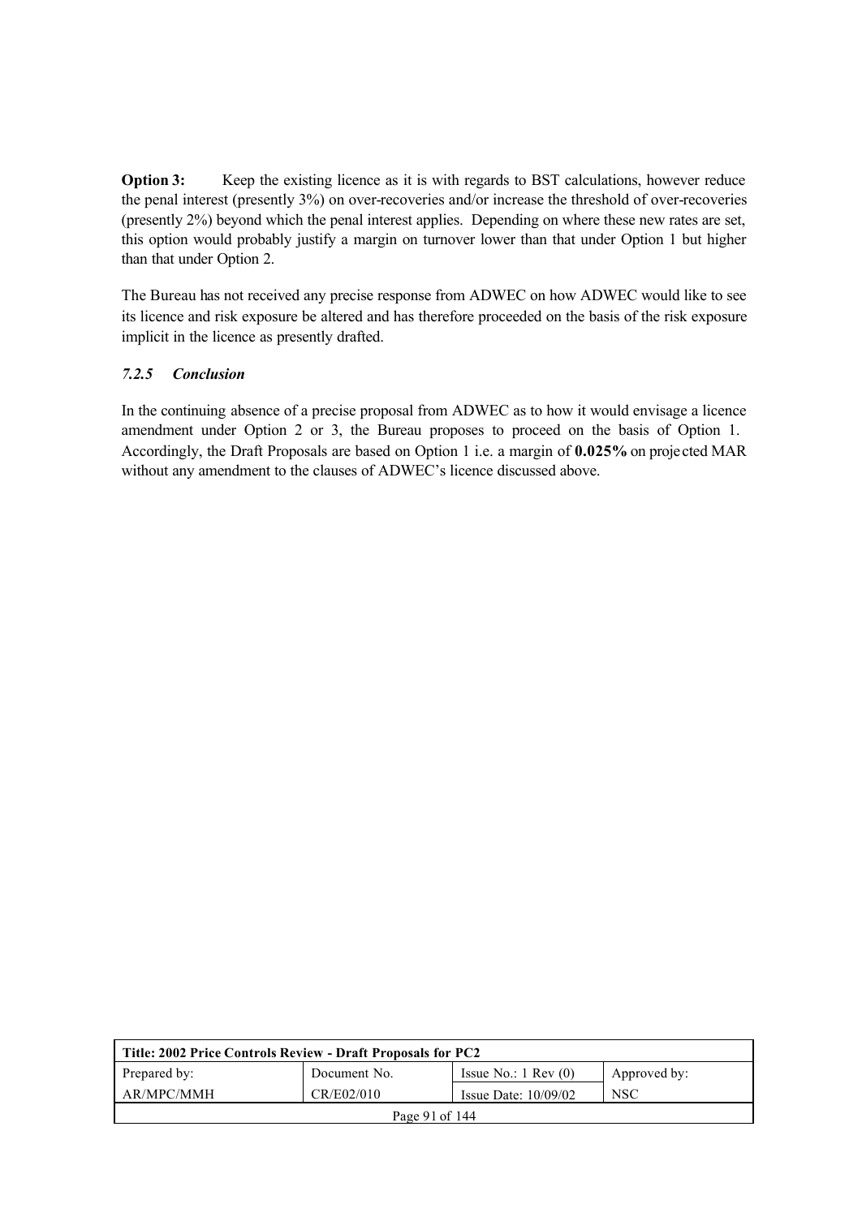**Option 3:** Keep the existing licence as it is with regards to BST calculations, however reduce the penal interest (presently 3%) on over-recoveries and/or increase the threshold of over-recoveries (presently 2%) beyond which the penal interest applies. Depending on where these new rates are set, this option would probably justify a margin on turnover lower than that under Option 1 but higher than that under Option 2.

The Bureau has not received any precise response from ADWEC on how ADWEC would like to see its licence and risk exposure be altered and has therefore proceeded on the basis of the risk exposure implicit in the licence as presently drafted.

### *7.2.5 Conclusion*

In the continuing absence of a precise proposal from ADWEC as to how it would envisage a licence amendment under Option 2 or 3, the Bureau proposes to proceed on the basis of Option 1. Accordingly, the Draft Proposals are based on Option 1 i.e. a margin of **0.025%** on projected MAR without any amendment to the clauses of ADWEC's licence discussed above.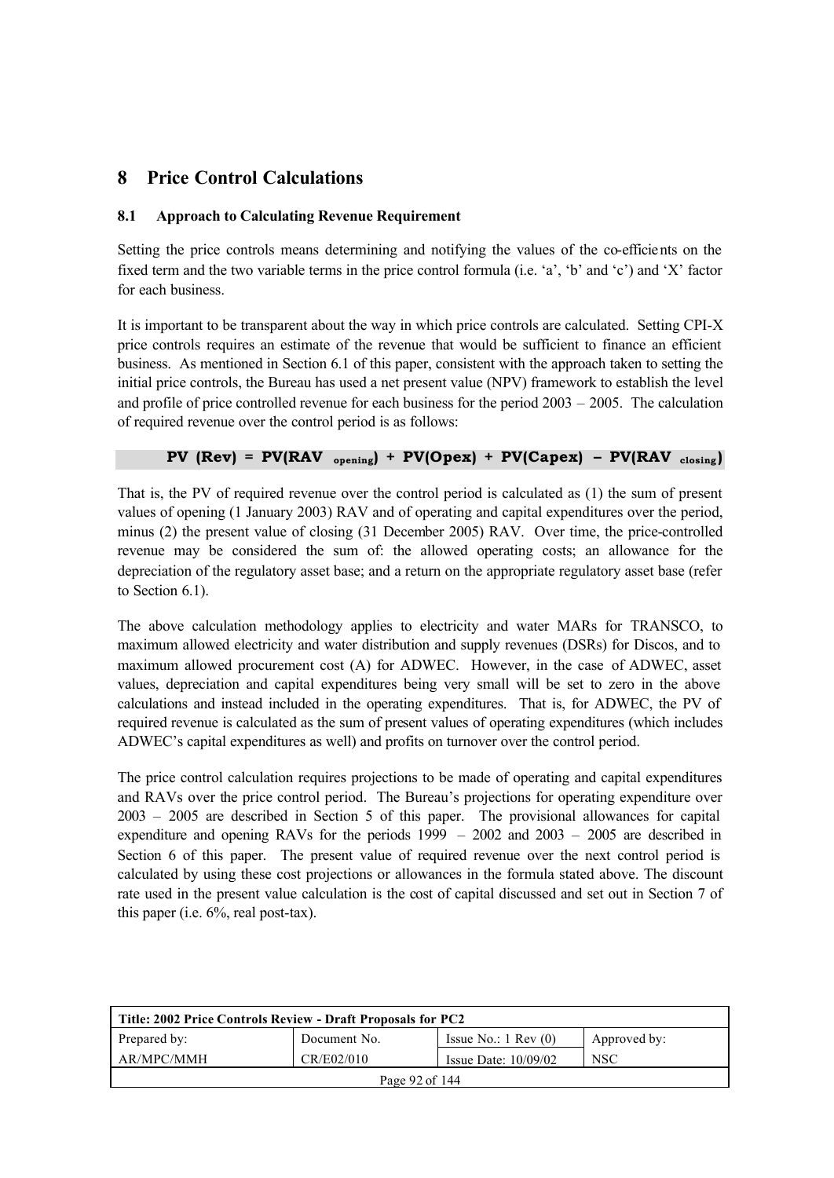# 8 Price Control Calculations

## 8.1 Approach to Calculating Revenue Requirement

Setting the price controls means determining and notifying the values of the co-efficients on the fixed term and the two variable terms in the price control formula (i.e. 'a', 'b' and 'c') and 'X' factor for each business.

It is important to be transparent about the way in which price controls are calculated. Setting CPI-X price controls requires an estimate of the revenue that would be sufficient to finance an efficient business. As mentioned in Section 6.1 of this paper, consistent with the approach taken to setting the initial price controls, the Bureau has used a net present value (NPV) framework to establish the level and profile of price controlled revenue for each business for the period 2003 – 2005. The calculation of required revenue over the control period is as follows:

$$\mathbf{PV\ (Rev) = PV(RAV_{\ opening}) + PV(Opex) + PV(Capex) - PV(RAV_{\ closing})}$$

That is, the PV of required revenue over the control period is calculated as (1) the sum of present values of opening (1 January 2003) RAV and of operating and capital expenditures over the period, minus (2) the present value of closing (31 December 2005) RAV. Over time, the price-controlled revenue may be considered the sum of: the allowed operating costs; an allowance for the depreciation of the regulatory asset base; and a return on the appropriate regulatory asset base (refer to Section 6.1).

The above calculation methodology applies to electricity and water MARs for TRANSCO, to maximum allowed electricity and water distribution and supply revenues (DSRs) for Discos, and to maximum allowed procurement cost (A) for ADWEC. However, in the case of ADWEC, asset values, depreciation and capital expenditures being very small will be set to zero in the above calculations and instead included in the operating expenditures. That is, for ADWEC, the PV of required revenue is calculated as the sum of present values of operating expenditures (which includes ADWEC's capital expenditures as well) and profits on turnover over the control period.

The price control calculation requires projections to be made of operating and capital expenditures and RAVs over the price control period. The Bureau's projections for operating expenditure over 2003 – 2005 are described in Section 5 of this paper. The provisional allowances for capital expenditure and opening RAVs for the periods 1999 – 2002 and 2003 – 2005 are described in Section 6 of this paper. The present value of required revenue over the next control period is calculated by using these cost projections or allowances in the formula stated above. The discount rate used in the present value calculation is the cost of capital discussed and set out in Section 7 of this paper (i.e. 6%, real post-tax).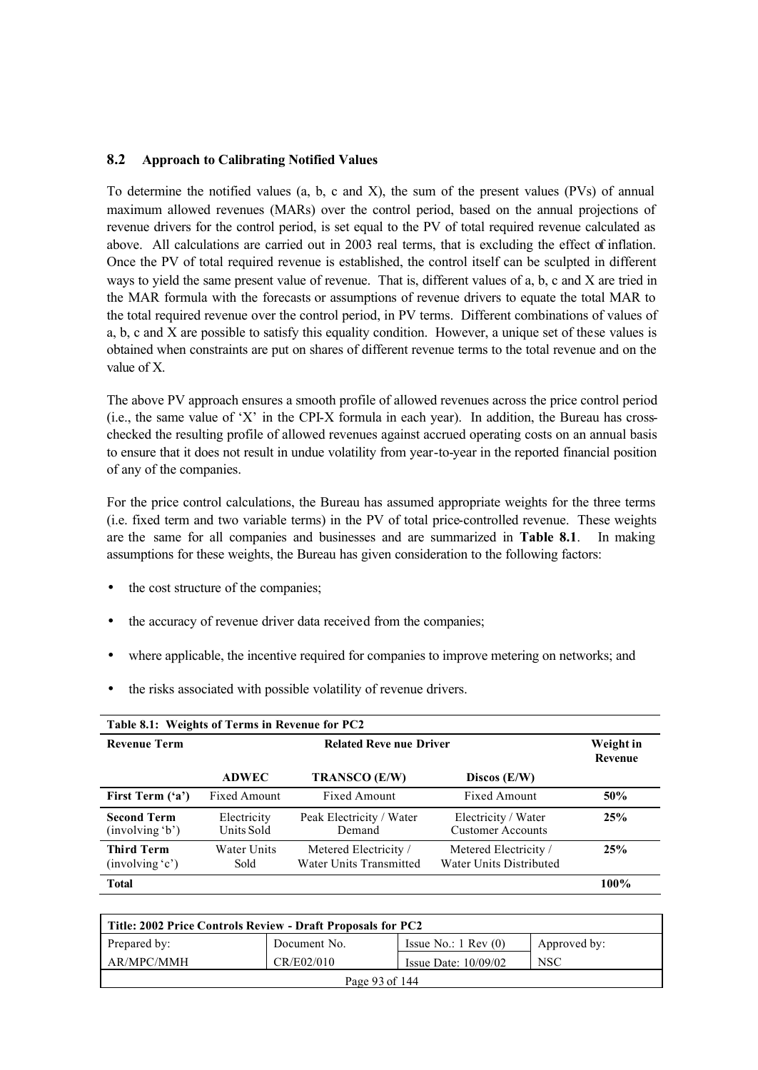### 8.2 Approach to Calibrating Notified Values

To determine the notified values (a, b, c and X), the sum of the present values (PVs) of annual maximum allowed revenues (MARs) over the control period, based on the annual projections of revenue drivers for the control period, is set equal to the PV of total required revenue calculated as above. All calculations are carried out in 2003 real terms, that is excluding the effect of inflation. Once the PV of total required revenue is established, the control itself can be sculpted in different ways to yield the same present value of revenue. That is, different values of a, b, c and X are tried in the MAR formula with the forecasts or assumptions of revenue drivers to equate the total MAR to the total required revenue over the control period, in PV terms. Different combinations of values of a, b, c and X are possible to satisfy this equality condition. However, a unique set of these values is obtained when constraints are put on shares of different revenue terms to the total revenue and on the value of X.

The above PV approach ensures a smooth profile of allowed revenues across the price control period (i.e., the same value of 'X' in the CPI-X formula in each year). In addition, the Bureau has cross-checked the resulting profile of allowed revenues against accrued operating costs on an annual basis to ensure that it does not result in undue volatility from year-to-year in the reported financial position of any of the companies.

For the price control calculations, the Bureau has assumed appropriate weights for the three terms (i.e. fixed term and two variable terms) in the PV of total price-controlled revenue. These weights are the same for all companies and businesses and are summarized in **Table 8.1**. In making assumptions for these weights, the Bureau has given consideration to the following factors:

- the cost structure of the companies;
- the accuracy of revenue driver data received from the companies;
- where applicable, the incentive required for companies to improve metering on networks; and
- the risks associated with possible volatility of revenue drivers.

**Table 8.1: Weights of Terms in Revenue for PC2**

| Revenue Term | Related Revenue Driver | | | Weight in Revenue |
|---|---|---|---|---|
| | **ADWEC** | **TRANSCO (E/W)** | **Discos (E/W)** | |
| **First Term ('a')** | Fixed Amount | Fixed Amount | Fixed Amount | **50%** |
| **Second Term (involving 'b')** | Electricity Units Sold | Peak Electricity / Water Demand | Electricity / Water Customer Accounts | **25%** |
| **Third Term (involving 'c')** | Water Units Sold | Metered Electricity / Water Units Transmitted | Metered Electricity / Water Units Distributed | **25%** |
| **Total** | | | | **100%** |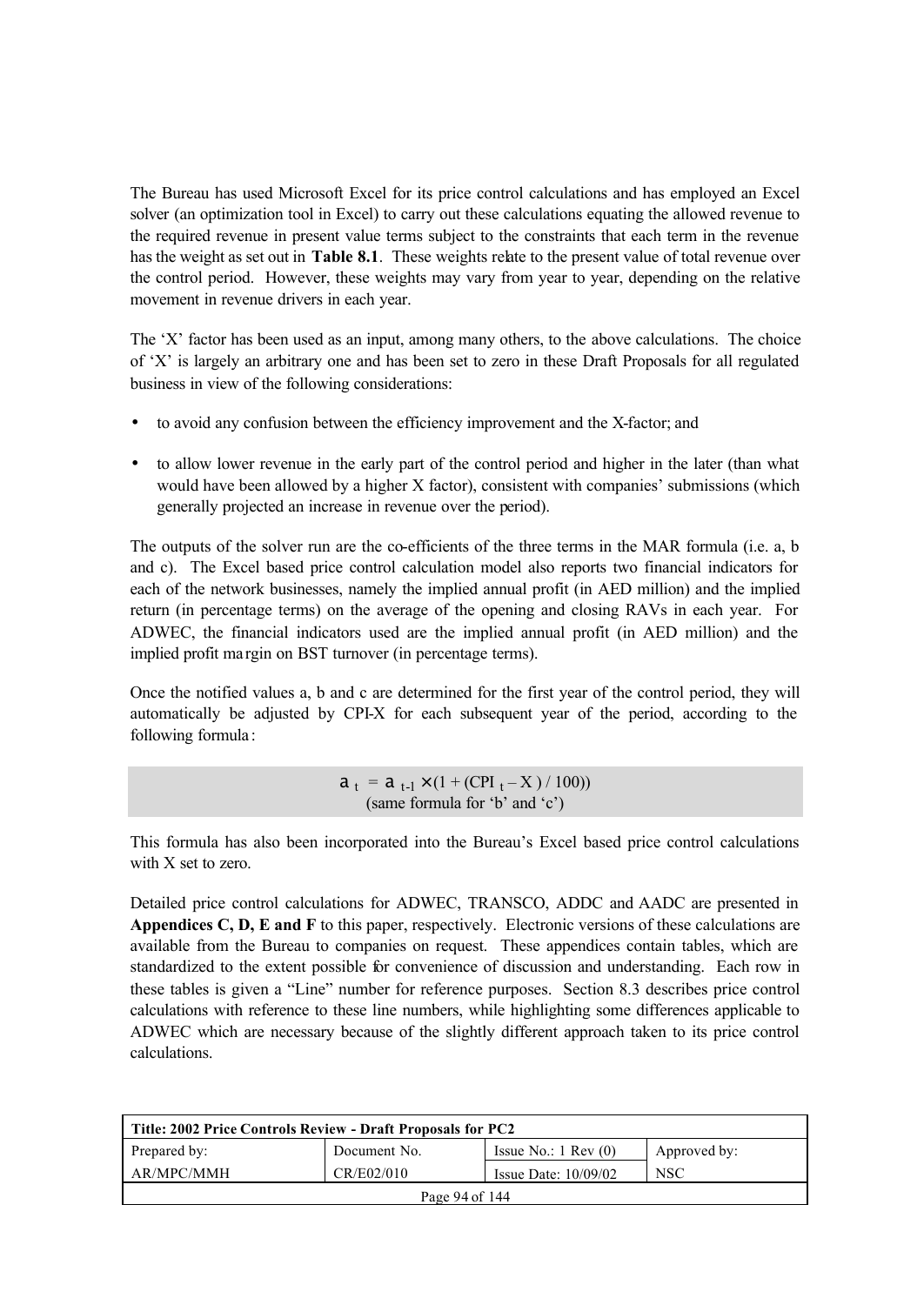The Bureau has used Microsoft Excel for its price control calculations and has employed an Excel solver (an optimization tool in Excel) to carry out these calculations equating the allowed revenue to the required revenue in present value terms subject to the constraints that each term in the revenue has the weight as set out in **Table 8.1**. These weights relate to the present value of total revenue over the control period. However, these weights may vary from year to year, depending on the relative movement in revenue drivers in each year.

The 'X' factor has been used as an input, among many others, to the above calculations. The choice of 'X' is largely an arbitrary one and has been set to zero in these Draft Proposals for all regulated business in view of the following considerations:

- to avoid any confusion between the efficiency improvement and the X-factor; and
- to allow lower revenue in the early part of the control period and higher in the later (than what would have been allowed by a higher X factor), consistent with companies' submissions (which generally projected an increase in revenue over the period).

The outputs of the solver run are the co-efficients of the three terms in the MAR formula (i.e. a, b and c). The Excel based price control calculation model also reports two financial indicators for each of the network businesses, namely the implied annual profit (in AED million) and the implied return (in percentage terms) on the average of the opening and closing RAVs in each year. For ADWEC, the financial indicators used are the implied annual profit (in AED million) and the implied profit margin on BST turnover (in percentage terms).

Once the notified values a, b and c are determined for the first year of the control period, they will automatically be adjusted by CPI-X for each subsequent year of the period, according to the following formula:

$$a_t = a_{t-1} \times (1 + (CPI_t - X) / 100))$$

(same formula for 'b' and 'c')

This formula has also been incorporated into the Bureau's Excel based price control calculations with X set to zero.

Detailed price control calculations for ADWEC, TRANSCO, ADDC and AADC are presented in **Appendices C, D, E and F** to this paper, respectively. Electronic versions of these calculations are available from the Bureau to companies on request. These appendices contain tables, which are standardized to the extent possible for convenience of discussion and understanding. Each row in these tables is given a "Line" number for reference purposes. Section 8.3 describes price control calculations with reference to these line numbers, while highlighting some differences applicable to ADWEC which are necessary because of the slightly different approach taken to its price control calculations.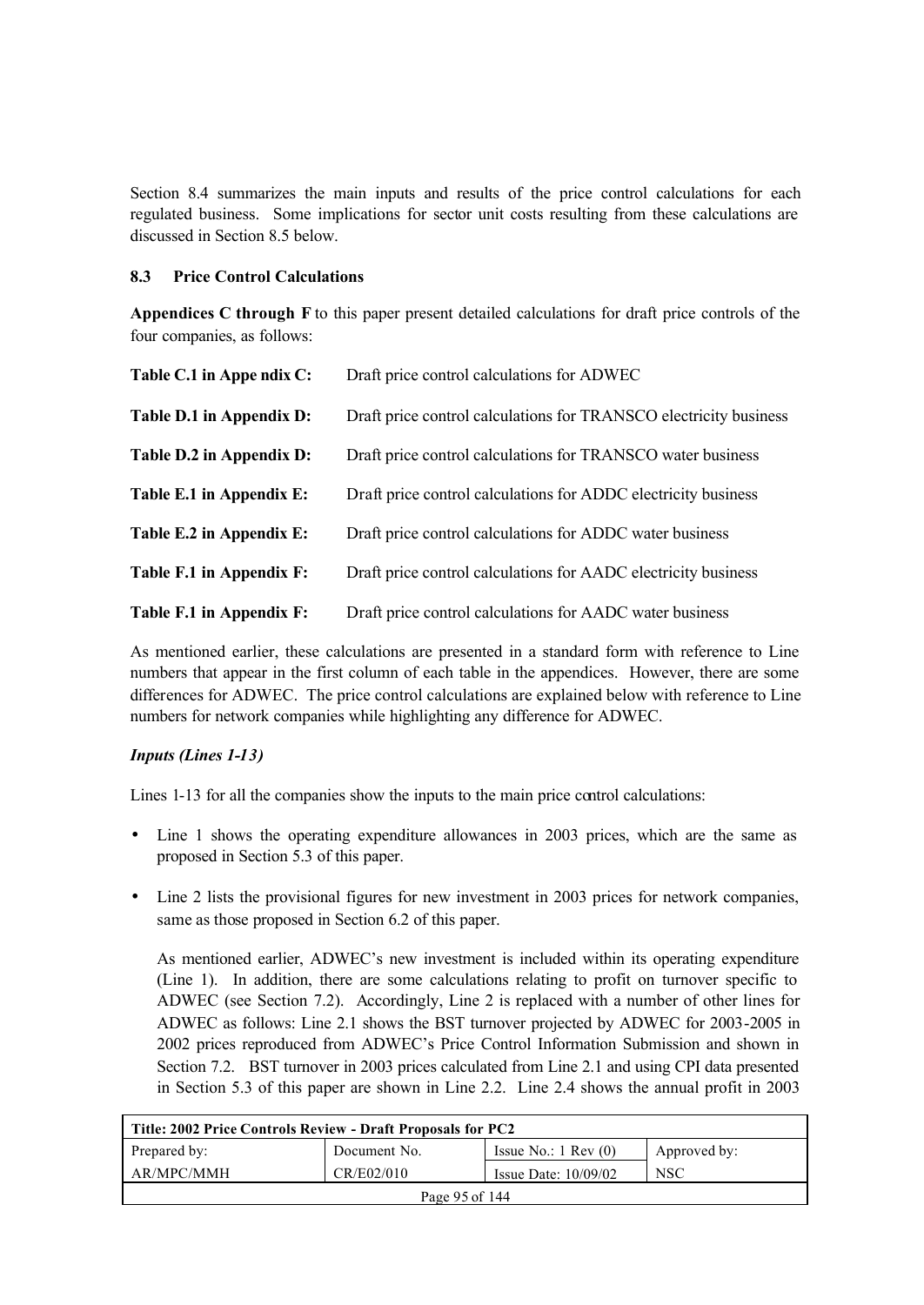Section 8.4 summarizes the main inputs and results of the price control calculations for each regulated business. Some implications for sector unit costs resulting from these calculations are discussed in Section 8.5 below.

### 8.3 Price Control Calculations

**Appendices C through F** to this paper present detailed calculations for draft price controls of the four companies, as follows:

| | |
|---|---|
| **Table C.1 in Appe ndix C:** | Draft price control calculations for ADWEC |
| **Table D.1 in Appendix D:** | Draft price control calculations for TRANSCO electricity business |
| **Table D.2 in Appendix D:** | Draft price control calculations for TRANSCO water business |
| **Table E.1 in Appendix E:** | Draft price control calculations for ADDC electricity business |
| **Table E.2 in Appendix E:** | Draft price control calculations for ADDC water business |
| **Table F.1 in Appendix F:** | Draft price control calculations for AADC electricity business |
| **Table F.1 in Appendix F:** | Draft price control calculations for AADC water business |

As mentioned earlier, these calculations are presented in a standard form with reference to Line numbers that appear in the first column of each table in the appendices. However, there are some differences for ADWEC. The price control calculations are explained below with reference to Line numbers for network companies while highlighting any difference for ADWEC.

***Inputs (Lines 1-13)***

Lines 1-13 for all the companies show the inputs to the main price control calculations:

- Line 1 shows the operating expenditure allowances in 2003 prices, which are the same as proposed in Section 5.3 of this paper.
- Line 2 lists the provisional figures for new investment in 2003 prices for network companies, same as those proposed in Section 6.2 of this paper.

  As mentioned earlier, ADWEC's new investment is included within its operating expenditure (Line 1). In addition, there are some calculations relating to profit on turnover specific to ADWEC (see Section 7.2). Accordingly, Line 2 is replaced with a number of other lines for ADWEC as follows: Line 2.1 shows the BST turnover projected by ADWEC for 2003-2005 in 2002 prices reproduced from ADWEC's Price Control Information Submission and shown in Section 7.2. BST turnover in 2003 prices calculated from Line 2.1 and using CPI data presented in Section 5.3 of this paper are shown in Line 2.2. Line 2.4 shows the annual profit in 2003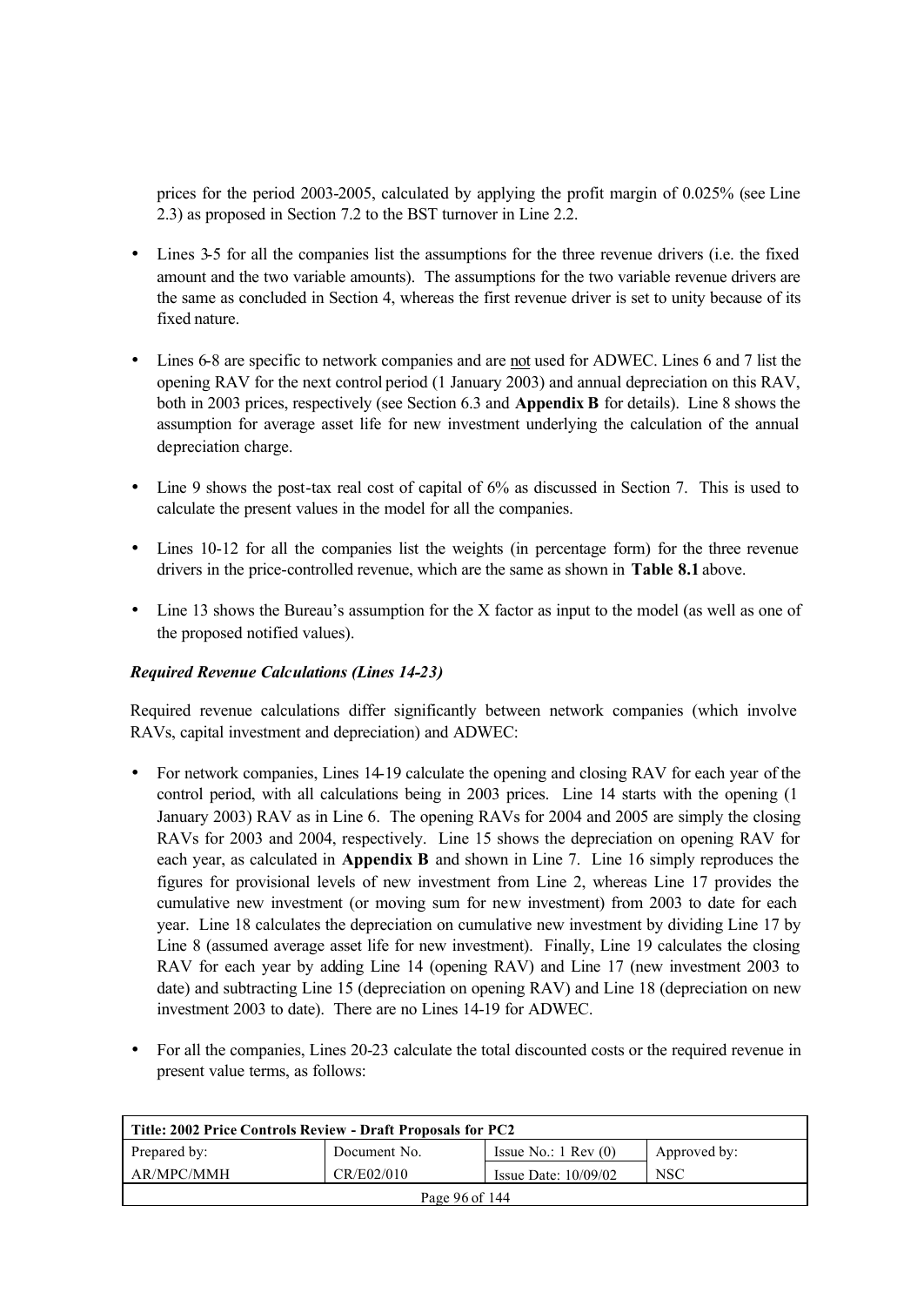prices for the period 2003-2005, calculated by applying the profit margin of 0.025% (see Line 2.3) as proposed in Section 7.2 to the BST turnover in Line 2.2.

- Lines 3-5 for all the companies list the assumptions for the three revenue drivers (i.e. the fixed amount and the two variable amounts). The assumptions for the two variable revenue drivers are the same as concluded in Section 4, whereas the first revenue driver is set to unity because of its fixed nature.

- Lines 6-8 are specific to network companies and are <u>not</u> used for ADWEC. Lines 6 and 7 list the opening RAV for the next control period (1 January 2003) and annual depreciation on this RAV, both in 2003 prices, respectively (see Section 6.3 and **Appendix B** for details). Line 8 shows the assumption for average asset life for new investment underlying the calculation of the annual depreciation charge.

- Line 9 shows the post-tax real cost of capital of 6% as discussed in Section 7. This is used to calculate the present values in the model for all the companies.

- Lines 10-12 for all the companies list the weights (in percentage form) for the three revenue drivers in the price-controlled revenue, which are the same as shown in **Table 8.1** above.

- Line 13 shows the Bureau's assumption for the X factor as input to the model (as well as one of the proposed notified values).

***Required Revenue Calculations (Lines 14-23)***

Required revenue calculations differ significantly between network companies (which involve RAVs, capital investment and depreciation) and ADWEC:

- For network companies, Lines 14-19 calculate the opening and closing RAV for each year of the control period, with all calculations being in 2003 prices. Line 14 starts with the opening (1 January 2003) RAV as in Line 6. The opening RAVs for 2004 and 2005 are simply the closing RAVs for 2003 and 2004, respectively. Line 15 shows the depreciation on opening RAV for each year, as calculated in **Appendix B** and shown in Line 7. Line 16 simply reproduces the figures for provisional levels of new investment from Line 2, whereas Line 17 provides the cumulative new investment (or moving sum for new investment) from 2003 to date for each year. Line 18 calculates the depreciation on cumulative new investment by dividing Line 17 by Line 8 (assumed average asset life for new investment). Finally, Line 19 calculates the closing RAV for each year by adding Line 14 (opening RAV) and Line 17 (new investment 2003 to date) and subtracting Line 15 (depreciation on opening RAV) and Line 18 (depreciation on new investment 2003 to date). There are no Lines 14-19 for ADWEC.

- For all the companies, Lines 20-23 calculate the total discounted costs or the required revenue in present value terms, as follows:

| Title: 2002 Price Controls Review - Draft Proposals for PC2 | | | |
|---|---|---|---|
| Prepared by: | Document No. | Issue No.: 1 Rev (0) | Approved by: |
| AR/MPC/MMH | CR/E02/010 | Issue Date: 10/09/02 | NSC |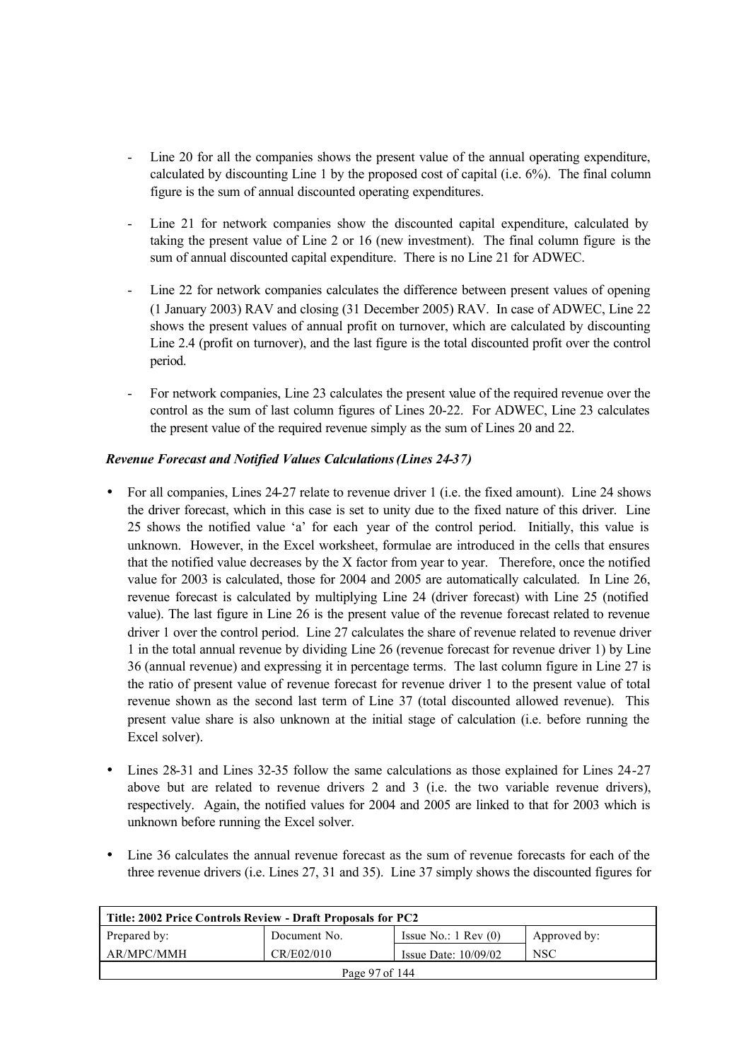- Line 20 for all the companies shows the present value of the annual operating expenditure, calculated by discounting Line 1 by the proposed cost of capital (i.e. 6%). The final column figure is the sum of annual discounted operating expenditures.

- Line 21 for network companies show the discounted capital expenditure, calculated by taking the present value of Line 2 or 16 (new investment). The final column figure is the sum of annual discounted capital expenditure. There is no Line 21 for ADWEC.

- Line 22 for network companies calculates the difference between present values of opening (1 January 2003) RAV and closing (31 December 2005) RAV. In case of ADWEC, Line 22 shows the present values of annual profit on turnover, which are calculated by discounting Line 2.4 (profit on turnover), and the last figure is the total discounted profit over the control period.

- For network companies, Line 23 calculates the present value of the required revenue over the control as the sum of last column figures of Lines 20-22. For ADWEC, Line 23 calculates the present value of the required revenue simply as the sum of Lines 20 and 22.

***Revenue Forecast and Notified Values Calculations (Lines 24-37)***

- For all companies, Lines 24-27 relate to revenue driver 1 (i.e. the fixed amount). Line 24 shows the driver forecast, which in this case is set to unity due to the fixed nature of this driver. Line 25 shows the notified value 'a' for each year of the control period. Initially, this value is unknown. However, in the Excel worksheet, formulae are introduced in the cells that ensures that the notified value decreases by the X factor from year to year. Therefore, once the notified value for 2003 is calculated, those for 2004 and 2005 are automatically calculated. In Line 26, revenue forecast is calculated by multiplying Line 24 (driver forecast) with Line 25 (notified value). The last figure in Line 26 is the present value of the revenue forecast related to revenue driver 1 over the control period. Line 27 calculates the share of revenue related to revenue driver 1 in the total annual revenue by dividing Line 26 (revenue forecast for revenue driver 1) by Line 36 (annual revenue) and expressing it in percentage terms. The last column figure in Line 27 is the ratio of present value of revenue forecast for revenue driver 1 to the present value of total revenue shown as the second last term of Line 37 (total discounted allowed revenue). This present value share is also unknown at the initial stage of calculation (i.e. before running the Excel solver).

- Lines 28-31 and Lines 32-35 follow the same calculations as those explained for Lines 24-27 above but are related to revenue drivers 2 and 3 (i.e. the two variable revenue drivers), respectively. Again, the notified values for 2004 and 2005 are linked to that for 2003 which is unknown before running the Excel solver.

- Line 36 calculates the annual revenue forecast as the sum of revenue forecasts for each of the three revenue drivers (i.e. Lines 27, 31 and 35). Line 37 simply shows the discounted figures for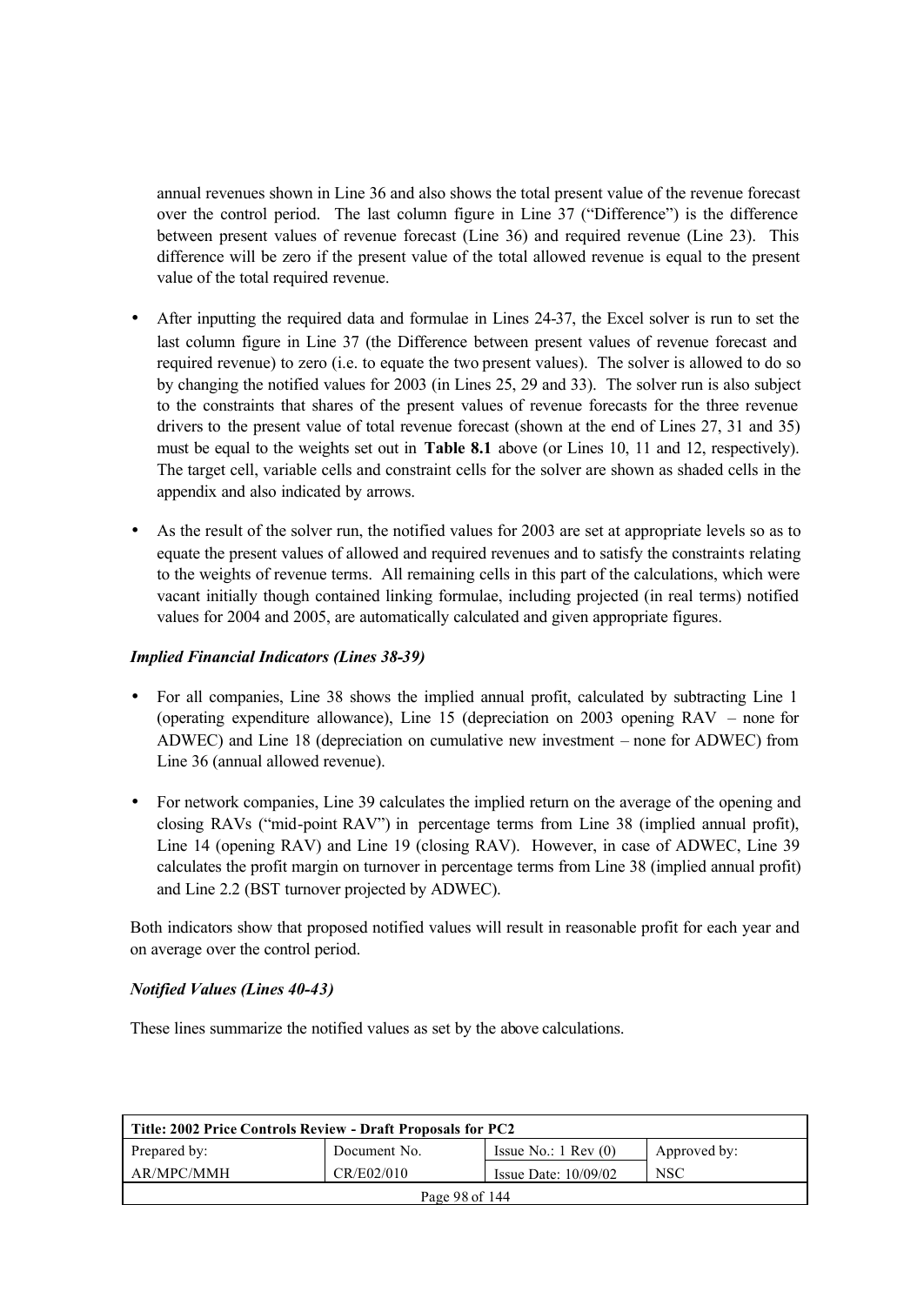annual revenues shown in Line 36 and also shows the total present value of the revenue forecast over the control period. The last column figure in Line 37 ("Difference") is the difference between present values of revenue forecast (Line 36) and required revenue (Line 23). This difference will be zero if the present value of the total allowed revenue is equal to the present value of the total required revenue.

- After inputting the required data and formulae in Lines 24-37, the Excel solver is run to set the last column figure in Line 37 (the Difference between present values of revenue forecast and required revenue) to zero (i.e. to equate the two present values). The solver is allowed to do so by changing the notified values for 2003 (in Lines 25, 29 and 33). The solver run is also subject to the constraints that shares of the present values of revenue forecasts for the three revenue drivers to the present value of total revenue forecast (shown at the end of Lines 27, 31 and 35) must be equal to the weights set out in **Table 8.1** above (or Lines 10, 11 and 12, respectively). The target cell, variable cells and constraint cells for the solver are shown as shaded cells in the appendix and also indicated by arrows.
- As the result of the solver run, the notified values for 2003 are set at appropriate levels so as to equate the present values of allowed and required revenues and to satisfy the constraints relating to the weights of revenue terms. All remaining cells in this part of the calculations, which were vacant initially though contained linking formulae, including projected (in real terms) notified values for 2004 and 2005, are automatically calculated and given appropriate figures.

***Implied Financial Indicators (Lines 38-39)***

- For all companies, Line 38 shows the implied annual profit, calculated by subtracting Line 1 (operating expenditure allowance), Line 15 (depreciation on 2003 opening RAV – none for ADWEC) and Line 18 (depreciation on cumulative new investment – none for ADWEC) from Line 36 (annual allowed revenue).
- For network companies, Line 39 calculates the implied return on the average of the opening and closing RAVs ("mid-point RAV") in percentage terms from Line 38 (implied annual profit), Line 14 (opening RAV) and Line 19 (closing RAV). However, in case of ADWEC, Line 39 calculates the profit margin on turnover in percentage terms from Line 38 (implied annual profit) and Line 2.2 (BST turnover projected by ADWEC).

Both indicators show that proposed notified values will result in reasonable profit for each year and on average over the control period.

***Notified Values (Lines 40-43)***

These lines summarize the notified values as set by the above calculations.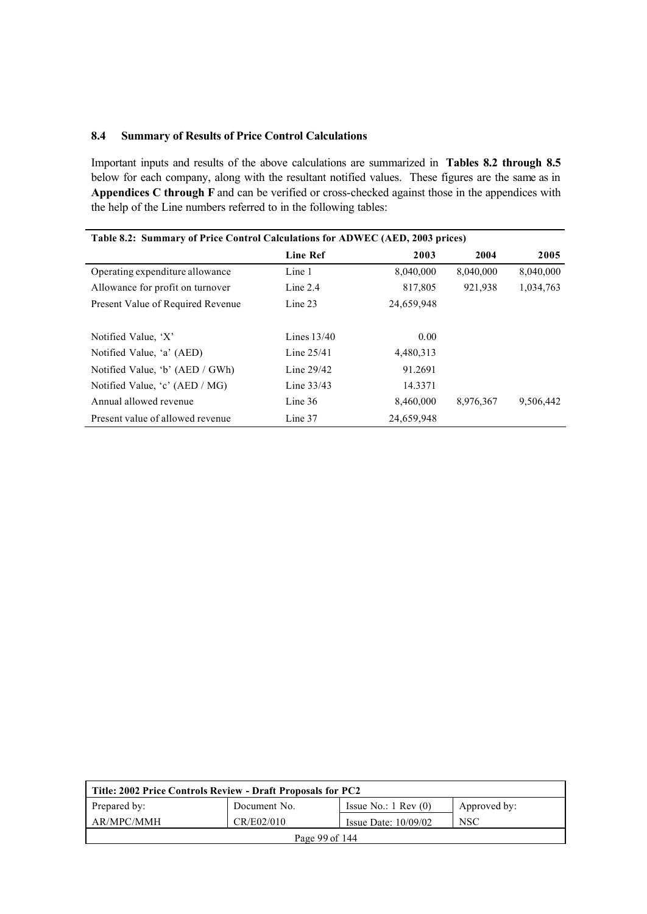### 8.4 Summary of Results of Price Control Calculations

Important inputs and results of the above calculations are summarized in **Tables 8.2 through 8.5** below for each company, along with the resultant notified values. These figures are the same as in **Appendices C through F** and can be verified or cross-checked against those in the appendices with the help of the Line numbers referred to in the following tables:

**Table 8.2: Summary of Price Control Calculations for ADWEC (AED, 2003 prices)**

| | Line Ref | 2003 | 2004 | 2005 |
|---|---|---|---|---|
| Operating expenditure allowance | Line 1 | 8,040,000 | 8,040,000 | 8,040,000 |
| Allowance for profit on turnover | Line 2.4 | 817,805 | 921,938 | 1,034,763 |
| Present Value of Required Revenue | Line 23 | 24,659,948 | | |
| | | | | |
| Notified Value, 'X' | Lines 13/40 | 0.00 | | |
| Notified Value, 'a' (AED) | Line 25/41 | 4,480,313 | | |
| Notified Value, 'b' (AED / GWh) | Line 29/42 | 91.2691 | | |
| Notified Value, 'c' (AED / MG) | Line 33/43 | 14.3371 | | |
| Annual allowed revenue | Line 36 | 8,460,000 | 8,976,367 | 9,506,442 |
| Present value of allowed revenue | Line 37 | 24,659,948 | | |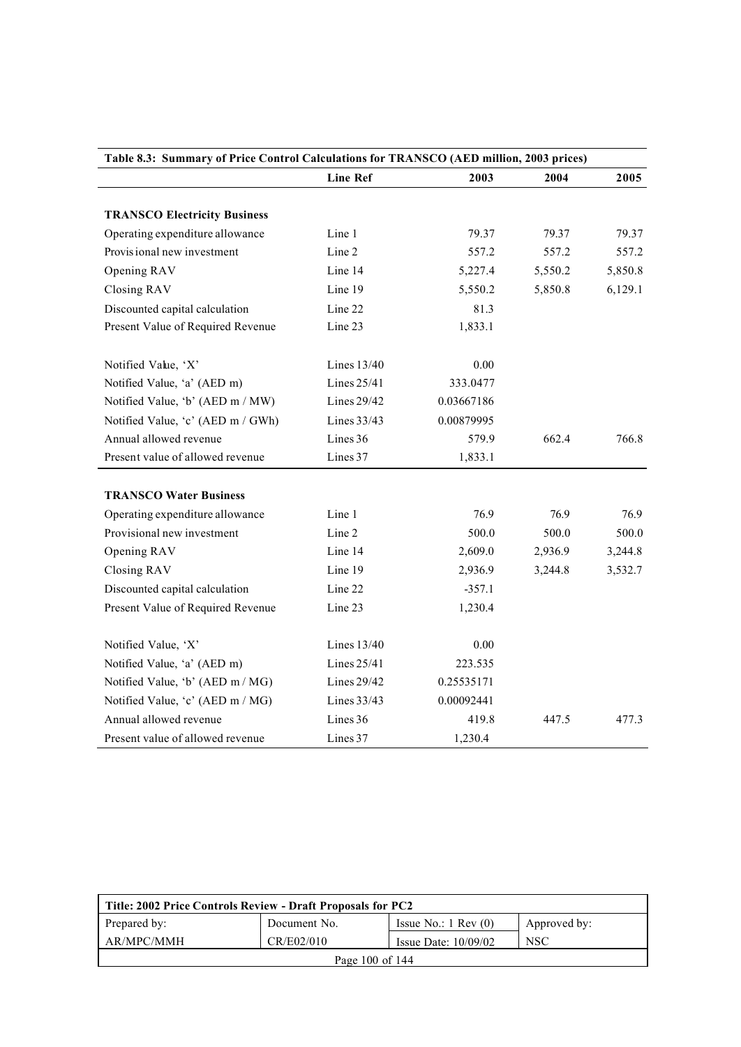**Table 8.3: Summary of Price Control Calculations for TRANSCO (AED million, 2003 prices)**

| | Line Ref | 2003 | 2004 | 2005 |
|---|---|---|---|---|
| **TRANSCO Electricity Business** | | | | |
| Operating expenditure allowance | Line 1 | 79.37 | 79.37 | 79.37 |
| Provisional new investment | Line 2 | 557.2 | 557.2 | 557.2 |
| Opening RAV | Line 14 | 5,227.4 | 5,550.2 | 5,850.8 |
| Closing RAV | Line 19 | 5,550.2 | 5,850.8 | 6,129.1 |
| Discounted capital calculation | Line 22 | 81.3 | | |
| Present Value of Required Revenue | Line 23 | 1,833.1 | | |
| | | | | |
| Notified Value, 'X' | Lines 13/40 | 0.00 | | |
| Notified Value, 'a' (AED m) | Lines 25/41 | 333.0477 | | |
| Notified Value, 'b' (AED m / MW) | Lines 29/42 | 0.03667186 | | |
| Notified Value, 'c' (AED m / GWh) | Lines 33/43 | 0.00879995 | | |
| Annual allowed revenue | Lines 36 | 579.9 | 662.4 | 766.8 |
| Present value of allowed revenue | Lines 37 | 1,833.1 | | |
| **TRANSCO Water Business** | | | | |
| Operating expenditure allowance | Line 1 | 76.9 | 76.9 | 76.9 |
| Provisional new investment | Line 2 | 500.0 | 500.0 | 500.0 |
| Opening RAV | Line 14 | 2,609.0 | 2,936.9 | 3,244.8 |
| Closing RAV | Line 19 | 2,936.9 | 3,244.8 | 3,532.7 |
| Discounted capital calculation | Line 22 | -357.1 | | |
| Present Value of Required Revenue | Line 23 | 1,230.4 | | |
| | | | | |
| Notified Value, 'X' | Lines 13/40 | 0.00 | | |
| Notified Value, 'a' (AED m) | Lines 25/41 | 223.535 | | |
| Notified Value, 'b' (AED m / MG) | Lines 29/42 | 0.25535171 | | |
| Notified Value, 'c' (AED m / MG) | Lines 33/43 | 0.00092441 | | |
| Annual allowed revenue | Lines 36 | 419.8 | 447.5 | 477.3 |
| Present value of allowed revenue | Lines 37 | 1,230.4 | | |

| Title: 2002 Price Controls Review - Draft Proposals for PC2 | | | |
|---|---|---|---|
| Prepared by: | Document No. | Issue No.: 1 Rev (0) | Approved by: |
| AR/MPC/MMH | CR/E02/010 | Issue Date: 10/09/02 | NSC |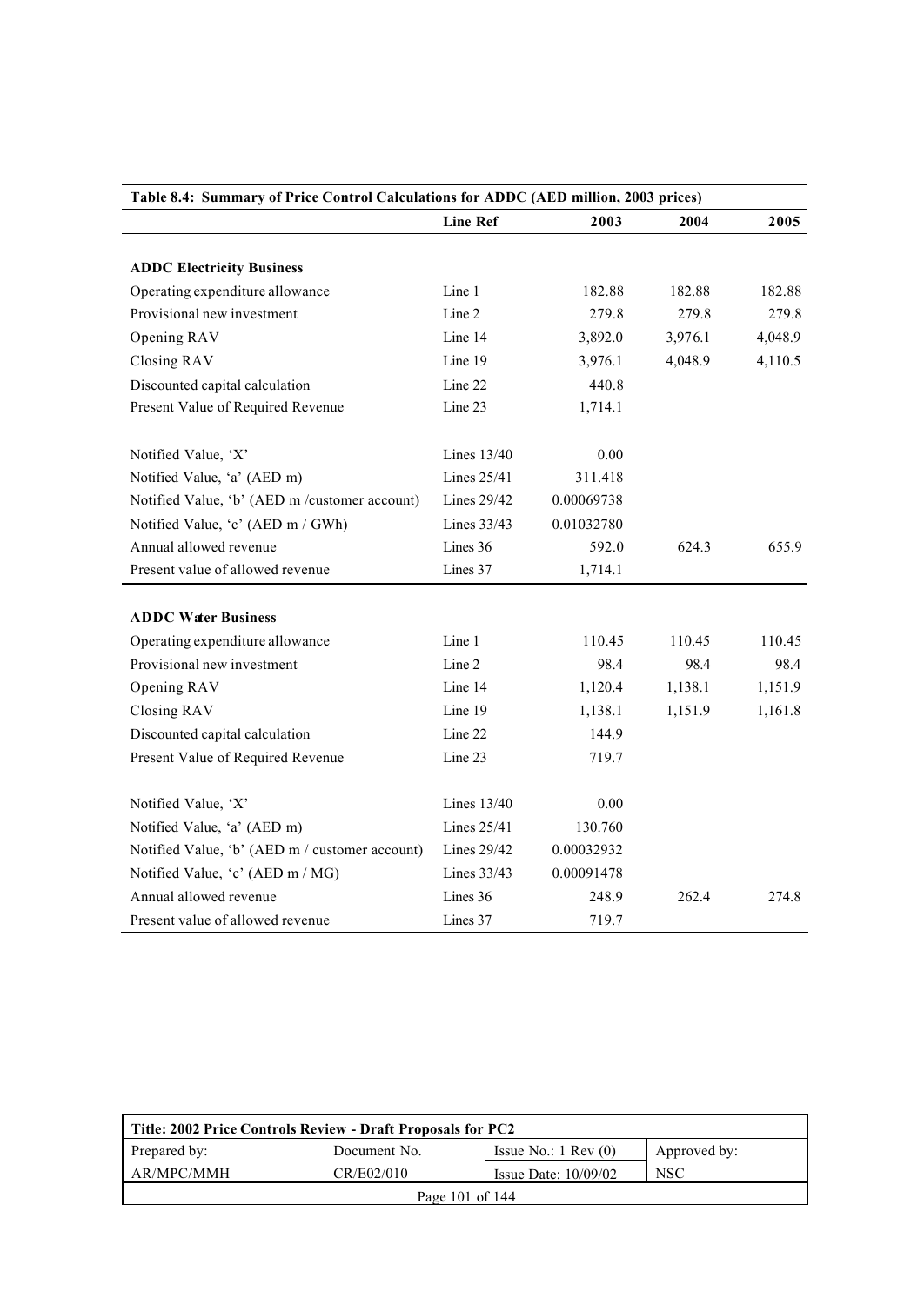**Table 8.4: Summary of Price Control Calculations for ADDC (AED million, 2003 prices)**

| | Line Ref | 2003 | 2004 | 2005 |
|---|---|---|---|---|
| **ADDC Electricity Business** | | | | |
| Operating expenditure allowance | Line 1 | 182.88 | 182.88 | 182.88 |
| Provisional new investment | Line 2 | 279.8 | 279.8 | 279.8 |
| Opening RAV | Line 14 | 3,892.0 | 3,976.1 | 4,048.9 |
| Closing RAV | Line 19 | 3,976.1 | 4,048.9 | 4,110.5 |
| Discounted capital calculation | Line 22 | 440.8 | | |
| Present Value of Required Revenue | Line 23 | 1,714.1 | | |
| Notified Value, 'X' | Lines 13/40 | 0.00 | | |
| Notified Value, 'a' (AED m) | Lines 25/41 | 311.418 | | |
| Notified Value, 'b' (AED m /customer account) | Lines 29/42 | 0.00069738 | | |
| Notified Value, 'c' (AED m / GWh) | Lines 33/43 | 0.01032780 | | |
| Annual allowed revenue | Lines 36 | 592.0 | 624.3 | 655.9 |
| Present value of allowed revenue | Lines 37 | 1,714.1 | | |
| **ADDC Water Business** | | | | |
| Operating expenditure allowance | Line 1 | 110.45 | 110.45 | 110.45 |
| Provisional new investment | Line 2 | 98.4 | 98.4 | 98.4 |
| Opening RAV | Line 14 | 1,120.4 | 1,138.1 | 1,151.9 |
| Closing RAV | Line 19 | 1,138.1 | 1,151.9 | 1,161.8 |
| Discounted capital calculation | Line 22 | 144.9 | | |
| Present Value of Required Revenue | Line 23 | 719.7 | | |
| Notified Value, 'X' | Lines 13/40 | 0.00 | | |
| Notified Value, 'a' (AED m) | Lines 25/41 | 130.760 | | |
| Notified Value, 'b' (AED m / customer account) | Lines 29/42 | 0.00032932 | | |
| Notified Value, 'c' (AED m / MG) | Lines 33/43 | 0.00091478 | | |
| Annual allowed revenue | Lines 36 | 248.9 | 262.4 | 274.8 |
| Present value of allowed revenue | Lines 37 | 719.7 | | |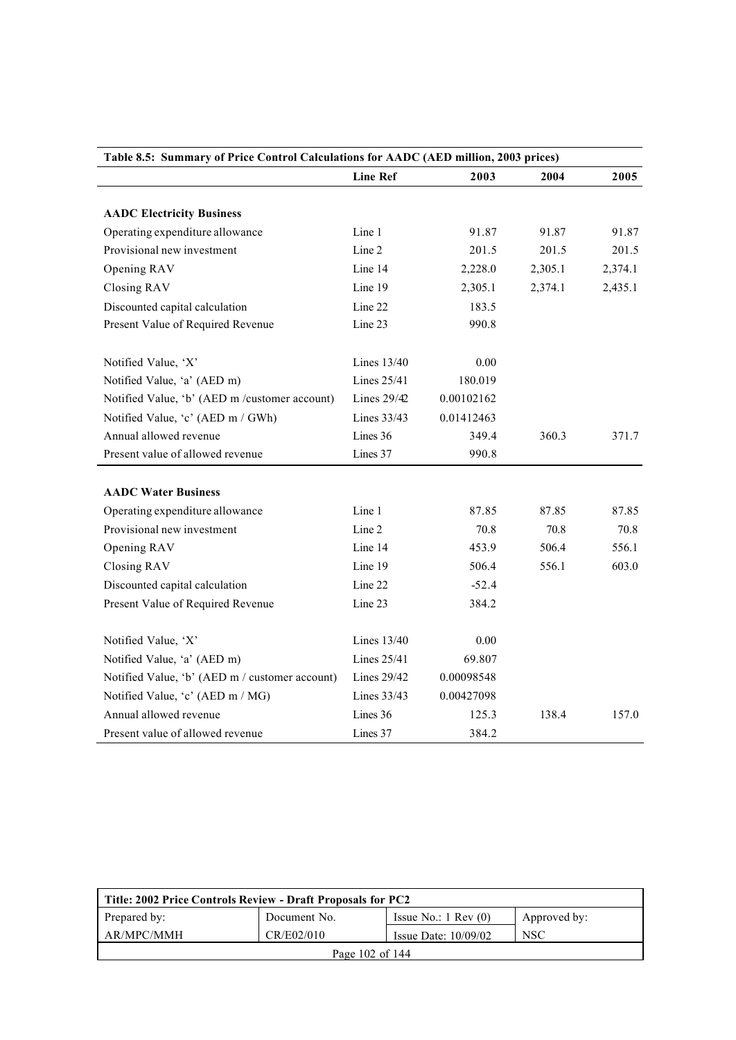**Table 8.5: Summary of Price Control Calculations for AADC (AED million, 2003 prices)**

| | Line Ref | 2003 | 2004 | 2005 |
|---|---|---|---|---|
| **AADC Electricity Business** | | | | |
| Operating expenditure allowance | Line 1 | 91.87 | 91.87 | 91.87 |
| Provisional new investment | Line 2 | 201.5 | 201.5 | 201.5 |
| Opening RAV | Line 14 | 2,228.0 | 2,305.1 | 2,374.1 |
| Closing RAV | Line 19 | 2,305.1 | 2,374.1 | 2,435.1 |
| Discounted capital calculation | Line 22 | 183.5 | | |
| Present Value of Required Revenue | Line 23 | 990.8 | | |
| Notified Value, 'X' | Lines 13/40 | 0.00 | | |
| Notified Value, 'a' (AED m) | Lines 25/41 | 180.019 | | |
| Notified Value, 'b' (AED m /customer account) | Lines 29/42 | 0.00102162 | | |
| Notified Value, 'c' (AED m / GWh) | Lines 33/43 | 0.01412463 | | |
| Annual allowed revenue | Lines 36 | 349.4 | 360.3 | 371.7 |
| Present value of allowed revenue | Lines 37 | 990.8 | | |
| **AADC Water Business** | | | | |
| Operating expenditure allowance | Line 1 | 87.85 | 87.85 | 87.85 |
| Provisional new investment | Line 2 | 70.8 | 70.8 | 70.8 |
| Opening RAV | Line 14 | 453.9 | 506.4 | 556.1 |
| Closing RAV | Line 19 | 506.4 | 556.1 | 603.0 |
| Discounted capital calculation | Line 22 | -52.4 | | |
| Present Value of Required Revenue | Line 23 | 384.2 | | |
| Notified Value, 'X' | Lines 13/40 | 0.00 | | |
| Notified Value, 'a' (AED m) | Lines 25/41 | 69.807 | | |
| Notified Value, 'b' (AED m / customer account) | Lines 29/42 | 0.00098548 | | |
| Notified Value, 'c' (AED m / MG) | Lines 33/43 | 0.00427098 | | |
| Annual allowed revenue | Lines 36 | 125.3 | 138.4 | 157.0 |
| Present value of allowed revenue | Lines 37 | 384.2 | | |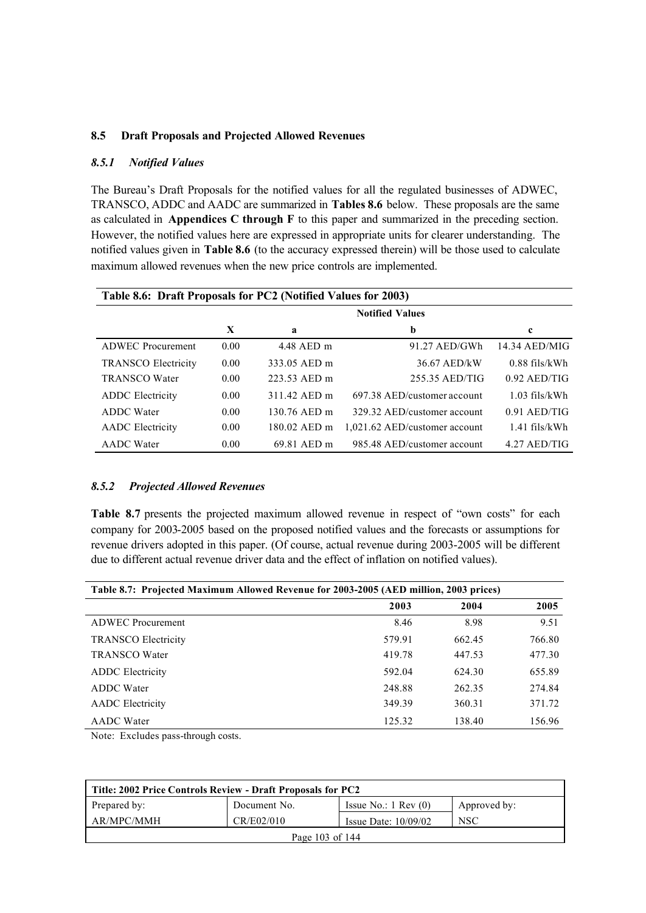## 8.5 Draft Proposals and Projected Allowed Revenues

### *8.5.1 Notified Values*

The Bureau's Draft Proposals for the notified values for all the regulated businesses of ADWEC, TRANSCO, ADDC and AADC are summarized in **Tables 8.6** below. These proposals are the same as calculated in **Appendices C through F** to this paper and summarized in the preceding section. However, the notified values here are expressed in appropriate units for clearer understanding. The notified values given in **Table 8.6** (to the accuracy expressed therein) will be those used to calculate maximum allowed revenues when the new price controls are implemented.

**Table 8.6: Draft Proposals for PC2 (Notified Values for 2003)**

| | Notified Values | | | |
|---|---|---|---|---|
| | **X** | **a** | **b** | **c** |
| ADWEC Procurement | 0.00 | 4.48 AED m | 91.27 AED/GWh | 14.34 AED/MIG |
| TRANSCO Electricity | 0.00 | 333.05 AED m | 36.67 AED/kW | 0.88 fils/kWh |
| TRANSCO Water | 0.00 | 223.53 AED m | 255.35 AED/TIG | 0.92 AED/TIG |
| ADDC Electricity | 0.00 | 311.42 AED m | 697.38 AED/customer account | 1.03 fils/kWh |
| ADDC Water | 0.00 | 130.76 AED m | 329.32 AED/customer account | 0.91 AED/TIG |
| AADC Electricity | 0.00 | 180.02 AED m | 1,021.62 AED/customer account | 1.41 fils/kWh |
| AADC Water | 0.00 | 69.81 AED m | 985.48 AED/customer account | 4.27 AED/TIG |

### *8.5.2 Projected Allowed Revenues*

**Table 8.7** presents the projected maximum allowed revenue in respect of "own costs" for each company for 2003-2005 based on the proposed notified values and the forecasts or assumptions for revenue drivers adopted in this paper. (Of course, actual revenue during 2003-2005 will be different due to different actual revenue driver data and the effect of inflation on notified values).

**Table 8.7: Projected Maximum Allowed Revenue for 2003-2005 (AED million, 2003 prices)**

| | 2003 | 2004 | 2005 |
|---|---|---|---|
| ADWEC Procurement | 8.46 | 8.98 | 9.51 |
| TRANSCO Electricity | 579.91 | 662.45 | 766.80 |
| TRANSCO Water | 419.78 | 447.53 | 477.30 |
| ADDC Electricity | 592.04 | 624.30 | 655.89 |
| ADDC Water | 248.88 | 262.35 | 274.84 |
| AADC Electricity | 349.39 | 360.31 | 371.72 |
| AADC Water | 125.32 | 138.40 | 156.96 |

Note: Excludes pass-through costs.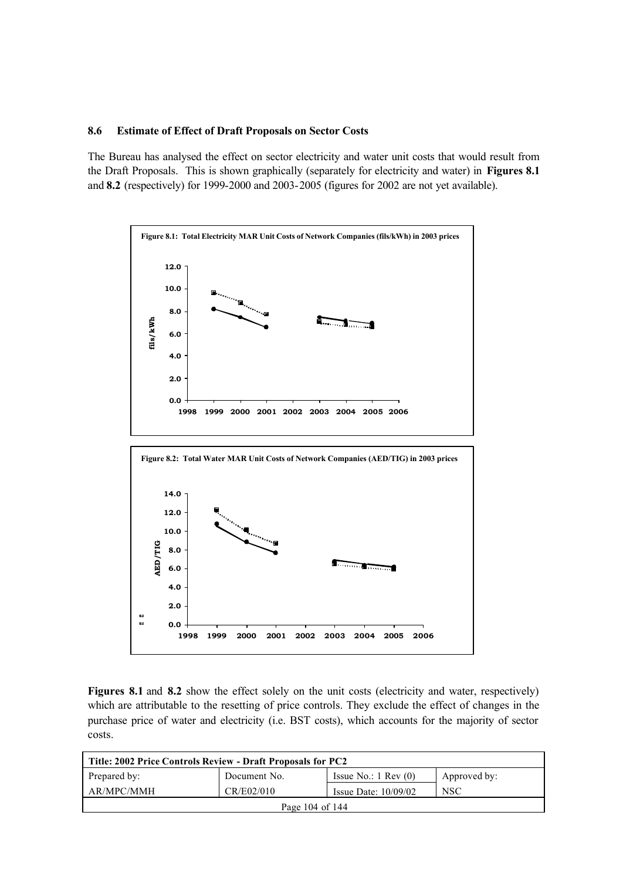### 8.6 Estimate of Effect of Draft Proposals on Sector Costs

The Bureau has analysed the effect on sector electricity and water unit costs that would result from the Draft Proposals. This is shown graphically (separately for electricity and water) in **Figures 8.1** and **8.2** (respectively) for 1999-2000 and 2003-2005 (figures for 2002 are not yet available).

**Figure 8.1: Total Electricity MAR Unit Costs of Network Companies (fils/kWh) in 2003 prices**

**Figure 8.2: Total Water MAR Unit Costs of Network Companies (AED/TIG) in 2003 prices**

**Figures 8.1** and **8.2** show the effect solely on the unit costs (electricity and water, respectively) which are attributable to the resetting of price controls. They exclude the effect of changes in the purchase price of water and electricity (i.e. BST costs), which accounts for the majority of sector costs.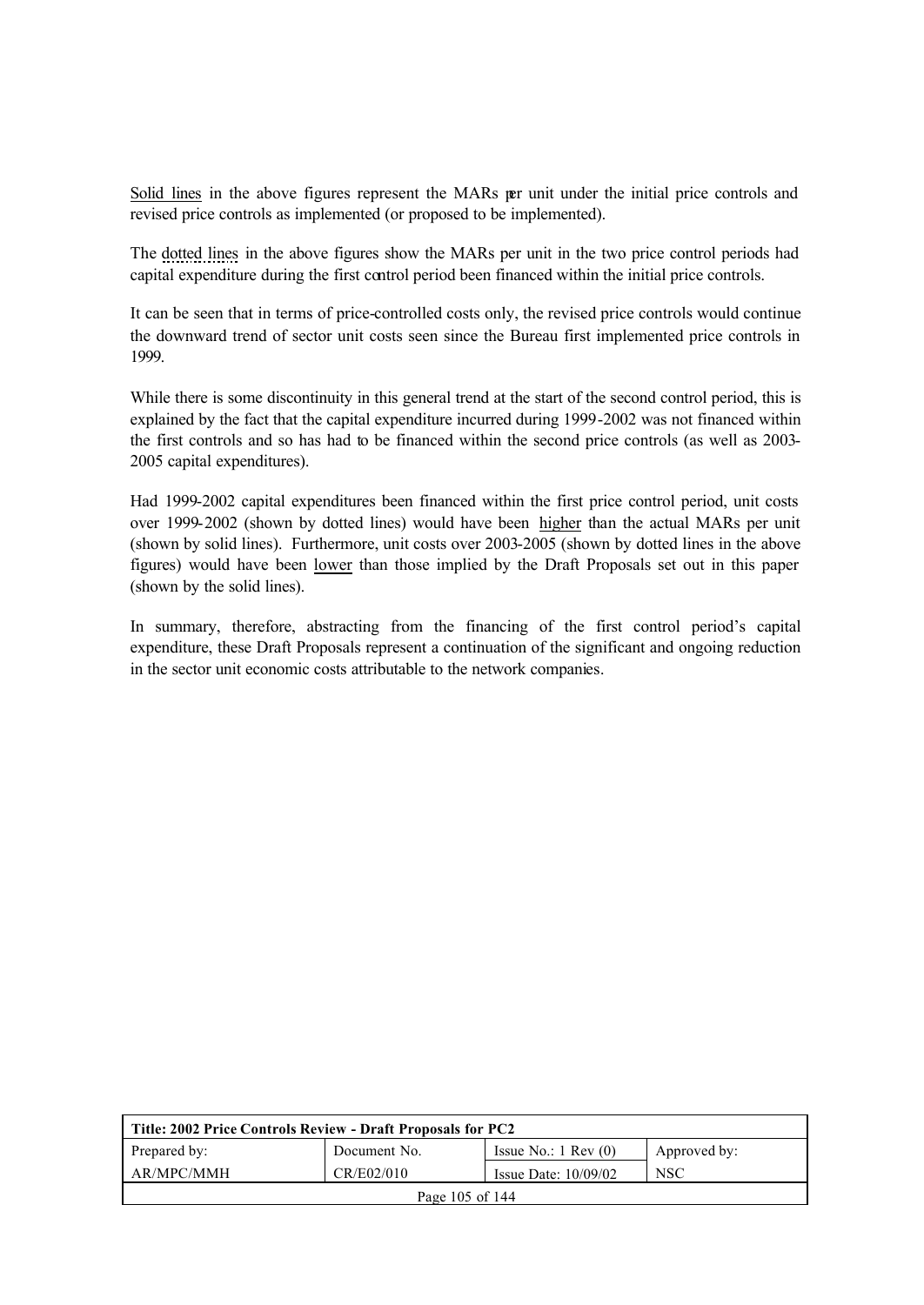Solid lines in the above figures represent the MARs per unit under the initial price controls and revised price controls as implemented (or proposed to be implemented).

The dotted lines in the above figures show the MARs per unit in the two price control periods had capital expenditure during the first control period been financed within the initial price controls.

It can be seen that in terms of price-controlled costs only, the revised price controls would continue the downward trend of sector unit costs seen since the Bureau first implemented price controls in 1999.

While there is some discontinuity in this general trend at the start of the second control period, this is explained by the fact that the capital expenditure incurred during 1999-2002 was not financed within the first controls and so has had to be financed within the second price controls (as well as 2003-2005 capital expenditures).

Had 1999-2002 capital expenditures been financed within the first price control period, unit costs over 1999-2002 (shown by dotted lines) would have been higher than the actual MARs per unit (shown by solid lines). Furthermore, unit costs over 2003-2005 (shown by dotted lines in the above figures) would have been lower than those implied by the Draft Proposals set out in this paper (shown by the solid lines).

In summary, therefore, abstracting from the financing of the first control period's capital expenditure, these Draft Proposals represent a continuation of the significant and ongoing reduction in the sector unit economic costs attributable to the network companies.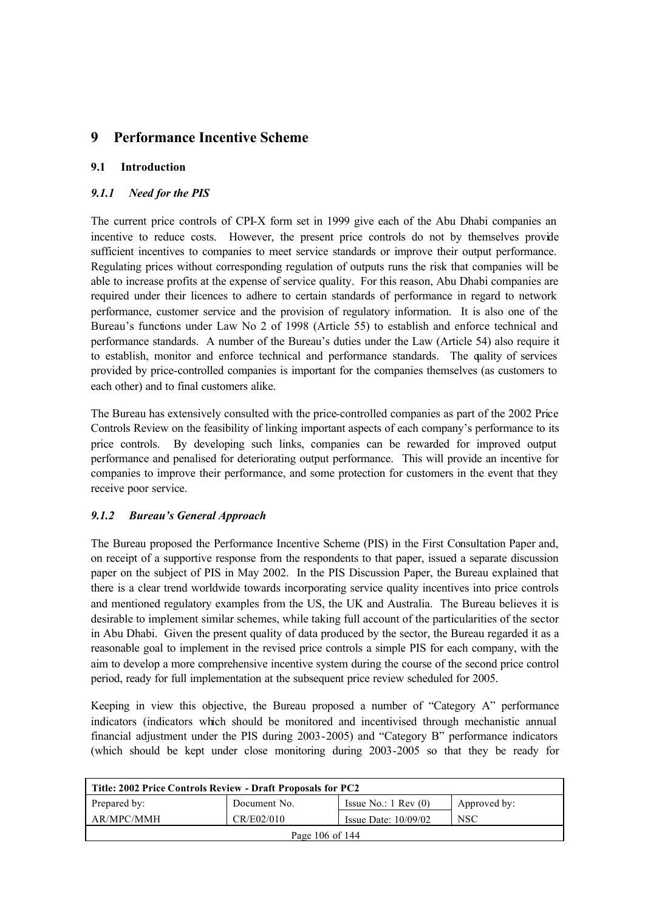# 9 Performance Incentive Scheme

## 9.1 Introduction

### *9.1.1 Need for the PIS*

The current price controls of CPI-X form set in 1999 give each of the Abu Dhabi companies an incentive to reduce costs. However, the present price controls do not by themselves provide sufficient incentives to companies to meet service standards or improve their output performance. Regulating prices without corresponding regulation of outputs runs the risk that companies will be able to increase profits at the expense of service quality. For this reason, Abu Dhabi companies are required under their licences to adhere to certain standards of performance in regard to network performance, customer service and the provision of regulatory information. It is also one of the Bureau's functions under Law No 2 of 1998 (Article 55) to establish and enforce technical and performance standards. A number of the Bureau's duties under the Law (Article 54) also require it to establish, monitor and enforce technical and performance standards. The quality of services provided by price-controlled companies is important for the companies themselves (as customers to each other) and to final customers alike.

The Bureau has extensively consulted with the price-controlled companies as part of the 2002 Price Controls Review on the feasibility of linking important aspects of each company's performance to its price controls. By developing such links, companies can be rewarded for improved output performance and penalised for deteriorating output performance. This will provide an incentive for companies to improve their performance, and some protection for customers in the event that they receive poor service.

### *9.1.2 Bureau's General Approach*

The Bureau proposed the Performance Incentive Scheme (PIS) in the First Consultation Paper and, on receipt of a supportive response from the respondents to that paper, issued a separate discussion paper on the subject of PIS in May 2002. In the PIS Discussion Paper, the Bureau explained that there is a clear trend worldwide towards incorporating service quality incentives into price controls and mentioned regulatory examples from the US, the UK and Australia. The Bureau believes it is desirable to implement similar schemes, while taking full account of the particularities of the sector in Abu Dhabi. Given the present quality of data produced by the sector, the Bureau regarded it as a reasonable goal to implement in the revised price controls a simple PIS for each company, with the aim to develop a more comprehensive incentive system during the course of the second price control period, ready for full implementation at the subsequent price review scheduled for 2005.

Keeping in view this objective, the Bureau proposed a number of "Category A" performance indicators (indicators which should be monitored and incentivised through mechanistic annual financial adjustment under the PIS during 2003-2005) and "Category B" performance indicators (which should be kept under close monitoring during 2003-2005 so that they be ready for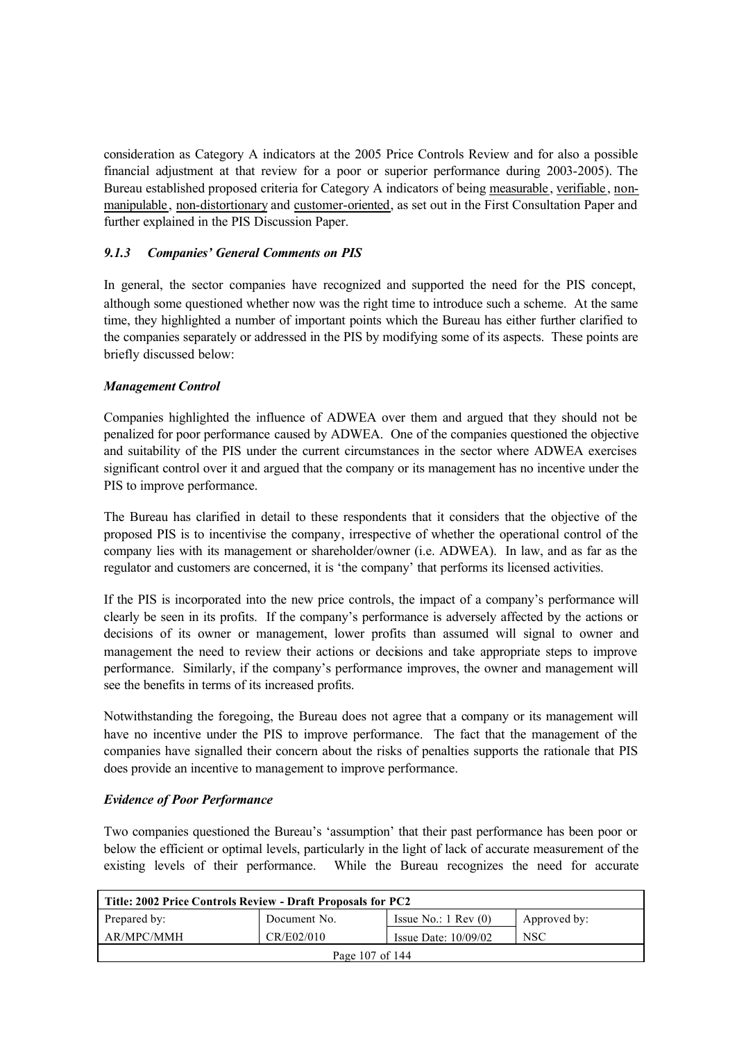consideration as Category A indicators at the 2005 Price Controls Review and for also a possible financial adjustment at that review for a poor or superior performance during 2003-2005). The Bureau established proposed criteria for Category A indicators of being measurable, verifiable, non-manipulable, non-distortionary and customer-oriented, as set out in the First Consultation Paper and further explained in the PIS Discussion Paper.

### *9.1.3 Companies' General Comments on PIS*

In general, the sector companies have recognized and supported the need for the PIS concept, although some questioned whether now was the right time to introduce such a scheme. At the same time, they highlighted a number of important points which the Bureau has either further clarified to the companies separately or addressed in the PIS by modifying some of its aspects. These points are briefly discussed below:

***Management Control***

Companies highlighted the influence of ADWEA over them and argued that they should not be penalized for poor performance caused by ADWEA. One of the companies questioned the objective and suitability of the PIS under the current circumstances in the sector where ADWEA exercises significant control over it and argued that the company or its management has no incentive under the PIS to improve performance.

The Bureau has clarified in detail to these respondents that it considers that the objective of the proposed PIS is to incentivise the company, irrespective of whether the operational control of the company lies with its management or shareholder/owner (i.e. ADWEA). In law, and as far as the regulator and customers are concerned, it is 'the company' that performs its licensed activities.

If the PIS is incorporated into the new price controls, the impact of a company's performance will clearly be seen in its profits. If the company's performance is adversely affected by the actions or decisions of its owner or management, lower profits than assumed will signal to owner and management the need to review their actions or decisions and take appropriate steps to improve performance. Similarly, if the company's performance improves, the owner and management will see the benefits in terms of its increased profits.

Notwithstanding the foregoing, the Bureau does not agree that a company or its management will have no incentive under the PIS to improve performance. The fact that the management of the companies have signalled their concern about the risks of penalties supports the rationale that PIS does provide an incentive to management to improve performance.

***Evidence of Poor Performance***

Two companies questioned the Bureau's 'assumption' that their past performance has been poor or below the efficient or optimal levels, particularly in the light of lack of accurate measurement of the existing levels of their performance. While the Bureau recognizes the need for accurate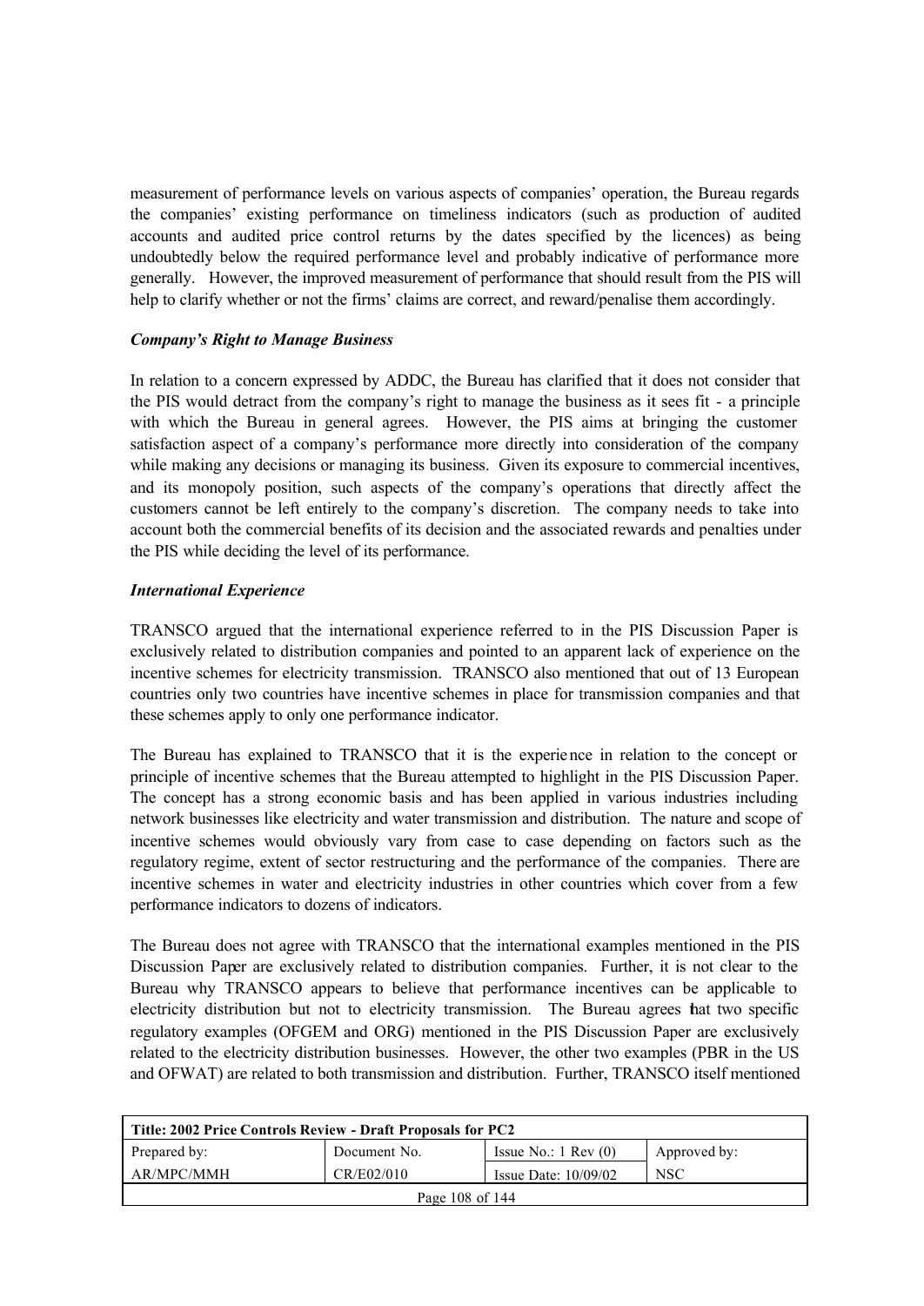measurement of performance levels on various aspects of companies' operation, the Bureau regards the companies' existing performance on timeliness indicators (such as production of audited accounts and audited price control returns by the dates specified by the licences) as being undoubtedly below the required performance level and probably indicative of performance more generally. However, the improved measurement of performance that should result from the PIS will help to clarify whether or not the firms' claims are correct, and reward/penalise them accordingly.

***Company's Right to Manage Business***

In relation to a concern expressed by ADDC, the Bureau has clarified that it does not consider that the PIS would detract from the company's right to manage the business as it sees fit - a principle with which the Bureau in general agrees. However, the PIS aims at bringing the customer satisfaction aspect of a company's performance more directly into consideration of the company while making any decisions or managing its business. Given its exposure to commercial incentives, and its monopoly position, such aspects of the company's operations that directly affect the customers cannot be left entirely to the company's discretion. The company needs to take into account both the commercial benefits of its decision and the associated rewards and penalties under the PIS while deciding the level of its performance.

***International Experience***

TRANSCO argued that the international experience referred to in the PIS Discussion Paper is exclusively related to distribution companies and pointed to an apparent lack of experience on the incentive schemes for electricity transmission. TRANSCO also mentioned that out of 13 European countries only two countries have incentive schemes in place for transmission companies and that these schemes apply to only one performance indicator.

The Bureau has explained to TRANSCO that it is the experience in relation to the concept or principle of incentive schemes that the Bureau attempted to highlight in the PIS Discussion Paper. The concept has a strong economic basis and has been applied in various industries including network businesses like electricity and water transmission and distribution. The nature and scope of incentive schemes would obviously vary from case to case depending on factors such as the regulatory regime, extent of sector restructuring and the performance of the companies. There are incentive schemes in water and electricity industries in other countries which cover from a few performance indicators to dozens of indicators.

The Bureau does not agree with TRANSCO that the international examples mentioned in the PIS Discussion Paper are exclusively related to distribution companies. Further, it is not clear to the Bureau why TRANSCO appears to believe that performance incentives can be applicable to electricity distribution but not to electricity transmission. The Bureau agrees that two specific regulatory examples (OFGEM and ORG) mentioned in the PIS Discussion Paper are exclusively related to the electricity distribution businesses. However, the other two examples (PBR in the US and OFWAT) are related to both transmission and distribution. Further, TRANSCO itself mentioned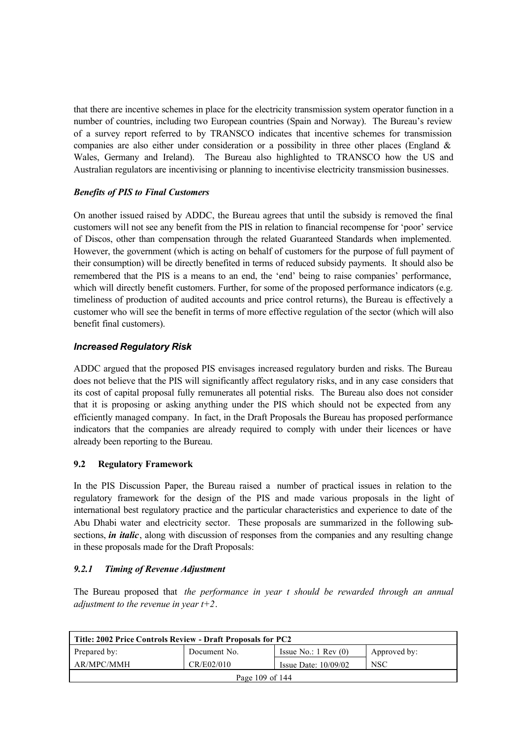that there are incentive schemes in place for the electricity transmission system operator function in a number of countries, including two European countries (Spain and Norway). The Bureau's review of a survey report referred to by TRANSCO indicates that incentive schemes for transmission companies are also either under consideration or a possibility in three other places (England & Wales, Germany and Ireland). The Bureau also highlighted to TRANSCO how the US and Australian regulators are incentivising or planning to incentivise electricity transmission businesses.

***Benefits of PIS to Final Customers***

On another issued raised by ADDC, the Bureau agrees that until the subsidy is removed the final customers will not see any benefit from the PIS in relation to financial recompense for 'poor' service of Discos, other than compensation through the related Guaranteed Standards when implemented. However, the government (which is acting on behalf of customers for the purpose of full payment of their consumption) will be directly benefited in terms of reduced subsidy payments. It should also be remembered that the PIS is a means to an end, the 'end' being to raise companies' performance, which will directly benefit customers. Further, for some of the proposed performance indicators (e.g. timeliness of production of audited accounts and price control returns), the Bureau is effectively a customer who will see the benefit in terms of more effective regulation of the sector (which will also benefit final customers).

***Increased Regulatory Risk***

ADDC argued that the proposed PIS envisages increased regulatory burden and risks. The Bureau does not believe that the PIS will significantly affect regulatory risks, and in any case considers that its cost of capital proposal fully remunerates all potential risks. The Bureau also does not consider that it is proposing or asking anything under the PIS which should not be expected from any efficiently managed company. In fact, in the Draft Proposals the Bureau has proposed performance indicators that the companies are already required to comply with under their licences or have already been reporting to the Bureau.

### 9.2 Regulatory Framework

In the PIS Discussion Paper, the Bureau raised a number of practical issues in relation to the regulatory framework for the design of the PIS and made various proposals in the light of international best regulatory practice and the particular characteristics and experience to date of the Abu Dhabi water and electricity sector. These proposals are summarized in the following sub-sections, ***in italic***, along with discussion of responses from the companies and any resulting change in these proposals made for the Draft Proposals:

#### *9.2.1 Timing of Revenue Adjustment*

The Bureau proposed that *the performance in year t should be rewarded through an annual adjustment to the revenue in year t+2*.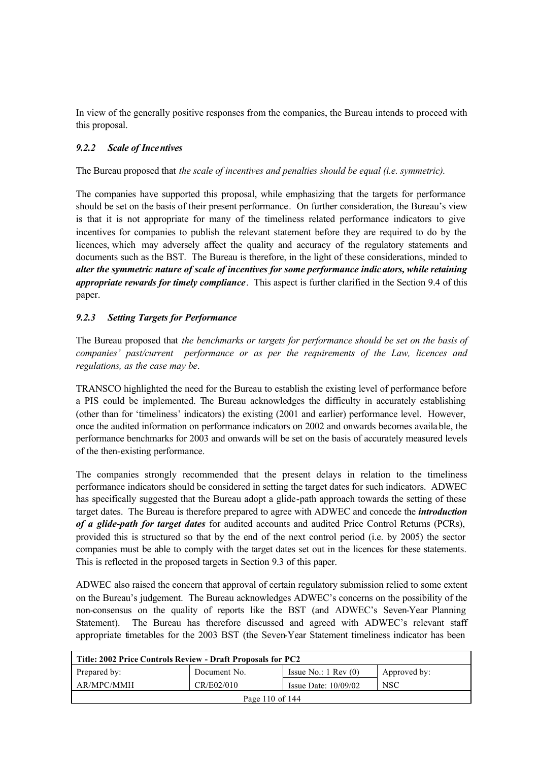In view of the generally positive responses from the companies, the Bureau intends to proceed with this proposal.

### *9.2.2 Scale of Incentives*

The Bureau proposed that *the scale of incentives and penalties should be equal (i.e. symmetric).*

The companies have supported this proposal, while emphasizing that the targets for performance should be set on the basis of their present performance. On further consideration, the Bureau's view is that it is not appropriate for many of the timeliness related performance indicators to give incentives for companies to publish the relevant statement before they are required to do by the licences, which may adversely affect the quality and accuracy of the regulatory statements and documents such as the BST. The Bureau is therefore, in the light of these considerations, minded to ***alter the symmetric nature of scale of incentives for some performance indicators, while retaining appropriate rewards for timely compliance***. This aspect is further clarified in the Section 9.4 of this paper.

### *9.2.3 Setting Targets for Performance*

The Bureau proposed that *the benchmarks or targets for performance should be set on the basis of companies' past/current performance or as per the requirements of the Law, licences and regulations, as the case may be*.

TRANSCO highlighted the need for the Bureau to establish the existing level of performance before a PIS could be implemented. The Bureau acknowledges the difficulty in accurately establishing (other than for 'timeliness' indicators) the existing (2001 and earlier) performance level. However, once the audited information on performance indicators on 2002 and onwards becomes available, the performance benchmarks for 2003 and onwards will be set on the basis of accurately measured levels of the then-existing performance.

The companies strongly recommended that the present delays in relation to the timeliness performance indicators should be considered in setting the target dates for such indicators. ADWEC has specifically suggested that the Bureau adopt a glide-path approach towards the setting of these target dates. The Bureau is therefore prepared to agree with ADWEC and concede the ***introduction of a glide-path for target dates*** for audited accounts and audited Price Control Returns (PCRs), provided this is structured so that by the end of the next control period (i.e. by 2005) the sector companies must be able to comply with the target dates set out in the licences for these statements. This is reflected in the proposed targets in Section 9.3 of this paper.

ADWEC also raised the concern that approval of certain regulatory submission relied to some extent on the Bureau's judgement. The Bureau acknowledges ADWEC's concerns on the possibility of the non-consensus on the quality of reports like the BST (and ADWEC's Seven-Year Planning Statement). The Bureau has therefore discussed and agreed with ADWEC's relevant staff appropriate timetables for the 2003 BST (the Seven-Year Statement timeliness indicator has been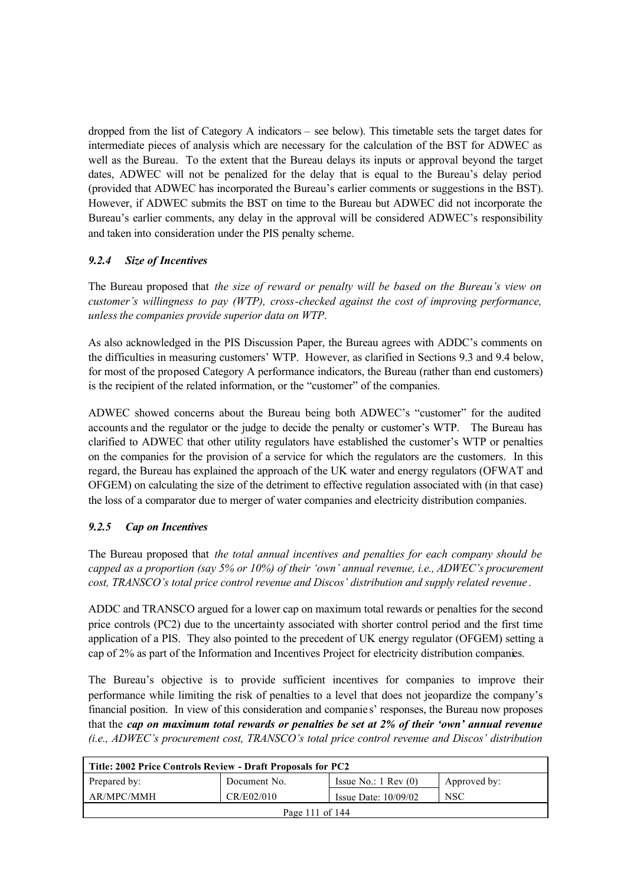dropped from the list of Category A indicators – see below). This timetable sets the target dates for intermediate pieces of analysis which are necessary for the calculation of the BST for ADWEC as well as the Bureau. To the extent that the Bureau delays its inputs or approval beyond the target dates, ADWEC will not be penalized for the delay that is equal to the Bureau's delay period (provided that ADWEC has incorporated the Bureau's earlier comments or suggestions in the BST). However, if ADWEC submits the BST on time to the Bureau but ADWEC did not incorporate the Bureau's earlier comments, any delay in the approval will be considered ADWEC's responsibility and taken into consideration under the PIS penalty scheme.

#### *9.2.4 Size of Incentives*

The Bureau proposed that *the size of reward or penalty will be based on the Bureau's view on customer's willingness to pay (WTP), cross-checked against the cost of improving performance, unless the companies provide superior data on WTP*.

As also acknowledged in the PIS Discussion Paper, the Bureau agrees with ADDC's comments on the difficulties in measuring customers' WTP. However, as clarified in Sections 9.3 and 9.4 below, for most of the proposed Category A performance indicators, the Bureau (rather than end customers) is the recipient of the related information, or the "customer" of the companies.

ADWEC showed concerns about the Bureau being both ADWEC's "customer" for the audited accounts and the regulator or the judge to decide the penalty or customer's WTP. The Bureau has clarified to ADWEC that other utility regulators have established the customer's WTP or penalties on the companies for the provision of a service for which the regulators are the customers. In this regard, the Bureau has explained the approach of the UK water and energy regulators (OFWAT and OFGEM) on calculating the size of the detriment to effective regulation associated with (in that case) the loss of a comparator due to merger of water companies and electricity distribution companies.

#### *9.2.5 Cap on Incentives*

The Bureau proposed that *the total annual incentives and penalties for each company should be capped as a proportion (say 5% or 10%) of their 'own' annual revenue, i.e., ADWEC's procurement cost, TRANSCO's total price control revenue and Discos' distribution and supply related revenue*.

ADDC and TRANSCO argued for a lower cap on maximum total rewards or penalties for the second price controls (PC2) due to the uncertainty associated with shorter control period and the first time application of a PIS. They also pointed to the precedent of UK energy regulator (OFGEM) setting a cap of 2% as part of the Information and Incentives Project for electricity distribution companies.

The Bureau's objective is to provide sufficient incentives for companies to improve their performance while limiting the risk of penalties to a level that does not jeopardize the company's financial position. In view of this consideration and companies' responses, the Bureau now proposes that the ***cap on maximum total rewards or penalties be set at 2% of their 'own' annual revenue*** *(i.e., ADWEC's procurement cost, TRANSCO's total price control revenue and Discos' distribution*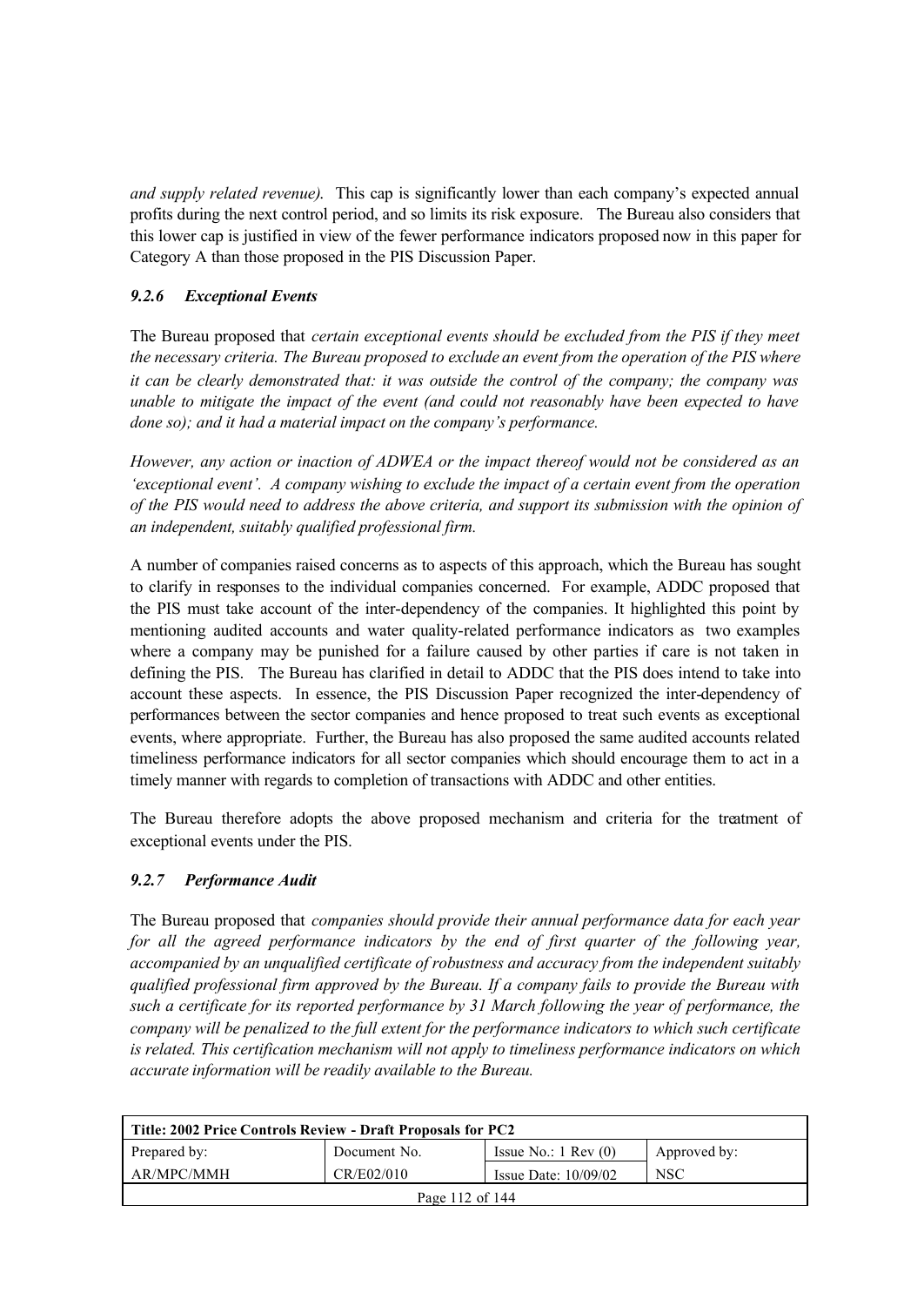*and supply related revenue).* This cap is significantly lower than each company's expected annual profits during the next control period, and so limits its risk exposure. The Bureau also considers that this lower cap is justified in view of the fewer performance indicators proposed now in this paper for Category A than those proposed in the PIS Discussion Paper.

#### *9.2.6 Exceptional Events*

The Bureau proposed that *certain exceptional events should be excluded from the PIS if they meet the necessary criteria. The Bureau proposed to exclude an event from the operation of the PIS where it can be clearly demonstrated that: it was outside the control of the company; the company was unable to mitigate the impact of the event (and could not reasonably have been expected to have done so); and it had a material impact on the company's performance.*

*However, any action or inaction of ADWEA or the impact thereof would not be considered as an 'exceptional event'. A company wishing to exclude the impact of a certain event from the operation of the PIS would need to address the above criteria, and support its submission with the opinion of an independent, suitably qualified professional firm.*

A number of companies raised concerns as to aspects of this approach, which the Bureau has sought to clarify in responses to the individual companies concerned. For example, ADDC proposed that the PIS must take account of the inter-dependency of the companies. It highlighted this point by mentioning audited accounts and water quality-related performance indicators as two examples where a company may be punished for a failure caused by other parties if care is not taken in defining the PIS. The Bureau has clarified in detail to ADDC that the PIS does intend to take into account these aspects. In essence, the PIS Discussion Paper recognized the inter-dependency of performances between the sector companies and hence proposed to treat such events as exceptional events, where appropriate. Further, the Bureau has also proposed the same audited accounts related timeliness performance indicators for all sector companies which should encourage them to act in a timely manner with regards to completion of transactions with ADDC and other entities.

The Bureau therefore adopts the above proposed mechanism and criteria for the treatment of exceptional events under the PIS.

#### *9.2.7 Performance Audit*

The Bureau proposed that *companies should provide their annual performance data for each year for all the agreed performance indicators by the end of first quarter of the following year, accompanied by an unqualified certificate of robustness and accuracy from the independent suitably qualified professional firm approved by the Bureau. If a company fails to provide the Bureau with such a certificate for its reported performance by 31 March following the year of performance, the company will be penalized to the full extent for the performance indicators to which such certificate is related. This certification mechanism will not apply to timeliness performance indicators on which accurate information will be readily available to the Bureau.*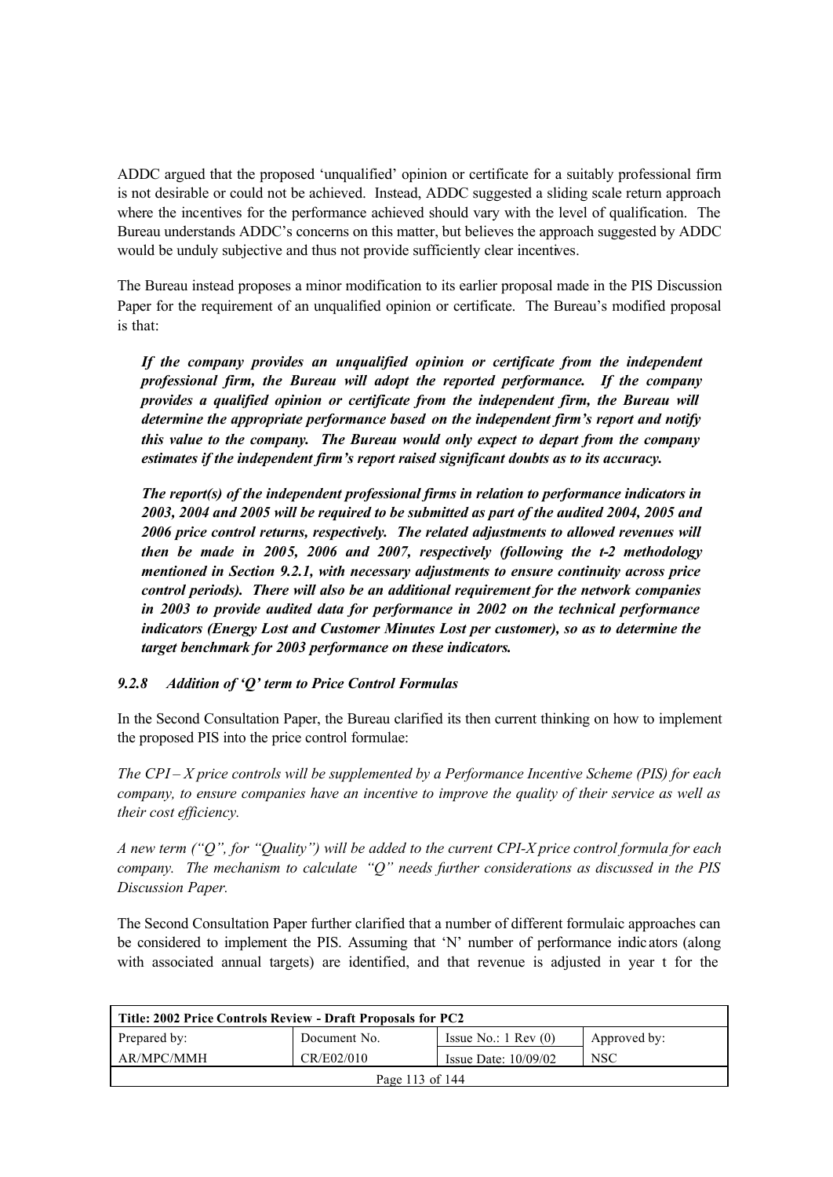ADDC argued that the proposed 'unqualified' opinion or certificate for a suitably professional firm is not desirable or could not be achieved. Instead, ADDC suggested a sliding scale return approach where the incentives for the performance achieved should vary with the level of qualification. The Bureau understands ADDC's concerns on this matter, but believes the approach suggested by ADDC would be unduly subjective and thus not provide sufficiently clear incentives.

The Bureau instead proposes a minor modification to its earlier proposal made in the PIS Discussion Paper for the requirement of an unqualified opinion or certificate. The Bureau's modified proposal is that:

> ***If the company provides an unqualified opinion or certificate from the independent professional firm, the Bureau will adopt the reported performance. If the company provides a qualified opinion or certificate from the independent firm, the Bureau will determine the appropriate performance based on the independent firm's report and notify this value to the company. The Bureau would only expect to depart from the company estimates if the independent firm's report raised significant doubts as to its accuracy.***
>
> ***The report(s) of the independent professional firms in relation to performance indicators in 2003, 2004 and 2005 will be required to be submitted as part of the audited 2004, 2005 and 2006 price control returns, respectively. The related adjustments to allowed revenues will then be made in 2005, 2006 and 2007, respectively (following the t-2 methodology mentioned in Section 9.2.1, with necessary adjustments to ensure continuity across price control periods). There will also be an additional requirement for the network companies in 2003 to provide audited data for performance in 2002 on the technical performance indicators (Energy Lost and Customer Minutes Lost per customer), so as to determine the target benchmark for 2003 performance on these indicators.***

#### *9.2.8 Addition of 'Q' term to Price Control Formulas*

In the Second Consultation Paper, the Bureau clarified its then current thinking on how to implement the proposed PIS into the price control formulae:

*The CPI – X price controls will be supplemented by a Performance Incentive Scheme (PIS) for each company, to ensure companies have an incentive to improve the quality of their service as well as their cost efficiency.*

*A new term ("Q", for "Quality") will be added to the current CPI-X price control formula for each company. The mechanism to calculate "Q" needs further considerations as discussed in the PIS Discussion Paper.*

The Second Consultation Paper further clarified that a number of different formulaic approaches can be considered to implement the PIS. Assuming that 'N' number of performance indicators (along with associated annual targets) are identified, and that revenue is adjusted in year t for the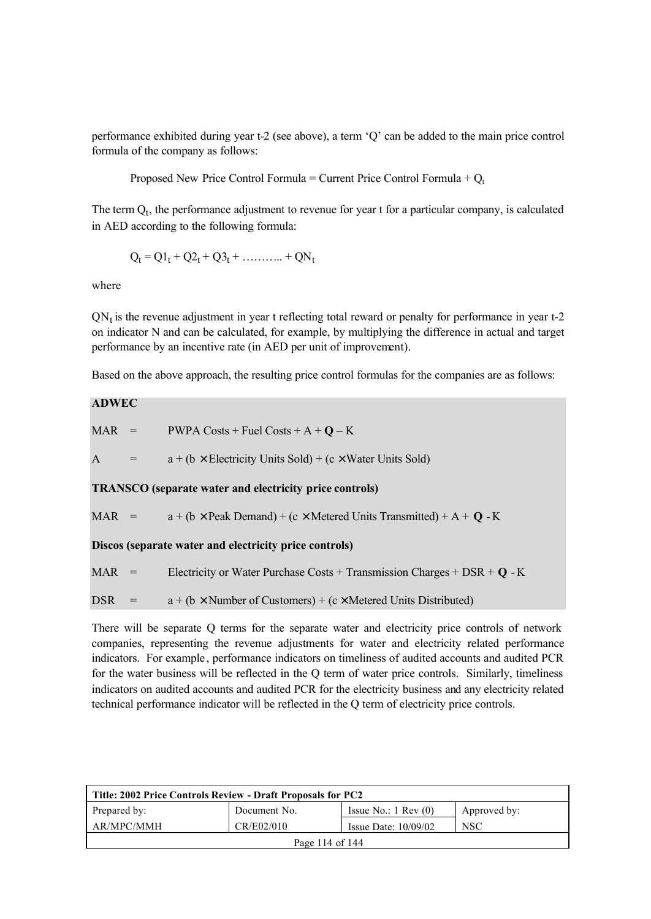performance exhibited during year t-2 (see above), a term 'Q' can be added to the main price control formula of the company as follows:

$$\text{Proposed New Price Control Formula} = \text{Current Price Control Formula} + Q_t$$

The term $Q_t$, the performance adjustment to revenue for year t for a particular company, is calculated in AED according to the following formula:

$$Q_t = Q1_t + Q2_t + Q3_t + \ldots\ldots\ldots + QN_t$$

where

$QN_t$ is the revenue adjustment in year t reflecting total reward or penalty for performance in year t-2 on indicator N and can be calculated, for example, by multiplying the difference in actual and target performance by an incentive rate (in AED per unit of improvement).

Based on the above approach, the resulting price control formulas for the companies are as follows:

**ADWEC**

MAR = PWPA Costs + Fuel Costs + A + **Q** – K

A = a + (b × Electricity Units Sold) + (c × Water Units Sold)

**TRANSCO (separate water and electricity price controls)**

MAR = a + (b × Peak Demand) + (c × Metered Units Transmitted) + A + **Q** - K

**Discos (separate water and electricity price controls)**

MAR = Electricity or Water Purchase Costs + Transmission Charges + DSR + **Q** - K

DSR = a + (b × Number of Customers) + (c × Metered Units Distributed)

There will be separate Q terms for the separate water and electricity price controls of network companies, representing the revenue adjustments for water and electricity related performance indicators. For example, performance indicators on timeliness of audited accounts and audited PCR for the water business will be reflected in the Q term of water price controls. Similarly, timeliness indicators on audited accounts and audited PCR for the electricity business and any electricity related technical performance indicator will be reflected in the Q term of electricity price controls.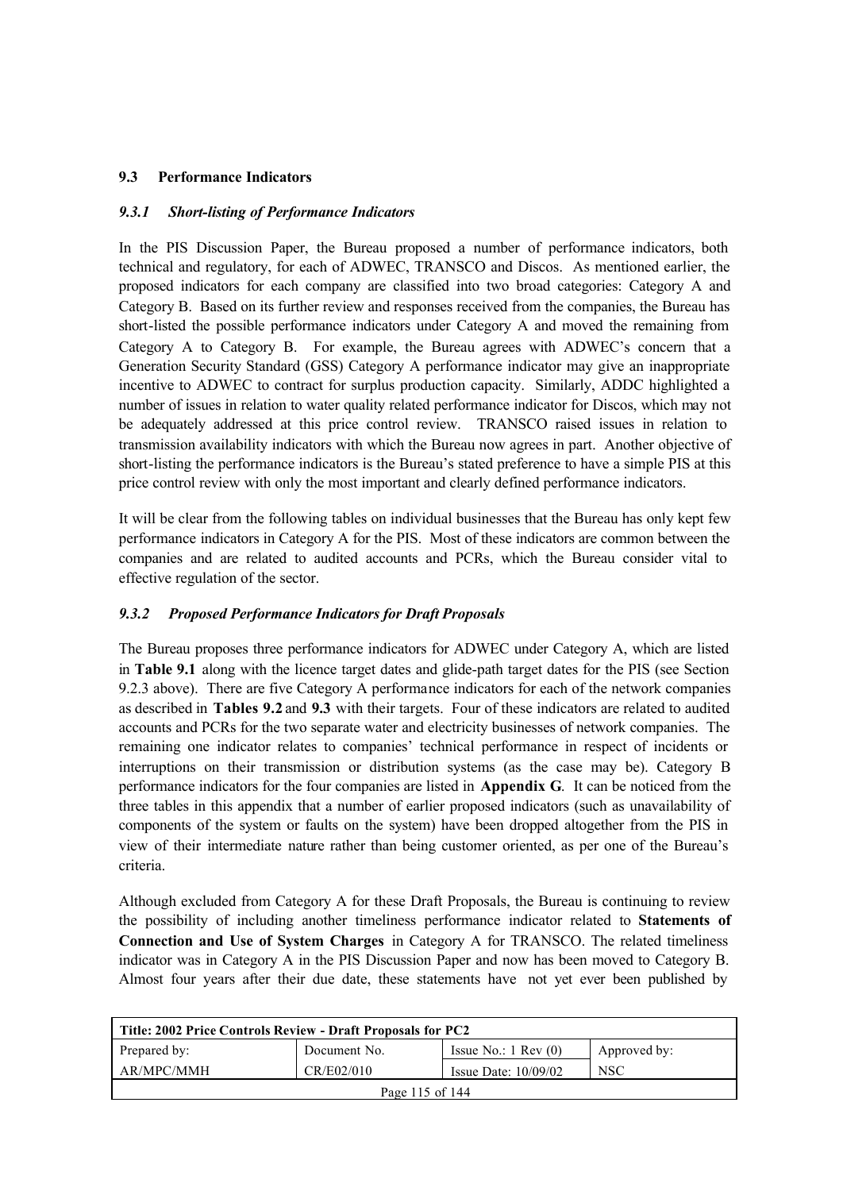### 9.3 Performance Indicators

#### *9.3.1 Short-listing of Performance Indicators*

In the PIS Discussion Paper, the Bureau proposed a number of performance indicators, both technical and regulatory, for each of ADWEC, TRANSCO and Discos. As mentioned earlier, the proposed indicators for each company are classified into two broad categories: Category A and Category B. Based on its further review and responses received from the companies, the Bureau has short-listed the possible performance indicators under Category A and moved the remaining from Category A to Category B. For example, the Bureau agrees with ADWEC's concern that a Generation Security Standard (GSS) Category A performance indicator may give an inappropriate incentive to ADWEC to contract for surplus production capacity. Similarly, ADDC highlighted a number of issues in relation to water quality related performance indicator for Discos, which may not be adequately addressed at this price control review. TRANSCO raised issues in relation to transmission availability indicators with which the Bureau now agrees in part. Another objective of short-listing the performance indicators is the Bureau's stated preference to have a simple PIS at this price control review with only the most important and clearly defined performance indicators.

It will be clear from the following tables on individual businesses that the Bureau has only kept few performance indicators in Category A for the PIS. Most of these indicators are common between the companies and are related to audited accounts and PCRs, which the Bureau consider vital to effective regulation of the sector.

#### *9.3.2 Proposed Performance Indicators for Draft Proposals*

The Bureau proposes three performance indicators for ADWEC under Category A, which are listed in **Table 9.1** along with the licence target dates and glide-path target dates for the PIS (see Section 9.2.3 above). There are five Category A performance indicators for each of the network companies as described in **Tables 9.2** and **9.3** with their targets. Four of these indicators are related to audited accounts and PCRs for the two separate water and electricity businesses of network companies. The remaining one indicator relates to companies' technical performance in respect of incidents or interruptions on their transmission or distribution systems (as the case may be). Category B performance indicators for the four companies are listed in **Appendix G**. It can be noticed from the three tables in this appendix that a number of earlier proposed indicators (such as unavailability of components of the system or faults on the system) have been dropped altogether from the PIS in view of their intermediate nature rather than being customer oriented, as per one of the Bureau's criteria.

Although excluded from Category A for these Draft Proposals, the Bureau is continuing to review the possibility of including another timeliness performance indicator related to **Statements of Connection and Use of System Charges** in Category A for TRANSCO. The related timeliness indicator was in Category A in the PIS Discussion Paper and now has been moved to Category B. Almost four years after their due date, these statements have not yet ever been published by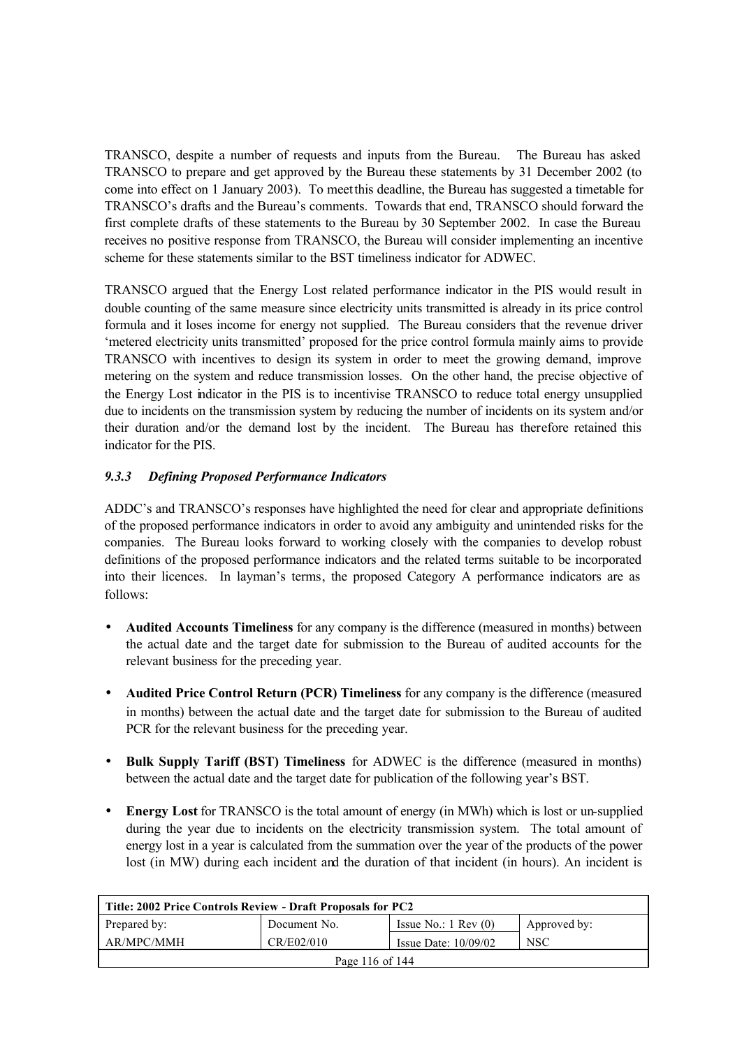TRANSCO, despite a number of requests and inputs from the Bureau. The Bureau has asked TRANSCO to prepare and get approved by the Bureau these statements by 31 December 2002 (to come into effect on 1 January 2003). To meet this deadline, the Bureau has suggested a timetable for TRANSCO's drafts and the Bureau's comments. Towards that end, TRANSCO should forward the first complete drafts of these statements to the Bureau by 30 September 2002. In case the Bureau receives no positive response from TRANSCO, the Bureau will consider implementing an incentive scheme for these statements similar to the BST timeliness indicator for ADWEC.

TRANSCO argued that the Energy Lost related performance indicator in the PIS would result in double counting of the same measure since electricity units transmitted is already in its price control formula and it loses income for energy not supplied. The Bureau considers that the revenue driver 'metered electricity units transmitted' proposed for the price control formula mainly aims to provide TRANSCO with incentives to design its system in order to meet the growing demand, improve metering on the system and reduce transmission losses. On the other hand, the precise objective of the Energy Lost indicator in the PIS is to incentivise TRANSCO to reduce total energy unsupplied due to incidents on the transmission system by reducing the number of incidents on its system and/or their duration and/or the demand lost by the incident. The Bureau has therefore retained this indicator for the PIS.

### *9.3.3 Defining Proposed Performance Indicators*

ADDC's and TRANSCO's responses have highlighted the need for clear and appropriate definitions of the proposed performance indicators in order to avoid any ambiguity and unintended risks for the companies. The Bureau looks forward to working closely with the companies to develop robust definitions of the proposed performance indicators and the related terms suitable to be incorporated into their licences. In layman's terms, the proposed Category A performance indicators are as follows:

- **Audited Accounts Timeliness** for any company is the difference (measured in months) between the actual date and the target date for submission to the Bureau of audited accounts for the relevant business for the preceding year.
- **Audited Price Control Return (PCR) Timeliness** for any company is the difference (measured in months) between the actual date and the target date for submission to the Bureau of audited PCR for the relevant business for the preceding year.
- **Bulk Supply Tariff (BST) Timeliness** for ADWEC is the difference (measured in months) between the actual date and the target date for publication of the following year's BST.
- **Energy Lost** for TRANSCO is the total amount of energy (in MWh) which is lost or un-supplied during the year due to incidents on the electricity transmission system. The total amount of energy lost in a year is calculated from the summation over the year of the products of the power lost (in MW) during each incident and the duration of that incident (in hours). An incident is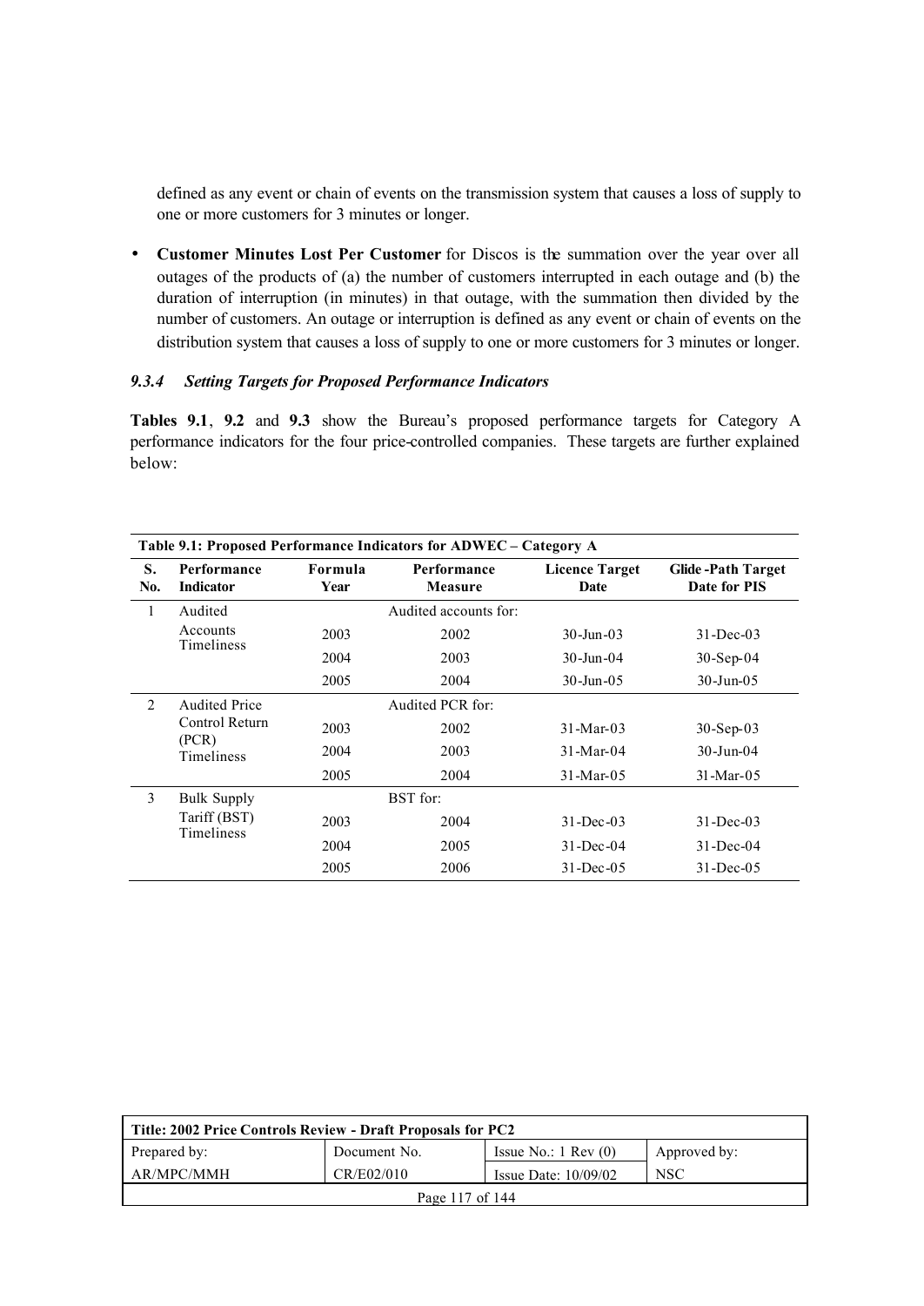defined as any event or chain of events on the transmission system that causes a loss of supply to one or more customers for 3 minutes or longer.

- **Customer Minutes Lost Per Customer** for Discos is the summation over the year over all outages of the products of (a) the number of customers interrupted in each outage and (b) the duration of interruption (in minutes) in that outage, with the summation then divided by the number of customers. An outage or interruption is defined as any event or chain of events on the distribution system that causes a loss of supply to one or more customers for 3 minutes or longer.

#### *9.3.4 Setting Targets for Proposed Performance Indicators*

**Tables 9.1**, **9.2** and **9.3** show the Bureau's proposed performance targets for Category A performance indicators for the four price-controlled companies. These targets are further explained below:

**Table 9.1: Proposed Performance Indicators for ADWEC – Category A**

| S. No. | Performance Indicator | Formula Year | Performance Measure | Licence Target Date | Glide-Path Target Date for PIS |
|---|---|---|---|---|---|
| 1 | Audited Accounts Timeliness | | Audited accounts for: | | |
| | | 2003 | 2002 | 30-Jun-03 | 31-Dec-03 |
| | | 2004 | 2003 | 30-Jun-04 | 30-Sep-04 |
| | | 2005 | 2004 | 30-Jun-05 | 30-Jun-05 |
| 2 | Audited Price Control Return (PCR) Timeliness | | Audited PCR for: | | |
| | | 2003 | 2002 | 31-Mar-03 | 30-Sep-03 |
| | | 2004 | 2003 | 31-Mar-04 | 30-Jun-04 |
| | | 2005 | 2004 | 31-Mar-05 | 31-Mar-05 |
| 3 | Bulk Supply Tariff (BST) Timeliness | | BST for: | | |
| | | 2003 | 2004 | 31-Dec-03 | 31-Dec-03 |
| | | 2004 | 2005 | 31-Dec-04 | 31-Dec-04 |
| | | 2005 | 2006 | 31-Dec-05 | 31-Dec-05 |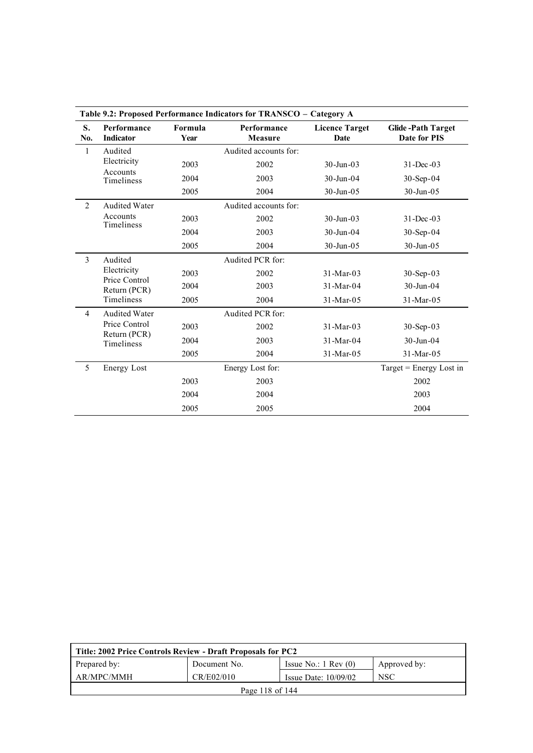**Table 9.2: Proposed Performance Indicators for TRANSCO – Category A**

| S. No. | Performance Indicator | Formula Year | Performance Measure | Licence Target Date | Glide-Path Target Date for PIS |
|---|---|---|---|---|---|
| 1 | Audited Electricity Accounts Timeliness | | Audited accounts for: | | |
| | | 2003 | 2002 | 30-Jun-03 | 31-Dec-03 |
| | | 2004 | 2003 | 30-Jun-04 | 30-Sep-04 |
| | | 2005 | 2004 | 30-Jun-05 | 30-Jun-05 |
| 2 | Audited Water Accounts Timeliness | | Audited accounts for: | | |
| | | 2003 | 2002 | 30-Jun-03 | 31-Dec-03 |
| | | 2004 | 2003 | 30-Jun-04 | 30-Sep-04 |
| | | 2005 | 2004 | 30-Jun-05 | 30-Jun-05 |
| 3 | Audited Electricity Price Control Return (PCR) Timeliness | | Audited PCR for: | | |
| | | 2003 | 2002 | 31-Mar-03 | 30-Sep-03 |
| | | 2004 | 2003 | 31-Mar-04 | 30-Jun-04 |
| | | 2005 | 2004 | 31-Mar-05 | 31-Mar-05 |
| 4 | Audited Water Price Control Return (PCR) Timeliness | | Audited PCR for: | | |
| | | 2003 | 2002 | 31-Mar-03 | 30-Sep-03 |
| | | 2004 | 2003 | 31-Mar-04 | 30-Jun-04 |
| | | 2005 | 2004 | 31-Mar-05 | 31-Mar-05 |
| 5 | Energy Lost | | Energy Lost for: | | Target = Energy Lost in |
| | | 2003 | 2003 | | 2002 |
| | | 2004 | 2004 | | 2003 |
| | | 2005 | 2005 | | 2004 |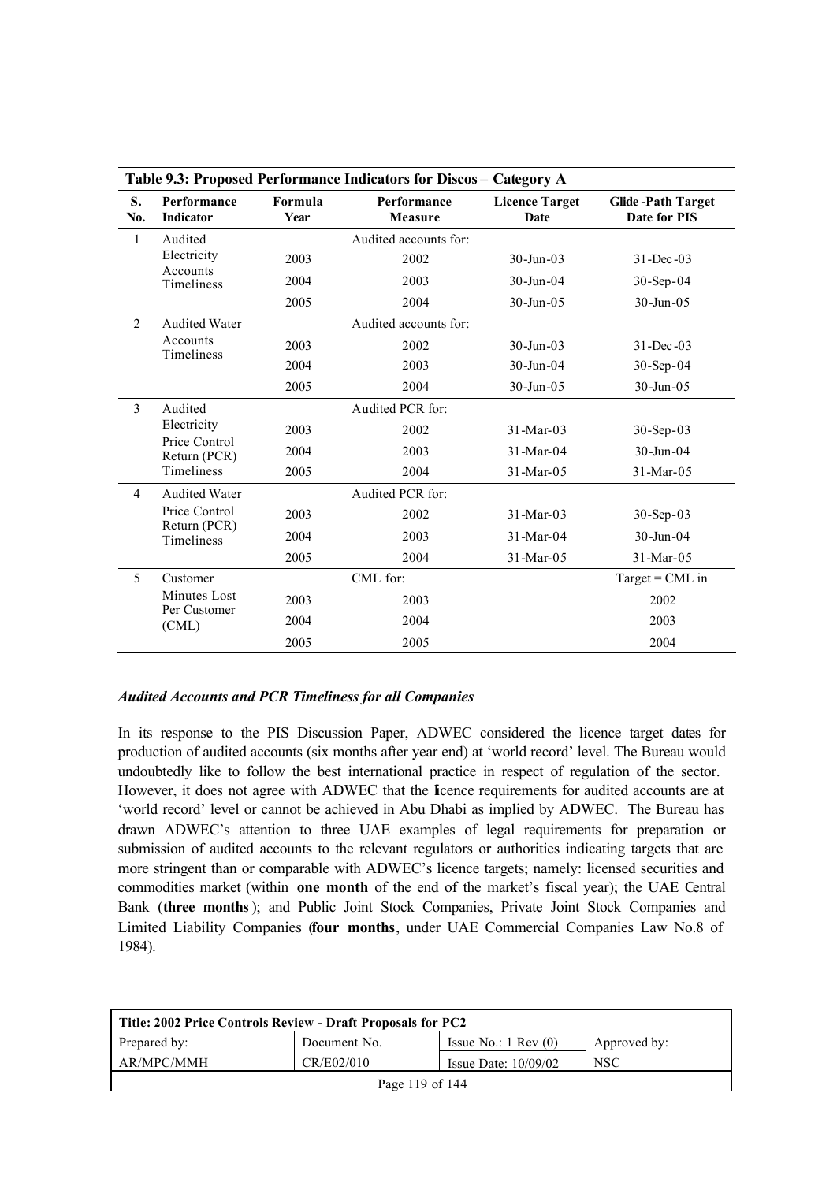**Table 9.3: Proposed Performance Indicators for Discos – Category A**

| S. No. | Performance Indicator | Formula Year | Performance Measure | Licence Target Date | Glide-Path Target Date for PIS |
|---|---|---|---|---|---|
| 1 | Audited Electricity Accounts Timeliness | | Audited accounts for: | | |
| | | 2003 | 2002 | 30-Jun-03 | 31-Dec-03 |
| | | 2004 | 2003 | 30-Jun-04 | 30-Sep-04 |
| | | 2005 | 2004 | 30-Jun-05 | 30-Jun-05 |
| 2 | Audited Water Accounts Timeliness | | Audited accounts for: | | |
| | | 2003 | 2002 | 30-Jun-03 | 31-Dec-03 |
| | | 2004 | 2003 | 30-Jun-04 | 30-Sep-04 |
| | | 2005 | 2004 | 30-Jun-05 | 30-Jun-05 |
| 3 | Audited Electricity Price Control Return (PCR) Timeliness | | Audited PCR for: | | |
| | | 2003 | 2002 | 31-Mar-03 | 30-Sep-03 |
| | | 2004 | 2003 | 31-Mar-04 | 30-Jun-04 |
| | | 2005 | 2004 | 31-Mar-05 | 31-Mar-05 |
| 4 | Audited Water Price Control Return (PCR) Timeliness | | Audited PCR for: | | |
| | | 2003 | 2002 | 31-Mar-03 | 30-Sep-03 |
| | | 2004 | 2003 | 31-Mar-04 | 30-Jun-04 |
| | | 2005 | 2004 | 31-Mar-05 | 31-Mar-05 |
| 5 | Customer Minutes Lost Per Customer (CML) | | CML for: | | Target = CML in |
| | | 2003 | 2003 | | 2002 |
| | | 2004 | 2004 | | 2003 |
| | | 2005 | 2005 | | 2004 |

***Audited Accounts and PCR Timeliness for all Companies***

In its response to the PIS Discussion Paper, ADWEC considered the licence target dates for production of audited accounts (six months after year end) at 'world record' level. The Bureau would undoubtedly like to follow the best international practice in respect of regulation of the sector. However, it does not agree with ADWEC that the licence requirements for audited accounts are at 'world record' level or cannot be achieved in Abu Dhabi as implied by ADWEC. The Bureau has drawn ADWEC's attention to three UAE examples of legal requirements for preparation or submission of audited accounts to the relevant regulators or authorities indicating targets that are more stringent than or comparable with ADWEC's licence targets; namely: licensed securities and commodities market (within **one month** of the end of the market's fiscal year); the UAE Central Bank (**three months**); and Public Joint Stock Companies, Private Joint Stock Companies and Limited Liability Companies (**four months**, under UAE Commercial Companies Law No.8 of 1984).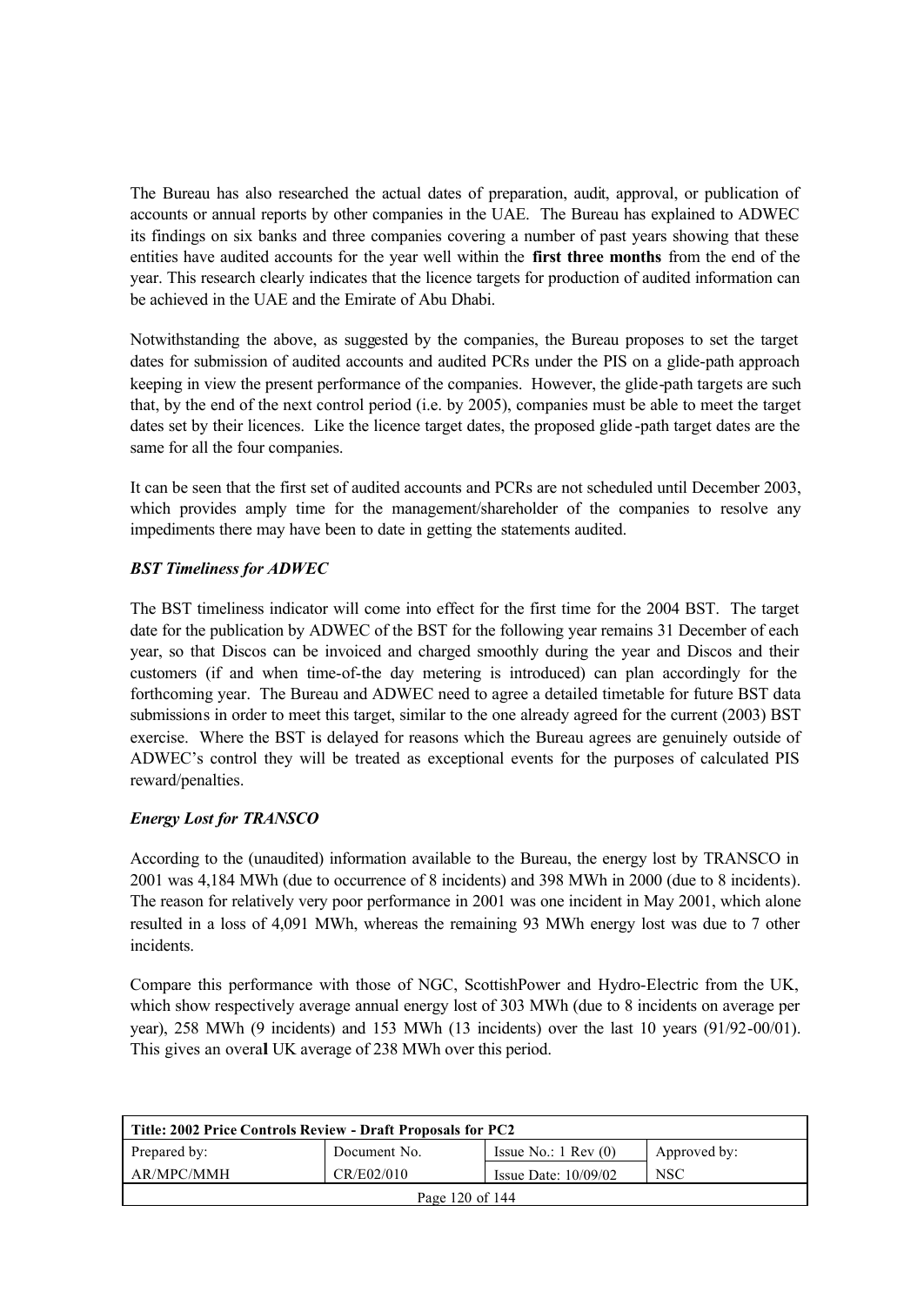The Bureau has also researched the actual dates of preparation, audit, approval, or publication of accounts or annual reports by other companies in the UAE. The Bureau has explained to ADWEC its findings on six banks and three companies covering a number of past years showing that these entities have audited accounts for the year well within the **first three months** from the end of the year. This research clearly indicates that the licence targets for production of audited information can be achieved in the UAE and the Emirate of Abu Dhabi.

Notwithstanding the above, as suggested by the companies, the Bureau proposes to set the target dates for submission of audited accounts and audited PCRs under the PIS on a glide-path approach keeping in view the present performance of the companies. However, the glide-path targets are such that, by the end of the next control period (i.e. by 2005), companies must be able to meet the target dates set by their licences. Like the licence target dates, the proposed glide-path target dates are the same for all the four companies.

It can be seen that the first set of audited accounts and PCRs are not scheduled until December 2003, which provides amply time for the management/shareholder of the companies to resolve any impediments there may have been to date in getting the statements audited.

***BST Timeliness for ADWEC***

The BST timeliness indicator will come into effect for the first time for the 2004 BST. The target date for the publication by ADWEC of the BST for the following year remains 31 December of each year, so that Discos can be invoiced and charged smoothly during the year and Discos and their customers (if and when time-of-the day metering is introduced) can plan accordingly for the forthcoming year. The Bureau and ADWEC need to agree a detailed timetable for future BST data submissions in order to meet this target, similar to the one already agreed for the current (2003) BST exercise. Where the BST is delayed for reasons which the Bureau agrees are genuinely outside of ADWEC's control they will be treated as exceptional events for the purposes of calculated PIS reward/penalties.

***Energy Lost for TRANSCO***

According to the (unaudited) information available to the Bureau, the energy lost by TRANSCO in 2001 was 4,184 MWh (due to occurrence of 8 incidents) and 398 MWh in 2000 (due to 8 incidents). The reason for relatively very poor performance in 2001 was one incident in May 2001, which alone resulted in a loss of 4,091 MWh, whereas the remaining 93 MWh energy lost was due to 7 other incidents.

Compare this performance with those of NGC, ScottishPower and Hydro-Electric from the UK, which show respectively average annual energy lost of 303 MWh (due to 8 incidents on average per year), 258 MWh (9 incidents) and 153 MWh (13 incidents) over the last 10 years (91/92-00/01). This gives an overall UK average of 238 MWh over this period.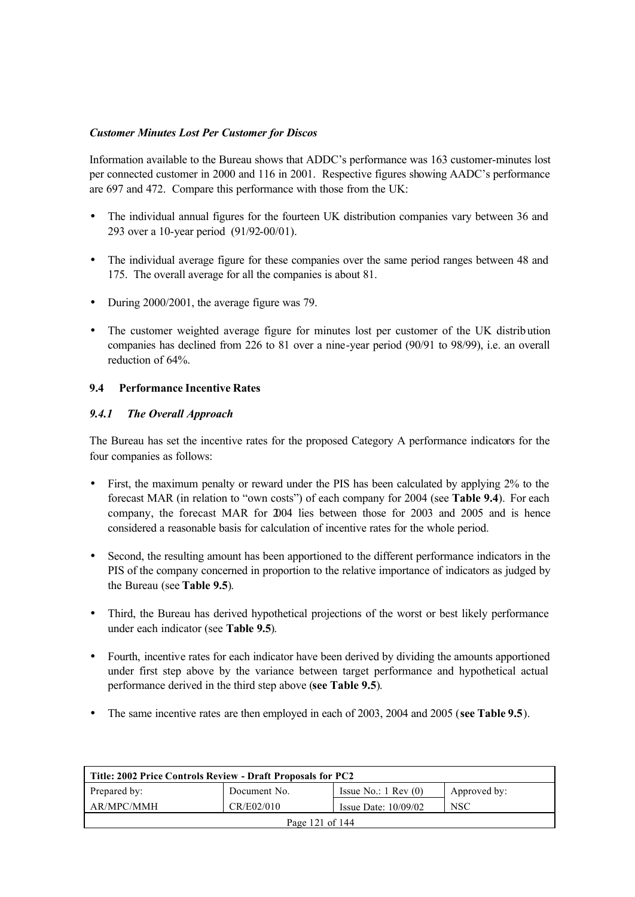***Customer Minutes Lost Per Customer for Discos***

Information available to the Bureau shows that ADDC's performance was 163 customer-minutes lost per connected customer in 2000 and 116 in 2001. Respective figures showing AADC's performance are 697 and 472. Compare this performance with those from the UK:

- The individual annual figures for the fourteen UK distribution companies vary between 36 and 293 over a 10-year period (91/92-00/01).
- The individual average figure for these companies over the same period ranges between 48 and 175. The overall average for all the companies is about 81.
- During 2000/2001, the average figure was 79.
- The customer weighted average figure for minutes lost per customer of the UK distribution companies has declined from 226 to 81 over a nine-year period (90/91 to 98/99), i.e. an overall reduction of 64%.

### 9.4 Performance Incentive Rates

#### *9.4.1 The Overall Approach*

The Bureau has set the incentive rates for the proposed Category A performance indicators for the four companies as follows:

- First, the maximum penalty or reward under the PIS has been calculated by applying 2% to the forecast MAR (in relation to "own costs") of each company for 2004 (see **Table 9.4**). For each company, the forecast MAR for 2004 lies between those for 2003 and 2005 and is hence considered a reasonable basis for calculation of incentive rates for the whole period.
- Second, the resulting amount has been apportioned to the different performance indicators in the PIS of the company concerned in proportion to the relative importance of indicators as judged by the Bureau (see **Table 9.5**).
- Third, the Bureau has derived hypothetical projections of the worst or best likely performance under each indicator (see **Table 9.5**).
- Fourth, incentive rates for each indicator have been derived by dividing the amounts apportioned under first step above by the variance between target performance and hypothetical actual performance derived in the third step above (**see Table 9.5**).
- The same incentive rates are then employed in each of 2003, 2004 and 2005 (**see Table 9.5**).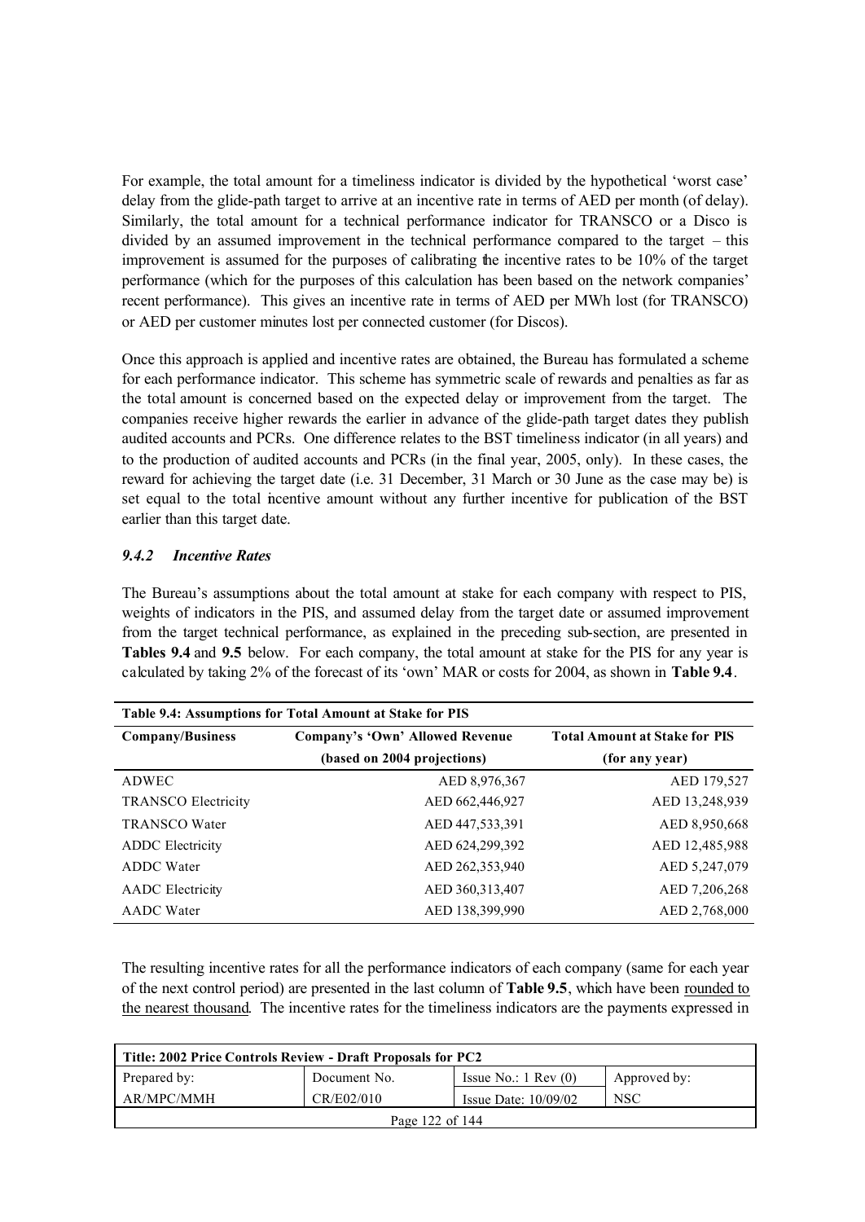For example, the total amount for a timeliness indicator is divided by the hypothetical 'worst case' delay from the glide-path target to arrive at an incentive rate in terms of AED per month (of delay). Similarly, the total amount for a technical performance indicator for TRANSCO or a Disco is divided by an assumed improvement in the technical performance compared to the target – this improvement is assumed for the purposes of calibrating the incentive rates to be 10% of the target performance (which for the purposes of this calculation has been based on the network companies' recent performance). This gives an incentive rate in terms of AED per MWh lost (for TRANSCO) or AED per customer minutes lost per connected customer (for Discos).

Once this approach is applied and incentive rates are obtained, the Bureau has formulated a scheme for each performance indicator. This scheme has symmetric scale of rewards and penalties as far as the total amount is concerned based on the expected delay or improvement from the target. The companies receive higher rewards the earlier in advance of the glide-path target dates they publish audited accounts and PCRs. One difference relates to the BST timeliness indicator (in all years) and to the production of audited accounts and PCRs (in the final year, 2005, only). In these cases, the reward for achieving the target date (i.e. 31 December, 31 March or 30 June as the case may be) is set equal to the total incentive amount without any further incentive for publication of the BST earlier than this target date.

### *9.4.2 Incentive Rates*

The Bureau's assumptions about the total amount at stake for each company with respect to PIS, weights of indicators in the PIS, and assumed delay from the target date or assumed improvement from the target technical performance, as explained in the preceding sub-section, are presented in **Tables 9.4** and **9.5** below. For each company, the total amount at stake for the PIS for any year is calculated by taking 2% of the forecast of its 'own' MAR or costs for 2004, as shown in **Table 9.4**.

**Table 9.4: Assumptions for Total Amount at Stake for PIS**

| Company/Business | Company's 'Own' Allowed Revenue (based on 2004 projections) | Total Amount at Stake for PIS (for any year) |
|---|---|---|
| ADWEC | AED 8,976,367 | AED 179,527 |
| TRANSCO Electricity | AED 662,446,927 | AED 13,248,939 |
| TRANSCO Water | AED 447,533,391 | AED 8,950,668 |
| ADDC Electricity | AED 624,299,392 | AED 12,485,988 |
| ADDC Water | AED 262,353,940 | AED 5,247,079 |
| AADC Electricity | AED 360,313,407 | AED 7,206,268 |
| AADC Water | AED 138,399,990 | AED 2,768,000 |

The resulting incentive rates for all the performance indicators of each company (same for each year of the next control period) are presented in the last column of **Table 9.5**, which have been rounded to the nearest thousand. The incentive rates for the timeliness indicators are the payments expressed in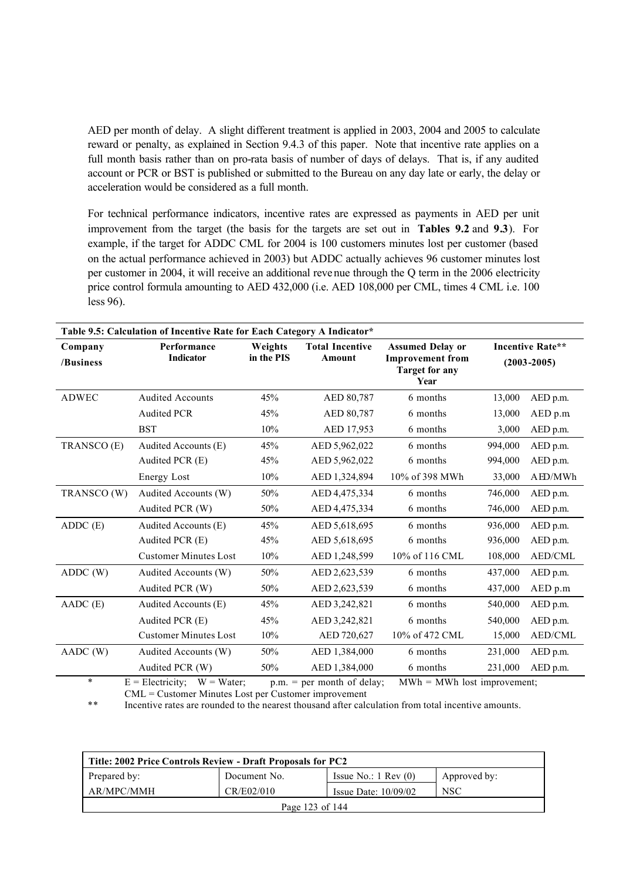AED per month of delay. A slight different treatment is applied in 2003, 2004 and 2005 to calculate reward or penalty, as explained in Section 9.4.3 of this paper. Note that incentive rate applies on a full month basis rather than on pro-rata basis of number of days of delays. That is, if any audited account or PCR or BST is published or submitted to the Bureau on any day late or early, the delay or acceleration would be considered as a full month.

For technical performance indicators, incentive rates are expressed as payments in AED per unit improvement from the target (the basis for the targets are set out in **Tables 9.2** and **9.3**). For example, if the target for ADDC CML for 2004 is 100 customers minutes lost per customer (based on the actual performance achieved in 2003) but ADDC actually achieves 96 customer minutes lost per customer in 2004, it will receive an additional revenue through the Q term in the 2006 electricity price control formula amounting to AED 432,000 (i.e. AED 108,000 per CML, times 4 CML i.e. 100 less 96).

**Table 9.5: Calculation of Incentive Rate for Each Category A Indicator***

| Company /Business | Performance Indicator | Weights in the PIS | Total Incentive Amount | Assumed Delay or Improvement from Target for any Year | Incentive Rate** (2003-2005) | |
|---|---|---|---|---|---|---|
| ADWEC | Audited Accounts | 45% | AED 80,787 | 6 months | 13,000 | AED p.m. |
| | Audited PCR | 45% | AED 80,787 | 6 months | 13,000 | AED p.m. |
| | BST | 10% | AED 17,953 | 6 months | 3,000 | AED p.m. |
| TRANSCO (E) | Audited Accounts (E) | 45% | AED 5,962,022 | 6 months | 994,000 | AED p.m. |
| | Audited PCR (E) | 45% | AED 5,962,022 | 6 months | 994,000 | AED p.m. |
| | Energy Lost | 10% | AED 1,324,894 | 10% of 398 MWh | 33,000 | AED/MWh |
| TRANSCO (W) | Audited Accounts (W) | 50% | AED 4,475,334 | 6 months | 746,000 | AED p.m. |
| | Audited PCR (W) | 50% | AED 4,475,334 | 6 months | 746,000 | AED p.m. |
| ADDC (E) | Audited Accounts (E) | 45% | AED 5,618,695 | 6 months | 936,000 | AED p.m. |
| | Audited PCR (E) | 45% | AED 5,618,695 | 6 months | 936,000 | AED p.m. |
| | Customer Minutes Lost | 10% | AED 1,248,599 | 10% of 116 CML | 108,000 | AED/CML |
| ADDC (W) | Audited Accounts (W) | 50% | AED 2,623,539 | 6 months | 437,000 | AED p.m. |
| | Audited PCR (W) | 50% | AED 2,623,539 | 6 months | 437,000 | AED p.m |
| AADC (E) | Audited Accounts (E) | 45% | AED 3,242,821 | 6 months | 540,000 | AED p.m. |
| | Audited PCR (E) | 45% | AED 3,242,821 | 6 months | 540,000 | AED p.m. |
| | Customer Minutes Lost | 10% | AED 720,627 | 10% of 472 CML | 15,000 | AED/CML |
| AADC (W) | Audited Accounts (W) | 50% | AED 1,384,000 | 6 months | 231,000 | AED p.m. |
| | Audited PCR (W) | 50% | AED 1,384,000 | 6 months | 231,000 | AED p.m. |

\* E = Electricity; W = Water; p.m. = per month of delay; MWh = MWh lost improvement; CML = Customer Minutes Lost per Customer improvement

\*\* Incentive rates are rounded to the nearest thousand after calculation from total incentive amounts.

| Title: 2002 Price Controls Review - Draft Proposals for PC2 | | | |
|---|---|---|---|
| Prepared by: | Document No. | Issue No.: 1 Rev (0) | Approved by: |
| AR/MPC/MMH | CR/E02/010 | Issue Date: 10/09/02 | NSC |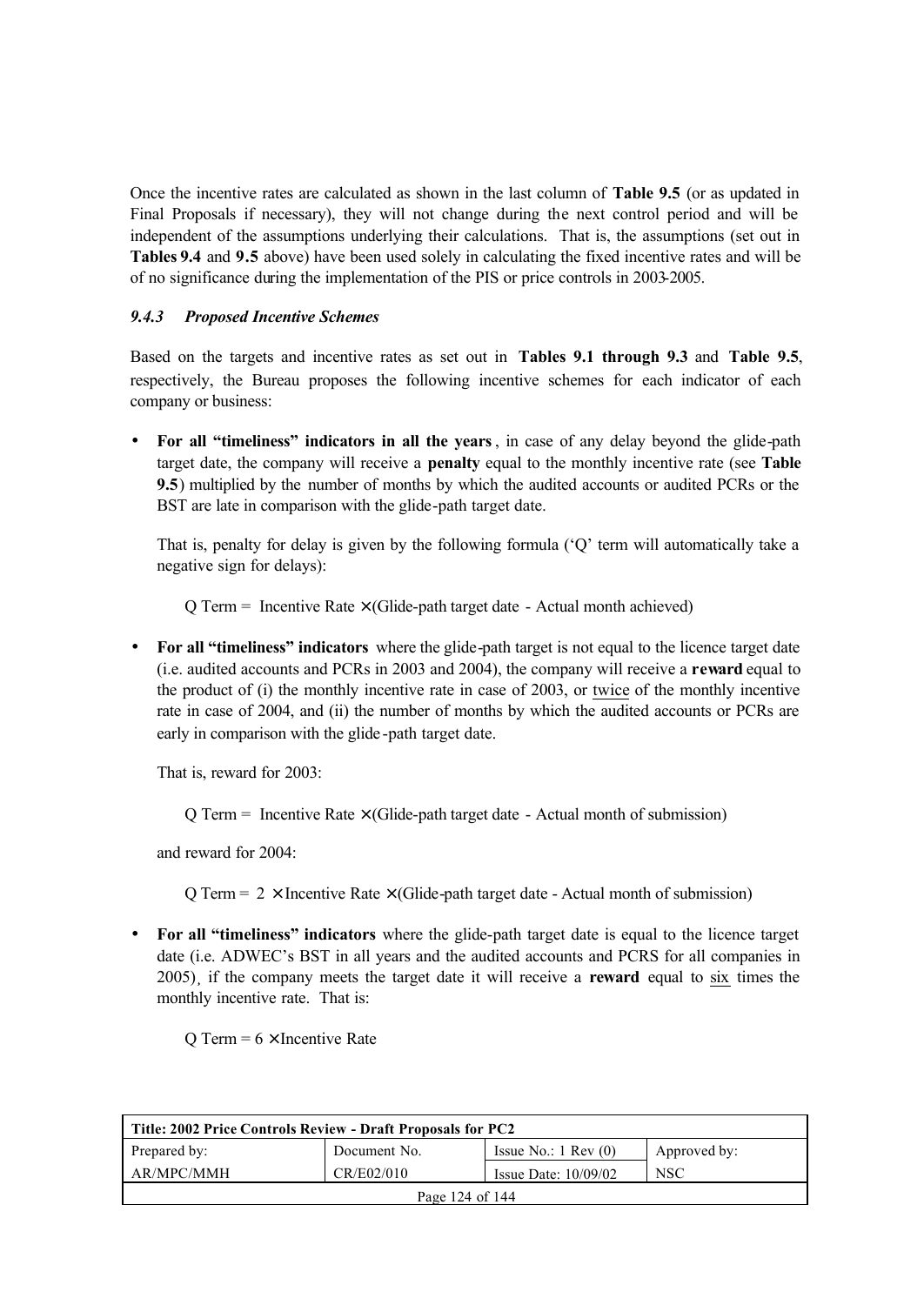Once the incentive rates are calculated as shown in the last column of **Table 9.5** (or as updated in Final Proposals if necessary), they will not change during the next control period and will be independent of the assumptions underlying their calculations. That is, the assumptions (set out in **Tables 9.4** and **9.5** above) have been used solely in calculating the fixed incentive rates and will be of no significance during the implementation of the PIS or price controls in 2003-2005.

### *9.4.3 Proposed Incentive Schemes*

Based on the targets and incentive rates as set out in **Tables 9.1 through 9.3** and **Table 9.5**, respectively, the Bureau proposes the following incentive schemes for each indicator of each company or business:

- **For all "timeliness" indicators in all the years**, in case of any delay beyond the glide-path target date, the company will receive a **penalty** equal to the monthly incentive rate (see **Table 9.5**) multiplied by the number of months by which the audited accounts or audited PCRs or the BST are late in comparison with the glide-path target date.

  That is, penalty for delay is given by the following formula ('Q' term will automatically take a negative sign for delays):

  $$\text{Q Term} = \text{Incentive Rate} \times (\text{Glide-path target date} - \text{Actual month achieved})$$

- **For all "timeliness" indicators** where the glide-path target is not equal to the licence target date (i.e. audited accounts and PCRs in 2003 and 2004), the company will receive a **reward** equal to the product of (i) the monthly incentive rate in case of 2003, or twice of the monthly incentive rate in case of 2004, and (ii) the number of months by which the audited accounts or PCRs are early in comparison with the glide-path target date.

  That is, reward for 2003:

  $$\text{Q Term} = \text{Incentive Rate} \times (\text{Glide-path target date} - \text{Actual month of submission})$$

  and reward for 2004:

  $$\text{Q Term} = 2 \times \text{Incentive Rate} \times (\text{Glide-path target date} - \text{Actual month of submission})$$

- **For all "timeliness" indicators** where the glide-path target date is equal to the licence target date (i.e. ADWEC's BST in all years and the audited accounts and PCRS for all companies in 2005), if the company meets the target date it will receive a **reward** equal to six times the monthly incentive rate. That is:

  $$\text{Q Term} = 6 \times \text{Incentive Rate}$$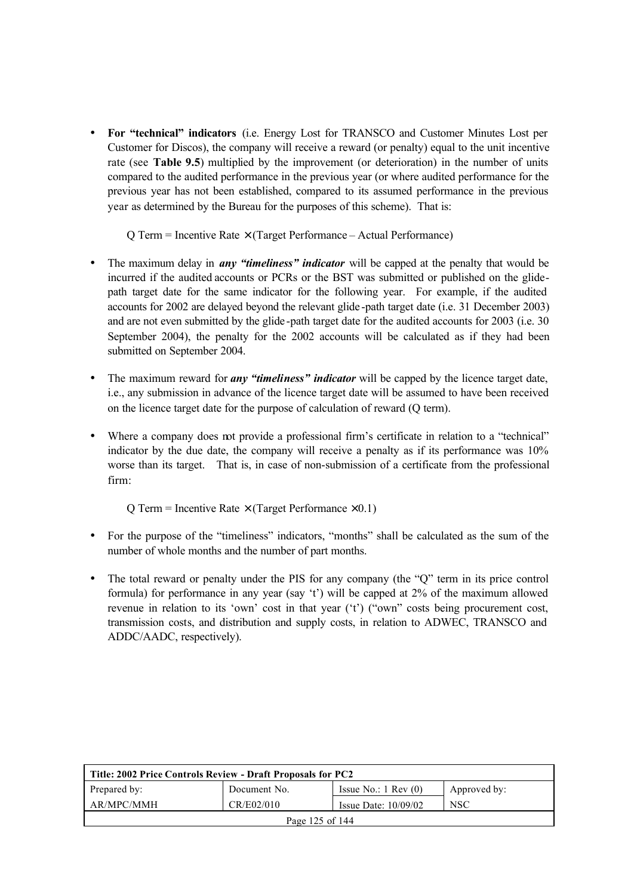- **For "technical" indicators** (i.e. Energy Lost for TRANSCO and Customer Minutes Lost per Customer for Discos), the company will receive a reward (or penalty) equal to the unit incentive rate (see **Table 9.5**) multiplied by the improvement (or deterioration) in the number of units compared to the audited performance in the previous year (or where audited performance for the previous year has not been established, compared to its assumed performance in the previous year as determined by the Bureau for the purposes of this scheme). That is:

  Q Term = Incentive Rate × (Target Performance – Actual Performance)

- The maximum delay in ***any "timeliness" indicator*** will be capped at the penalty that would be incurred if the audited accounts or PCRs or the BST was submitted or published on the glide-path target date for the same indicator for the following year. For example, if the audited accounts for 2002 are delayed beyond the relevant glide-path target date (i.e. 31 December 2003) and are not even submitted by the glide-path target date for the audited accounts for 2003 (i.e. 30 September 2004), the penalty for the 2002 accounts will be calculated as if they had been submitted on September 2004.

- The maximum reward for ***any "timeliness" indicator*** will be capped by the licence target date, i.e., any submission in advance of the licence target date will be assumed to have been received on the licence target date for the purpose of calculation of reward (Q term).

- Where a company does not provide a professional firm's certificate in relation to a "technical" indicator by the due date, the company will receive a penalty as if its performance was 10% worse than its target. That is, in case of non-submission of a certificate from the professional firm:

  Q Term = Incentive Rate × (Target Performance × 0.1)

- For the purpose of the "timeliness" indicators, "months" shall be calculated as the sum of the number of whole months and the number of part months.

- The total reward or penalty under the PIS for any company (the "Q" term in its price control formula) for performance in any year (say 't') will be capped at 2% of the maximum allowed revenue in relation to its 'own' cost in that year ('t') ("own" costs being procurement cost, transmission costs, and distribution and supply costs, in relation to ADWEC, TRANSCO and ADDC/AADC, respectively).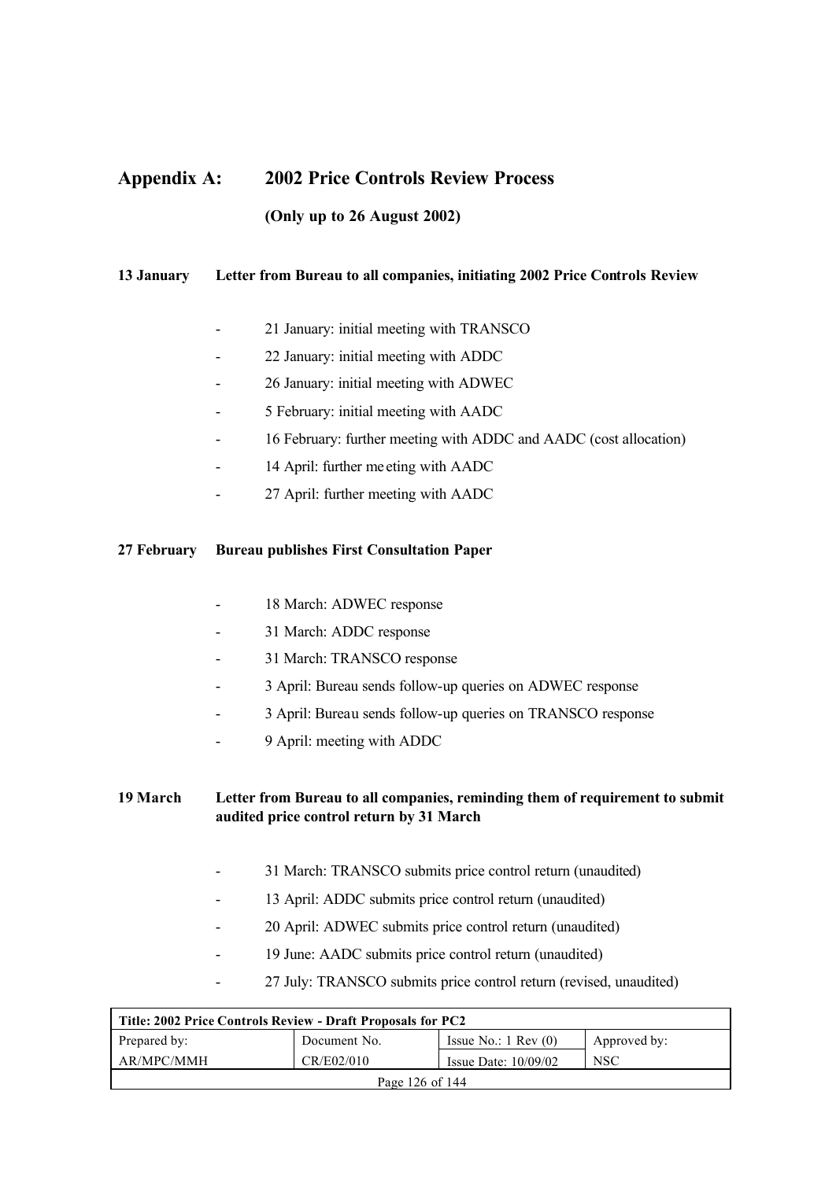## Appendix A: 2002 Price Controls Review Process

**(Only up to 26 August 2002)**

**13 January** **Letter from Bureau to all companies, initiating 2002 Price Controls Review**

- 21 January: initial meeting with TRANSCO
- 22 January: initial meeting with ADDC
- 26 January: initial meeting with ADWEC
- 5 February: initial meeting with AADC
- 16 February: further meeting with ADDC and AADC (cost allocation)
- 14 April: further meeting with AADC
- 27 April: further meeting with AADC

**27 February** **Bureau publishes First Consultation Paper**

- 18 March: ADWEC response
- 31 March: ADDC response
- 31 March: TRANSCO response
- 3 April: Bureau sends follow-up queries on ADWEC response
- 3 April: Bureau sends follow-up queries on TRANSCO response
- 9 April: meeting with ADDC

**19 March** **Letter from Bureau to all companies, reminding them of requirement to submit audited price control return by 31 March**

- 31 March: TRANSCO submits price control return (unaudited)
- 13 April: ADDC submits price control return (unaudited)
- 20 April: ADWEC submits price control return (unaudited)
- 19 June: AADC submits price control return (unaudited)
- 27 July: TRANSCO submits price control return (revised, unaudited)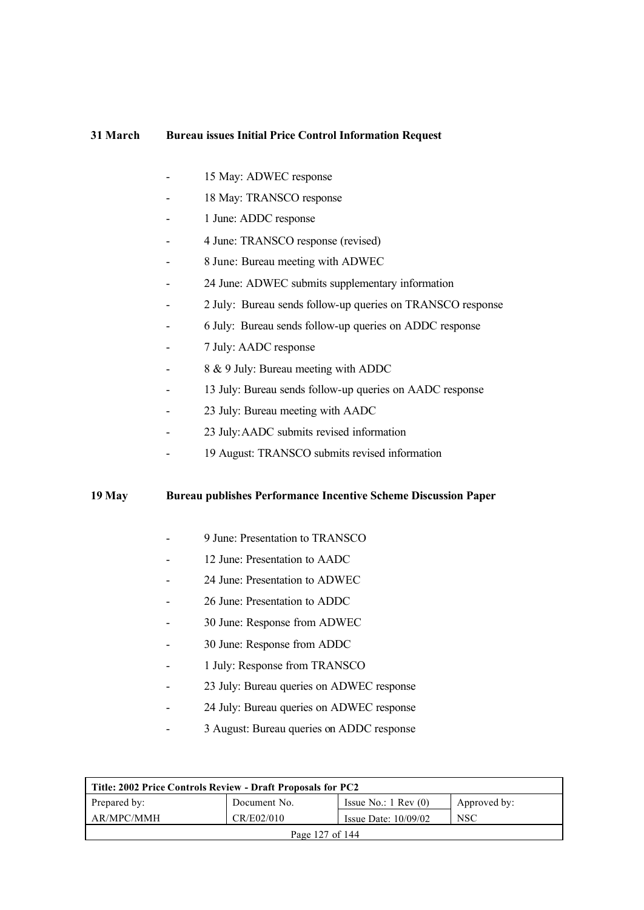**31 March Bureau issues Initial Price Control Information Request**

- 15 May: ADWEC response
- 18 May: TRANSCO response
- 1 June: ADDC response
- 4 June: TRANSCO response (revised)
- 8 June: Bureau meeting with ADWEC
- 24 June: ADWEC submits supplementary information
- 2 July: Bureau sends follow-up queries on TRANSCO response
- 6 July: Bureau sends follow-up queries on ADDC response
- 7 July: AADC response
- 8 & 9 July: Bureau meeting with ADDC
- 13 July: Bureau sends follow-up queries on AADC response
- 23 July: Bureau meeting with AADC
- 23 July: AADC submits revised information
- 19 August: TRANSCO submits revised information

**19 May Bureau publishes Performance Incentive Scheme Discussion Paper**

- 9 June: Presentation to TRANSCO
- 12 June: Presentation to AADC
- 24 June: Presentation to ADWEC
- 26 June: Presentation to ADDC
- 30 June: Response from ADWEC
- 30 June: Response from ADDC
- 1 July: Response from TRANSCO
- 23 July: Bureau queries on ADWEC response
- 24 July: Bureau queries on ADWEC response
- 3 August: Bureau queries on ADDC response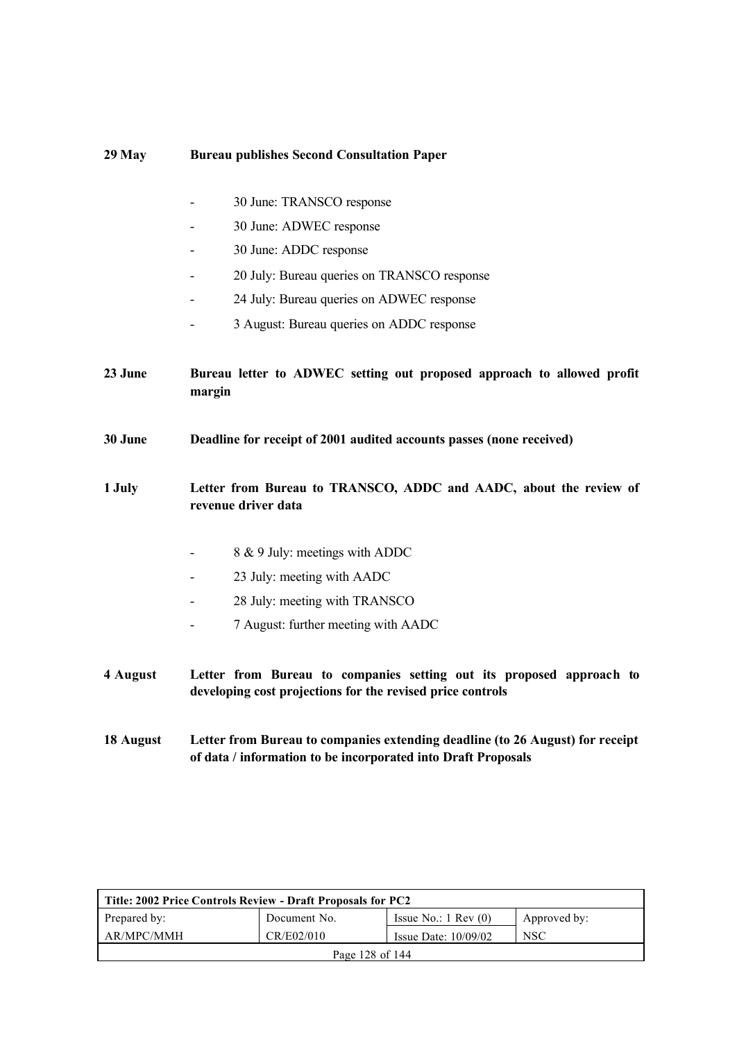**29 May** **Bureau publishes Second Consultation Paper**

- 30 June: TRANSCO response
- 30 June: ADWEC response
- 30 June: ADDC response
- 20 July: Bureau queries on TRANSCO response
- 24 July: Bureau queries on ADWEC response
- 3 August: Bureau queries on ADDC response

**23 June** **Bureau letter to ADWEC setting out proposed approach to allowed profit margin**

**30 June** **Deadline for receipt of 2001 audited accounts passes (none received)**

**1 July** **Letter from Bureau to TRANSCO, ADDC and AADC, about the review of revenue driver data**

- 8 & 9 July: meetings with ADDC
- 23 July: meeting with AADC
- 28 July: meeting with TRANSCO
- 7 August: further meeting with AADC

**4 August** **Letter from Bureau to companies setting out its proposed approach to developing cost projections for the revised price controls**

**18 August** **Letter from Bureau to companies extending deadline (to 26 August) for receipt of data / information to be incorporated into Draft Proposals**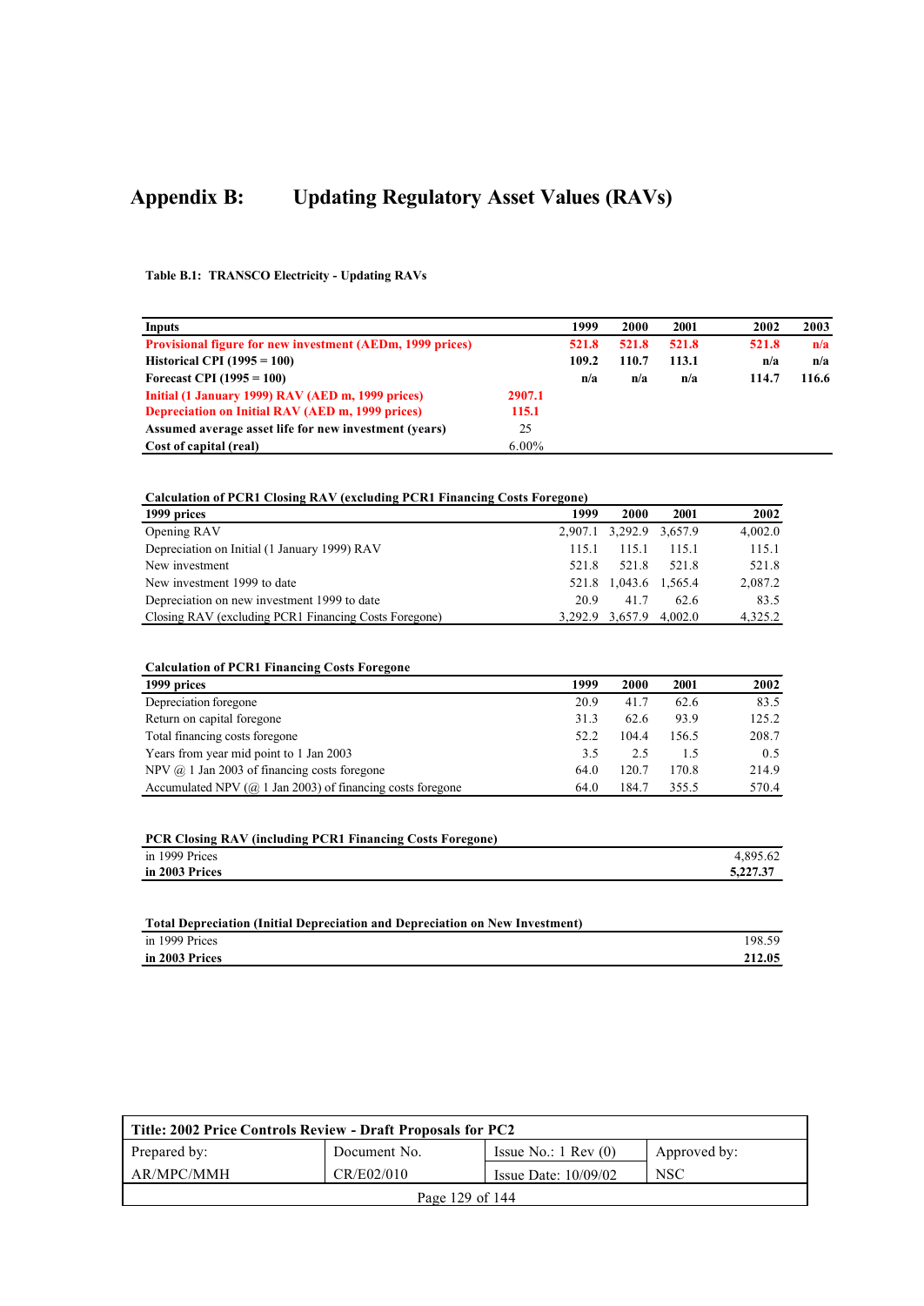# Appendix B: Updating Regulatory Asset Values (RAVs)

**Table B.1: TRANSCO Electricity - Updating RAVs**

| Inputs | | 1999 | 2000 | 2001 | 2002 | 2003 |
|---|---|---|---|---|---|---|
| **Provisional figure for new investment (AEDm, 1999 prices)** | | **521.8** | **521.8** | **521.8** | **521.8** | **n/a** |
| **Historical CPI (1995 = 100)** | | **109.2** | **110.7** | **113.1** | **n/a** | **n/a** |
| **Forecast CPI (1995 = 100)** | | **n/a** | **n/a** | **n/a** | **114.7** | **116.6** |
| **Initial (1 January 1999) RAV (AED m, 1999 prices)** | **2907.1** | | | | | |
| **Depreciation on Initial RAV (AED m, 1999 prices)** | **115.1** | | | | | |
| **Assumed average asset life for new investment (years)** | 25 | | | | | |
| **Cost of capital (real)** | 6.00% | | | | | |

**Calculation of PCR1 Closing RAV (excluding PCR1 Financing Costs Foregone)**

| 1999 prices | 1999 | 2000 | 2001 | 2002 |
|---|---|---|---|---|
| Opening RAV | 2,907.1 | 3,292.9 | 3,657.9 | 4,002.0 |
| Depreciation on Initial (1 January 1999) RAV | 115.1 | 115.1 | 115.1 | 115.1 |
| New investment | 521.8 | 521.8 | 521.8 | 521.8 |
| New investment 1999 to date | 521.8 | 1,043.6 | 1,565.4 | 2,087.2 |
| Depreciation on new investment 1999 to date | 20.9 | 41.7 | 62.6 | 83.5 |
| Closing RAV (excluding PCR1 Financing Costs Foregone) | 3,292.9 | 3,657.9 | 4,002.0 | 4,325.2 |

**Calculation of PCR1 Financing Costs Foregone**

| 1999 prices | 1999 | 2000 | 2001 | 2002 |
|---|---|---|---|---|
| Depreciation foregone | 20.9 | 41.7 | 62.6 | 83.5 |
| Return on capital foregone | 31.3 | 62.6 | 93.9 | 125.2 |
| Total financing costs foregone | 52.2 | 104.4 | 156.5 | 208.7 |
| Years from year mid point to 1 Jan 2003 | 3.5 | 2.5 | 1.5 | 0.5 |
| NPV @ 1 Jan 2003 of financing costs foregone | 64.0 | 120.7 | 170.8 | 214.9 |
| Accumulated NPV (@ 1 Jan 2003) of financing costs foregone | 64.0 | 184.7 | 355.5 | 570.4 |

**PCR Closing RAV (including PCR1 Financing Costs Foregone)**

| | |
|---|---|
| in 1999 Prices | 4,895.62 |
| **in 2003 Prices** | **5,227.37** |

**Total Depreciation (Initial Depreciation and Depreciation on New Investment)**

| | |
|---|---|
| in 1999 Prices | 198.59 |
| **in 2003 Prices** | **212.05** |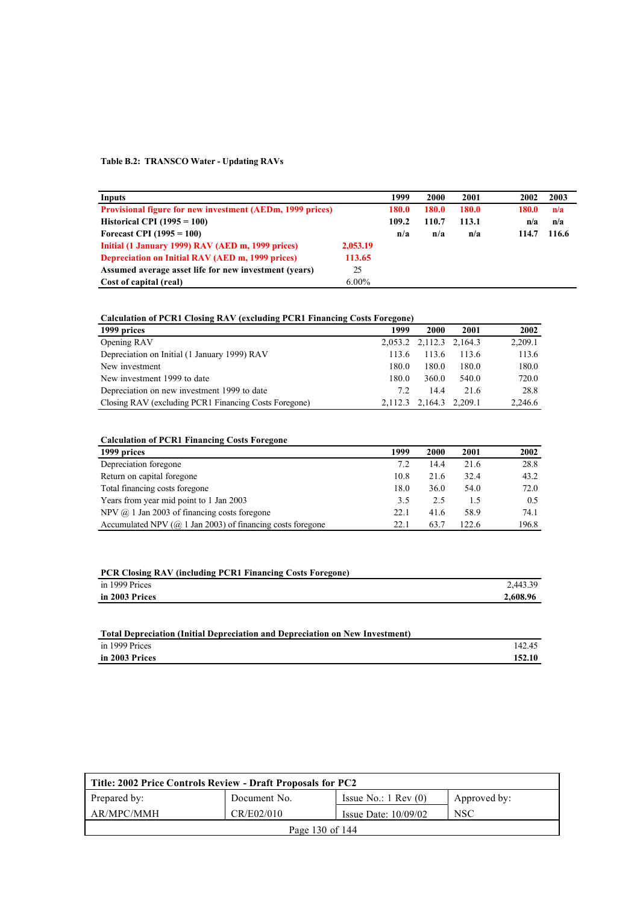**Table B.2: TRANSCO Water - Updating RAVs**

| **Inputs** | | **1999** | **2000** | **2001** | **2002** | **2003** |
|---|---|---|---|---|---|---|
| **Provisional figure for new investment (AEDm, 1999 prices)** | | **180.0** | **180.0** | **180.0** | **180.0** | **n/a** |
| **Historical CPI (1995 = 100)** | | **109.2** | **110.7** | **113.1** | **n/a** | **n/a** |
| **Forecast CPI (1995 = 100)** | | **n/a** | **n/a** | **n/a** | **114.7** | **116.6** |
| **Initial (1 January 1999) RAV (AED m, 1999 prices)** | **2,053.19** | | | | | |
| **Depreciation on Initial RAV (AED m, 1999 prices)** | **113.65** | | | | | |
| **Assumed average asset life for new investment (years)** | 25 | | | | | |
| **Cost of capital (real)** | 6.00% | | | | | |

**Calculation of PCR1 Closing RAV (excluding PCR1 Financing Costs Foregone)**

| **1999 prices** | **1999** | **2000** | **2001** | **2002** |
|---|---|---|---|---|
| Opening RAV | 2,053.2 | 2,112.3 | 2,164.3 | 2,209.1 |
| Depreciation on Initial (1 January 1999) RAV | 113.6 | 113.6 | 113.6 | 113.6 |
| New investment | 180.0 | 180.0 | 180.0 | 180.0 |
| New investment 1999 to date | 180.0 | 360.0 | 540.0 | 720.0 |
| Depreciation on new investment 1999 to date | 7.2 | 14.4 | 21.6 | 28.8 |
| Closing RAV (excluding PCR1 Financing Costs Foregone) | 2,112.3 | 2,164.3 | 2,209.1 | 2,246.6 |

**Calculation of PCR1 Financing Costs Foregone**

| **1999 prices** | **1999** | **2000** | **2001** | **2002** |
|---|---|---|---|---|
| Depreciation foregone | 7.2 | 14.4 | 21.6 | 28.8 |
| Return on capital foregone | 10.8 | 21.6 | 32.4 | 43.2 |
| Total financing costs foregone | 18.0 | 36.0 | 54.0 | 72.0 |
| Years from year mid point to 1 Jan 2003 | 3.5 | 2.5 | 1.5 | 0.5 |
| NPV @ 1 Jan 2003 of financing costs foregone | 22.1 | 41.6 | 58.9 | 74.1 |
| Accumulated NPV (@ 1 Jan 2003) of financing costs foregone | 22.1 | 63.7 | 122.6 | 196.8 |

**PCR Closing RAV (including PCR1 Financing Costs Foregone)**

| | |
|---|---|
| in 1999 Prices | 2,443.39 |
| **in 2003 Prices** | **2,608.96** |

**Total Depreciation (Initial Depreciation and Depreciation on New Investment)**

| | |
|---|---|
| in 1999 Prices | 142.45 |
| **in 2003 Prices** | **152.10** |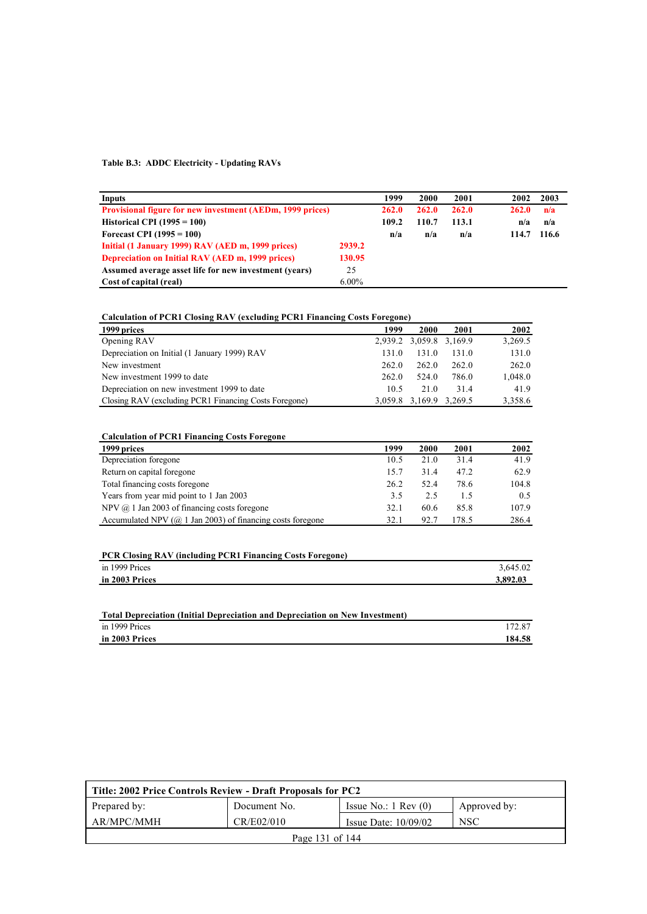**Table B.3: ADDC Electricity - Updating RAVs**

| **Inputs** | | **1999** | **2000** | **2001** | **2002** | **2003** |
|---|---|---|---|---|---|---|
| **Provisional figure for new investment (AEDm, 1999 prices)** | | **262.0** | **262.0** | **262.0** | **262.0** | **n/a** |
| **Historical CPI (1995 = 100)** | | **109.2** | **110.7** | **113.1** | **n/a** | **n/a** |
| **Forecast CPI (1995 = 100)** | | **n/a** | **n/a** | **n/a** | **114.7** | **116.6** |
| **Initial (1 January 1999) RAV (AED m, 1999 prices)** | **2939.2** | | | | | |
| **Depreciation on Initial RAV (AED m, 1999 prices)** | **130.95** | | | | | |
| **Assumed average asset life for new investment (years)** | 25 | | | | | |
| **Cost of capital (real)** | 6.00% | | | | | |

**Calculation of PCR1 Closing RAV (excluding PCR1 Financing Costs Foregone)**

| **1999 prices** | **1999** | **2000** | **2001** | **2002** |
|---|---|---|---|---|
| Opening RAV | 2,939.2 | 3,059.8 | 3,169.9 | 3,269.5 |
| Depreciation on Initial (1 January 1999) RAV | 131.0 | 131.0 | 131.0 | 131.0 |
| New investment | 262.0 | 262.0 | 262.0 | 262.0 |
| New investment 1999 to date | 262.0 | 524.0 | 786.0 | 1,048.0 |
| Depreciation on new investment 1999 to date | 10.5 | 21.0 | 31.4 | 41.9 |
| Closing RAV (excluding PCR1 Financing Costs Foregone) | 3,059.8 | 3,169.9 | 3,269.5 | 3,358.6 |

**Calculation of PCR1 Financing Costs Foregone**

| **1999 prices** | **1999** | **2000** | **2001** | **2002** |
|---|---|---|---|---|
| Depreciation foregone | 10.5 | 21.0 | 31.4 | 41.9 |
| Return on capital foregone | 15.7 | 31.4 | 47.2 | 62.9 |
| Total financing costs foregone | 26.2 | 52.4 | 78.6 | 104.8 |
| Years from year mid point to 1 Jan 2003 | 3.5 | 2.5 | 1.5 | 0.5 |
| NPV @ 1 Jan 2003 of financing costs foregone | 32.1 | 60.6 | 85.8 | 107.9 |
| Accumulated NPV (@ 1 Jan 2003) of financing costs foregone | 32.1 | 92.7 | 178.5 | 286.4 |

**PCR Closing RAV (including PCR1 Financing Costs Foregone)**

| | |
|---|---|
| in 1999 Prices | 3,645.02 |
| **in 2003 Prices** | **3,892.03** |

**Total Depreciation (Initial Depreciation and Depreciation on New Investment)**

| | |
|---|---|
| in 1999 Prices | 172.87 |
| **in 2003 Prices** | **184.58** |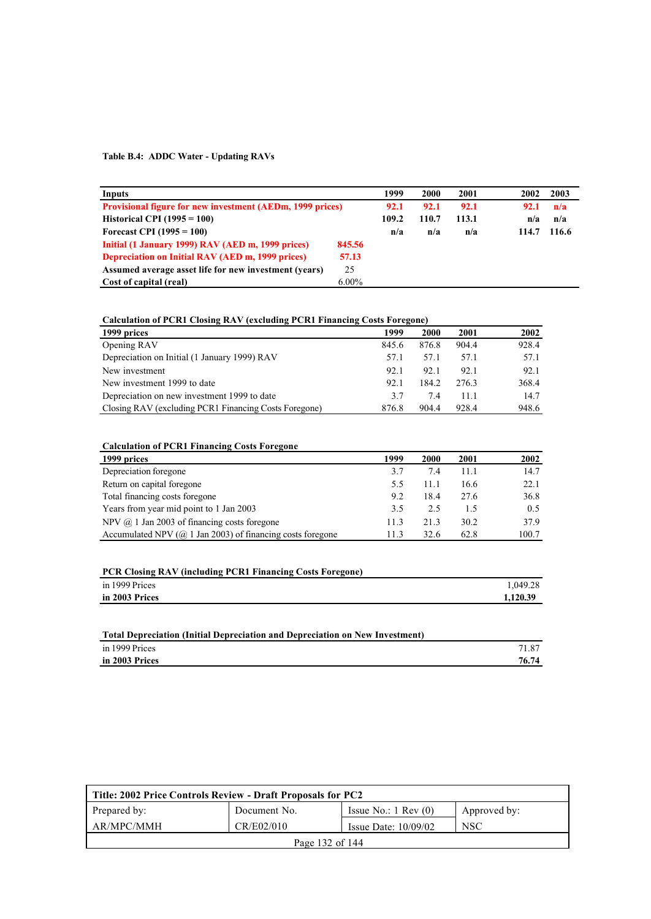**Table B.4: ADDC Water - Updating RAVs**

| Inputs | | 1999 | 2000 | 2001 | 2002 | 2003 |
|---|---|---|---|---|---|---|
| **Provisional figure for new investment (AEDm, 1999 prices)** | | **92.1** | **92.1** | **92.1** | **92.1** | **n/a** |
| **Historical CPI (1995 = 100)** | | **109.2** | **110.7** | **113.1** | **n/a** | **n/a** |
| **Forecast CPI (1995 = 100)** | | **n/a** | **n/a** | **n/a** | **114.7** | **116.6** |
| **Initial (1 January 1999) RAV (AED m, 1999 prices)** | **845.56** | | | | | |
| **Depreciation on Initial RAV (AED m, 1999 prices)** | **57.13** | | | | | |
| **Assumed average asset life for new investment (years)** | 25 | | | | | |
| **Cost of capital (real)** | 6.00% | | | | | |

**Calculation of PCR1 Closing RAV (excluding PCR1 Financing Costs Foregone)**

| 1999 prices | 1999 | 2000 | 2001 | 2002 |
|---|---|---|---|---|
| Opening RAV | 845.6 | 876.8 | 904.4 | 928.4 |
| Depreciation on Initial (1 January 1999) RAV | 57.1 | 57.1 | 57.1 | 57.1 |
| New investment | 92.1 | 92.1 | 92.1 | 92.1 |
| New investment 1999 to date | 92.1 | 184.2 | 276.3 | 368.4 |
| Depreciation on new investment 1999 to date | 3.7 | 7.4 | 11.1 | 14.7 |
| Closing RAV (excluding PCR1 Financing Costs Foregone) | 876.8 | 904.4 | 928.4 | 948.6 |

**Calculation of PCR1 Financing Costs Foregone**

| 1999 prices | 1999 | 2000 | 2001 | 2002 |
|---|---|---|---|---|
| Depreciation foregone | 3.7 | 7.4 | 11.1 | 14.7 |
| Return on capital foregone | 5.5 | 11.1 | 16.6 | 22.1 |
| Total financing costs foregone | 9.2 | 18.4 | 27.6 | 36.8 |
| Years from year mid point to 1 Jan 2003 | 3.5 | 2.5 | 1.5 | 0.5 |
| NPV @ 1 Jan 2003 of financing costs foregone | 11.3 | 21.3 | 30.2 | 37.9 |
| Accumulated NPV (@ 1 Jan 2003) of financing costs foregone | 11.3 | 32.6 | 62.8 | 100.7 |

**PCR Closing RAV (including PCR1 Financing Costs Foregone)**

| | |
|---|---|
| in 1999 Prices | 1,049.28 |
| **in 2003 Prices** | **1,120.39** |

**Total Depreciation (Initial Depreciation and Depreciation on New Investment)**

| | |
|---|---|
| in 1999 Prices | 71.87 |
| **in 2003 Prices** | **76.74** |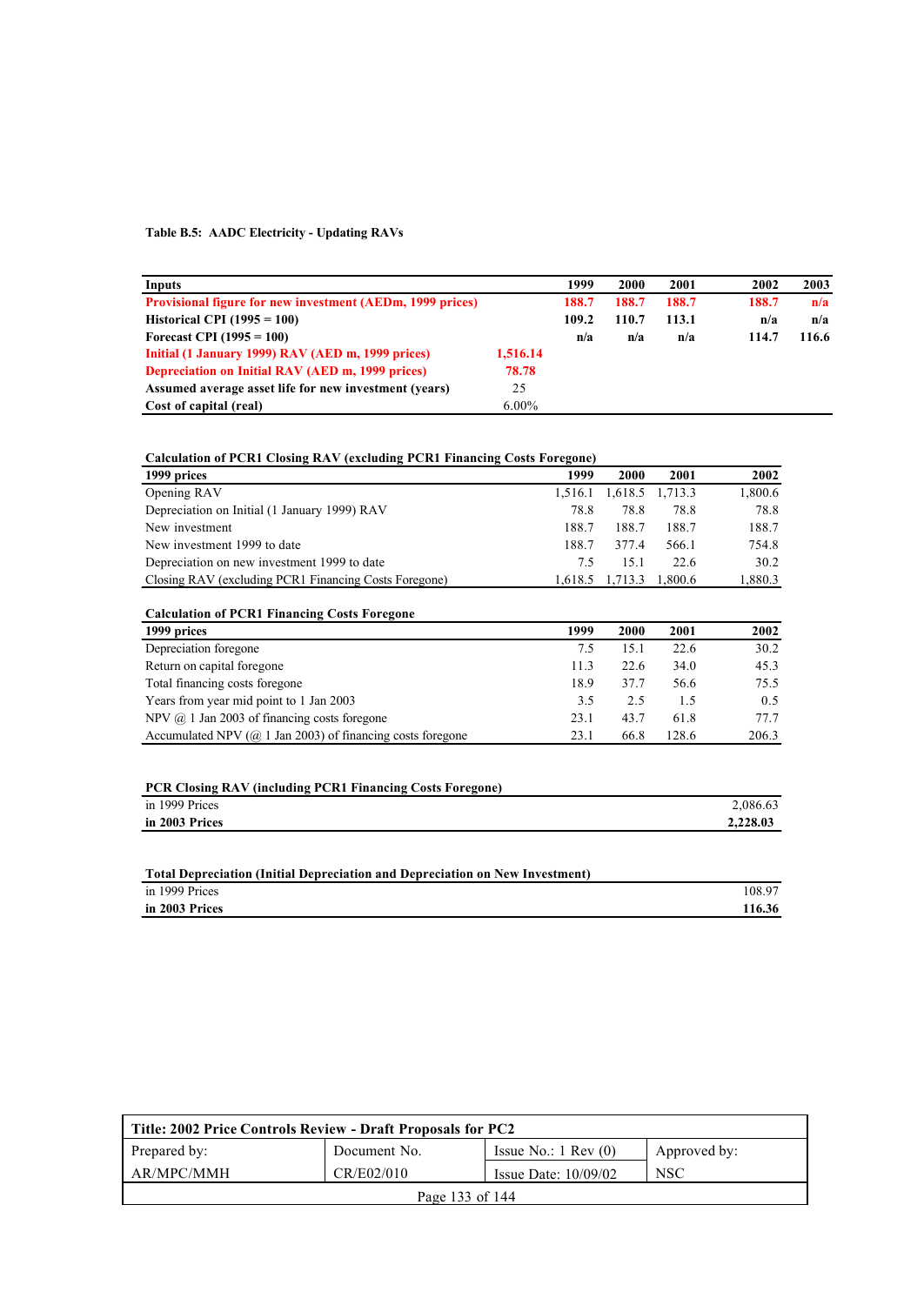**Table B.5: AADC Electricity - Updating RAVs**

| Inputs | | 1999 | 2000 | 2001 | 2002 | 2003 |
|---|---|---|---|---|---|---|
| **Provisional figure for new investment (AEDm, 1999 prices)** | | **188.7** | **188.7** | **188.7** | **188.7** | **n/a** |
| **Historical CPI (1995 = 100)** | | **109.2** | **110.7** | **113.1** | **n/a** | **n/a** |
| **Forecast CPI (1995 = 100)** | | **n/a** | **n/a** | **n/a** | **114.7** | **116.6** |
| **Initial (1 January 1999) RAV (AED m, 1999 prices)** | **1,516.14** | | | | | |
| **Depreciation on Initial RAV (AED m, 1999 prices)** | **78.78** | | | | | |
| **Assumed average asset life for new investment (years)** | 25 | | | | | |
| **Cost of capital (real)** | 6.00% | | | | | |

**Calculation of PCR1 Closing RAV (excluding PCR1 Financing Costs Foregone)**

| 1999 prices | 1999 | 2000 | 2001 | 2002 |
|---|---|---|---|---|
| Opening RAV | 1,516.1 | 1,618.5 | 1,713.3 | 1,800.6 |
| Depreciation on Initial (1 January 1999) RAV | 78.8 | 78.8 | 78.8 | 78.8 |
| New investment | 188.7 | 188.7 | 188.7 | 188.7 |
| New investment 1999 to date | 188.7 | 377.4 | 566.1 | 754.8 |
| Depreciation on new investment 1999 to date | 7.5 | 15.1 | 22.6 | 30.2 |
| Closing RAV (excluding PCR1 Financing Costs Foregone) | 1,618.5 | 1,713.3 | 1,800.6 | 1,880.3 |

**Calculation of PCR1 Financing Costs Foregone**

| 1999 prices | 1999 | 2000 | 2001 | 2002 |
|---|---|---|---|---|
| Depreciation foregone | 7.5 | 15.1 | 22.6 | 30.2 |
| Return on capital foregone | 11.3 | 22.6 | 34.0 | 45.3 |
| Total financing costs foregone | 18.9 | 37.7 | 56.6 | 75.5 |
| Years from year mid point to 1 Jan 2003 | 3.5 | 2.5 | 1.5 | 0.5 |
| NPV @ 1 Jan 2003 of financing costs foregone | 23.1 | 43.7 | 61.8 | 77.7 |
| Accumulated NPV (@ 1 Jan 2003) of financing costs foregone | 23.1 | 66.8 | 128.6 | 206.3 |

**PCR Closing RAV (including PCR1 Financing Costs Foregone)**

| | |
|---|---|
| in 1999 Prices | 2,086.63 |
| **in 2003 Prices** | **2,228.03** |

**Total Depreciation (Initial Depreciation and Depreciation on New Investment)**

| | |
|---|---|
| in 1999 Prices | 108.97 |
| **in 2003 Prices** | **116.36** |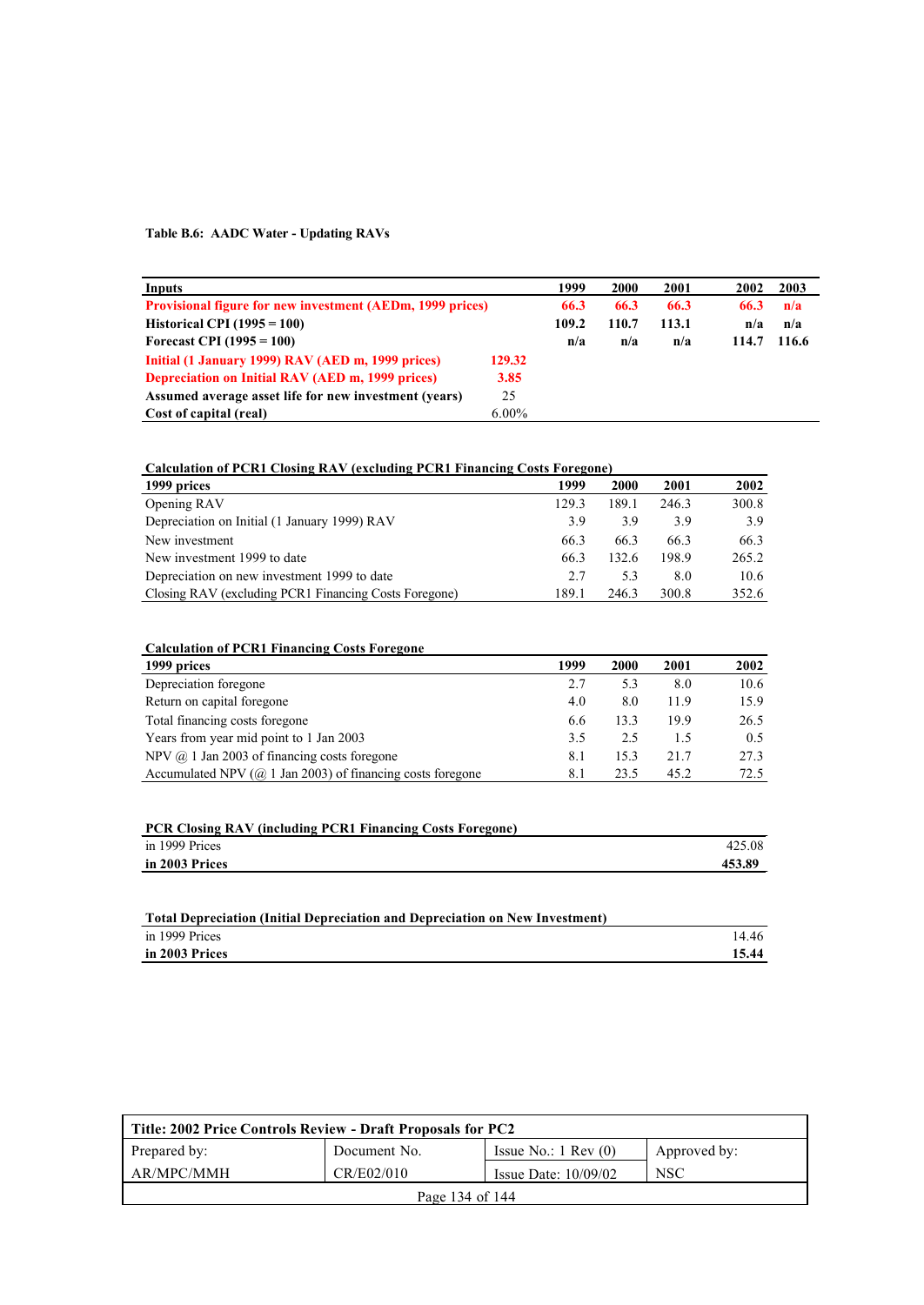**Table B.6: AADC Water - Updating RAVs**

| **Inputs** | | **1999** | **2000** | **2001** | **2002** | **2003** |
|---|---|---|---|---|---|---|
| **Provisional figure for new investment (AEDm, 1999 prices)** | | **66.3** | **66.3** | **66.3** | **66.3** | **n/a** |
| **Historical CPI (1995 = 100)** | | **109.2** | **110.7** | **113.1** | **n/a** | **n/a** |
| **Forecast CPI (1995 = 100)** | | **n/a** | **n/a** | **n/a** | **114.7** | **116.6** |
| **Initial (1 January 1999) RAV (AED m, 1999 prices)** | **129.32** | | | | | |
| **Depreciation on Initial RAV (AED m, 1999 prices)** | **3.85** | | | | | |
| **Assumed average asset life for new investment (years)** | 25 | | | | | |
| **Cost of capital (real)** | 6.00% | | | | | |

**Calculation of PCR1 Closing RAV (excluding PCR1 Financing Costs Foregone)**

| **1999 prices** | **1999** | **2000** | **2001** | **2002** |
|---|---|---|---|---|
| Opening RAV | 129.3 | 189.1 | 246.3 | 300.8 |
| Depreciation on Initial (1 January 1999) RAV | 3.9 | 3.9 | 3.9 | 3.9 |
| New investment | 66.3 | 66.3 | 66.3 | 66.3 |
| New investment 1999 to date | 66.3 | 132.6 | 198.9 | 265.2 |
| Depreciation on new investment 1999 to date | 2.7 | 5.3 | 8.0 | 10.6 |
| Closing RAV (excluding PCR1 Financing Costs Foregone) | 189.1 | 246.3 | 300.8 | 352.6 |

**Calculation of PCR1 Financing Costs Foregone**

| **1999 prices** | **1999** | **2000** | **2001** | **2002** |
|---|---|---|---|---|
| Depreciation foregone | 2.7 | 5.3 | 8.0 | 10.6 |
| Return on capital foregone | 4.0 | 8.0 | 11.9 | 15.9 |
| Total financing costs foregone | 6.6 | 13.3 | 19.9 | 26.5 |
| Years from year mid point to 1 Jan 2003 | 3.5 | 2.5 | 1.5 | 0.5 |
| NPV @ 1 Jan 2003 of financing costs foregone | 8.1 | 15.3 | 21.7 | 27.3 |
| Accumulated NPV (@ 1 Jan 2003) of financing costs foregone | 8.1 | 23.5 | 45.2 | 72.5 |

**PCR Closing RAV (including PCR1 Financing Costs Foregone)**

| | |
|---|---|
| in 1999 Prices | 425.08 |
| **in 2003 Prices** | **453.89** |

**Total Depreciation (Initial Depreciation and Depreciation on New Investment)**

| | |
|---|---|
| in 1999 Prices | 14.46 |
| **in 2003 Prices** | **15.44** |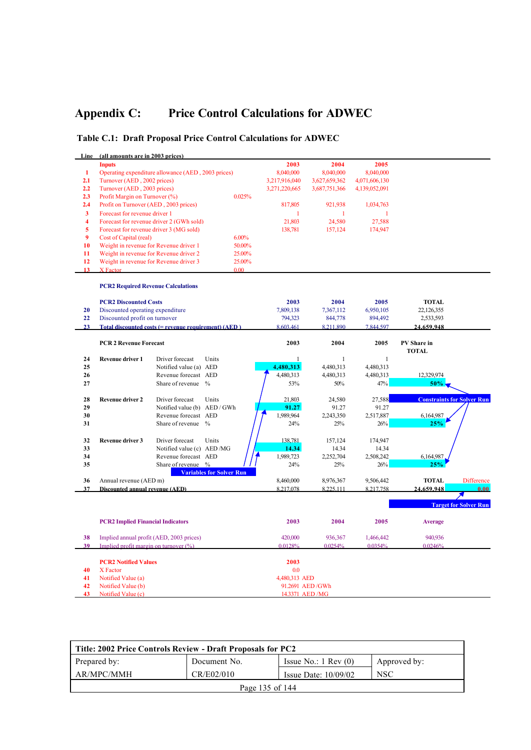# Appendix C: Price Control Calculations for ADWEC

## Table C.1: Draft Proposal Price Control Calculations for ADWEC

| Line | (all amounts are in 2003 prices) | | | | 2003 | 2004 | 2005 | |
|---|---|---|---|---|---|---|---|---|
| | **Inputs** | | | | **2003** | **2004** | **2005** | |
| 1 | Operating expenditure allowance (AED , 2003 prices) | | | | 8,040,000 | 8,040,000 | 8,040,000 | |
| 2.1 | Turnover (AED , 2002 prices) | | | | 3,217,916,040 | 3,627,659,362 | 4,071,606,130 | |
| 2.2 | Turnover (AED , 2003 prices) | | | | 3,271,220,665 | 3,687,751,366 | 4,139,052,091 | |
| 2.3 | Profit Margin on Turnover (%) | | | 0.025% | | | | |
| 2.4 | Profit on Turnover (AED , 2003 prices) | | | | 817,805 | 921,938 | 1,034,763 | |
| 3 | Forecast for revenue driver 1 | | | | 1 | 1 | 1 | |
| 4 | Forecast for revenue driver 2 (GWh sold) | | | | 21,803 | 24,580 | 27,588 | |
| 5 | Forecast for revenue driver 3 (MG sold) | | | | 138,781 | 157,124 | 174,947 | |
| 9 | Cost of Capital (real) | | | 6.00% | | | | |
| 10 | Weight in revenue for Revenue driver 1 | | | 50.00% | | | | |
| 11 | Weight in revenue for Revenue driver 2 | | | 25.00% | | | | |
| 12 | Weight in revenue for Revenue driver 3 | | | 25.00% | | | | |
| 13 | X Factor | | | 0.00 | | | | |
| | **PCR2 Required Revenue Calculations** | | | | | | | |
| | **PCR2 Discounted Costs** | | | | **2003** | **2004** | **2005** | **TOTAL** |
| 20 | Discounted operating expenditure | | | | 7,809,138 | 7,367,112 | 6,950,105 | 22,126,355 |
| 22 | Discounted profit on turnover | | | | 794,323 | 844,778 | 894,492 | 2,533,593 |
| 23 | **Total discounted costs (= revenue requirement) (AED )** | | | | 8,603,461 | 8,211,890 | 7,844,597 | **24,659,948** |
| | **PCR 2 Revenue Forecast** | | | | **2003** | **2004** | **2005** | **PV Share in TOTAL** |
| 24 | **Revenue driver 1** | Driver forecast | Units | | 1 | 1 | 1 | |
| 25 | | Notified value (a) | AED | | **4,480,313** | 4,480,313 | 4,480,313 | |
| 26 | | Revenue forecast | AED | | 4,480,313 | 4,480,313 | 4,480,313 | 12,329,974 |
| 27 | | Share of revenue | % | | 53% | 50% | 47% | **50%** |
| 28 | **Revenue driver 2** | Driver forecast | Units | | 21,803 | 24,580 | 27,588 | |
| 29 | | Notified value (b) | AED / GWh | | **91.27** | 91.27 | 91.27 | |
| 30 | | Revenue forecast | AED | | 1,989,964 | 2,243,350 | 2,517,887 | 6,164,987 |
| 31 | | Share of revenue | % | | 24% | 25% | 26% | **25%** |
| 32 | **Revenue driver 3** | Driver forecast | Units | | 138,781 | 157,124 | 174,947 | |
| 33 | | Notified value (c) | AED /MG | | **14.34** | 14.34 | 14.34 | |
| 34 | | Revenue forecast | AED | | 1,989,723 | 2,252,704 | 2,508,242 | 6,164,987 |
| 35 | | Share of revenue | % | | 24% | 25% | 26% | **25%** |
| 36 | Annual revenue (AED m) | | | | 8,460,000 | 8,976,367 | 9,506,442 | **TOTAL** |
| 37 | **Discounted annual revenue (AED)** | | | | 8,217,078 | 8,225,111 | 8,217,758 | **24,659,948** |
| | **PCR2 Implied Financial Indicators** | | | | **2003** | **2004** | **2005** | **Average** |
| 38 | Implied annual profit (AED, 2003 prices) | | | | 420,000 | 936,367 | 1,466,442 | 940,936 |
| 39 | Implied profit margin on turnover (%) | | | | 0.0128% | 0.0254% | 0.0354% | 0.0246% |
| | **PCR2 Notified Values** | | | | **2003** | | | |
| 40 | X Factor | | | | 0.0 | | | |
| 41 | Notified Value (a) | | | | 4,480,313 AED | | | |
| 42 | Notified Value (b) | | | | 91.2691 AED /GWh | | | |
| 43 | Notified Value (c) | | | | 14.3371 AED /MG | | | |

Variables for Solver Run (highlighted: Notified values (a), (b), (c) for 2003)

Constraints for Solver Run (highlighted: PV Share in TOTAL 50%, 25%, 25%)

Difference: 0.00

Target for Solver Run (Difference)

| Title: 2002 Price Controls Review - Draft Proposals for PC2 | | | |
|---|---|---|---|
| Prepared by: | Document No. | Issue No.: 1 Rev (0) | Approved by: |
| AR/MPC/MMH | CR/E02/010 | Issue Date: 10/09/02 | NSC |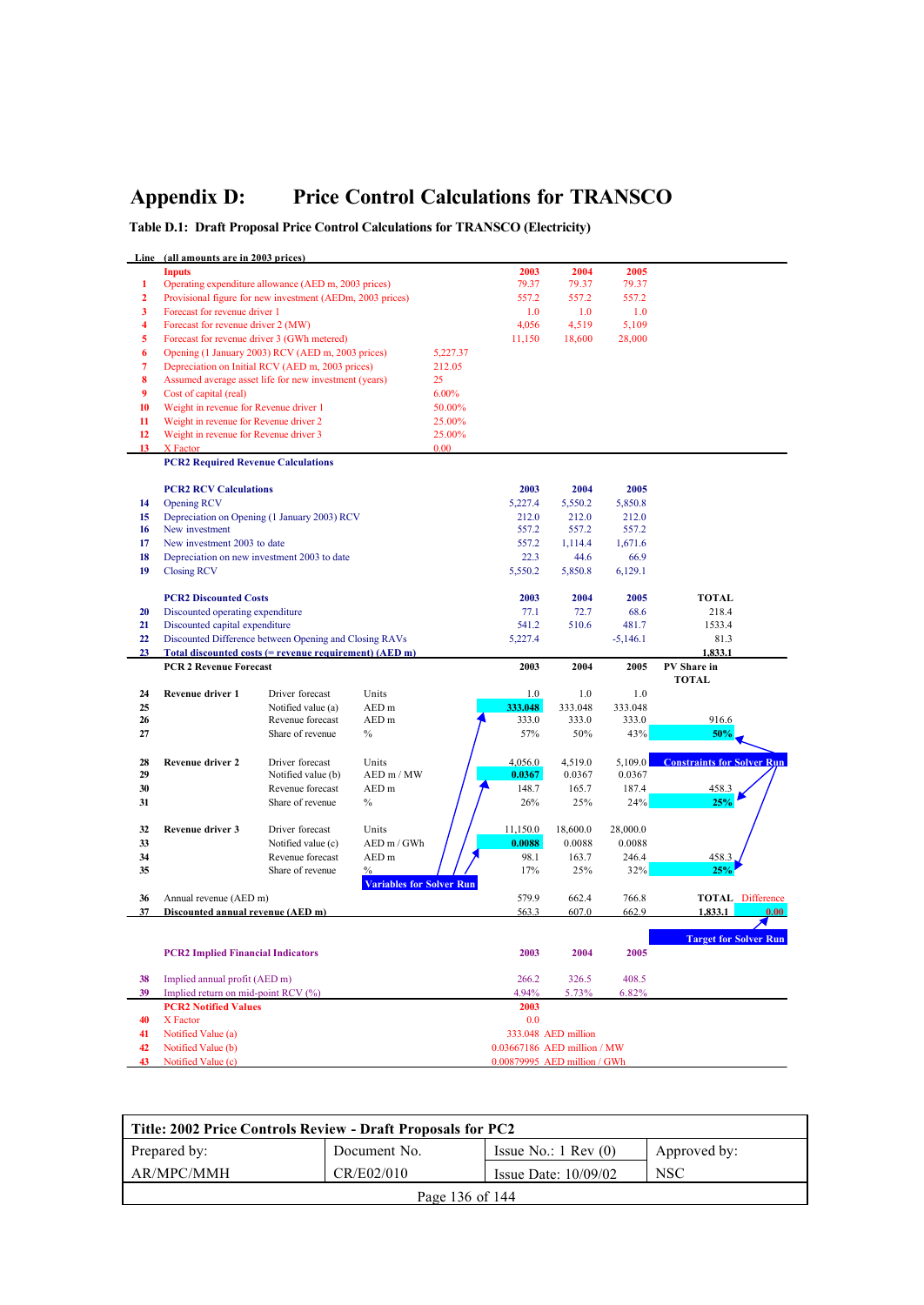# Appendix D: Price Control Calculations for TRANSCO

**Table D.1: Draft Proposal Price Control Calculations for TRANSCO (Electricity)**

| Line | (all amounts are in 2003 prices) | | | | 2003 | 2004 | 2005 | |
|---|---|---|---|---|---|---|---|---|
| | **Inputs** | | | | **2003** | **2004** | **2005** | |
| 1 | Operating expenditure allowance (AED m, 2003 prices) | | | | 79.37 | 79.37 | 79.37 | |
| 2 | Provisional figure for new investment (AEDm, 2003 prices) | | | | 557.2 | 557.2 | 557.2 | |
| 3 | Forecast for revenue driver 1 | | | | 1.0 | 1.0 | 1.0 | |
| 4 | Forecast for revenue driver 2 (MW) | | | | 4,056 | 4,519 | 5,109 | |
| 5 | Forecast for revenue driver 3 (GWh metered) | | | | 11,150 | 18,600 | 28,000 | |
| 6 | Opening (1 January 2003) RCV (AED m, 2003 prices) | | | 5,227.37 | | | | |
| 7 | Depreciation on Initial RCV (AED m, 2003 prices) | | | 212.05 | | | | |
| 8 | Assumed average asset life for new investment (years) | | | 25 | | | | |
| 9 | Cost of capital (real) | | | 6.00% | | | | |
| 10 | Weight in revenue for Revenue driver 1 | | | 50.00% | | | | |
| 11 | Weight in revenue for Revenue driver 2 | | | 25.00% | | | | |
| 12 | Weight in revenue for Revenue driver 3 | | | 25.00% | | | | |
| 13 | X Factor | | | 0.00 | | | | |
| | **PCR2 Required Revenue Calculations** | | | | | | | |
| | **PCR2 RCV Calculations** | | | | **2003** | **2004** | **2005** | |
| 14 | Opening RCV | | | | 5,227.4 | 5,550.2 | 5,850.8 | |
| 15 | Depreciation on Opening (1 January 2003) RCV | | | | 212.0 | 212.0 | 212.0 | |
| 16 | New investment | | | | 557.2 | 557.2 | 557.2 | |
| 17 | New investment 2003 to date | | | | 557.2 | 1,114.4 | 1,671.6 | |
| 18 | Depreciation on new investment 2003 to date | | | | 22.3 | 44.6 | 66.9 | |
| 19 | Closing RCV | | | | 5,550.2 | 5,850.8 | 6,129.1 | |
| | **PCR2 Discounted Costs** | | | | **2003** | **2004** | **2005** | **TOTAL** |
| 20 | Discounted operating expenditure | | | | 77.1 | 72.7 | 68.6 | 218.4 |
| 21 | Discounted capital expenditure | | | | 541.2 | 510.6 | 481.7 | 1533.4 |
| 22 | Discounted Difference between Opening and Closing RAVs | | | | 5,227.4 | | -5,146.1 | 81.3 |
| 23 | **Total discounted costs (= revenue requirement) (AED m)** | | | | | | | **1,833.1** |
| | **PCR 2 Revenue Forecast** | | | | **2003** | **2004** | **2005** | **PV Share in TOTAL** |
| 24 | **Revenue driver 1** | Driver forecast | Units | | 1.0 | 1.0 | 1.0 | |
| 25 | | Notified value (a) | AED m | | **333.048** | 333.048 | 333.048 | |
| 26 | | Revenue forecast | AED m | | 333.0 | 333.0 | 333.0 | 916.6 |
| 27 | | Share of revenue | % | | 57% | 50% | 43% | **50%** |
| 28 | **Revenue driver 2** | Driver forecast | Units | | 4,056.0 | 4,519.0 | 5,109.0 | **Constraints for Solver Run** |
| 29 | | Notified value (b) | AED m / MW | | **0.0367** | 0.0367 | 0.0367 | |
| 30 | | Revenue forecast | AED m | | 148.7 | 165.7 | 187.4 | 458.3 |
| 31 | | Share of revenue | % | | 26% | 25% | 24% | **25%** |
| 32 | **Revenue driver 3** | Driver forecast | Units | | 11,150.0 | 18,600.0 | 28,000.0 | |
| 33 | | Notified value (c) | AED m / GWh | | **0.0088** | 0.0088 | 0.0088 | |
| 34 | | Revenue forecast | AED m | | 98.1 | 163.7 | 246.4 | 458.3 |
| 35 | | Share of revenue | % | **Variables for Solver Run** | 17% | 25% | 32% | **25%** |
| 36 | Annual revenue (AED m) | | | | 579.9 | 662.4 | 766.8 | **TOTAL** Difference |
| 37 | **Discounted annual revenue (AED m)** | | | | 563.3 | 607.0 | 662.9 | **1,833.1** 0.00 |
| | | | | | | | | **Target for Solver Run** |
| | **PCR2 Implied Financial Indicators** | | | | **2003** | **2004** | **2005** | |
| 38 | Implied annual profit (AED m) | | | | 266.2 | 326.5 | 408.5 | |
| 39 | Implied return on mid-point RCV (%) | | | | 4.94% | 5.73% | 6.82% | |
| | **PCR2 Notified Values** | | | | **2003** | | | |
| 40 | X Factor | | | | 0.0 | | | |
| 41 | Notified Value (a) | | | | 333.048 | AED million | | |
| 42 | Notified Value (b) | | | | 0.03667186 | AED million / MW | | |
| 43 | Notified Value (c) | | | | 0.00879995 | AED million / GWh | | |

| Title: 2002 Price Controls Review - Draft Proposals for PC2 | | | |
|---|---|---|---|
| Prepared by: | Document No. | Issue No.: 1 Rev (0) | Approved by: |
| AR/MPC/MMH | CR/E02/010 | Issue Date: 10/09/02 | NSC |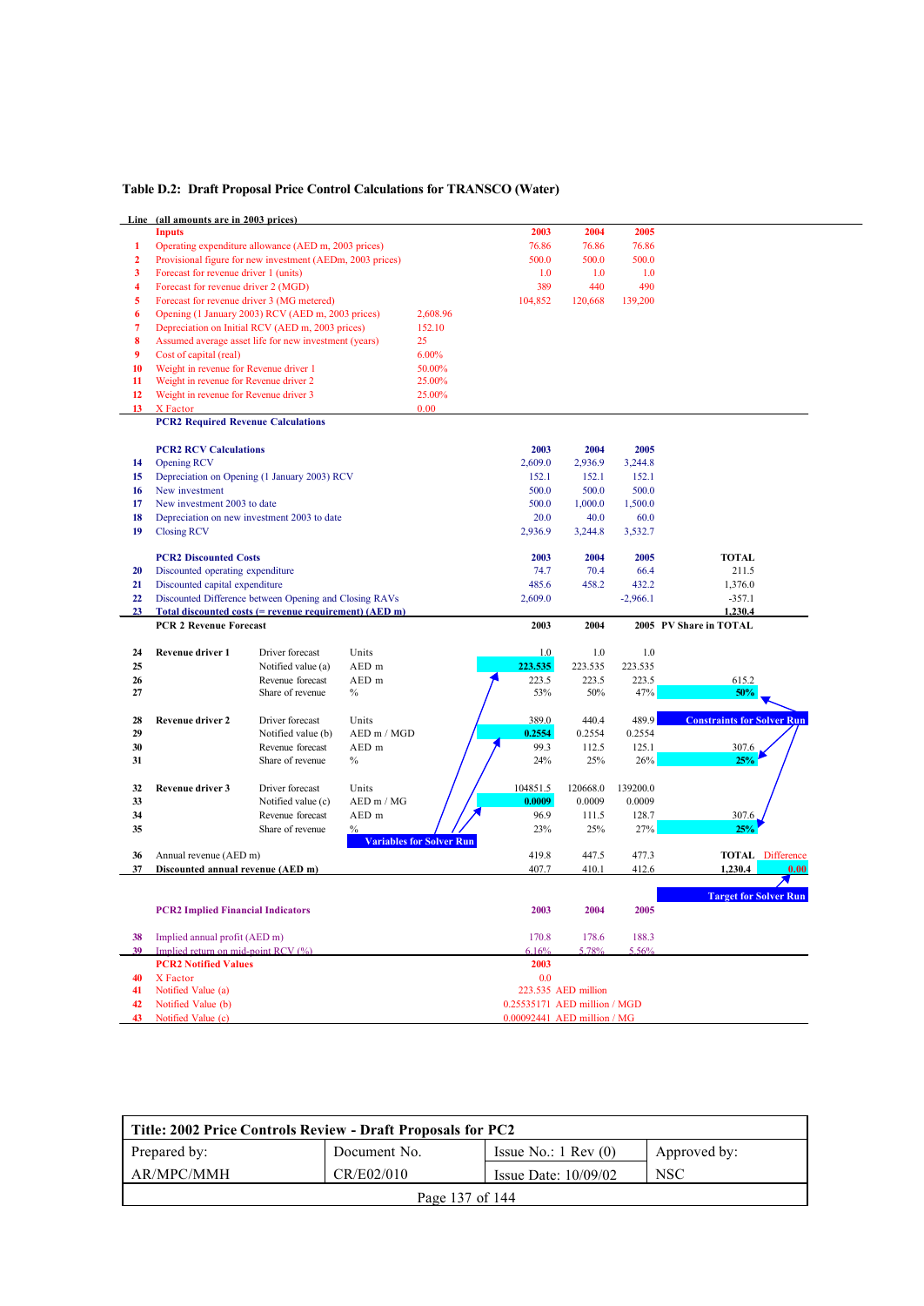**Table D.2: Draft Proposal Price Control Calculations for TRANSCO (Water)**

| Line | (all amounts are in 2003 prices) | | | | 2003 | 2004 | 2005 | |
|---|---|---|---|---|---|---|---|---|
| | **Inputs** | | | | **2003** | **2004** | **2005** | |
| 1 | Operating expenditure allowance (AED m, 2003 prices) | | | | 76.86 | 76.86 | 76.86 | |
| 2 | Provisional figure for new investment (AEDm, 2003 prices) | | | | 500.0 | 500.0 | 500.0 | |
| 3 | Forecast for revenue driver 1 (units) | | | | 1.0 | 1.0 | 1.0 | |
| 4 | Forecast for revenue driver 2 (MGD) | | | | 389 | 440 | 490 | |
| 5 | Forecast for revenue driver 3 (MG metered) | | | | 104,852 | 120,668 | 139,200 | |
| 6 | Opening (1 January 2003) RCV (AED m, 2003 prices) | | | 2,608.96 | | | | |
| 7 | Depreciation on Initial RCV (AED m, 2003 prices) | | | 152.10 | | | | |
| 8 | Assumed average asset life for new investment (years) | | | 25 | | | | |
| 9 | Cost of capital (real) | | | 6.00% | | | | |
| 10 | Weight in revenue for Revenue driver 1 | | | 50.00% | | | | |
| 11 | Weight in revenue for Revenue driver 2 | | | 25.00% | | | | |
| 12 | Weight in revenue for Revenue driver 3 | | | 25.00% | | | | |
| 13 | X Factor | | | 0.00 | | | | |
| | **PCR2 Required Revenue Calculations** | | | | | | | |
| | **PCR2 RCV Calculations** | | | | **2003** | **2004** | **2005** | |
| 14 | Opening RCV | | | | 2,609.0 | 2,936.9 | 3,244.8 | |
| 15 | Depreciation on Opening (1 January 2003) RCV | | | | 152.1 | 152.1 | 152.1 | |
| 16 | New investment | | | | 500.0 | 500.0 | 500.0 | |
| 17 | New investment 2003 to date | | | | 500.0 | 1,000.0 | 1,500.0 | |
| 18 | Depreciation on new investment 2003 to date | | | | 20.0 | 40.0 | 60.0 | |
| 19 | Closing RCV | | | | 2,936.9 | 3,244.8 | 3,532.7 | |
| | **PCR2 Discounted Costs** | | | | **2003** | **2004** | **2005** | **TOTAL** |
| 20 | Discounted operating expenditure | | | | 74.7 | 70.4 | 66.4 | 211.5 |
| 21 | Discounted capital expenditure | | | | 485.6 | 458.2 | 432.2 | 1,376.0 |
| 22 | Discounted Difference between Opening and Closing RAVs | | | | 2,609.0 | | -2,966.1 | -357.1 |
| 23 | **Total discounted costs (= revenue requirement) (AED m)** | | | | | | | **1,230.4** |
| | **PCR 2 Revenue Forecast** | | | | **2003** | **2004** | **2005** | **PV Share in TOTAL** |
| 24 | **Revenue driver 1** | Driver forecast | Units | | 1.0 | 1.0 | 1.0 | |
| 25 | | Notified value (a) | AED m | | **223.535** | 223.535 | 223.535 | |
| 26 | | Revenue forecast | AED m | | 223.5 | 223.5 | 223.5 | 615.2 |
| 27 | | Share of revenue | % | | 53% | 50% | 47% | **50%** |
| 28 | **Revenue driver 2** | Driver forecast | Units | | 389.0 | 440.4 | 489.9 | **Constraints for Solver Run** |
| 29 | | Notified value (b) | AED m / MGD | | **0.2554** | 0.2554 | 0.2554 | |
| 30 | | Revenue forecast | AED m | | 99.3 | 112.5 | 125.1 | 307.6 |
| 31 | | Share of revenue | % | | 24% | 25% | 26% | **25%** |
| 32 | **Revenue driver 3** | Driver forecast | Units | | 104851.5 | 120668.0 | 139200.0 | |
| 33 | | Notified value (c) | AED m / MG | | **0.0009** | 0.0009 | 0.0009 | |
| 34 | | Revenue forecast | AED m | | 96.9 | 111.5 | 128.7 | 307.6 |
| 35 | | Share of revenue | % | **Variables for Solver Run** | 23% | 25% | 27% | **25%** |
| 36 | Annual revenue (AED m) | | | | 419.8 | 447.5 | 477.3 | **TOTAL** Difference |
| 37 | **Discounted annual revenue (AED m)** | | | | 407.7 | 410.1 | 412.6 | **1,230.4** 0.00 |
| | | | | | | | | **Target for Solver Run** |
| | **PCR2 Implied Financial Indicators** | | | | **2003** | **2004** | **2005** | |
| 38 | Implied annual profit (AED m) | | | | 170.8 | 178.6 | 188.3 | |
| 39 | Implied return on mid-point RCV (%) | | | | 6.16% | 5.78% | 5.56% | |
| | **PCR2 Notified Values** | | | | **2003** | | | |
| 40 | X Factor | | | | 0.0 | | | |
| 41 | Notified Value (a) | | | | 223.535 AED million | | | |
| 42 | Notified Value (b) | | | | 0.25535171 AED million / MGD | | | |
| 43 | Notified Value (c) | | | | 0.00092441 AED million / MG | | | |

| **Title: 2002 Price Controls Review - Draft Proposals for PC2** | | | |
|---|---|---|---|
| Prepared by: | Document No. | Issue No.: 1 Rev (0) | Approved by: |
| AR/MPC/MMH | CR/E02/010 | Issue Date: 10/09/02 | NSC |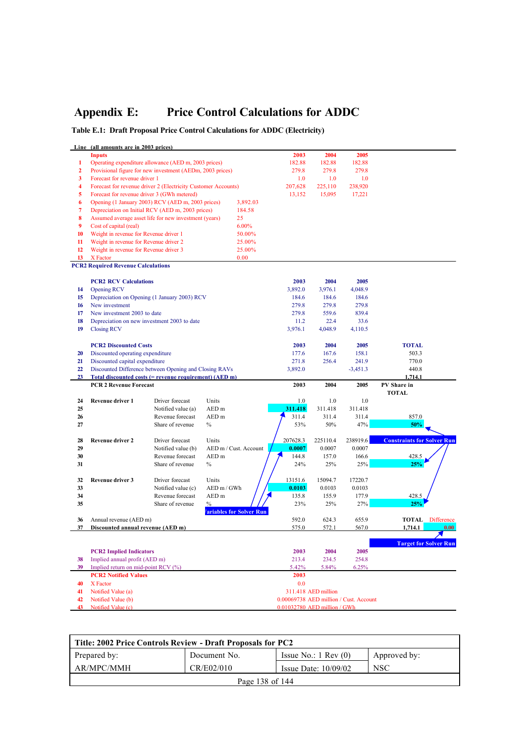# Appendix E: Price Control Calculations for ADDC

**Table E.1: Draft Proposal Price Control Calculations for ADDC (Electricity)**

| Line | (all amounts are in 2003 prices) | | | | 2003 | 2004 | 2005 | | |
|---|---|---|---|---|---|---|---|---|---|
| | **Inputs** | | | | **2003** | **2004** | **2005** | | |
| 1 | Operating expenditure allowance (AED m, 2003 prices) | | | | 182.88 | 182.88 | 182.88 | | |
| 2 | Provisional figure for new investment (AEDm, 2003 prices) | | | | 279.8 | 279.8 | 279.8 | | |
| 3 | Forecast for revenue driver 1 | | | | 1.0 | 1.0 | 1.0 | | |
| 4 | Forecast for revenue driver 2 (Electricity Customer Accounts) | | | | 207,628 | 225,110 | 238,920 | | |
| 5 | Forecast for revenue driver 3 (GWh metered) | | | | 13,152 | 15,095 | 17,221 | | |
| 6 | Opening (1 January 2003) RCV (AED m, 2003 prices) | | | 3,892.03 | | | | | |
| 7 | Depreciation on Initial RCV (AED m, 2003 prices) | | | 184.58 | | | | | |
| 8 | Assumed average asset life for new investment (years) | | | 25 | | | | | |
| 9 | Cost of capital (real) | | | 6.00% | | | | | |
| 10 | Weight in revenue for Revenue driver 1 | | | 50.00% | | | | | |
| 11 | Weight in revenue for Revenue driver 2 | | | 25.00% | | | | | |
| 12 | Weight in revenue for Revenue driver 3 | | | 25.00% | | | | | |
| 13 | X Factor | | | 0.00 | | | | | |
| | **PCR2 Required Revenue Calculations** | | | | | | | | |
| | **PCR2 RCV Calculations** | | | | **2003** | **2004** | **2005** | | |
| 14 | Opening RCV | | | | 3,892.0 | 3,976.1 | 4,048.9 | | |
| 15 | Depreciation on Opening (1 January 2003) RCV | | | | 184.6 | 184.6 | 184.6 | | |
| 16 | New investment | | | | 279.8 | 279.8 | 279.8 | | |
| 17 | New investment 2003 to date | | | | 279.8 | 559.6 | 839.4 | | |
| 18 | Depreciation on new investment 2003 to date | | | | 11.2 | 22.4 | 33.6 | | |
| 19 | Closing RCV | | | | 3,976.1 | 4,048.9 | 4,110.5 | | |
| | **PCR2 Discounted Costs** | | | | **2003** | **2004** | **2005** | **TOTAL** | |
| 20 | Discounted operating expenditure | | | | 177.6 | 167.6 | 158.1 | 503.3 | |
| 21 | Discounted capital expenditure | | | | 271.8 | 256.4 | 241.9 | 770.0 | |
| 22 | Discounted Difference between Opening and Closing RAVs | | | | 3,892.0 | | -3,451.3 | 440.8 | |
| 23 | **Total discounted costs (= revenue requirement) (AED m)** | | | | | | | **1,714.1** | |
| | **PCR 2 Revenue Forecast** | | | | **2003** | **2004** | **2005** | **PV Share in TOTAL** | |
| 24 | **Revenue driver 1** | Driver forecast | Units | | 1.0 | 1.0 | 1.0 | | |
| 25 | | Notified value (a) | AED m | | **311.418** | 311.418 | 311.418 | | |
| 26 | | Revenue forecast | AED m | | 311.4 | 311.4 | 311.4 | 857.0 | |
| 27 | | Share of revenue | % | | 53% | 50% | 47% | **50%** | |
| 28 | **Revenue driver 2** | Driver forecast | Units | | 207628.3 | 225110.4 | 238919.6 | **Constraints for Solver Run** | |
| 29 | | Notified value (b) | AED m / Cust. Account | | **0.0007** | 0.0007 | 0.0007 | | |
| 30 | | Revenue forecast | AED m | | 144.8 | 157.0 | 166.6 | 428.5 | |
| 31 | | Share of revenue | % | | 24% | 25% | 25% | **25%** | |
| 32 | **Revenue driver 3** | Driver forecast | Units | | 13151.6 | 15094.7 | 17220.7 | | |
| 33 | | Notified value (c) | AED m / GWh | | **0.0103** | 0.0103 | 0.0103 | | |
| 34 | | Revenue forecast | AED m | | 135.8 | 155.9 | 177.9 | 428.5 | |
| 35 | | Share of revenue | % | **Variables for Solver Run** | 23% | 25% | 27% | **25%** | |
| 36 | Annual revenue (AED m) | | | | 592.0 | 624.3 | 655.9 | **TOTAL** | Difference |
| 37 | **Discounted annual revenue (AED m)** | | | | 575.0 | 572.1 | 567.0 | **1,714.1** | **0.00** |
| | | | | | | | | **Target for Solver Run** | |
| | **PCR2 Implied Indicators** | | | | **2003** | **2004** | **2005** | | |
| 38 | Implied annual profit (AED m) | | | | 213.4 | 234.5 | 254.8 | | |
| 39 | Implied return on mid-point RCV (%) | | | | 5.42% | 5.84% | 6.25% | | |
| | **PCR2 Notified Values** | | | | **2003** | | | | |
| 40 | X Factor | | | | 0.0 | | | | |
| 41 | Notified Value (a) | | | | 311.418 AED million | | | | |
| 42 | Notified Value (b) | | | | 0.00069738 AED million / Cust. Account | | | | |
| 43 | Notified Value (c) | | | | 0.01032780 AED million / GWh | | | | |

| Title: 2002 Price Controls Review - Draft Proposals for PC2 | | | |
|---|---|---|---|
| Prepared by: | Document No. | Issue No.: 1 Rev (0) | Approved by: |
| AR/MPC/MMH | CR/E02/010 | Issue Date: 10/09/02 | NSC |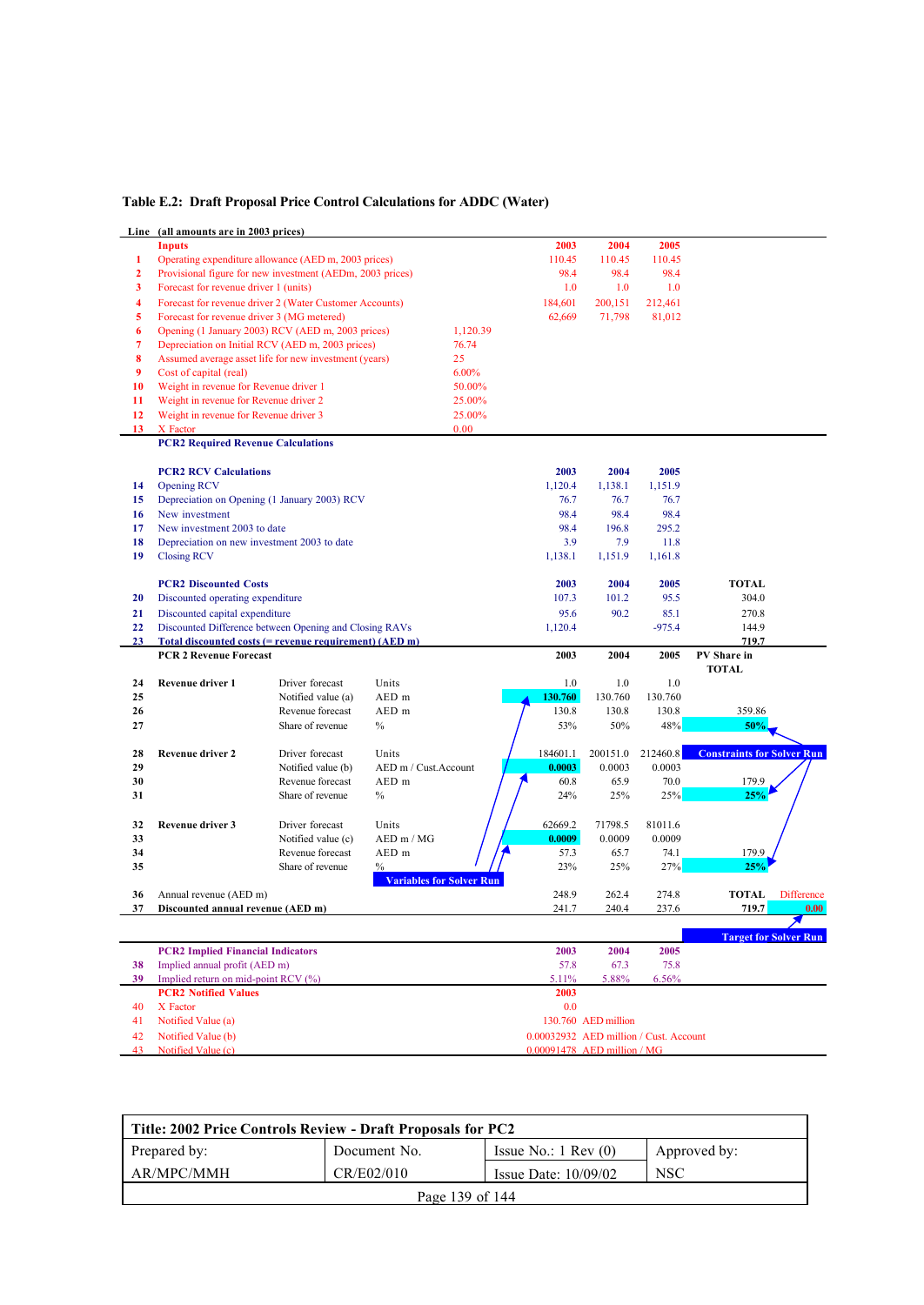**Table E.2: Draft Proposal Price Control Calculations for ADDC (Water)**

| Line | (all amounts are in 2003 prices) | | | | 2003 | 2004 | 2005 | | |
|---|---|---|---|---|---|---|---|---|---|
| | **Inputs** | | | | **2003** | **2004** | **2005** | | |
| 1 | Operating expenditure allowance (AED m, 2003 prices) | | | | 110.45 | 110.45 | 110.45 | | |
| 2 | Provisional figure for new investment (AEDm, 2003 prices) | | | | 98.4 | 98.4 | 98.4 | | |
| 3 | Forecast for revenue driver 1 (units) | | | | 1.0 | 1.0 | 1.0 | | |
| 4 | Forecast for revenue driver 2 (Water Customer Accounts) | | | | 184,601 | 200,151 | 212,461 | | |
| 5 | Forecast for revenue driver 3 (MG metered) | | | | 62,669 | 71,798 | 81,012 | | |
| 6 | Opening (1 January 2003) RCV (AED m, 2003 prices) | | | 1,120.39 | | | | | |
| 7 | Depreciation on Initial RCV (AED m, 2003 prices) | | | 76.74 | | | | | |
| 8 | Assumed average asset life for new investment (years) | | | 25 | | | | | |
| 9 | Cost of capital (real) | | | 6.00% | | | | | |
| 10 | Weight in revenue for Revenue driver 1 | | | 50.00% | | | | | |
| 11 | Weight in revenue for Revenue driver 2 | | | 25.00% | | | | | |
| 12 | Weight in revenue for Revenue driver 3 | | | 25.00% | | | | | |
| 13 | X Factor | | | 0.00 | | | | | |
| | **PCR2 Required Revenue Calculations** | | | | | | | | |
| | **PCR2 RCV Calculations** | | | | **2003** | **2004** | **2005** | | |
| 14 | Opening RCV | | | | 1,120.4 | 1,138.1 | 1,151.9 | | |
| 15 | Depreciation on Opening (1 January 2003) RCV | | | | 76.7 | 76.7 | 76.7 | | |
| 16 | New investment | | | | 98.4 | 98.4 | 98.4 | | |
| 17 | New investment 2003 to date | | | | 98.4 | 196.8 | 295.2 | | |
| 18 | Depreciation on new investment 2003 to date | | | | 3.9 | 7.9 | 11.8 | | |
| 19 | Closing RCV | | | | 1,138.1 | 1,151.9 | 1,161.8 | | |
| | **PCR2 Discounted Costs** | | | | **2003** | **2004** | **2005** | **TOTAL** | |
| 20 | Discounted operating expenditure | | | | 107.3 | 101.2 | 95.5 | 304.0 | |
| 21 | Discounted capital expenditure | | | | 95.6 | 90.2 | 85.1 | 270.8 | |
| 22 | Discounted Difference between Opening and Closing RAVs | | | | 1,120.4 | | -975.4 | 144.9 | |
| 23 | **Total discounted costs (= revenue requirement) (AED m)** | | | | | | | **719.7** | |
| | **PCR 2 Revenue Forecast** | | | | **2003** | **2004** | **2005** | **PV Share in TOTAL** | |
| 24 | **Revenue driver 1** | Driver forecast | Units | | 1.0 | 1.0 | 1.0 | | |
| 25 | | Notified value (a) | AED m | | **130.760** | 130.760 | 130.760 | | |
| 26 | | Revenue forecast | AED m | | 130.8 | 130.8 | 130.8 | 359.86 | |
| 27 | | Share of revenue | % | | 53% | 50% | 48% | **50%** | |
| 28 | **Revenue driver 2** | Driver forecast | Units | | 184601.1 | 200151.0 | 212460.8 | **Constraints for Solver Run** | |
| 29 | | Notified value (b) | AED m / Cust.Account | | **0.0003** | 0.0003 | 0.0003 | | |
| 30 | | Revenue forecast | AED m | | 60.8 | 65.9 | 70.0 | 179.9 | |
| 31 | | Share of revenue | % | | 24% | 25% | 25% | **25%** | |
| 32 | **Revenue driver 3** | Driver forecast | Units | | 62669.2 | 71798.5 | 81011.6 | | |
| 33 | | Notified value (c) | AED m / MG | | **0.0009** | 0.0009 | 0.0009 | | |
| 34 | | Revenue forecast | AED m | | 57.3 | 65.7 | 74.1 | 179.9 | |
| 35 | | Share of revenue | % | **Variables for Solver Run** | 23% | 25% | 27% | **25%** | |
| 36 | Annual revenue (AED m) | | | | 248.9 | 262.4 | 274.8 | **TOTAL** | Difference |
| 37 | **Discounted annual revenue (AED m)** | | | | 241.7 | 240.4 | 237.6 | **719.7** | **0.00** |
| | | | | | | | | **Target for Solver Run** | |
| | **PCR2 Implied Financial Indicators** | | | | **2003** | **2004** | **2005** | | |
| 38 | Implied annual profit (AED m) | | | | 57.8 | 67.3 | 75.8 | | |
| 39 | Implied return on mid-point RCV (%) | | | | 5.11% | 5.88% | 6.56% | | |
| | **PCR2 Notified Values** | | | | **2003** | | | | |
| 40 | X Factor | | | | 0.0 | | | | |
| 41 | Notified Value (a) | | | | 130.760 | AED million | | | |
| 42 | Notified Value (b) | | | | 0.00032932 | AED million / Cust. Account | | | |
| 43 | Notified Value (c) | | | | 0.00091478 | AED million / MG | | | |

| Title: 2002 Price Controls Review - Draft Proposals for PC2 | | | |
|---|---|---|---|
| Prepared by: | Document No. | Issue No.: 1 Rev (0) | Approved by: |
| AR/MPC/MMH | CR/E02/010 | Issue Date: 10/09/02 | NSC |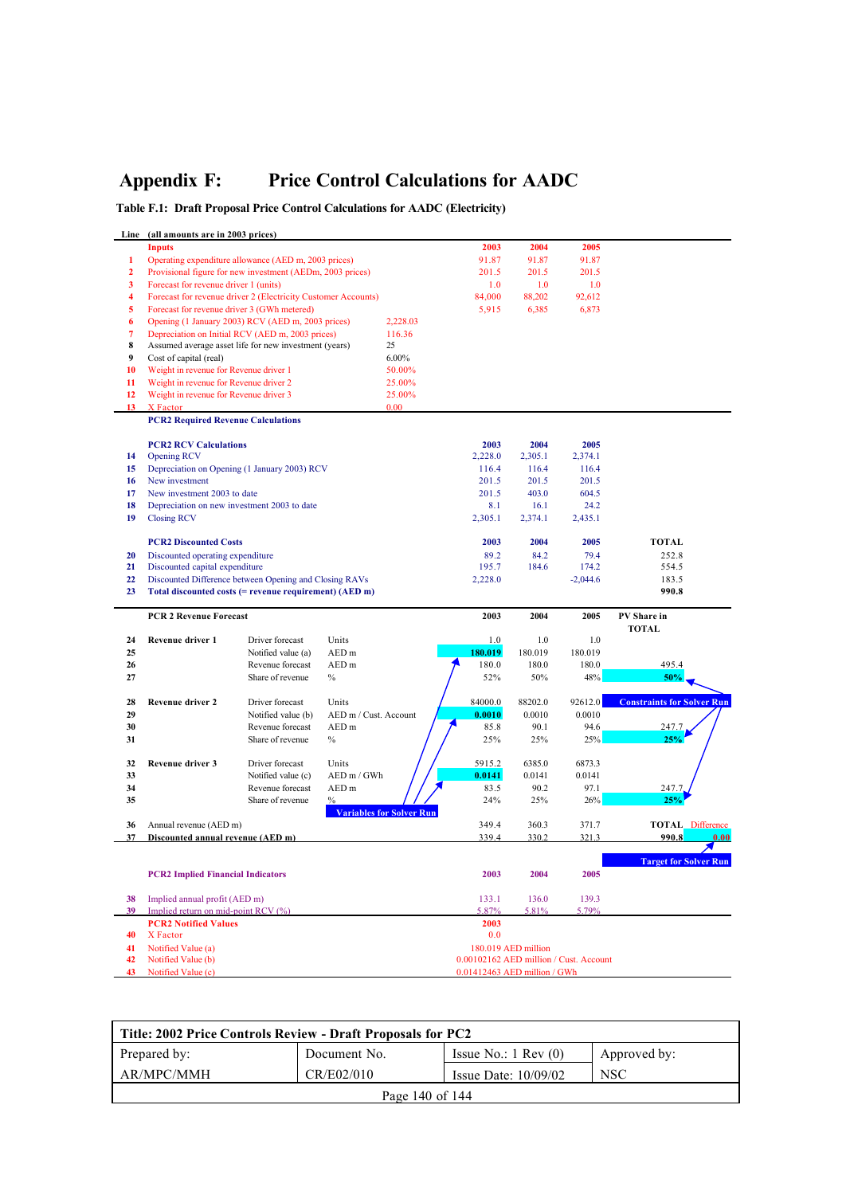# Appendix F: Price Control Calculations for AADC

**Table F.1: Draft Proposal Price Control Calculations for AADC (Electricity)**

| Line | (all amounts are in 2003 prices) | | | | 2003 | 2004 | 2005 | |
|---|---|---|---|---|---|---|---|---|
| | **Inputs** | | | | **2003** | **2004** | **2005** | |
| 1 | Operating expenditure allowance (AED m, 2003 prices) | | | | 91.87 | 91.87 | 91.87 | |
| 2 | Provisional figure for new investment (AEDm, 2003 prices) | | | | 201.5 | 201.5 | 201.5 | |
| 3 | Forecast for revenue driver 1 (units) | | | | 1.0 | 1.0 | 1.0 | |
| 4 | Forecast for revenue driver 2 (Electricity Customer Accounts) | | | | 84,000 | 88,202 | 92,612 | |
| 5 | Forecast for revenue driver 3 (GWh metered) | | | | 5,915 | 6,385 | 6,873 | |
| 6 | Opening (1 January 2003) RCV (AED m, 2003 prices) | | | 2,228.03 | | | | |
| 7 | Depreciation on Initial RCV (AED m, 2003 prices) | | | 116.36 | | | | |
| 8 | Assumed average asset life for new investment (years) | | | 25 | | | | |
| 9 | Cost of capital (real) | | | 6.00% | | | | |
| 10 | Weight in revenue for Revenue driver 1 | | | 50.00% | | | | |
| 11 | Weight in revenue for Revenue driver 2 | | | 25.00% | | | | |
| 12 | Weight in revenue for Revenue driver 3 | | | 25.00% | | | | |
| 13 | X Factor | | | 0.00 | | | | |
| | **PCR2 Required Revenue Calculations** | | | | | | | |
| | **PCR2 RCV Calculations** | | | | **2003** | **2004** | **2005** | |
| 14 | Opening RCV | | | | 2,228.0 | 2,305.1 | 2,374.1 | |
| 15 | Depreciation on Opening (1 January 2003) RCV | | | | 116.4 | 116.4 | 116.4 | |
| 16 | New investment | | | | 201.5 | 201.5 | 201.5 | |
| 17 | New investment 2003 to date | | | | 201.5 | 403.0 | 604.5 | |
| 18 | Depreciation on new investment 2003 to date | | | | 8.1 | 16.1 | 24.2 | |
| 19 | Closing RCV | | | | 2,305.1 | 2,374.1 | 2,435.1 | |
| | **PCR2 Discounted Costs** | | | | **2003** | **2004** | **2005** | **TOTAL** |
| 20 | Discounted operating expenditure | | | | 89.2 | 84.2 | 79.4 | 252.8 |
| 21 | Discounted capital expenditure | | | | 195.7 | 184.6 | 174.2 | 554.5 |
| 22 | Discounted Difference between Opening and Closing RAVs | | | | 2,228.0 | | -2,044.6 | 183.5 |
| 23 | **Total discounted costs (= revenue requirement) (AED m)** | | | | | | | **990.8** |
| | **PCR 2 Revenue Forecast** | | | | **2003** | **2004** | **2005** | **PV Share in TOTAL** |
| 24 | **Revenue driver 1** | Driver forecast | Units | | 1.0 | 1.0 | 1.0 | |
| 25 | | Notified value (a) | AED m | | **180.019** | 180.019 | 180.019 | |
| 26 | | Revenue forecast | AED m | | 180.0 | 180.0 | 180.0 | 495.4 |
| 27 | | Share of revenue | % | | 52% | 50% | 48% | **50%** |
| 28 | **Revenue driver 2** | Driver forecast | Units | | 84000.0 | 88202.0 | 92612.0 | **Constraints for Solver Run** |
| 29 | | Notified value (b) | AED m / Cust. Account | | **0.0010** | 0.0010 | 0.0010 | |
| 30 | | Revenue forecast | AED m | | 85.8 | 90.1 | 94.6 | 247.7 |
| 31 | | Share of revenue | % | | 25% | 25% | 25% | **25%** |
| 32 | **Revenue driver 3** | Driver forecast | Units | | 5915.2 | 6385.0 | 6873.3 | |
| 33 | | Notified value (c) | AED m / GWh | | **0.0141** | 0.0141 | 0.0141 | |
| 34 | | Revenue forecast | AED m | | 83.5 | 90.2 | 97.1 | 247.7 |
| 35 | | Share of revenue | % | **Variables for Solver Run** | 24% | 25% | 26% | **25%** |
| 36 | Annual revenue (AED m) | | | | 349.4 | 360.3 | 371.7 | **TOTAL** Difference |
| 37 | **Discounted annual revenue (AED m)** | | | | 339.4 | 330.2 | 321.3 | **990.8** 0.00 |
| | | | | | | | | **Target for Solver Run** |
| | **PCR2 Implied Financial Indicators** | | | | **2003** | **2004** | **2005** | |
| 38 | Implied annual profit (AED m) | | | | 133.1 | 136.0 | 139.3 | |
| 39 | Implied return on mid-point RCV (%) | | | | 5.87% | 5.81% | 5.79% | |
| | **PCR2 Notified Values** | | | | **2003** | | | |
| 40 | X Factor | | | | 0.0 | | | |
| 41 | Notified Value (a) | | | | 180.019 AED million | | | |
| 42 | Notified Value (b) | | | | 0.00102162 AED million / Cust. Account | | | |
| 43 | Notified Value (c) | | | | 0.01412463 AED million / GWh | | | |

| Title: 2002 Price Controls Review - Draft Proposals for PC2 | | | |
|---|---|---|---|
| Prepared by: | Document No. | Issue No.: 1 Rev (0) | Approved by: |
| AR/MPC/MMH | CR/E02/010 | Issue Date: 10/09/02 | NSC |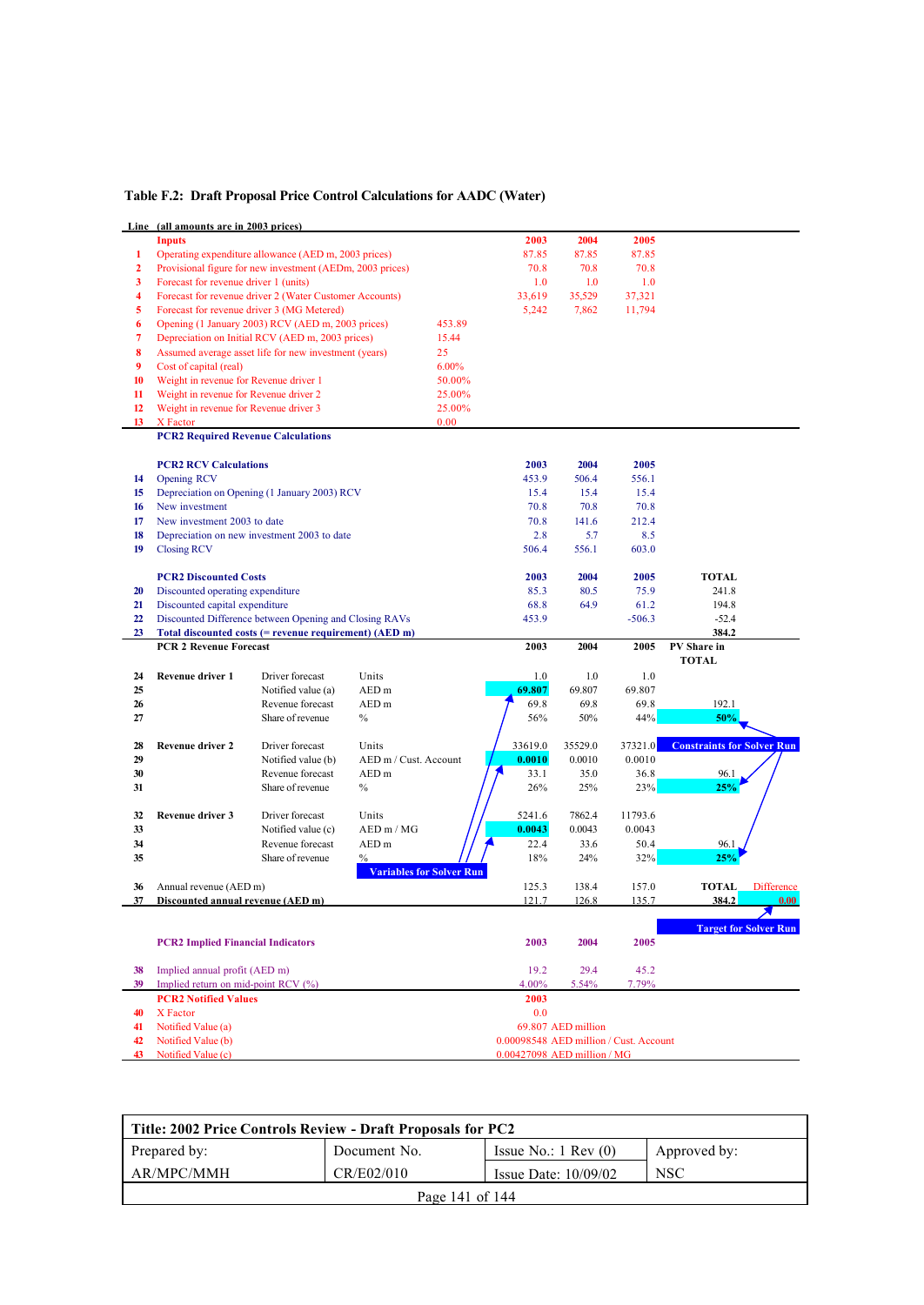**Table F.2: Draft Proposal Price Control Calculations for AADC (Water)**

| Line | (all amounts are in 2003 prices) | | | | 2003 | 2004 | 2005 | |
|---|---|---|---|---|---|---|---|---|
| | **Inputs** | | | | **2003** | **2004** | **2005** | |
| 1 | Operating expenditure allowance (AED m, 2003 prices) | | | | 87.85 | 87.85 | 87.85 | |
| 2 | Provisional figure for new investment (AEDm, 2003 prices) | | | | 70.8 | 70.8 | 70.8 | |
| 3 | Forecast for revenue driver 1 (units) | | | | 1.0 | 1.0 | 1.0 | |
| 4 | Forecast for revenue driver 2 (Water Customer Accounts) | | | | 33,619 | 35,529 | 37,321 | |
| 5 | Forecast for revenue driver 3 (MG Metered) | | | | 5,242 | 7,862 | 11,794 | |
| 6 | Opening (1 January 2003) RCV (AED m, 2003 prices) | | | 453.89 | | | | |
| 7 | Depreciation on Initial RCV (AED m, 2003 prices) | | | 15.44 | | | | |
| 8 | Assumed average asset life for new investment (years) | | | 25 | | | | |
| 9 | Cost of capital (real) | | | 6.00% | | | | |
| 10 | Weight in revenue for Revenue driver 1 | | | 50.00% | | | | |
| 11 | Weight in revenue for Revenue driver 2 | | | 25.00% | | | | |
| 12 | Weight in revenue for Revenue driver 3 | | | 25.00% | | | | |
| 13 | X Factor | | | 0.00 | | | | |
| | **PCR2 Required Revenue Calculations** | | | | | | | |
| | **PCR2 RCV Calculations** | | | | **2003** | **2004** | **2005** | |
| 14 | Opening RCV | | | | 453.9 | 506.4 | 556.1 | |
| 15 | Depreciation on Opening (1 January 2003) RCV | | | | 15.4 | 15.4 | 15.4 | |
| 16 | New investment | | | | 70.8 | 70.8 | 70.8 | |
| 17 | New investment 2003 to date | | | | 70.8 | 141.6 | 212.4 | |
| 18 | Depreciation on new investment 2003 to date | | | | 2.8 | 5.7 | 8.5 | |
| 19 | Closing RCV | | | | 506.4 | 556.1 | 603.0 | |
| | **PCR2 Discounted Costs** | | | | **2003** | **2004** | **2005** | **TOTAL** |
| 20 | Discounted operating expenditure | | | | 85.3 | 80.5 | 75.9 | 241.8 |
| 21 | Discounted capital expenditure | | | | 68.8 | 64.9 | 61.2 | 194.8 |
| 22 | Discounted Difference between Opening and Closing RAVs | | | | 453.9 | | -506.3 | -52.4 |
| 23 | **Total discounted costs (= revenue requirement) (AED m)** | | | | | | | **384.2** |
| | **PCR 2 Revenue Forecast** | | | | **2003** | **2004** | **2005** | **PV Share in TOTAL** |
| 24 | **Revenue driver 1** | Driver forecast | Units | | 1.0 | 1.0 | 1.0 | |
| 25 | | Notified value (a) | AED m | | **69.807** | 69.807 | 69.807 | |
| 26 | | Revenue forecast | AED m | | 69.8 | 69.8 | 69.8 | 192.1 |
| 27 | | Share of revenue | % | | 56% | 50% | 44% | **50%** |
| 28 | **Revenue driver 2** | Driver forecast | Units | | 33619.0 | 35529.0 | 37321.0 | **Constraints for Solver Run** |
| 29 | | Notified value (b) | AED m / Cust. Account | | **0.0010** | 0.0010 | 0.0010 | |
| 30 | | Revenue forecast | AED m | | 33.1 | 35.0 | 36.8 | 96.1 |
| 31 | | Share of revenue | % | | 26% | 25% | 23% | **25%** |
| 32 | **Revenue driver 3** | Driver forecast | Units | | 5241.6 | 7862.4 | 11793.6 | |
| 33 | | Notified value (c) | AED m / MG | | **0.0043** | 0.0043 | 0.0043 | |
| 34 | | Revenue forecast | AED m | | 22.4 | 33.6 | 50.4 | 96.1 |
| 35 | | Share of revenue | % | **Variables for Solver Run** | 18% | 24% | 32% | **25%** |
| 36 | Annual revenue (AED m) | | | | 125.3 | 138.4 | 157.0 | **TOTAL** / Difference |
| 37 | **Discounted annual revenue (AED m)** | | | | 121.7 | 126.8 | 135.7 | **384.2** / 0.00 |
| | | | | | | | | **Target for Solver Run** |
| | **PCR2 Implied Financial Indicators** | | | | **2003** | **2004** | **2005** | |
| 38 | Implied annual profit (AED m) | | | | 19.2 | 29.4 | 45.2 | |
| 39 | Implied return on mid-point RCV (%) | | | | 4.00% | 5.54% | 7.79% | |
| | **PCR2 Notified Values** | | | | **2003** | | | |
| 40 | X Factor | | | | 0.0 | | | |
| 41 | Notified Value (a) | | | | 69.807 AED million | | | |
| 42 | Notified Value (b) | | | | 0.00098548 AED million / Cust. Account | | | |
| 43 | Notified Value (c) | | | | 0.00427098 AED million / MG | | | |

| Title: 2002 Price Controls Review - Draft Proposals for PC2 | | | |
|---|---|---|---|
| Prepared by: | Document No. | Issue No.: 1 Rev (0) | Approved by: |
| AR/MPC/MMH | CR/E02/010 | Issue Date: 10/09/02 | NSC |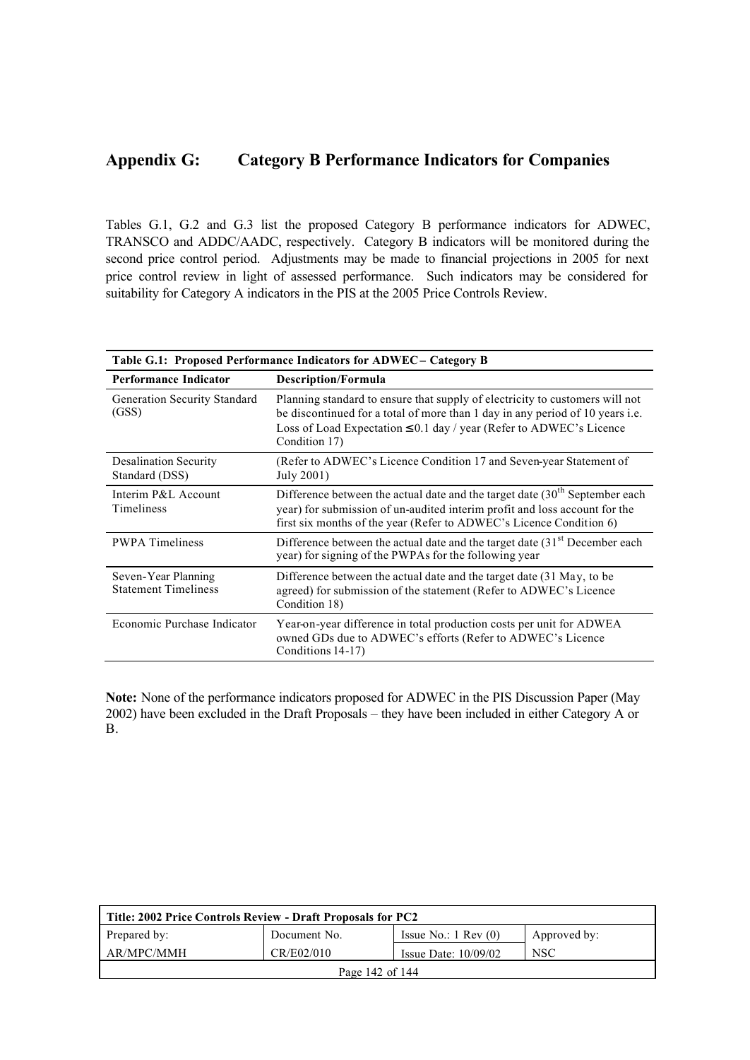# Appendix G: Category B Performance Indicators for Companies

Tables G.1, G.2 and G.3 list the proposed Category B performance indicators for ADWEC, TRANSCO and ADDC/AADC, respectively. Category B indicators will be monitored during the second price control period. Adjustments may be made to financial projections in 2005 for next price control review in light of assessed performance. Such indicators may be considered for suitability for Category A indicators in the PIS at the 2005 Price Controls Review.

**Table G.1: Proposed Performance Indicators for ADWEC – Category B**

| Performance Indicator | Description/Formula |
|---|---|
| Generation Security Standard (GSS) | Planning standard to ensure that supply of electricity to customers will not be discontinued for a total of more than 1 day in any period of 10 years i.e. Loss of Load Expectation $\leq$ 0.1 day / year (Refer to ADWEC's Licence Condition 17) |
| Desalination Security Standard (DSS) | (Refer to ADWEC's Licence Condition 17 and Seven-year Statement of July 2001) |
| Interim P&L Account Timeliness | Difference between the actual date and the target date (30th September each year) for submission of un-audited interim profit and loss account for the first six months of the year (Refer to ADWEC's Licence Condition 6) |
| PWPA Timeliness | Difference between the actual date and the target date (31st December each year) for signing of the PWPAs for the following year |
| Seven-Year Planning Statement Timeliness | Difference between the actual date and the target date (31 May, to be agreed) for submission of the statement (Refer to ADWEC's Licence Condition 18) |
| Economic Purchase Indicator | Year-on-year difference in total production costs per unit for ADWEA owned GDs due to ADWEC's efforts (Refer to ADWEC's Licence Conditions 14-17) |

**Note:** None of the performance indicators proposed for ADWEC in the PIS Discussion Paper (May 2002) have been excluded in the Draft Proposals – they have been included in either Category A or B.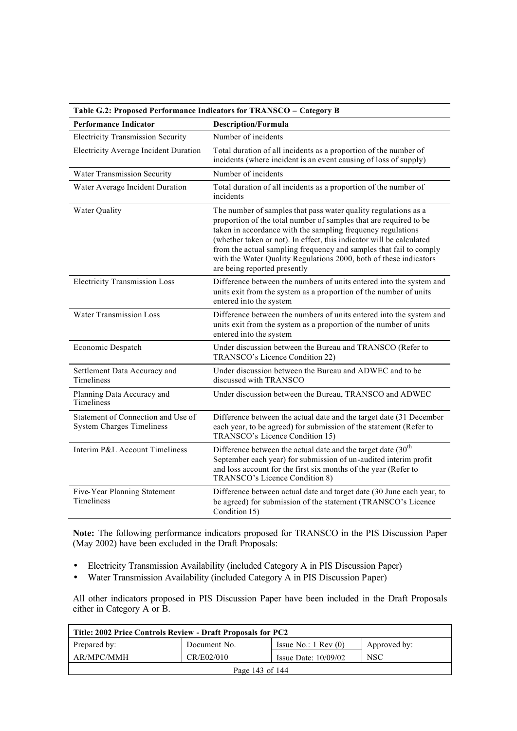**Table G.2: Proposed Performance Indicators for TRANSCO – Category B**

| Performance Indicator | Description/Formula |
|---|---|
| Electricity Transmission Security | Number of incidents |
| Electricity Average Incident Duration | Total duration of all incidents as a proportion of the number of incidents (where incident is an event causing of loss of supply) |
| Water Transmission Security | Number of incidents |
| Water Average Incident Duration | Total duration of all incidents as a proportion of the number of incidents |
| Water Quality | The number of samples that pass water quality regulations as a proportion of the total number of samples that are required to be taken in accordance with the sampling frequency regulations (whether taken or not). In effect, this indicator will be calculated from the actual sampling frequency and samples that fail to comply with the Water Quality Regulations 2000, both of these indicators are being reported presently |
| Electricity Transmission Loss | Difference between the numbers of units entered into the system and units exit from the system as a proportion of the number of units entered into the system |
| Water Transmission Loss | Difference between the numbers of units entered into the system and units exit from the system as a proportion of the number of units entered into the system |
| Economic Despatch | Under discussion between the Bureau and TRANSCO (Refer to TRANSCO's Licence Condition 22) |
| Settlement Data Accuracy and Timeliness | Under discussion between the Bureau and ADWEC and to be discussed with TRANSCO |
| Planning Data Accuracy and Timeliness | Under discussion between the Bureau, TRANSCO and ADWEC |
| Statement of Connection and Use of System Charges Timeliness | Difference between the actual date and the target date (31 December each year, to be agreed) for submission of the statement (Refer to TRANSCO's Licence Condition 15) |
| Interim P&L Account Timeliness | Difference between the actual date and the target date (30th September each year) for submission of un-audited interim profit and loss account for the first six months of the year (Refer to TRANSCO's Licence Condition 8) |
| Five-Year Planning Statement Timeliness | Difference between actual date and target date (30 June each year, to be agreed) for submission of the statement (TRANSCO's Licence Condition 15) |

**Note:** The following performance indicators proposed for TRANSCO in the PIS Discussion Paper (May 2002) have been excluded in the Draft Proposals:

- Electricity Transmission Availability (included Category A in PIS Discussion Paper)
- Water Transmission Availability (included Category A in PIS Discussion Paper)

All other indicators proposed in PIS Discussion Paper have been included in the Draft Proposals either in Category A or B.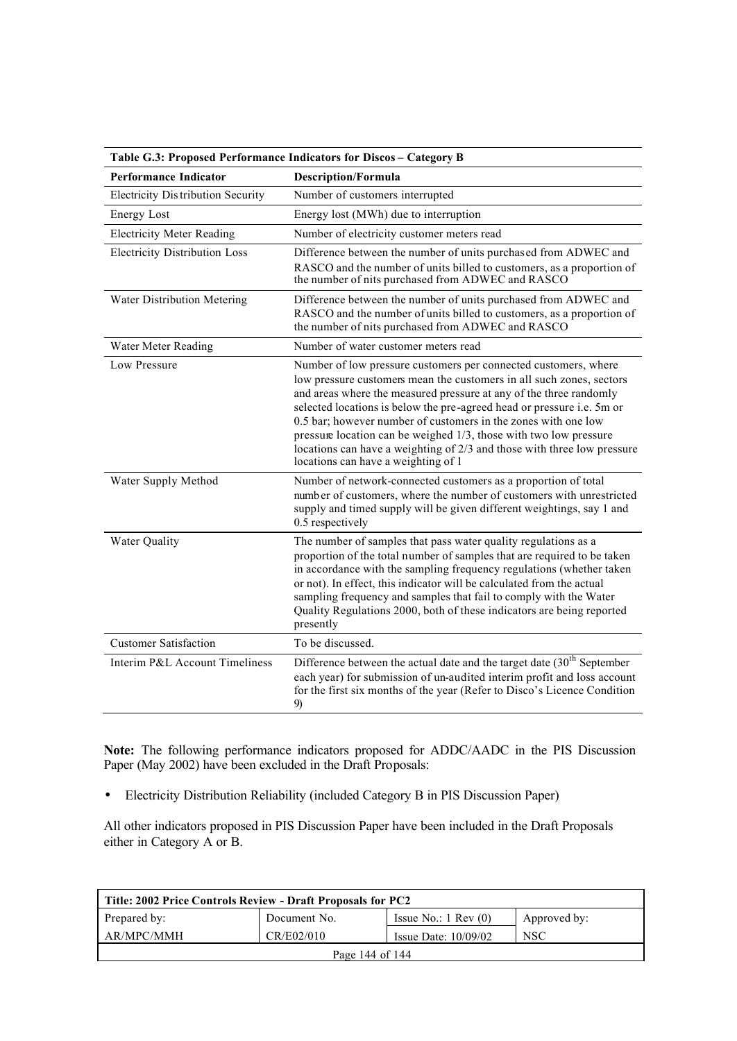| Table G.3: Proposed Performance Indicators for Discos – Category B | |
|---|---|
| **Performance Indicator** | **Description/Formula** |
| Electricity Distribution Security | Number of customers interrupted |
| Energy Lost | Energy lost (MWh) due to interruption |
| Electricity Meter Reading | Number of electricity customer meters read |
| Electricity Distribution Loss | Difference between the number of units purchased from ADWEC and RASCO and the number of units billed to customers, as a proportion of the number of nits purchased from ADWEC and RASCO |
| Water Distribution Metering | Difference between the number of units purchased from ADWEC and RASCO and the number of units billed to customers, as a proportion of the number of nits purchased from ADWEC and RASCO |
| Water Meter Reading | Number of water customer meters read |
| Low Pressure | Number of low pressure customers per connected customers, where low pressure customers mean the customers in all such zones, sectors and areas where the measured pressure at any of the three randomly selected locations is below the pre-agreed head or pressure i.e. 5m or 0.5 bar; however number of customers in the zones with one low pressure location can be weighed 1/3, those with two low pressure locations can have a weighting of 2/3 and those with three low pressure locations can have a weighting of 1 |
| Water Supply Method | Number of network-connected customers as a proportion of total number of customers, where the number of customers with unrestricted supply and timed supply will be given different weightings, say 1 and 0.5 respectively |
| Water Quality | The number of samples that pass water quality regulations as a proportion of the total number of samples that are required to be taken in accordance with the sampling frequency regulations (whether taken or not). In effect, this indicator will be calculated from the actual sampling frequency and samples that fail to comply with the Water Quality Regulations 2000, both of these indicators are being reported presently |
| Customer Satisfaction | To be discussed. |
| Interim P&L Account Timeliness | Difference between the actual date and the target date (30th September each year) for submission of un-audited interim profit and loss account for the first six months of the year (Refer to Disco's Licence Condition 9) |

**Note:** The following performance indicators proposed for ADDC/AADC in the PIS Discussion Paper (May 2002) have been excluded in the Draft Proposals:

- Electricity Distribution Reliability (included Category B in PIS Discussion Paper)

All other indicators proposed in PIS Discussion Paper have been included in the Draft Proposals either in Category A or B.